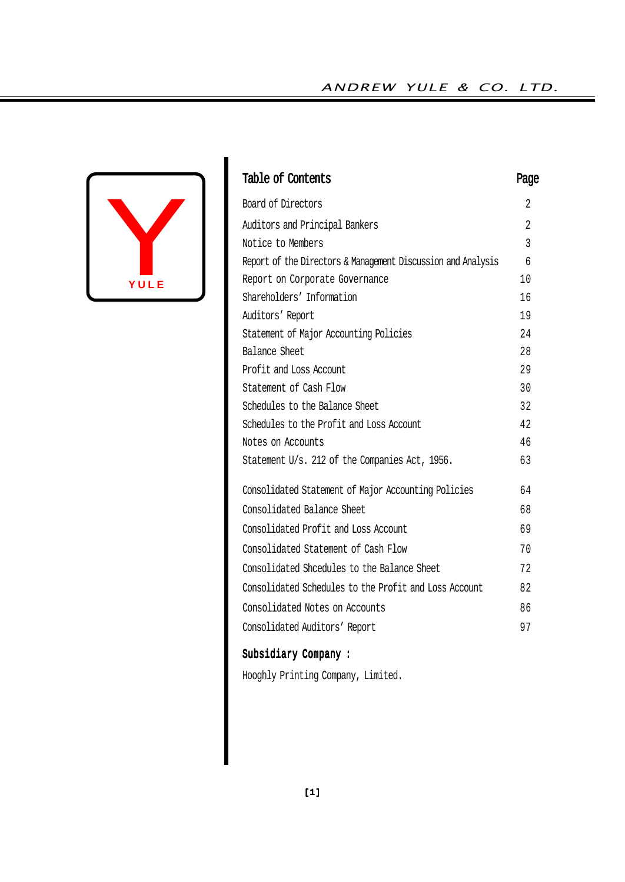YULE

## Table of Contents

| Table of Contents | Page |
|---|---|
| Board of Directors | 2 |
| Auditors and Principal Bankers | 2 |
| Notice to Members | 3 |
| Report of the Directors & Management Discussion and Analysis | 6 |
| Report on Corporate Governance | 10 |
| Shareholders' Information | 16 |
| Auditors' Report | 19 |
| Statement of Major Accounting Policies | 24 |
| Balance Sheet | 28 |
| Profit and Loss Account | 29 |
| Statement of Cash Flow | 30 |
| Schedules to the Balance Sheet | 32 |
| Schedules to the Profit and Loss Account | 42 |
| Notes on Accounts | 46 |
| Statement U/s. 212 of the Companies Act, 1956. | 63 |
| Consolidated Statement of Major Accounting Policies | 64 |
| Consolidated Balance Sheet | 68 |
| Consolidated Profit and Loss Account | 69 |
| Consolidated Statement of Cash Flow | 70 |
| Consolidated Shcedules to the Balance Sheet | 72 |
| Consolidated Schedules to the Profit and Loss Account | 82 |
| Consolidated Notes on Accounts | 86 |
| Consolidated Auditors' Report | 97 |

**Subsidiary Company :**

Hooghly Printing Company, Limited.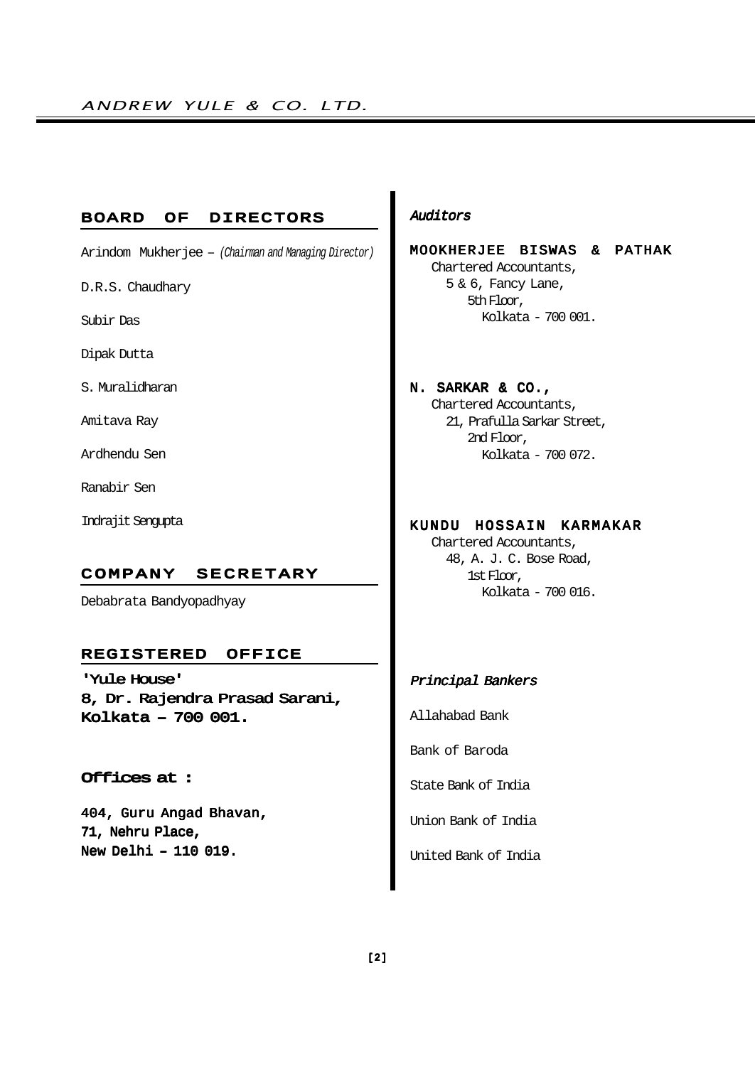## BOARD OF DIRECTORS

Arindom Mukherjee – *(Chairman and Managing Director)*

D.R.S. Chaudhary

Subir Das

Dipak Dutta

S. Muralidharan

Amitava Ray

Ardhendu Sen

Ranabir Sen

Indrajit Sengupta

## COMPANY SECRETARY

Debabrata Bandyopadhyay

## REGISTERED OFFICE

**'Yule House'**
**8, Dr. Rajendra Prasad Sarani,**
**Kolkata – 700 001.**

### Offices at :

**404, Guru Angad Bhavan,**
**71, Nehru Place,**
**New Delhi – 110 019.**

### *Auditors*

**MOOKHERJEE BISWAS & PATHAK**
Chartered Accountants,
5 & 6, Fancy Lane,
5th Floor,
Kolkata - 700 001.

**N. SARKAR & CO.,**
Chartered Accountants,
21, Prafulla Sarkar Street,
2nd Floor,
Kolkata - 700 072.

**KUNDU HOSSAIN KARMAKAR**
Chartered Accountants,
48, A. J. C. Bose Road,
1st Floor,
Kolkata - 700 016.

### *Principal Bankers*

Allahabad Bank

Bank of Baroda

State Bank of India

Union Bank of India

United Bank of India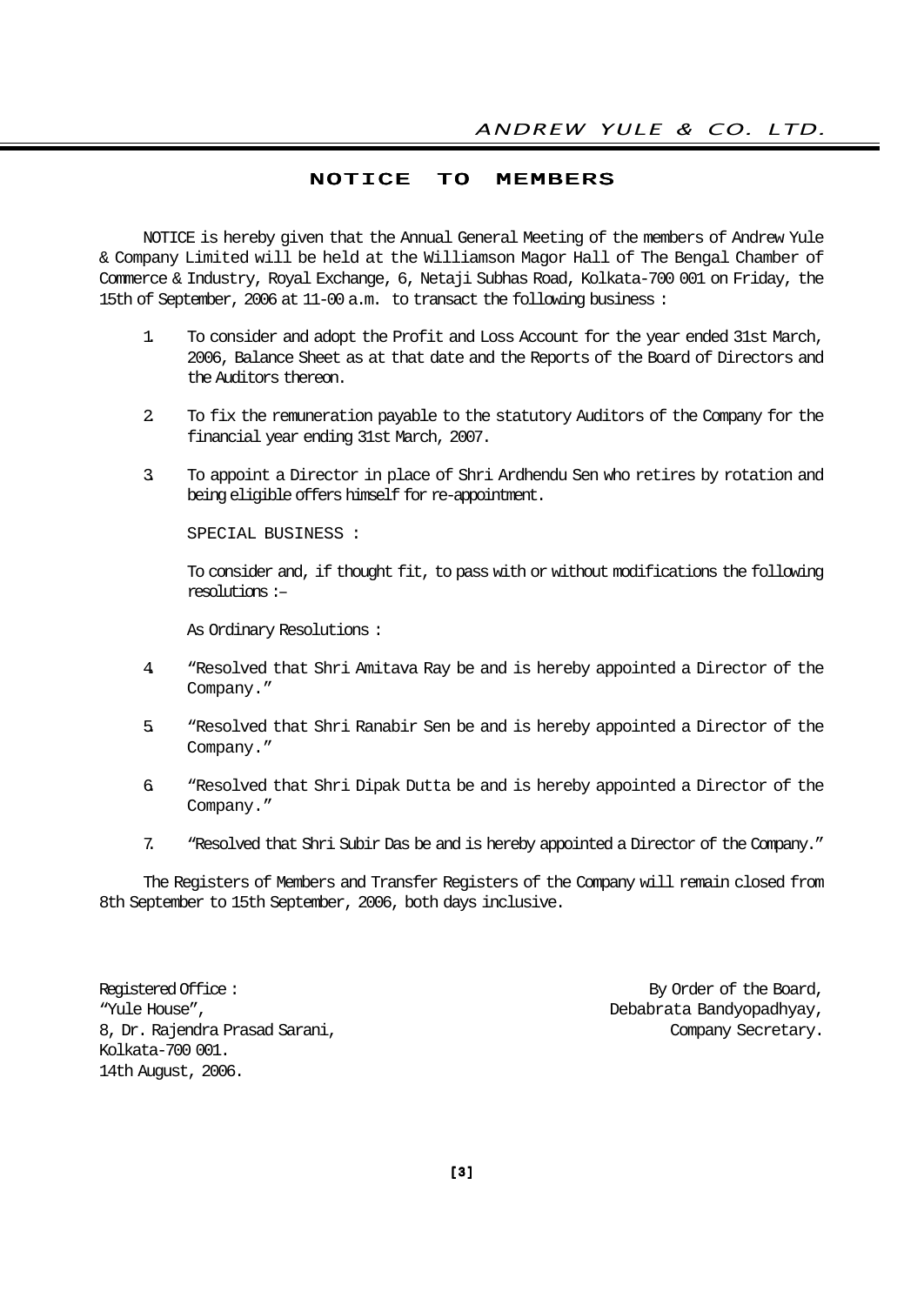# NOTICE TO MEMBERS

NOTICE is hereby given that the Annual General Meeting of the members of Andrew Yule & Company Limited will be held at the Williamson Magor Hall of The Bengal Chamber of Commerce & Industry, Royal Exchange, 6, Netaji Subhas Road, Kolkata-700 001 on Friday, the 15th of September, 2006 at 11-00 a.m. to transact the following business :

1. To consider and adopt the Profit and Loss Account for the year ended 31st March, 2006, Balance Sheet as at that date and the Reports of the Board of Directors and the Auditors thereon.

2. To fix the remuneration payable to the statutory Auditors of the Company for the financial year ending 31st March, 2007.

3. To appoint a Director in place of Shri Ardhendu Sen who retires by rotation and being eligible offers himself for re-appointment.

SPECIAL BUSINESS :

To consider and, if thought fit, to pass with or without modifications the following resolutions :–

As Ordinary Resolutions :

4. "Resolved that Shri Amitava Ray be and is hereby appointed a Director of the Company."

5. "Resolved that Shri Ranabir Sen be and is hereby appointed a Director of the Company."

6. "Resolved that Shri Dipak Dutta be and is hereby appointed a Director of the Company."

7. "Resolved that Shri Subir Das be and is hereby appointed a Director of the Company."

The Registers of Members and Transfer Registers of the Company will remain closed from 8th September to 15th September, 2006, both days inclusive.

Registered Office :
"Yule House",
8, Dr. Rajendra Prasad Sarani,
Kolkata-700 001.
14th August, 2006.

By Order of the Board,
Debabrata Bandyopadhyay,
Company Secretary.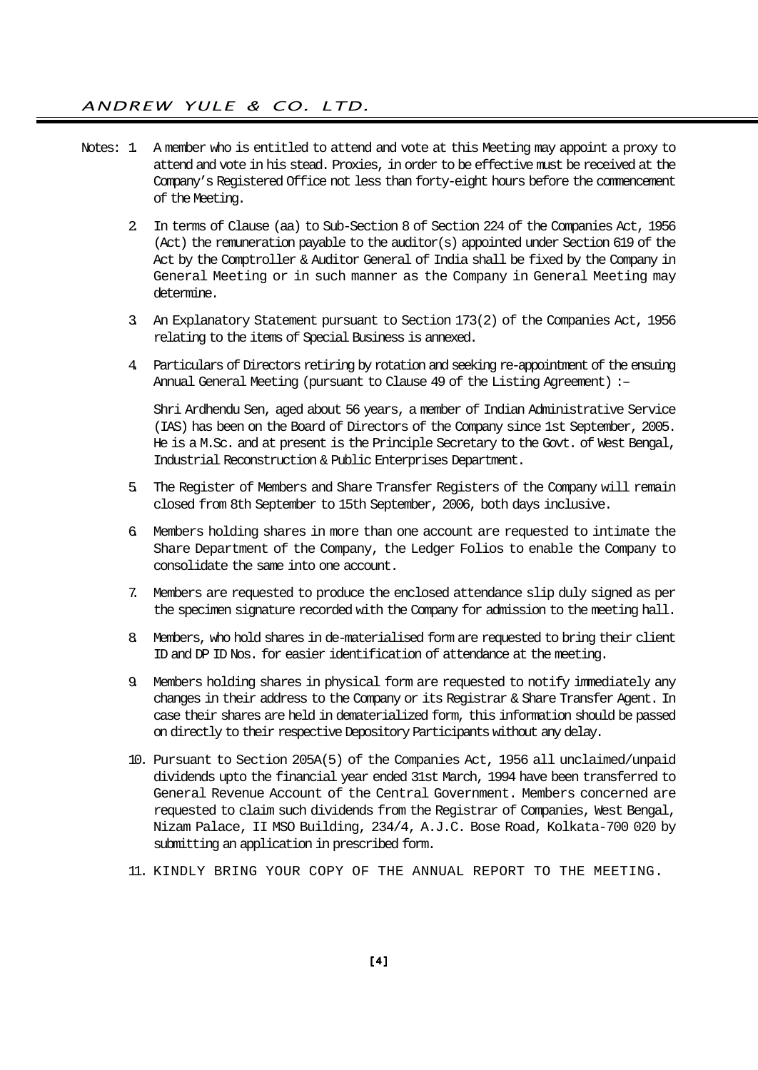Notes:

1. A member who is entitled to attend and vote at this Meeting may appoint a proxy to attend and vote in his stead. Proxies, in order to be effective must be received at the Company's Registered Office not less than forty-eight hours before the commencement of the Meeting.

2. In terms of Clause (aa) to Sub-Section 8 of Section 224 of the Companies Act, 1956 (Act) the remuneration payable to the auditor(s) appointed under Section 619 of the Act by the Comptroller & Auditor General of India shall be fixed by the Company in General Meeting or in such manner as the Company in General Meeting may determine.

3. An Explanatory Statement pursuant to Section 173(2) of the Companies Act, 1956 relating to the items of Special Business is annexed.

4. Particulars of Directors retiring by rotation and seeking re-appointment of the ensuing Annual General Meeting (pursuant to Clause 49 of the Listing Agreement) :–

   Shri Ardhendu Sen, aged about 56 years, a member of Indian Administrative Service (IAS) has been on the Board of Directors of the Company since 1st September, 2005. He is a M.Sc. and at present is the Principle Secretary to the Govt. of West Bengal, Industrial Reconstruction & Public Enterprises Department.

5. The Register of Members and Share Transfer Registers of the Company will remain closed from 8th September to 15th September, 2006, both days inclusive.

6. Members holding shares in more than one account are requested to intimate the Share Department of the Company, the Ledger Folios to enable the Company to consolidate the same into one account.

7. Members are requested to produce the enclosed attendance slip duly signed as per the specimen signature recorded with the Company for admission to the meeting hall.

8. Members, who hold shares in de-materialised form are requested to bring their client ID and DP ID Nos. for easier identification of attendance at the meeting.

9. Members holding shares in physical form are requested to notify immediately any changes in their address to the Company or its Registrar & Share Transfer Agent. In case their shares are held in dematerialized form, this information should be passed on directly to their respective Depository Participants without any delay.

10. Pursuant to Section 205A(5) of the Companies Act, 1956 all unclaimed/unpaid dividends upto the financial year ended 31st March, 1994 have been transferred to General Revenue Account of the Central Government. Members concerned are requested to claim such dividends from the Registrar of Companies, West Bengal, Nizam Palace, II MSO Building, 234/4, A.J.C. Bose Road, Kolkata-700 020 by submitting an application in prescribed form.

11. KINDLY BRING YOUR COPY OF THE ANNUAL REPORT TO THE MEETING.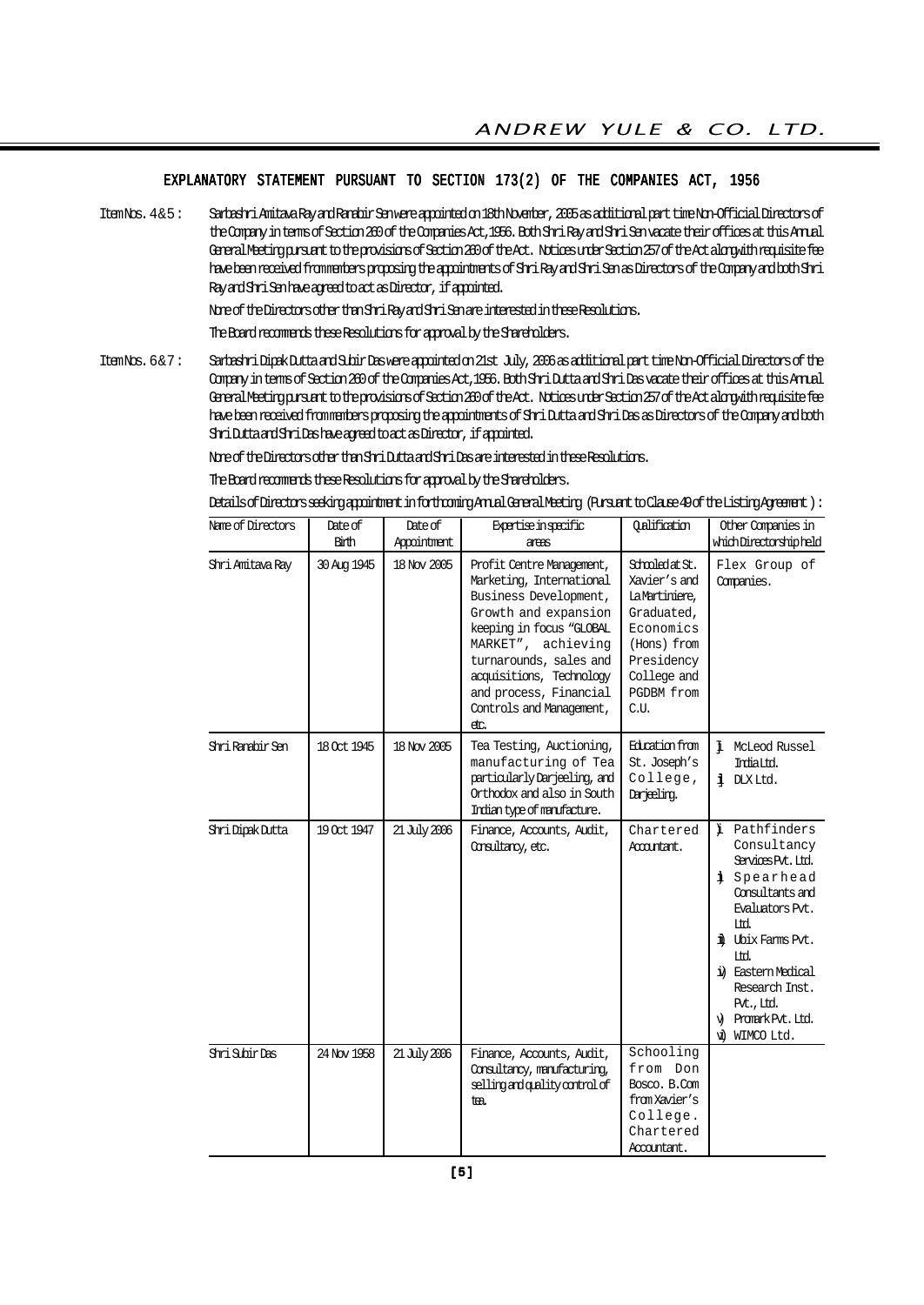## EXPLANATORY STATEMENT PURSUANT TO SECTION 173(2) OF THE COMPANIES ACT, 1956

**Item Nos. 4 & 5 :** Sarbashri Amitava Ray and Ranabir Sen were appointed on 18th November, 2005 as additional part time Non-Official Directors of the Company in terms of Section 260 of the Companies Act,1956. Both Shri Ray and Shri Sen vacate their offices at this Annual General Meeting pursuant to the provisions of Section 260 of the Act. Notices under Section 257 of the Act alongwith requisite fee have been received from members proposing the appointments of Shri Ray and Shri Sen as Directors of the Company and both Shri Ray and Shri Sen have agreed to act as Director, if appointed.

None of the Directors other than Shri Ray and Shri Sen are interested in these Resolutions.

The Board recommends these Resolutions for approval by the Shareholders.

**Item Nos. 6 & 7 :** Sarbashri Dipak Dutta and Subir Das were appointed on 21st July, 2006 as additional part time Non-Official Directors of the Company in terms of Section 260 of the Companies Act,1956. Both Shri Dutta and Shri Das vacate their offices at this Annual General Meeting pursuant to the provisions of Section 260 of the Act. Notices under Section 257 of the Act alongwith requisite fee have been received from members proposing the appointments of Shri Dutta and Shri Das as Directors of the Company and both Shri Dutta and Shri Das have agreed to act as Director, if appointed.

None of the Directors other than Shri Dutta and Shri Das are interested in these Resolutions.

The Board recommends these Resolutions for approval by the Shareholders.

Details of Directors seeking appointment in forthcoming Annual General Meeting (Pursuant to Clause 49 of the Listing Agreement ) :

| Name of Directors | Date of Birth | Date of Appointment | Expertise in specific areas | Qualification | Other Companies in which Directorship held |
|---|---|---|---|---|---|
| Shri Amitava Ray | 30 Aug 1945 | 18 Nov 2005 | Profit Centre Management, Marketing, International Business Development, Growth and expansion keeping in focus "GLOBAL MARKET", achieving turnarounds, sales and acquisitions, Technology and process, Financial Controls and Management, etc. | Schooled at St. Xavier's and La Martiniere, Graduated, Economics (Hons) from Presidency College and PGDBM from C.U. | Flex Group of Companies. |
| Shri Ranabir Sen | 18 Oct 1945 | 18 Nov 2005 | Tea Testing, Auctioning, manufacturing of Tea particularly Darjeeling, and Orthodox and also in South Indian type of manufacture. | Education from St. Joseph's College, Darjeeling. | i) McLeod Russel India Ltd. ii) DLX Ltd. |
| Shri Dipak Dutta | 19 Oct 1947 | 21 July 2006 | Finance, Accounts, Audit, Consultancy, etc. | Chartered Accountant. | i) Pathfinders Consultancy Services Pvt. Ltd. ii) Spearhead Consultants and Evaluators Pvt. Ltd. iii) Ubix Farms Pvt. Ltd. iv) Eastern Medical Research Inst. Pvt., Ltd. v) Promark Pvt. Ltd. vi) WIMCO Ltd. |
| Shri Subir Das | 24 Nov 1958 | 21 July 2006 | Finance, Accounts, Audit, Consultancy, manufacturing, selling and quality control of tea. | Schooling from Don Bosco. B.Com from Xavier's College. Chartered Accountant. | |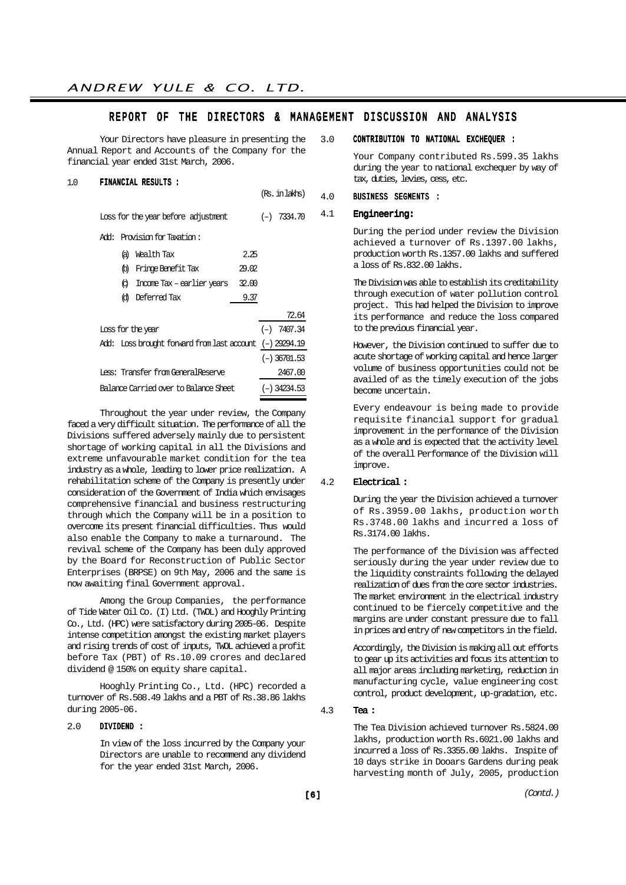# REPORT OF THE DIRECTORS & MANAGEMENT DISCUSSION AND ANALYSIS

Your Directors have pleasure in presenting the Annual Report and Accounts of the Company for the financial year ended 31st March, 2006.

## 1.0 FINANCIAL RESULTS :

| | | (Rs. in lakhs) |
|---|---|---|
| Loss for the year before adjustment | | (–) 7334.70 |
| Add: Provision for Taxation : | | |
| (a) Wealth Tax | 2.25 | |
| (b) Fringe Benefit Tax | 29.02 | |
| (c) Income Tax – earlier years | 32.00 | |
| (d) Deferred Tax | 9.37 | |
| | | 72.64 |
| Loss for the year | | (–) 7407.34 |
| Add: Loss brought forward from last account | | (–) 29294.19 |
| | | (–) 36701.53 |
| Less: Transfer from General Reserve | | 2467.00 |
| Balance Carried over to Balance Sheet | | (–) 34234.53 |

Throughout the year under review, the Company faced a very difficult situation. The performance of all the Divisions suffered adversely mainly due to persistent shortage of working capital in all the Divisions and extreme unfavourable market condition for the tea industry as a whole, leading to lower price realization. A rehabilitation scheme of the Company is presently under consideration of the Government of India which envisages comprehensive financial and business restructuring through which the Company will be in a position to overcome its present financial difficulties. Thus would also enable the Company to make a turnaround. The revival scheme of the Company has been duly approved by the Board for Reconstruction of Public Sector Enterprises (BRPSE) on 9th May, 2006 and the same is now awaiting final Government approval.

Among the Group Companies, the performance of Tide Water Oil Co. (I) Ltd. (TWOL) and Hooghly Printing Co., Ltd. (HPC) were satisfactory during 2005-06. Despite intense competition amongst the existing market players and rising trends of cost of inputs, TWOL achieved a profit before Tax (PBT) of Rs.10.09 crores and declared dividend @ 150% on equity share capital.

Hooghly Printing Co., Ltd. (HPC) recorded a turnover of Rs.508.49 lakhs and a PBT of Rs.38.86 lakhs during 2005-06.

## 2.0 DIVIDEND :

In view of the loss incurred by the Company your Directors are unable to recommend any dividend for the year ended 31st March, 2006.

## 3.0 CONTRIBUTION TO NATIONAL EXCHEQUER :

Your Company contributed Rs.599.35 lakhs during the year to national exchequer by way of tax, duties, levies, cess, etc.

## 4.0 BUSINESS SEGMENTS :

### 4.1 Engineering:

During the period under review the Division achieved a turnover of Rs.1397.00 lakhs, production worth Rs.1357.00 lakhs and suffered a loss of Rs.832.00 lakhs.

The Division was able to establish its creditability through execution of water pollution control project. This had helped the Division to improve its performance and reduce the loss compared to the previous financial year.

However, the Division continued to suffer due to acute shortage of working capital and hence larger volume of business opportunities could not be availed of as the timely execution of the jobs become uncertain.

Every endeavour is being made to provide requisite financial support for gradual improvement in the performance of the Division as a whole and is expected that the activity level of the overall Performance of the Division will improve.

### 4.2 Electrical :

During the year the Division achieved a turnover of Rs.3959.00 lakhs, production worth Rs.3748.00 lakhs and incurred a loss of Rs.3174.00 lakhs.

The performance of the Division was affected seriously during the year under review due to the liquidity constraints following the delayed realization of dues from the core sector industries. The market environment in the electrical industry continued to be fiercely competitive and the margins are under constant pressure due to fall in prices and entry of new competitors in the field.

Accordingly, the Division is making all out efforts to gear up its activities and focus its attention to all major areas including marketing, reduction in manufacturing cycle, value engineering cost control, product development, up-gradation, etc.

### 4.3 Tea :

The Tea Division achieved turnover Rs.5824.00 lakhs, production worth Rs.6021.00 lakhs and incurred a loss of Rs.3355.00 lakhs. Inspite of 10 days strike in Dooars Gardens during peak harvesting month of July, 2005, production

*(Contd.)*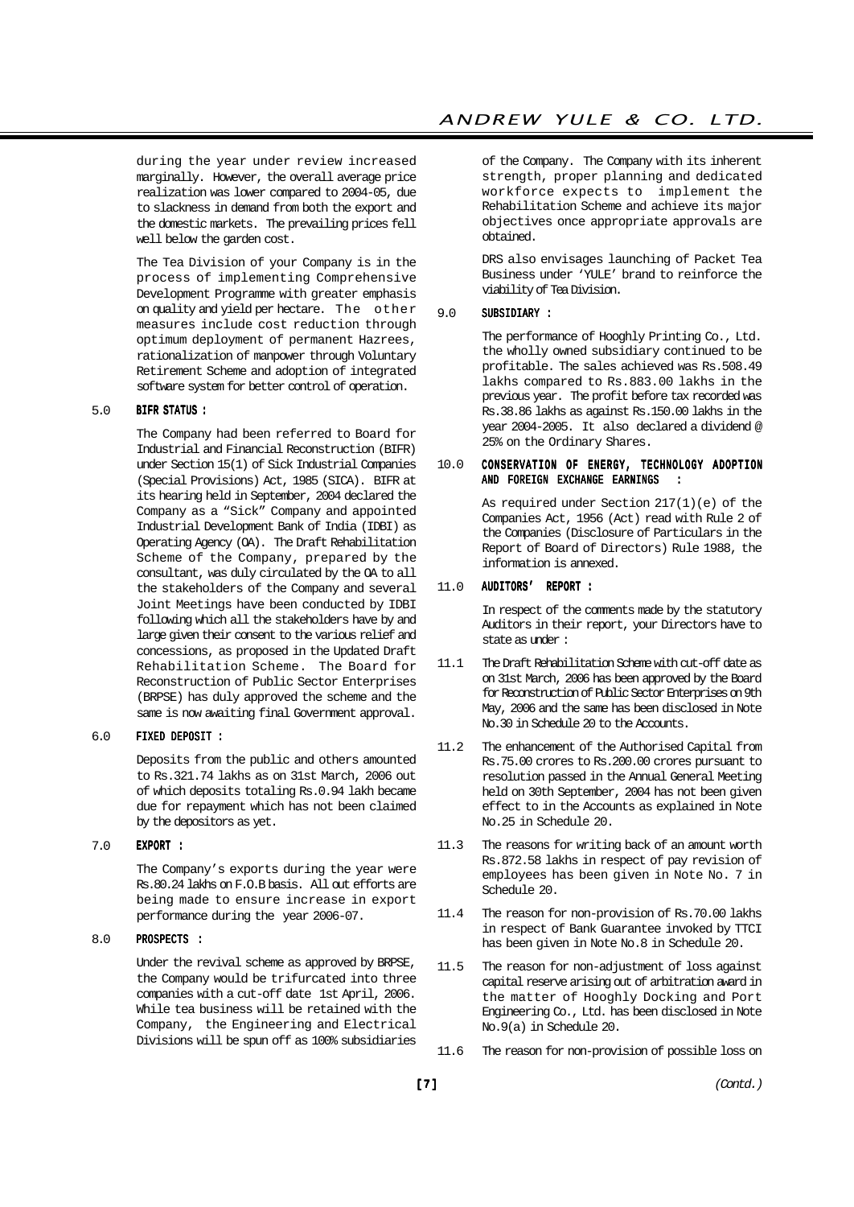during the year under review increased marginally. However, the overall average price realization was lower compared to 2004-05, due to slackness in demand from both the export and the domestic markets. The prevailing prices fell well below the garden cost.

The Tea Division of your Company is in the process of implementing Comprehensive Development Programme with greater emphasis on quality and yield per hectare. The other measures include cost reduction through optimum deployment of permanent Hazrees, rationalization of manpower through Voluntary Retirement Scheme and adoption of integrated software system for better control of operation.

### 5.0 BIFR STATUS :

The Company had been referred to Board for Industrial and Financial Reconstruction (BIFR) under Section 15(1) of Sick Industrial Companies (Special Provisions) Act, 1985 (SICA). BIFR at its hearing held in September, 2004 declared the Company as a "Sick" Company and appointed Industrial Development Bank of India (IDBI) as Operating Agency (OA). The Draft Rehabilitation Scheme of the Company, prepared by the consultant, was duly circulated by the OA to all the stakeholders of the Company and several Joint Meetings have been conducted by IDBI following which all the stakeholders have by and large given their consent to the various relief and concessions, as proposed in the Updated Draft Rehabilitation Scheme. The Board for Reconstruction of Public Sector Enterprises (BRPSE) has duly approved the scheme and the same is now awaiting final Government approval.

### 6.0 FIXED DEPOSIT :

Deposits from the public and others amounted to Rs.321.74 lakhs as on 31st March, 2006 out of which deposits totaling Rs.0.94 lakh became due for repayment which has not been claimed by the depositors as yet.

### 7.0 EXPORT :

The Company's exports during the year were Rs.80.24 lakhs on F.O.B basis. All out efforts are being made to ensure increase in export performance during the year 2006-07.

### 8.0 PROSPECTS :

Under the revival scheme as approved by BRPSE, the Company would be trifurcated into three companies with a cut-off date 1st April, 2006. While tea business will be retained with the Company, the Engineering and Electrical Divisions will be spun off as 100% subsidiaries of the Company. The Company with its inherent strength, proper planning and dedicated workforce expects to implement the Rehabilitation Scheme and achieve its major objectives once appropriate approvals are obtained.

DRS also envisages launching of Packet Tea Business under 'YULE' brand to reinforce the viability of Tea Division.

### 9.0 SUBSIDIARY :

The performance of Hooghly Printing Co., Ltd. the wholly owned subsidiary continued to be profitable. The sales achieved was Rs.508.49 lakhs compared to Rs.883.00 lakhs in the previous year. The profit before tax recorded was Rs.38.86 lakhs as against Rs.150.00 lakhs in the year 2004-2005. It also declared a dividend @ 25% on the Ordinary Shares.

### 10.0 CONSERVATION OF ENERGY, TECHNOLOGY ADOPTION AND FOREIGN EXCHANGE EARNINGS :

As required under Section 217(1)(e) of the Companies Act, 1956 (Act) read with Rule 2 of the Companies (Disclosure of Particulars in the Report of Board of Directors) Rule 1988, the information is annexed.

### 11.0 AUDITORS' REPORT :

In respect of the comments made by the statutory Auditors in their report, your Directors have to state as under :

11.1 The Draft Rehabilitation Scheme with cut-off date as on 31st March, 2006 has been approved by the Board for Reconstruction of Public Sector Enterprises on 9th May, 2006 and the same has been disclosed in Note No.30 in Schedule 20 to the Accounts.

11.2 The enhancement of the Authorised Capital from Rs.75.00 crores to Rs.200.00 crores pursuant to resolution passed in the Annual General Meeting held on 30th September, 2004 has not been given effect to in the Accounts as explained in Note No.25 in Schedule 20.

11.3 The reasons for writing back of an amount worth Rs.872.58 lakhs in respect of pay revision of employees has been given in Note No. 7 in Schedule 20.

11.4 The reason for non-provision of Rs.70.00 lakhs in respect of Bank Guarantee invoked by TTCI has been given in Note No.8 in Schedule 20.

11.5 The reason for non-adjustment of loss against capital reserve arising out of arbitration award in the matter of Hooghly Docking and Port Engineering Co., Ltd. has been disclosed in Note No.9(a) in Schedule 20.

11.6 The reason for non-provision of possible loss on

*(Contd.)*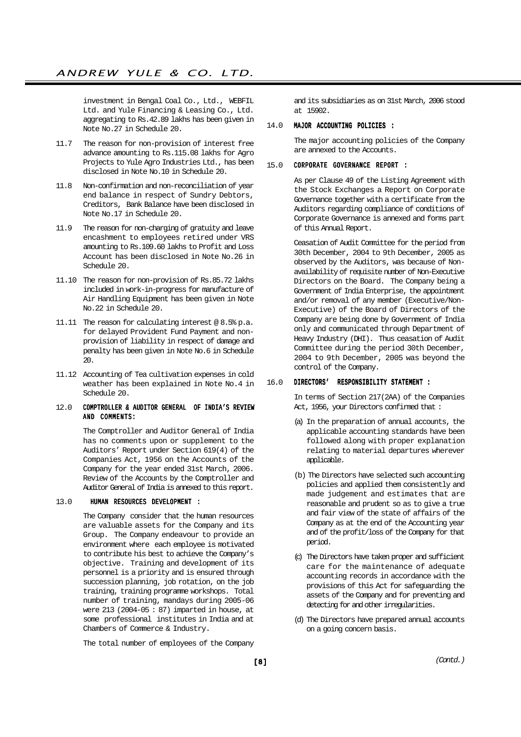investment in Bengal Coal Co., Ltd., WEBFIL Ltd. and Yule Financing & Leasing Co., Ltd. aggregating to Rs.42.89 lakhs has been given in Note No.27 in Schedule 20.

11.7 The reason for non-provision of interest free advance amounting to Rs.115.08 lakhs for Agro Projects to Yule Agro Industries Ltd., has been disclosed in Note No.10 in Schedule 20.

11.8 Non-confirmation and non-reconciliation of year end balance in respect of Sundry Debtors, Creditors, Bank Balance have been disclosed in Note No.17 in Schedule 20.

11.9 The reason for non-charging of gratuity and leave encashment to employees retired under VRS amounting to Rs.109.60 lakhs to Profit and Loss Account has been disclosed in Note No.26 in Schedule 20.

11.10 The reason for non-provision of Rs.85.72 lakhs included in work-in-progress for manufacture of Air Handling Equipment has been given in Note No.22 in Schedule 20.

11.11 The reason for calculating interest @ 8.5% p.a. for delayed Provident Fund Payment and non-provision of liability in respect of damage and penalty has been given in Note No.6 in Schedule 20.

11.12 Accounting of Tea cultivation expenses in cold weather has been explained in Note No.4 in Schedule 20.

## 12.0 COMPTROLLER & AUDITOR GENERAL OF INDIA'S REVIEW AND COMMENTS:

The Comptroller and Auditor General of India has no comments upon or supplement to the Auditors' Report under Section 619(4) of the Companies Act, 1956 on the Accounts of the Company for the year ended 31st March, 2006. Review of the Accounts by the Comptroller and Auditor General of India is annexed to this report.

## 13.0 HUMAN RESOURCES DEVELOPMENT :

The Company consider that the human resources are valuable assets for the Company and its Group. The Company endeavour to provide an environment where each employee is motivated to contribute his best to achieve the Company's objective. Training and development of its personnel is a priority and is ensured through succession planning, job rotation, on the job training, training programme workshops. Total number of training, mandays during 2005-06 were 213 (2004-05 : 87) imparted in house, at some professional institutes in India and at Chambers of Commerce & Industry.

The total number of employees of the Company and its subsidiaries as on 31st March, 2006 stood at 15902.

## 14.0 MAJOR ACCOUNTING POLICIES :

The major accounting policies of the Company are annexed to the Accounts.

## 15.0 CORPORATE GOVERNANCE REPORT :

As per Clause 49 of the Listing Agreement with the Stock Exchanges a Report on Corporate Governance together with a certificate from the Auditors regarding compliance of conditions of Corporate Governance is annexed and forms part of this Annual Report.

Ceasation of Audit Committee for the period from 30th December, 2004 to 9th December, 2005 as observed by the Auditors, was because of Non-availability of requisite number of Non-Executive Directors on the Board. The Company being a Government of India Enterprise, the appointment and/or removal of any member (Executive/Non-Executive) of the Board of Directors of the Company are being done by Government of India only and communicated through Department of Heavy Industry (DHI). Thus ceasation of Audit Committee during the period 30th December, 2004 to 9th December, 2005 was beyond the control of the Company.

## 16.0 DIRECTORS' RESPONSIBILITY STATEMENT :

In terms of Section 217(2AA) of the Companies Act, 1956, your Directors confirmed that :

(a) In the preparation of annual accounts, the applicable accounting standards have been followed along with proper explanation relating to material departures wherever applicable.

(b) The Directors have selected such accounting policies and applied them consistently and made judgement and estimates that are reasonable and prudent so as to give a true and fair view of the state of affairs of the Company as at the end of the Accounting year and of the profit/loss of the Company for that period.

(c) The Directors have taken proper and sufficient care for the maintenance of adequate accounting records in accordance with the provisions of this Act for safeguarding the assets of the Company and for preventing and detecting for and other irregularities.

(d) The Directors have prepared annual accounts on a going concern basis.

*(Contd.)*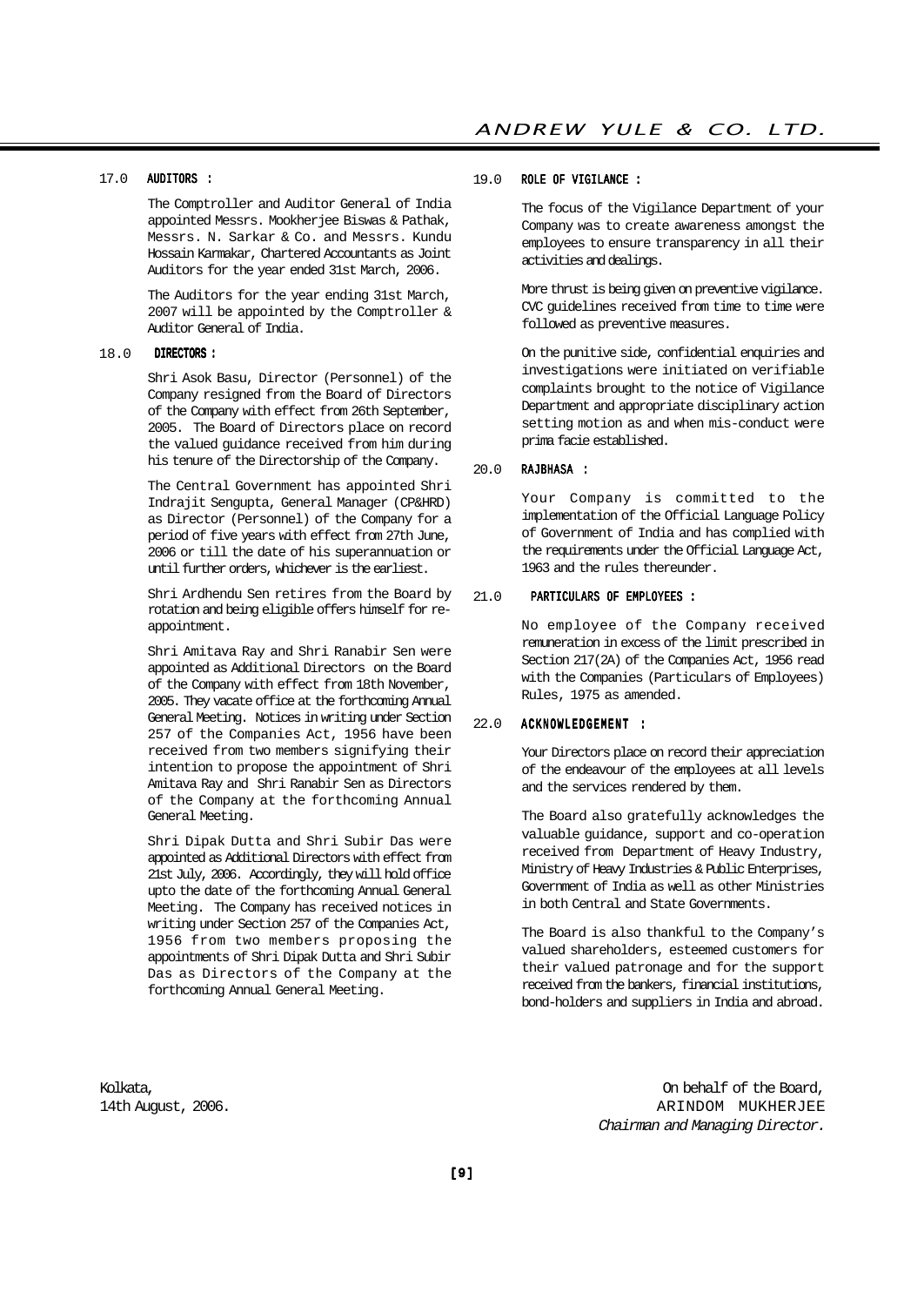## 17.0 AUDITORS :

The Comptroller and Auditor General of India appointed Messrs. Mookherjee Biswas & Pathak, Messrs. N. Sarkar & Co. and Messrs. Kundu Hossain Karmakar, Chartered Accountants as Joint Auditors for the year ended 31st March, 2006.

The Auditors for the year ending 31st March, 2007 will be appointed by the Comptroller & Auditor General of India.

## 18.0 DIRECTORS :

Shri Asok Basu, Director (Personnel) of the Company resigned from the Board of Directors of the Company with effect from 26th September, 2005. The Board of Directors place on record the valued guidance received from him during his tenure of the Directorship of the Company.

The Central Government has appointed Shri Indrajit Sengupta, General Manager (CP&HRD) as Director (Personnel) of the Company for a period of five years with effect from 27th June, 2006 or till the date of his superannuation or until further orders, whichever is the earliest.

Shri Ardhendu Sen retires from the Board by rotation and being eligible offers himself for re-appointment.

Shri Amitava Ray and Shri Ranabir Sen were appointed as Additional Directors on the Board of the Company with effect from 18th November, 2005. They vacate office at the forthcoming Annual General Meeting. Notices in writing under Section 257 of the Companies Act, 1956 have been received from two members signifying their intention to propose the appointment of Shri Amitava Ray and Shri Ranabir Sen as Directors of the Company at the forthcoming Annual General Meeting.

Shri Dipak Dutta and Shri Subir Das were appointed as Additional Directors with effect from 21st July, 2006. Accordingly, they will hold office upto the date of the forthcoming Annual General Meeting. The Company has received notices in writing under Section 257 of the Companies Act, 1956 from two members proposing the appointments of Shri Dipak Dutta and Shri Subir Das as Directors of the Company at the forthcoming Annual General Meeting.

## 19.0 ROLE OF VIGILANCE :

The focus of the Vigilance Department of your Company was to create awareness amongst the employees to ensure transparency in all their activities and dealings.

More thrust is being given on preventive vigilance. CVC guidelines received from time to time were followed as preventive measures.

On the punitive side, confidential enquiries and investigations were initiated on verifiable complaints brought to the notice of Vigilance Department and appropriate disciplinary action setting motion as and when mis-conduct were prima facie established.

## 20.0 RAJBHASA :

Your Company is committed to the implementation of the Official Language Policy of Government of India and has complied with the requirements under the Official Language Act, 1963 and the rules thereunder.

## 21.0 PARTICULARS OF EMPLOYEES :

No employee of the Company received remuneration in excess of the limit prescribed in Section 217(2A) of the Companies Act, 1956 read with the Companies (Particulars of Employees) Rules, 1975 as amended.

## 22.0 ACKNOWLEDGEMENT :

Your Directors place on record their appreciation of the endeavour of the employees at all levels and the services rendered by them.

The Board also gratefully acknowledges the valuable guidance, support and co-operation received from Department of Heavy Industry, Ministry of Heavy Industries & Public Enterprises, Government of India as well as other Ministries in both Central and State Governments.

The Board is also thankful to the Company's valued shareholders, esteemed customers for their valued patronage and for the support received from the bankers, financial institutions, bond-holders and suppliers in India and abroad.

Kolkata,
14th August, 2006.

On behalf of the Board,
ARINDOM MUKHERJEE
*Chairman and Managing Director.*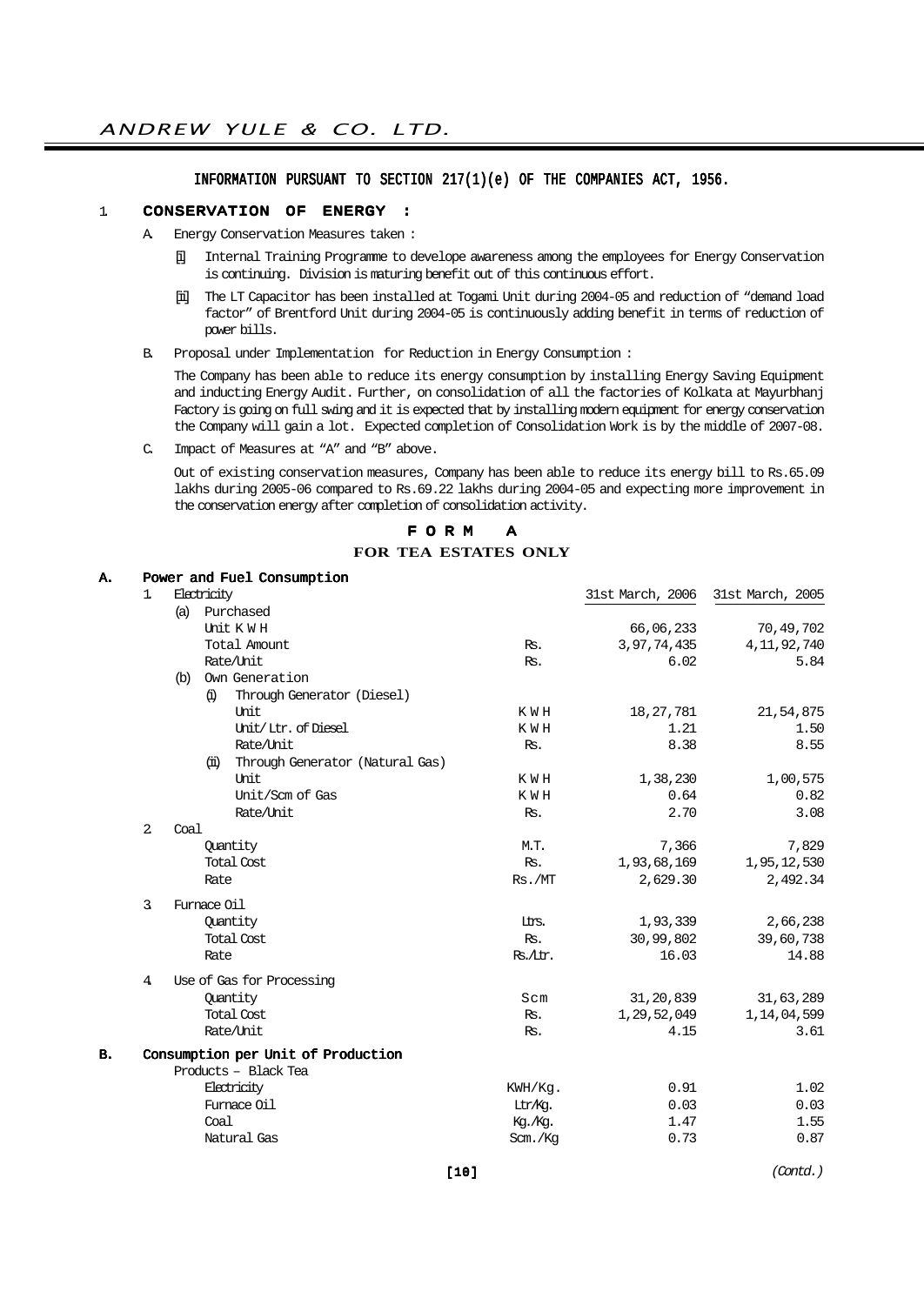## INFORMATION PURSUANT TO SECTION 217(1)(e) OF THE COMPANIES ACT, 1956.

### 1. CONSERVATION OF ENERGY :

A. Energy Conservation Measures taken :

[i] Internal Training Programme to develope awareness among the employees for Energy Conservation is continuing. Division is maturing benefit out of this continuous effort.

[ii] The LT Capacitor has been installed at Togami Unit during 2004-05 and reduction of "demand load factor" of Brentford Unit during 2004-05 is continuously adding benefit in terms of reduction of power bills.

B. Proposal under Implementation for Reduction in Energy Consumption :

The Company has been able to reduce its energy consumption by installing Energy Saving Equipment and inducting Energy Audit. Further, on consolidation of all the factories of Kolkata at Mayurbhanj Factory is going on full swing and it is expected that by installing modern equipment for energy conservation the Company will gain a lot. Expected completion of Consolidation Work is by the middle of 2007-08.

C. Impact of Measures at "A" and "B" above.

Out of existing conservation measures, Company has been able to reduce its energy bill to Rs.65.09 lakhs during 2005-06 compared to Rs.69.22 lakhs during 2004-05 and expecting more improvement in the conservation energy after completion of consolidation activity.

## FORM A

### FOR TEA ESTATES ONLY

| | | 31st March, 2006 | 31st March, 2005 |
|---|---|---|---|
| **A. Power and Fuel Consumption** | | | |
| 1. Electricity | | | |
| (a) Purchased | | | |
| Unit K W H | | 66,06,233 | 70,49,702 |
| Total Amount | Rs. | 3,97,74,435 | 4,11,92,740 |
| Rate/Unit | Rs. | 6.02 | 5.84 |
| (b) Own Generation | | | |
| (i) Through Generator (Diesel) | | | |
| Unit | K W H | 18,27,781 | 21,54,875 |
| Unit/ Ltr. of Diesel | K W H | 1.21 | 1.50 |
| Rate/Unit | Rs. | 8.38 | 8.55 |
| (ii) Through Generator (Natural Gas) | | | |
| Unit | K W H | 1,38,230 | 1,00,575 |
| Unit/Scm of Gas | K W H | 0.64 | 0.82 |
| Rate/Unit | Rs. | 2.70 | 3.08 |
| 2. Coal | | | |
| Quantity | M.T. | 7,366 | 7,829 |
| Total Cost | Rs. | 1,93,68,169 | 1,95,12,530 |
| Rate | Rs./MT | 2,629.30 | 2,492.34 |
| 3. Furnace Oil | | | |
| Quantity | Ltrs. | 1,93,339 | 2,66,238 |
| Total Cost | Rs. | 30,99,802 | 39,60,738 |
| Rate | Rs./Ltr. | 16.03 | 14.88 |
| 4. Use of Gas for Processing | | | |
| Quantity | Scm | 31,20,839 | 31,63,289 |
| Total Cost | Rs. | 1,29,52,049 | 1,14,04,599 |
| Rate/Unit | Rs. | 4.15 | 3.61 |
| **B. Consumption per Unit of Production** | | | |
| Products – Black Tea | | | |
| Electricity | KWH/Kg. | 0.91 | 1.02 |
| Furnace Oil | Ltr/Kg. | 0.03 | 0.03 |
| Coal | Kg./Kg. | 1.47 | 1.55 |
| Natural Gas | Scm./Kg | 0.73 | 0.87 |

*(Contd.)*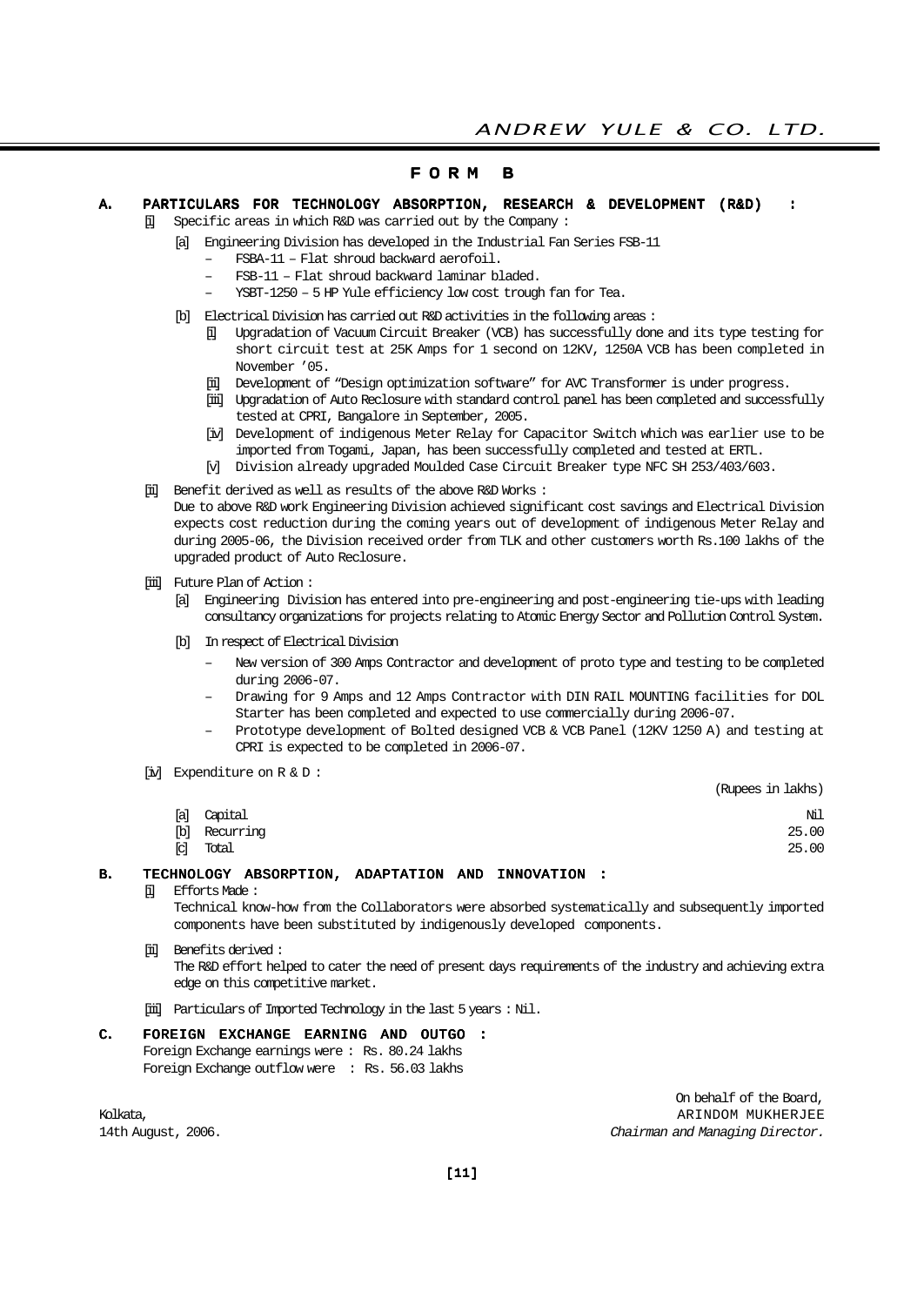# FORM B

## A. PARTICULARS FOR TECHNOLOGY ABSORPTION, RESEARCH & DEVELOPMENT (R&D) :

[i] Specific areas in which R&D was carried out by the Company :

[a] Engineering Division has developed in the Industrial Fan Series FSB-11

- FSBA-11 – Flat shroud backward aerofoil.
- FSB-11 – Flat shroud backward laminar bladed.
- YSBT-1250 – 5 HP Yule efficiency low cost trough fan for Tea.

[b] Electrical Division has carried out R&D activities in the following areas :

[i] Upgradation of Vacuum Circuit Breaker (VCB) has successfully done and its type testing for short circuit test at 25K Amps for 1 second on 12KV, 1250A VCB has been completed in November '05.

[ii] Development of "Design optimization software" for AVC Transformer is under progress.

[iii] Upgradation of Auto Reclosure with standard control panel has been completed and successfully tested at CPRI, Bangalore in September, 2005.

[iv] Development of indigenous Meter Relay for Capacitor Switch which was earlier use to be imported from Togami, Japan, has been successfully completed and tested at ERTL.

[v] Division already upgraded Moulded Case Circuit Breaker type NFC SH 253/403/603.

[ii] Benefit derived as well as results of the above R&D Works :

Due to above R&D work Engineering Division achieved significant cost savings and Electrical Division expects cost reduction during the coming years out of development of indigenous Meter Relay and during 2005-06, the Division received order from TLK and other customers worth Rs.100 lakhs of the upgraded product of Auto Reclosure.

[iii] Future Plan of Action :

[a] Engineering Division has entered into pre-engineering and post-engineering tie-ups with leading consultancy organizations for projects relating to Atomic Energy Sector and Pollution Control System.

[b] In respect of Electrical Division

- New version of 300 Amps Contractor and development of proto type and testing to be completed during 2006-07.
- Drawing for 9 Amps and 12 Amps Contractor with DIN RAIL MOUNTING facilities for DOL Starter has been completed and expected to use commercially during 2006-07.
- Prototype development of Bolted designed VCB & VCB Panel (12KV 1250 A) and testing at CPRI is expected to be completed in 2006-07.

[iv] Expenditure on R & D :

| | (Rupees in lakhs) |
|---|---|
| [a] Capital | Nil |
| [b] Recurring | 25.00 |
| [c] Total | 25.00 |

## B. TECHNOLOGY ABSORPTION, ADAPTATION AND INNOVATION :

[i] Efforts Made :

Technical know-how from the Collaborators were absorbed systematically and subsequently imported components have been substituted by indigenously developed components.

[ii] Benefits derived :

The R&D effort helped to cater the need of present days requirements of the industry and achieving extra edge on this competitive market.

[iii] Particulars of Imported Technology in the last 5 years : Nil.

## C. FOREIGN EXCHANGE EARNING AND OUTGO :

Foreign Exchange earnings were : Rs. 80.24 lakhs

Foreign Exchange outflow were : Rs. 56.03 lakhs

On behalf of the Board,

ARINDOM MUKHERJEE

*Chairman and Managing Director.*

Kolkata,

14th August, 2006.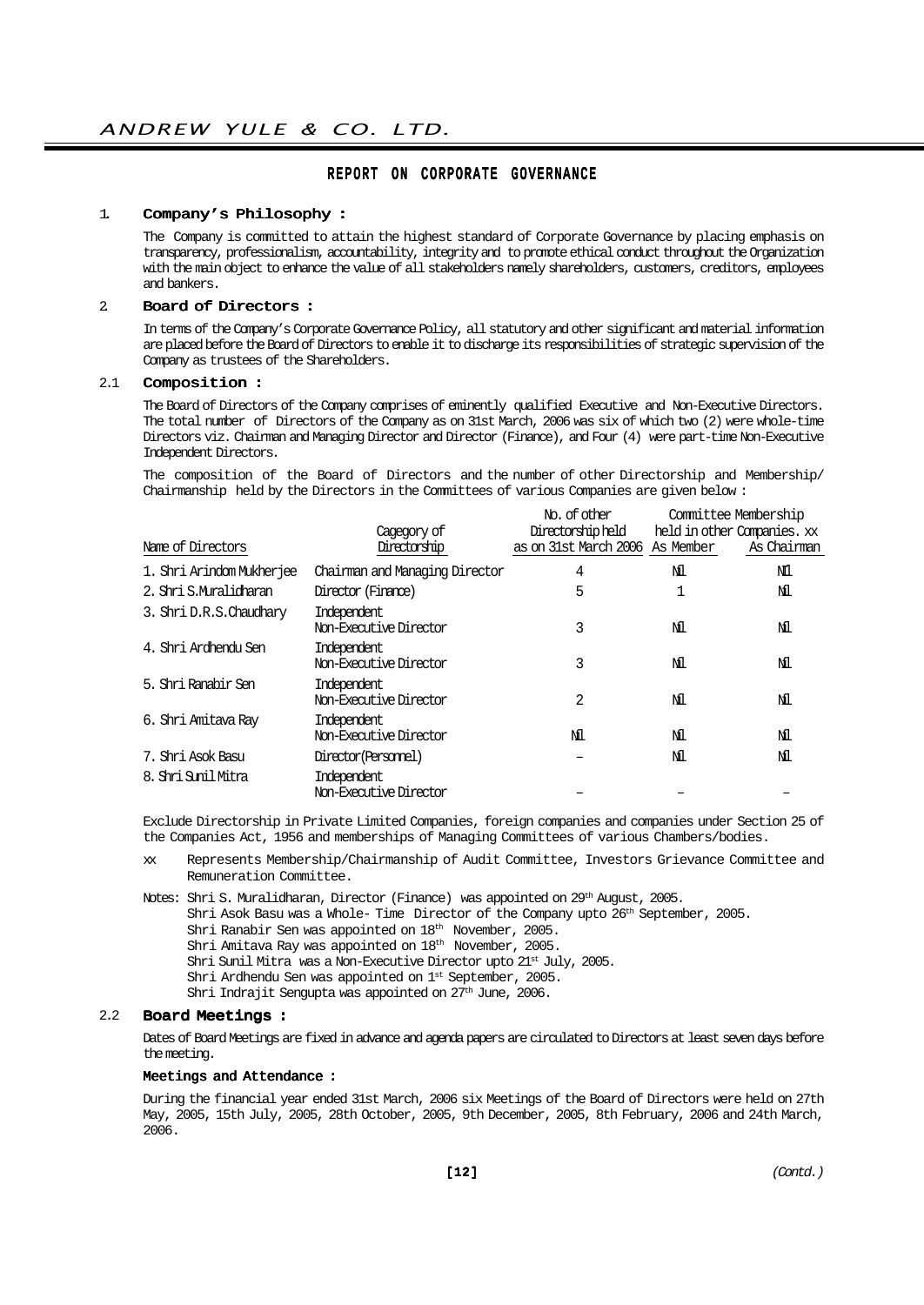## REPORT ON CORPORATE GOVERNANCE

### 1. Company's Philosophy :

The Company is committed to attain the highest standard of Corporate Governance by placing emphasis on transparency, professionalism, accountability, integrity and to promote ethical conduct throughout the Organization with the main object to enhance the value of all stakeholders namely shareholders, customers, creditors, employees and bankers.

### 2. Board of Directors :

In terms of the Company's Corporate Governance Policy, all statutory and other significant and material information are placed before the Board of Directors to enable it to discharge its responsibilities of strategic supervision of the Company as trustees of the Shareholders.

### 2.1 Composition :

The Board of Directors of the Company comprises of eminently qualified Executive and Non-Executive Directors. The total number of Directors of the Company as on 31st March, 2006 was six of which two (2) were whole-time Directors viz. Chairman and Managing Director and Director (Finance), and Four (4) were part-time Non-Executive Independent Directors.

The composition of the Board of Directors and the number of other Directorship and Membership/ Chairmanship held by the Directors in the Committees of various Companies are given below :

| Name of Directors | Cagegory of Directorship | No. of other Directorship held as on 31st March 2006 | Committee Membership held in other Companies. xx | |
|---|---|---|---|---|
| | | | As Member | As Chairman |
| 1. Shri Arindom Mukherjee | Chairman and Managing Director | 4 | Nil | Nil |
| 2. Shri S.Muralidharan | Director (Finance) | 5 | 1 | Nil |
| 3. Shri D.R.S.Chaudhary | Independent Non-Executive Director | 3 | Nil | Nil |
| 4. Shri Ardhendu Sen | Independent Non-Executive Director | 3 | Nil | Nil |
| 5. Shri Ranabir Sen | Independent Non-Executive Director | 2 | Nil | Nil |
| 6. Shri Amitava Ray | Independent Non-Executive Director | Nil | Nil | Nil |
| 7. Shri Asok Basu | Director(Personnel) | – | Nil | Nil |
| 8. Shri Sunil Mitra | Independent Non-Executive Director | – | – | – |

Exclude Directorship in Private Limited Companies, foreign companies and companies under Section 25 of the Companies Act, 1956 and memberships of Managing Committees of various Chambers/bodies.

xx Represents Membership/Chairmanship of Audit Committee, Investors Grievance Committee and Remuneration Committee.

Notes: Shri S. Muralidharan, Director (Finance) was appointed on 29th August, 2005.
Shri Asok Basu was a Whole- Time Director of the Company upto 26th September, 2005.
Shri Ranabir Sen was appointed on 18th November, 2005.
Shri Amitava Ray was appointed on 18th November, 2005.
Shri Sunil Mitra was a Non-Executive Director upto 21st July, 2005.
Shri Ardhendu Sen was appointed on 1st September, 2005.
Shri Indrajit Sengupta was appointed on 27th June, 2006.

### 2.2 Board Meetings :

Dates of Board Meetings are fixed in advance and agenda papers are circulated to Directors at least seven days before the meeting.

**Meetings and Attendance :**

During the financial year ended 31st March, 2006 six Meetings of the Board of Directors were held on 27th May, 2005, 15th July, 2005, 28th October, 2005, 9th December, 2005, 8th February, 2006 and 24th March, 2006.

*(Contd.)*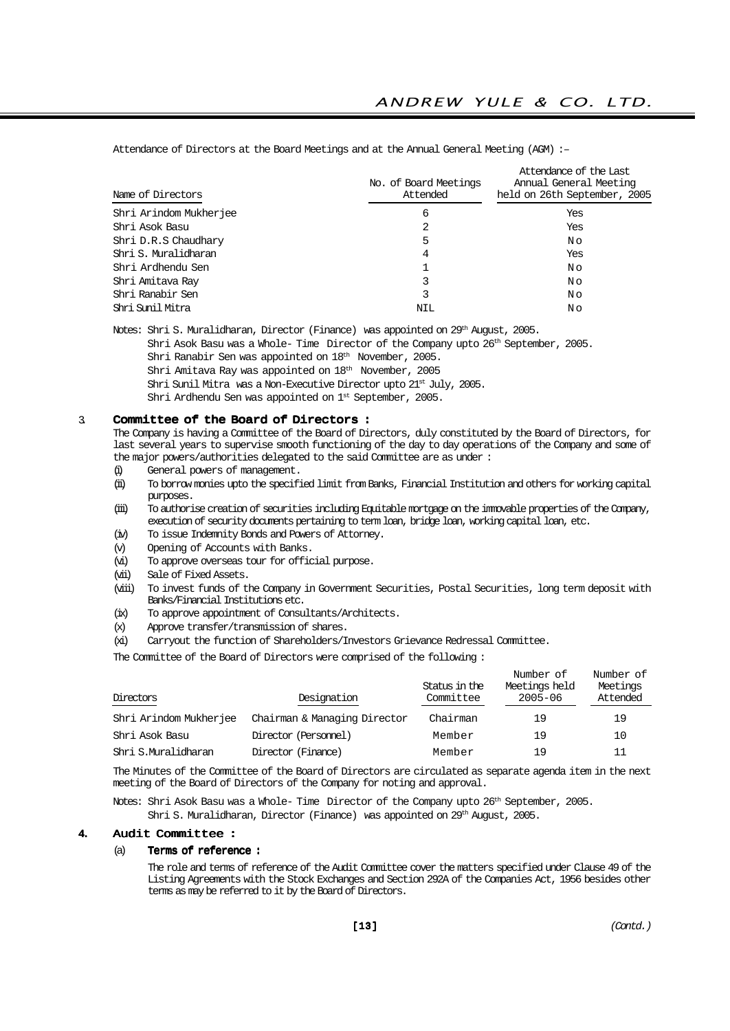Attendance of Directors at the Board Meetings and at the Annual General Meeting (AGM) :–

| Name of Directors | No. of Board Meetings Attended | Attendance of the Last Annual General Meeting held on 26th September, 2005 |
|---|---|---|
| Shri Arindom Mukherjee | 6 | Yes |
| Shri Asok Basu | 2 | Yes |
| Shri D.R.S Chaudhary | 5 | No |
| Shri S. Muralidharan | 4 | Yes |
| Shri Ardhendu Sen | 1 | No |
| Shri Amitava Ray | 3 | No |
| Shri Ranabir Sen | 3 | No |
| Shri Sunil Mitra | NIL | No |

Notes: Shri S. Muralidharan, Director (Finance) was appointed on 29th August, 2005.
Shri Asok Basu was a Whole- Time Director of the Company upto 26th September, 2005.
Shri Ranabir Sen was appointed on 18th November, 2005.
Shri Amitava Ray was appointed on 18th November, 2005
Shri Sunil Mitra was a Non-Executive Director upto 21st July, 2005.
Shri Ardhendu Sen was appointed on 1st September, 2005.

## 3. Committee of the Board of Directors :

The Company is having a Committee of the Board of Directors, duly constituted by the Board of Directors, for last several years to supervise smooth functioning of the day to day operations of the Company and some of the major powers/authorities delegated to the said Committee are as under :

- (i) General powers of management.
- (ii) To borrow monies upto the specified limit from Banks, Financial Institution and others for working capital purposes.
- (iii) To authorise creation of securities including Equitable mortgage on the immovable properties of the Company, execution of security documents pertaining to term loan, bridge loan, working capital loan, etc.
- (iv) To issue Indemnity Bonds and Powers of Attorney.
- (v) Opening of Accounts with Banks.
- (vi) To approve overseas tour for official purpose.
- (vii) Sale of Fixed Assets.
- (viii) To invest funds of the Company in Government Securities, Postal Securities, long term deposit with Banks/Financial Institutions etc.
- (ix) To approve appointment of Consultants/Architects.
- (x) Approve transfer/transmission of shares.
- (xi) Carryout the function of Shareholders/Investors Grievance Redressal Committee.

The Committee of the Board of Directors were comprised of the following :

| Directors | Designation | Status in the Committee | Number of Meetings held 2005-06 | Number of Meetings Attended |
|---|---|---|---|---|
| Shri Arindom Mukherjee | Chairman & Managing Director | Chairman | 19 | 19 |
| Shri Asok Basu | Director (Personnel) | Member | 19 | 10 |
| Shri S.Muralidharan | Director (Finance) | Member | 19 | 11 |

The Minutes of the Committee of the Board of Directors are circulated as separate agenda item in the next meeting of the Board of Directors of the Company for noting and approval.

Notes: Shri Asok Basu was a Whole- Time Director of the Company upto 26th September, 2005.
Shri S. Muralidharan, Director (Finance) was appointed on 29th August, 2005.

## 4. Audit Committee :

### (a) Terms of reference :

The role and terms of reference of the Audit Committee cover the matters specified under Clause 49 of the Listing Agreements with the Stock Exchanges and Section 292A of the Companies Act, 1956 besides other terms as may be referred to it by the Board of Directors.

(Contd.)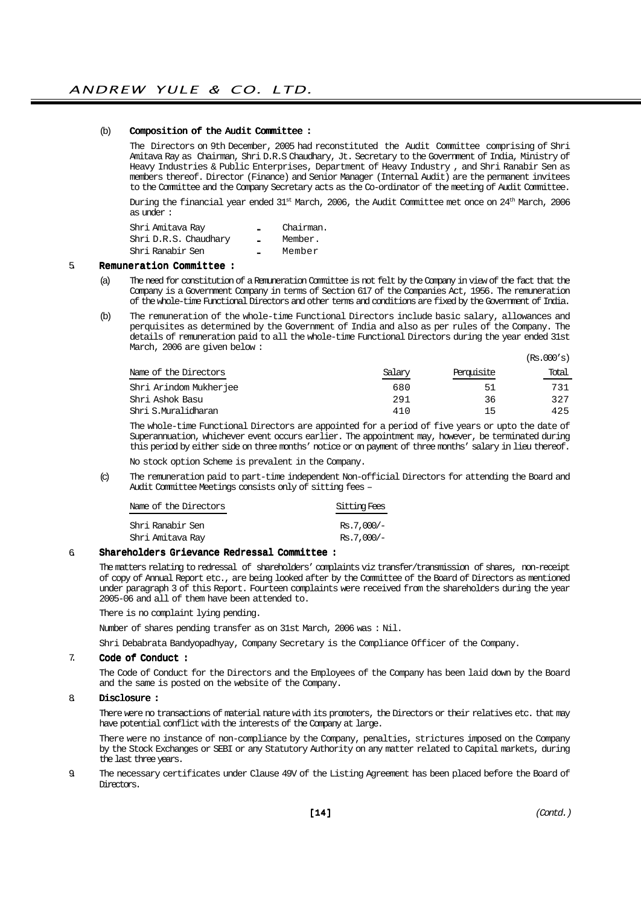(b) **Composition of the Audit Committee :**

The Directors on 9th December, 2005 had reconstituted the Audit Committee comprising of Shri Amitava Ray as Chairman, Shri D.R.S Chaudhary, Jt. Secretary to the Government of India, Ministry of Heavy Industries & Public Enterprises, Department of Heavy Industry , and Shri Ranabir Sen as members thereof. Director (Finance) and Senior Manager (Internal Audit) are the permanent invitees to the Committee and the Company Secretary acts as the Co-ordinator of the meeting of Audit Committee.

During the financial year ended 31st March, 2006, the Audit Committee met once on 24th March, 2006 as under :

| | | |
|---|---|---|
| Shri Amitava Ray | - | Chairman. |
| Shri D.R.S. Chaudhary | - | Member. |
| Shri Ranabir Sen | - | Member |

## 5. Remuneration Committee :

(a) The need for constitution of a Remuneration Committee is not felt by the Company in view of the fact that the Company is a Government Company in terms of Section 617 of the Companies Act, 1956. The remuneration of the whole-time Functional Directors and other terms and conditions are fixed by the Government of India.

(b) The remuneration of the whole-time Functional Directors include basic salary, allowances and perquisites as determined by the Government of India and also as per rules of the Company. The details of remuneration paid to all the whole-time Functional Directors during the year ended 31st March, 2006 are given below :

(Rs.000's)

| Name of the Directors | Salary | Perquisite | Total |
|---|---|---|---|
| Shri Arindom Mukherjee | 680 | 51 | 731 |
| Shri Ashok Basu | 291 | 36 | 327 |
| Shri S.Muralidharan | 410 | 15 | 425 |

The whole-time Functional Directors are appointed for a period of five years or upto the date of Superannuation, whichever event occurs earlier. The appointment may, however, be terminated during this period by either side on three months' notice or on payment of three months' salary in lieu thereof.

No stock option Scheme is prevalent in the Company.

(c) The remuneration paid to part-time independent Non-official Directors for attending the Board and Audit Committee Meetings consists only of sitting fees –

| Name of the Directors | Sitting Fees |
|---|---|
| Shri Ranabir Sen | Rs.7,000/- |
| Shri Amitava Ray | Rs.7,000/- |

## 6. Shareholders Grievance Redressal Committee :

The matters relating to redressal of shareholders' complaints viz transfer/transmission of shares, non-receipt of copy of Annual Report etc., are being looked after by the Committee of the Board of Directors as mentioned under paragraph 3 of this Report. Fourteen complaints were received from the shareholders during the year 2005-06 and all of them have been attended to.

There is no complaint lying pending.

Number of shares pending transfer as on 31st March, 2006 was : Nil.

Shri Debabrata Bandyopadhyay, Company Secretary is the Compliance Officer of the Company.

## 7. Code of Conduct :

The Code of Conduct for the Directors and the Employees of the Company has been laid down by the Board and the same is posted on the website of the Company.

## 8. Disclosure :

There were no transactions of material nature with its promoters, the Directors or their relatives etc. that may have potential conflict with the interests of the Company at large.

There were no instance of non-compliance by the Company, penalties, strictures imposed on the Company by the Stock Exchanges or SEBI or any Statutory Authority on any matter related to Capital markets, during the last three years.

9. The necessary certificates under Clause 49V of the Listing Agreement has been placed before the Board of Directors.

*(Contd.)*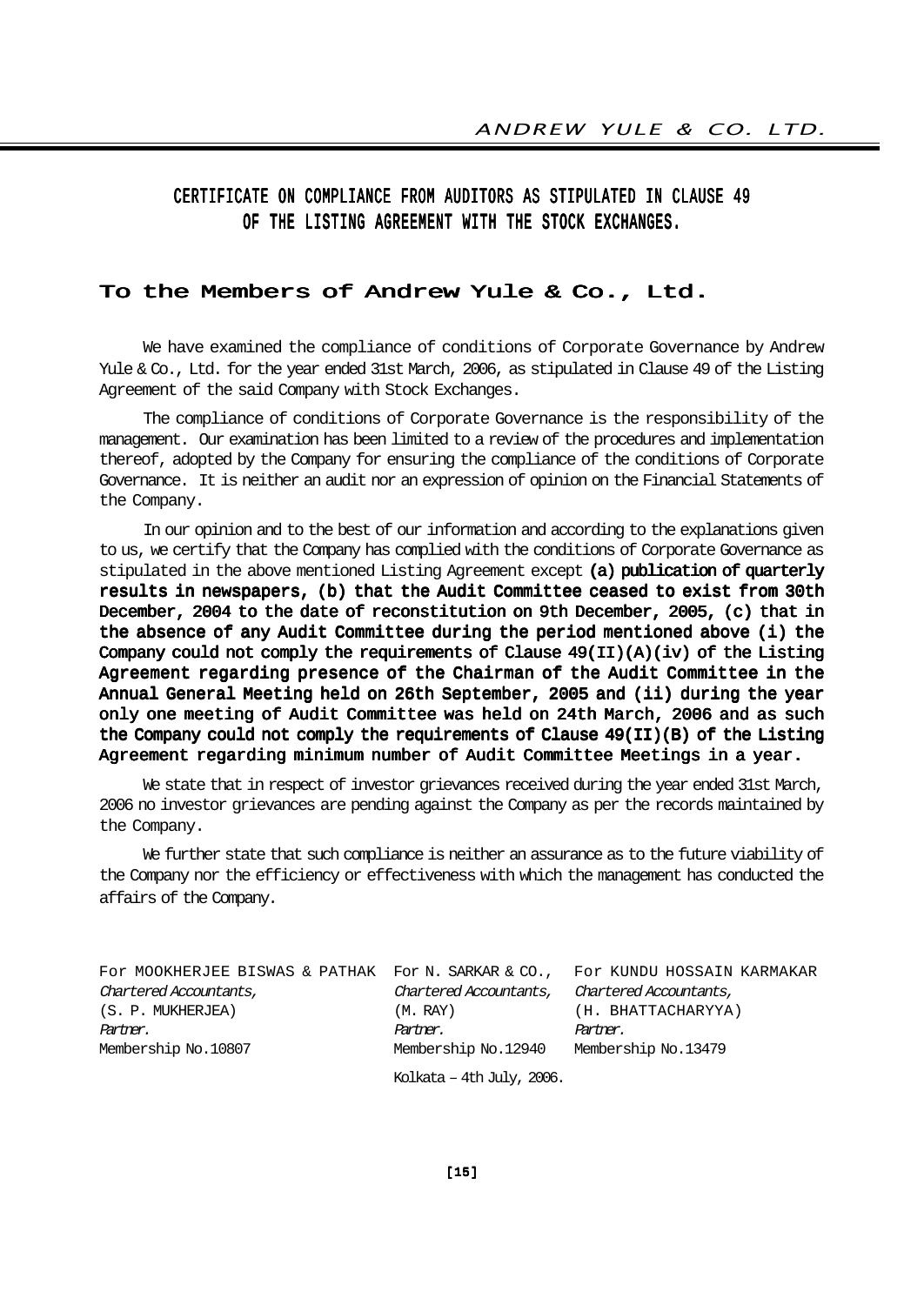## CERTIFICATE ON COMPLIANCE FROM AUDITORS AS STIPULATED IN CLAUSE 49 OF THE LISTING AGREEMENT WITH THE STOCK EXCHANGES.

### To the Members of Andrew Yule & Co., Ltd.

We have examined the compliance of conditions of Corporate Governance by Andrew Yule & Co., Ltd. for the year ended 31st March, 2006, as stipulated in Clause 49 of the Listing Agreement of the said Company with Stock Exchanges.

The compliance of conditions of Corporate Governance is the responsibility of the management. Our examination has been limited to a review of the procedures and implementation thereof, adopted by the Company for ensuring the compliance of the conditions of Corporate Governance. It is neither an audit nor an expression of opinion on the Financial Statements of the Company.

In our opinion and to the best of our information and according to the explanations given to us, we certify that the Company has complied with the conditions of Corporate Governance as stipulated in the above mentioned Listing Agreement except **(a) publication of quarterly results in newspapers, (b) that the Audit Committee ceased to exist from 30th December, 2004 to the date of reconstitution on 9th December, 2005, (c) that in the absence of any Audit Committee during the period mentioned above (i) the Company could not comply the requirements of Clause 49(II)(A)(iv) of the Listing Agreement regarding presence of the Chairman of the Audit Committee in the Annual General Meeting held on 26th September, 2005 and (ii) during the year only one meeting of Audit Committee was held on 24th March, 2006 and as such the Company could not comply the requirements of Clause 49(II)(B) of the Listing Agreement regarding minimum number of Audit Committee Meetings in a year.**

We state that in respect of investor grievances received during the year ended 31st March, 2006 no investor grievances are pending against the Company as per the records maintained by the Company.

We further state that such compliance is neither an assurance as to the future viability of the Company nor the efficiency or effectiveness with which the management has conducted the affairs of the Company.

| For MOOKHERJEE BISWAS & PATHAK | For N. SARKAR & CO., | For KUNDU HOSSAIN KARMAKAR |
|---|---|---|
| *Chartered Accountants,* | *Chartered Accountants,* | *Chartered Accountants,* |
| (S. P. MUKHERJEA) | (M. RAY) | (H. BHATTACHARYYA) |
| *Partner.* | *Partner.* | *Partner.* |
| Membership No.10807 | Membership No.12940 | Membership No.13479 |

Kolkata – 4th July, 2006.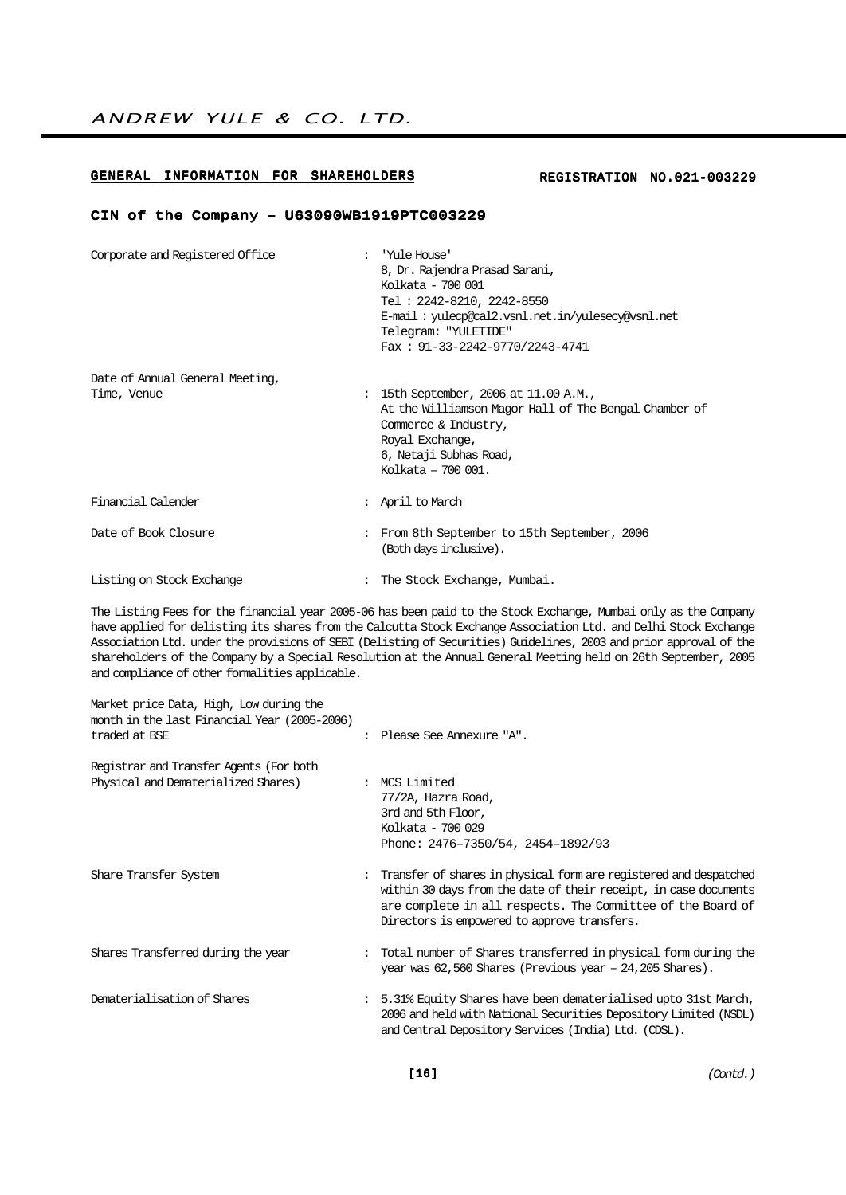## GENERAL INFORMATION FOR SHAREHOLDERS

**REGISTRATION NO.021-003229**

**CIN of the Company – U63090WB1919PTC003229**

| | |
|---|---|
| Corporate and Registered Office | : 'Yule House'<br>8, Dr. Rajendra Prasad Sarani,<br>Kolkata - 700 001<br>Tel : 2242-8210, 2242-8550<br>E-mail : yulecp@cal2.vsnl.net.in/yulesecy@vsnl.net<br>Telegram: "YULETIDE"<br>Fax : 91-33-2242-9770/2243-4741 |
| Date of Annual General Meeting, Time, Venue | : 15th September, 2006 at 11.00 A.M.,<br>At the Williamson Magor Hall of The Bengal Chamber of Commerce & Industry,<br>Royal Exchange,<br>6, Netaji Subhas Road,<br>Kolkata – 700 001. |
| Financial Calender | : April to March |
| Date of Book Closure | : From 8th September to 15th September, 2006 (Both days inclusive). |
| Listing on Stock Exchange | : The Stock Exchange, Mumbai. |

The Listing Fees for the financial year 2005-06 has been paid to the Stock Exchange, Mumbai only as the Company have applied for delisting its shares from the Calcutta Stock Exchange Association Ltd. and Delhi Stock Exchange Association Ltd. under the provisions of SEBI (Delisting of Securities) Guidelines, 2003 and prior approval of the shareholders of the Company by a Special Resolution at the Annual General Meeting held on 26th September, 2005 and compliance of other formalities applicable.

| | |
|---|---|
| Market price Data, High, Low during the month in the last Financial Year (2005-2006) traded at BSE | : Please See Annexure "A". |
| Registrar and Transfer Agents (For both Physical and Dematerialized Shares) | : MCS Limited<br>77/2A, Hazra Road,<br>3rd and 5th Floor,<br>Kolkata - 700 029<br>Phone: 2476–7350/54, 2454–1892/93 |
| Share Transfer System | : Transfer of shares in physical form are registered and despatched within 30 days from the date of their receipt, in case documents are complete in all respects. The Committee of the Board of Directors is empowered to approve transfers. |
| Shares Transferred during the year | : Total number of Shares transferred in physical form during the year was 62,560 Shares (Previous year – 24,205 Shares). |
| Dematerialisation of Shares | : 5.31% Equity Shares have been dematerialised upto 31st March, 2006 and held with National Securities Depository Limited (NSDL) and Central Depository Services (India) Ltd. (CDSL). |

*(Contd.)*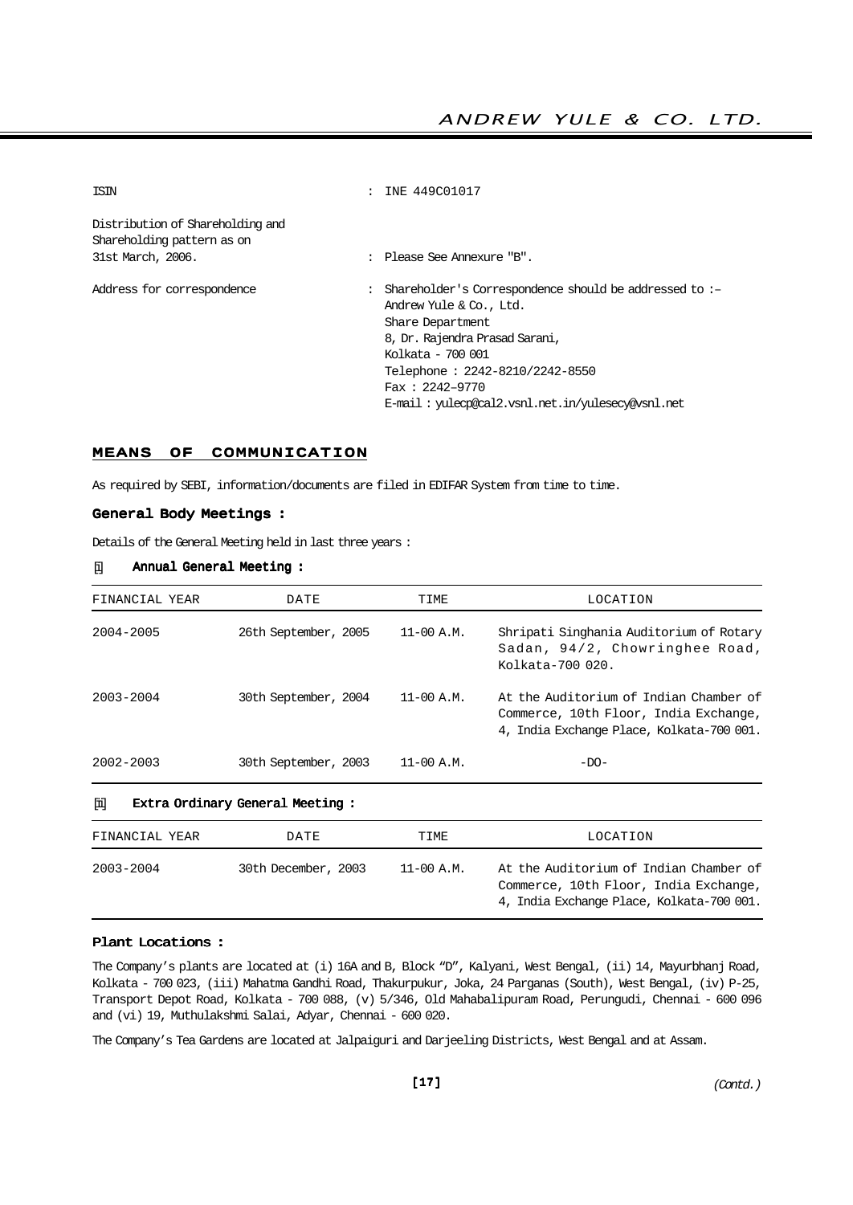| | | |
|---|---|---|
| ISIN | : | INE 449C01017 |
| Distribution of Shareholding and Shareholding pattern as on 31st March, 2006. | : | Please See Annexure "B". |
| Address for correspondence | : | Shareholder's Correspondence should be addressed to :– Andrew Yule & Co., Ltd. Share Department 8, Dr. Rajendra Prasad Sarani, Kolkata - 700 001 Telephone : 2242-8210/2242-8550 Fax : 2242–9770 E-mail : yulecp@cal2.vsnl.net.in/yulesecy@vsnl.net |

## MEANS OF COMMUNICATION

As required by SEBI, information/documents are filed in EDIFAR System from time to time.

### General Body Meetings :

Details of the General Meeting held in last three years :

**(i) Annual General Meeting :**

| FINANCIAL YEAR | DATE | TIME | LOCATION |
|---|---|---|---|
| 2004-2005 | 26th September, 2005 | 11-00 A.M. | Shripati Singhania Auditorium of Rotary Sadan, 94/2, Chowringhee Road, Kolkata-700 020. |
| 2003-2004 | 30th September, 2004 | 11-00 A.M. | At the Auditorium of Indian Chamber of Commerce, 10th Floor, India Exchange, 4, India Exchange Place, Kolkata-700 001. |
| 2002-2003 | 30th September, 2003 | 11-00 A.M. | -DO- |

**(ii) Extra Ordinary General Meeting :**

| FINANCIAL YEAR | DATE | TIME | LOCATION |
|---|---|---|---|
| 2003-2004 | 30th December, 2003 | 11-00 A.M. | At the Auditorium of Indian Chamber of Commerce, 10th Floor, India Exchange, 4, India Exchange Place, Kolkata-700 001. |

### Plant Locations :

The Company's plants are located at (i) 16A and B, Block "D", Kalyani, West Bengal, (ii) 14, Mayurbhanj Road, Kolkata - 700 023, (iii) Mahatma Gandhi Road, Thakurpukur, Joka, 24 Parganas (South), West Bengal, (iv) P-25, Transport Depot Road, Kolkata - 700 088, (v) 5/346, Old Mahabalipuram Road, Perungudi, Chennai - 600 096 and (vi) 19, Muthulakshmi Salai, Adyar, Chennai - 600 020.

The Company's Tea Gardens are located at Jalpaiguri and Darjeeling Districts, West Bengal and at Assam.

*(Contd.)*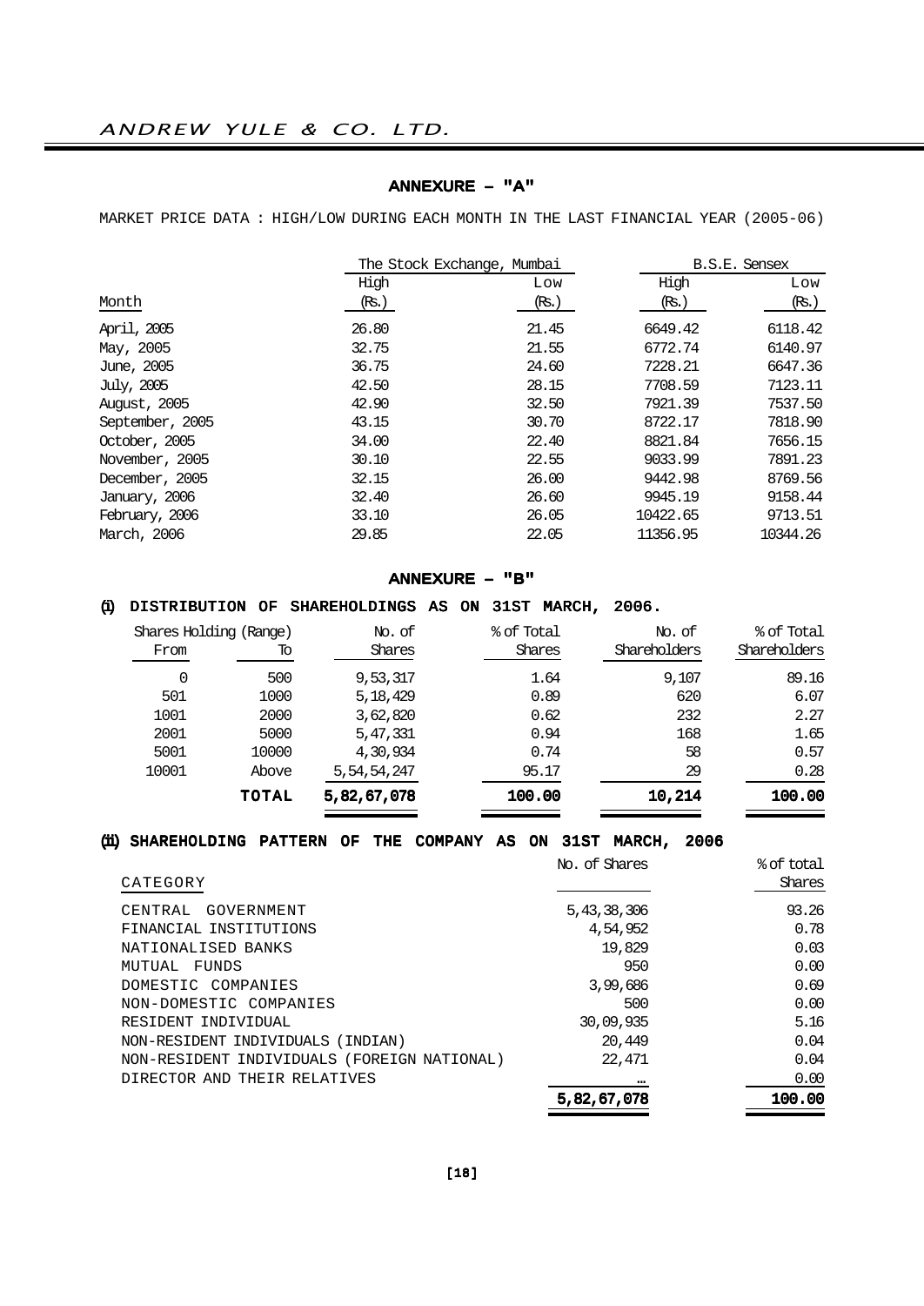## ANNEXURE – "A"

MARKET PRICE DATA : HIGH/LOW DURING EACH MONTH IN THE LAST FINANCIAL YEAR (2005-06)

| | The Stock Exchange, Mumbai | | B.S.E. Sensex | |
|---|---|---|---|---|
| Month | High (Rs.) | Low (Rs.) | High (Rs.) | Low (Rs.) |
| April, 2005 | 26.80 | 21.45 | 6649.42 | 6118.42 |
| May, 2005 | 32.75 | 21.55 | 6772.74 | 6140.97 |
| June, 2005 | 36.75 | 24.60 | 7228.21 | 6647.36 |
| July, 2005 | 42.50 | 28.15 | 7708.59 | 7123.11 |
| August, 2005 | 42.90 | 32.50 | 7921.39 | 7537.50 |
| September, 2005 | 43.15 | 30.70 | 8722.17 | 7818.90 |
| October, 2005 | 34.00 | 22.40 | 8821.84 | 7656.15 |
| November, 2005 | 30.10 | 22.55 | 9033.99 | 7891.23 |
| December, 2005 | 32.15 | 26.00 | 9442.98 | 8769.56 |
| January, 2006 | 32.40 | 26.60 | 9945.19 | 9158.44 |
| February, 2006 | 33.10 | 26.05 | 10422.65 | 9713.51 |
| March, 2006 | 29.85 | 22.05 | 11356.95 | 10344.26 |

## ANNEXURE – "B"

### (i) DISTRIBUTION OF SHAREHOLDINGS AS ON 31ST MARCH, 2006.

| Shares Holding (Range) From | To | No. of Shares | % of Total Shares | No. of Shareholders | % of Total Shareholders |
|---|---|---|---|---|---|
| 0 | 500 | 9,53,317 | 1.64 | 9,107 | 89.16 |
| 501 | 1000 | 5,18,429 | 0.89 | 620 | 6.07 |
| 1001 | 2000 | 3,62,820 | 0.62 | 232 | 2.27 |
| 2001 | 5000 | 5,47,331 | 0.94 | 168 | 1.65 |
| 5001 | 10000 | 4,30,934 | 0.74 | 58 | 0.57 |
| 10001 | Above | 5,54,54,247 | 95.17 | 29 | 0.28 |
| | **TOTAL** | **5,82,67,078** | **100.00** | **10,214** | **100.00** |

### (ii) SHAREHOLDING PATTERN OF THE COMPANY AS ON 31ST MARCH, 2006

| CATEGORY | No. of Shares | % of total Shares |
|---|---|---|
| CENTRAL GOVERNMENT | 5,43,38,306 | 93.26 |
| FINANCIAL INSTITUTIONS | 4,54,952 | 0.78 |
| NATIONALISED BANKS | 19,829 | 0.03 |
| MUTUAL FUNDS | 950 | 0.00 |
| DOMESTIC COMPANIES | 3,99,686 | 0.69 |
| NON-DOMESTIC COMPANIES | 500 | 0.00 |
| RESIDENT INDIVIDUAL | 30,09,935 | 5.16 |
| NON-RESIDENT INDIVIDUALS (INDIAN) | 20,449 | 0.04 |
| NON-RESIDENT INDIVIDUALS (FOREIGN NATIONAL) | 22,471 | 0.04 |
| DIRECTOR AND THEIR RELATIVES | … | 0.00 |
| | **5,82,67,078** | **100.00** |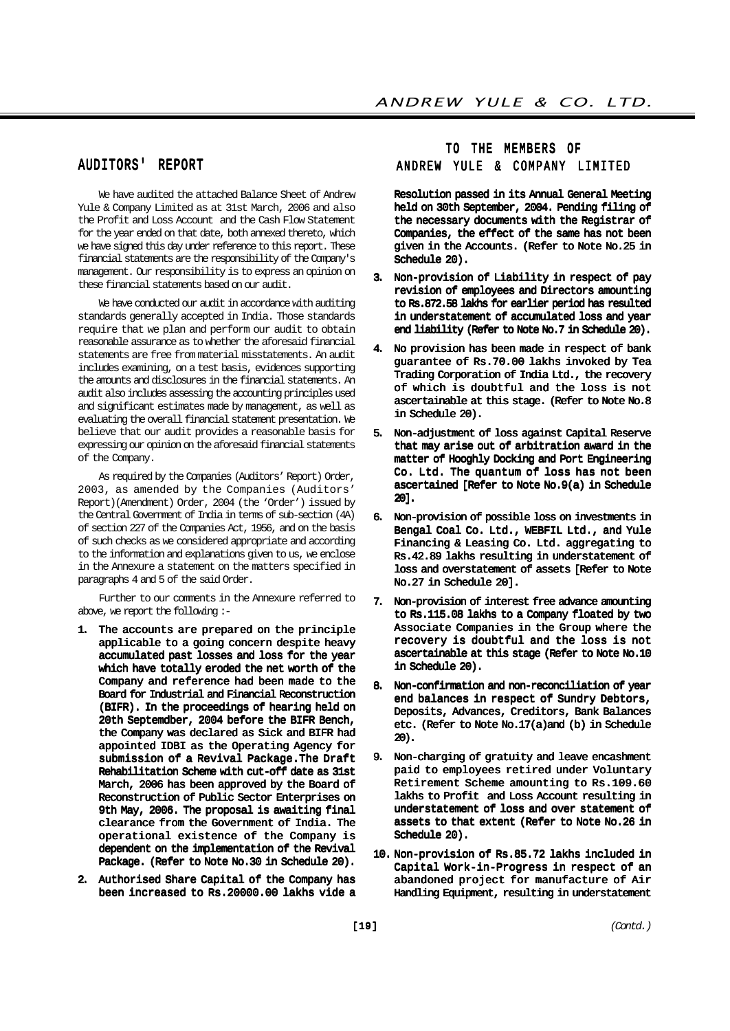## AUDITORS' REPORT

## TO THE MEMBERS OF ANDREW YULE & COMPANY LIMITED

We have audited the attached Balance Sheet of Andrew Yule & Company Limited as at 31st March, 2006 and also the Profit and Loss Account and the Cash Flow Statement for the year ended on that date, both annexed thereto, which we have signed this day under reference to this report. These financial statements are the responsibility of the Company's management. Our responsibility is to express an opinion on these financial statements based on our audit.

We have conducted our audit in accordance with auditing standards generally accepted in India. Those standards require that we plan and perform our audit to obtain reasonable assurance as to whether the aforesaid financial statements are free from material misstatements. An audit includes examining, on a test basis, evidences supporting the amounts and disclosures in the financial statements. An audit also includes assessing the accounting principles used and significant estimates made by management, as well as evaluating the overall financial statement presentation. We believe that our audit provides a reasonable basis for expressing our opinion on the aforesaid financial statements of the Company.

As required by the Companies (Auditors' Report) Order, 2003, as amended by the Companies (Auditors' Report)(Amendment) Order, 2004 (the 'Order') issued by the Central Government of India in terms of sub-section (4A) of section 227 of the Companies Act, 1956, and on the basis of such checks as we considered appropriate and according to the information and explanations given to us, we enclose in the Annexure a statement on the matters specified in paragraphs 4 and 5 of the said Order.

Further to our comments in the Annexure referred to above, we report the following :-

1. **The accounts are prepared on the principle applicable to a going concern despite heavy accumulated past losses and loss for the year which have totally eroded the net worth of the Company and reference had been made to the Board for Industrial and Financial Reconstruction (BIFR). In the proceedings of hearing held on 20th Septemdber, 2004 before the BIFR Bench, the Company was declared as Sick and BIFR had appointed IDBI as the Operating Agency for submission of a Revival Package.The Draft Rehabilitation Scheme with cut-off date as 31st March, 2006 has been approved by the Board of Reconstruction of Public Sector Enterprises on 9th May, 2006. The proposal is awaiting final clearance from the Government of India. The operational existence of the Company is dependent on the implementation of the Revival Package. (Refer to Note No.30 in Schedule 20).**

2. **Authorised Share Capital of the Company has been increased to Rs.20000.00 lakhs vide a Resolution passed in its Annual General Meeting held on 30th September, 2004. Pending filing of the necessary documents with the Registrar of Companies, the effect of the same has not been given in the Accounts. (Refer to Note No.25 in Schedule 20).**

3. **Non-provision of Liability in respect of pay revision of employees and Directors amounting to Rs.872.58 lakhs for earlier period has resulted in understatement of accumulated loss and year end liability (Refer to Note No.7 in Schedule 20).**

4. **No provision has been made in respect of bank guarantee of Rs.70.00 lakhs invoked by Tea Trading Corporation of India Ltd., the recovery of which is doubtful and the loss is not ascertainable at this stage. (Refer to Note No.8 in Schedule 20).**

5. **Non-adjustment of loss against Capital Reserve that may arise out of arbitration award in the matter of Hooghly Docking and Port Engineering Co. Ltd. The quantum of loss has not been ascertained [Refer to Note No.9(a) in Schedule 20].**

6. **Non-provision of possible loss on investments in Bengal Coal Co. Ltd., WEBFIL Ltd., and Yule Financing & Leasing Co. Ltd. aggregating to Rs.42.89 lakhs resulting in understatement of loss and overstatement of assets [Refer to Note No.27 in Schedule 20].**

7. **Non-provision of interest free advance amounting to Rs.115.08 lakhs to a Company floated by two Associate Companies in the Group where the recovery is doubtful and the loss is not ascertainable at this stage (Refer to Note No.10 in Schedule 20).**

8. **Non-confirmation and non-reconciliation of year end balances in respect of Sundry Debtors, Deposits, Advances, Creditors, Bank Balances etc. (Refer to Note No.17(a)and (b) in Schedule 20).**

9. **Non-charging of gratuity and leave encashment paid to employees retired under Voluntary Retirement Scheme amounting to Rs.109.60 lakhs to Profit and Loss Account resulting in understatement of loss and over statement of assets to that extent (Refer to Note No.26 in Schedule 20).**

10. **Non-provision of Rs.85.72 lakhs included in Capital Work-in-Progress in respect of an abandoned project for manufacture of Air Handling Equipment, resulting in understatement**

*(Contd.)*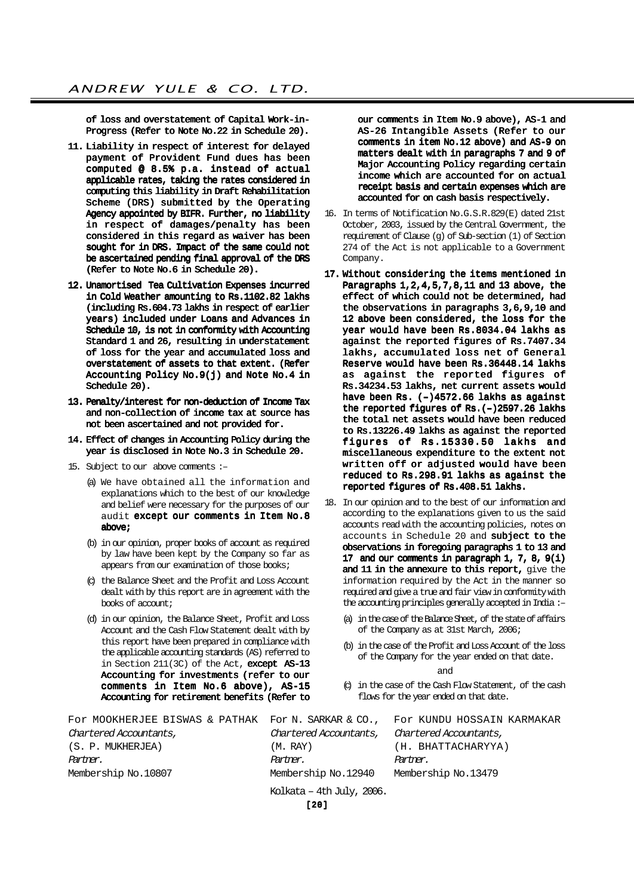of loss and overstatement of Capital Work-in-Progress (Refer to Note No.22 in Schedule 20).

11. Liability in respect of interest for delayed payment of Provident Fund dues has been computed @ 8.5% p.a. instead of actual applicable rates, taking the rates considered in computing this liability in Draft Rehabilitation Scheme (DRS) submitted by the Operating Agency appointed by BIFR. Further, no liability in respect of damages/penalty has been considered in this regard as waiver has been sought for in DRS. Impact of the same could not be ascertained pending final approval of the DRS (Refer to Note No.6 in Schedule 20).

12. Unamortised Tea Cultivation Expenses incurred in Cold Weather amounting to Rs.1102.82 lakhs (including Rs.604.73 lakhs in respect of earlier years) included under Loans and Advances in Schedule 10, is not in conformity with Accounting Standard 1 and 26, resulting in understatement of loss for the year and accumulated loss and overstatement of assets to that extent. (Refer Accounting Policy No.9(j) and Note No.4 in Schedule 20).

13. Penalty/interest for non-deduction of Income Tax and non-collection of income tax at source has not been ascertained and not provided for.

14. Effect of changes in Accounting Policy during the year is disclosed in Note No.3 in Schedule 20.

15. Subject to our above comments :–

    (a) We have obtained all the information and explanations which to the best of our knowledge and belief were necessary for the purposes of our audit **except our comments in Item No.8 above;**

    (b) in our opinion, proper books of account as required by law have been kept by the Company so far as appears from our examination of those books;

    (c) the Balance Sheet and the Profit and Loss Account dealt with by this report are in agreement with the books of account;

    (d) in our opinion, the Balance Sheet, Profit and Loss Account and the Cash Flow Statement dealt with by this report have been prepared in compliance with the applicable accounting standards (AS) referred to in Section 211(3C) of the Act, **except AS-13 Accounting for investments (refer to our comments in Item No.6 above), AS-15 Accounting for retirement benefits (Refer to our comments in Item No.9 above), AS-1 and AS-26 Intangible Assets (Refer to our comments in item No.12 above) and AS-9 on matters dealt with in paragraphs 7 and 9 of Major Accounting Policy regarding certain income which are accounted for on actual receipt basis and certain expenses which are accounted for on cash basis respectively.**

16. In terms of Notification No.G.S.R.829(E) dated 21st October, 2003, issued by the Central Government, the requirement of Clause (g) of Sub-section (1) of Section 274 of the Act is not applicable to a Government Company.

17. **Without considering the items mentioned in Paragraphs 1,2,4,5,7,8,11 and 13 above, the effect of which could not be determined, had the observations in paragraphs 3,6,9,10 and 12 above been considered, the loss for the year would have been Rs.8034.04 lakhs as against the reported figures of Rs.7407.34 lakhs, accumulated loss net of General Reserve would have been Rs.36448.14 lakhs as against the reported figures of Rs.34234.53 lakhs, net current assets would have been Rs. (–)4572.66 lakhs as against the reported figures of Rs.(–)2597.26 lakhs the total net assets would have been reduced to Rs.13226.49 lakhs as against the reported figures of Rs.15330.50 lakhs and miscellaneous expenditure to the extent not written off or adjusted would have been reduced to Rs.298.91 lakhs as against the reported figures of Rs.408.51 lakhs.**

18. In our opinion and to the best of our information and according to the explanations given to us the said accounts read with the accounting policies, notes on accounts in Schedule 20 and **subject to the observations in foregoing paragraphs 1 to 13 and 17 and our comments in paragraph 1, 7, 8, 9(i) and 11 in the annexure to this report,** give the information required by the Act in the manner so required and give a true and fair view in conformity with the accounting principles generally accepted in India :–

    (a) in the case of the Balance Sheet, of the state of affairs of the Company as at 31st March, 2006;

    (b) in the case of the Profit and Loss Account of the loss of the Company for the year ended on that date.

    and

    (c) in the case of the Cash Flow Statement, of the cash flows for the year ended on that date.

| For MOOKHERJEE BISWAS & PATHAK | For N. SARKAR & CO., | For KUNDU HOSSAIN KARMAKAR |
|---|---|---|
| *Chartered Accountants,* | *Chartered Accountants,* | *Chartered Accountants,* |
| (S. P. MUKHERJEA) | (M. RAY) | (H. BHATTACHARYYA) |
| *Partner.* | *Partner.* | *Partner.* |
| Membership No.10807 | Membership No.12940 | Membership No.13479 |

Kolkata – 4th July, 2006.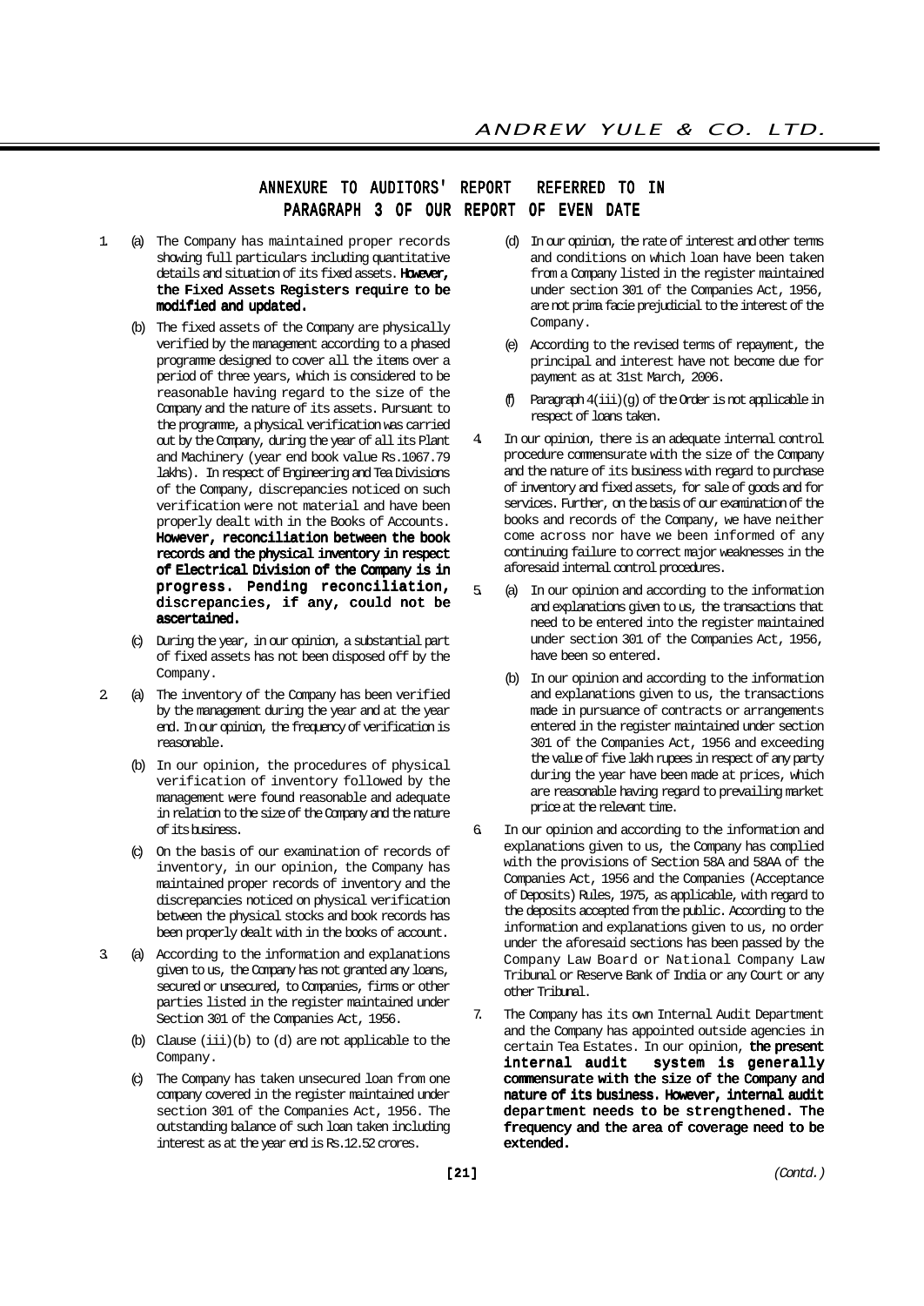## ANNEXURE TO AUDITORS' REPORT REFERRED TO IN PARAGRAPH 3 OF OUR REPORT OF EVEN DATE

1. (a) The Company has maintained proper records showing full particulars including quantitative details and situation of its fixed assets. **However, the Fixed Assets Registers require to be modified and updated.**

   (b) The fixed assets of the Company are physically verified by the management according to a phased programme designed to cover all the items over a period of three years, which is considered to be reasonable having regard to the size of the Company and the nature of its assets. Pursuant to the programme, a physical verification was carried out by the Company, during the year of all its Plant and Machinery (year end book value Rs.1067.79 lakhs). In respect of Engineering and Tea Divisions of the Company, discrepancies noticed on such verification were not material and have been properly dealt with in the Books of Accounts. **However, reconciliation between the book records and the physical inventory in respect of Electrical Division of the Company is in progress. Pending reconciliation, discrepancies, if any, could not be ascertained.**

   (c) During the year, in our opinion, a substantial part of fixed assets has not been disposed off by the Company.

2. (a) The inventory of the Company has been verified by the management during the year and at the year end. In our opinion, the frequency of verification is reasonable.

   (b) In our opinion, the procedures of physical verification of inventory followed by the management were found reasonable and adequate in relation to the size of the Company and the nature of its business.

   (c) On the basis of our examination of records of inventory, in our opinion, the Company has maintained proper records of inventory and the discrepancies noticed on physical verification between the physical stocks and book records has been properly dealt with in the books of account.

3. (a) According to the information and explanations given to us, the Company has not granted any loans, secured or unsecured, to Companies, firms or other parties listed in the register maintained under Section 301 of the Companies Act, 1956.

   (b) Clause (iii)(b) to (d) are not applicable to the Company.

   (c) The Company has taken unsecured loan from one company covered in the register maintained under section 301 of the Companies Act, 1956. The outstanding balance of such loan taken including interest as at the year end is Rs.12.52 crores.

   (d) In our opinion, the rate of interest and other terms and conditions on which loan have been taken from a Company listed in the register maintained under section 301 of the Companies Act, 1956, are not prima facie prejudicial to the interest of the Company.

   (e) According to the revised terms of repayment, the principal and interest have not become due for payment as at 31st March, 2006.

   (f) Paragraph 4(iii)(g) of the Order is not applicable in respect of loans taken.

4. In our opinion, there is an adequate internal control procedure commensurate with the size of the Company and the nature of its business with regard to purchase of inventory and fixed assets, for sale of goods and for services. Further, on the basis of our examination of the books and records of the Company, we have neither come across nor have we been informed of any continuing failure to correct major weaknesses in the aforesaid internal control procedures.

5. (a) In our opinion and according to the information and explanations given to us, the transactions that need to be entered into the register maintained under section 301 of the Companies Act, 1956, have been so entered.

   (b) In our opinion and according to the information and explanations given to us, the transactions made in pursuance of contracts or arrangements entered in the register maintained under section 301 of the Companies Act, 1956 and exceeding the value of five lakh rupees in respect of any party during the year have been made at prices, which are reasonable having regard to prevailing market price at the relevant time.

6. In our opinion and according to the information and explanations given to us, the Company has complied with the provisions of Section 58A and 58AA of the Companies Act, 1956 and the Companies (Acceptance of Deposits) Rules, 1975, as applicable, with regard to the deposits accepted from the public. According to the information and explanations given to us, no order under the aforesaid sections has been passed by the Company Law Board or National Company Law Tribunal or Reserve Bank of India or any Court or any other Tribunal.

7. The Company has its own Internal Audit Department and the Company has appointed outside agencies in certain Tea Estates. In our opinion, **the present internal audit system is generally commensurate with the size of the Company and nature of its business. However, internal audit department needs to be strengthened. The frequency and the area of coverage need to be extended.**

*(Contd.)*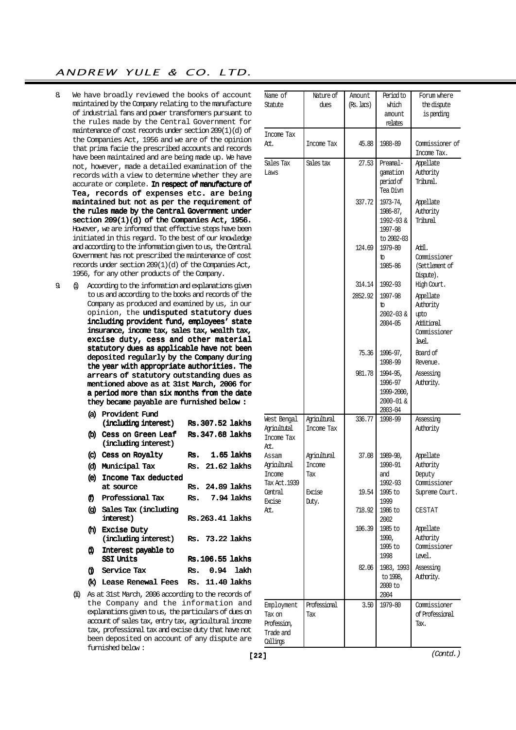8. We have broadly reviewed the books of account maintained by the Company relating to the manufacture of industrial fans and power transformers pursuant to the rules made by the Central Government for maintenance of cost records under section 209(1)(d) of the Companies Act, 1956 and we are of the opinion that prima facie the prescribed accounts and records have been maintained and are being made up. We have not, however, made a detailed examination of the records with a view to determine whether they are accurate or complete. **In respect of manufacture of Tea, records of expenses etc. are being maintained but not as per the requirement of the rules made by the Central Government under section 209(1)(d) of the Companies Act, 1956.** However, we are informed that effective steps have been initiated in this regard. To the best of our knowledge and according to the information given to us, the Central Government has not prescribed the maintenance of cost records under section 209(1)(d) of the Companies Act, 1956, for any other products of the Company.

9. (i) According to the information and explanations given to us and according to the books and records of the Company as produced and examined by us, in our opinion, the **undisputed statutory dues including provident fund, employees' state insurance, income tax, sales tax, wealth tax, excise duty, cess and other material statutory dues as applicable have not been deposited regularly by the Company during the year with appropriate authorities. The arrears of statutory outstanding dues as mentioned above as at 31st March, 2006 for a period more than six months from the date they became payable are furnished below :**

| | | |
|---|---|---|
| **(a)** | **Provident Fund (including interest)** | **Rs.307.52 lakhs** |
| **(b)** | **Cess on Green Leaf (including interest)** | **Rs.347.68 lakhs** |
| **(c)** | **Cess on Royalty** | **Rs. 1.65 lakhs** |
| **(d)** | **Municipal Tax** | **Rs. 21.62 lakhs** |
| **(e)** | **Income Tax deducted at source** | **Rs. 24.89 lakhs** |
| **(f)** | **Professional Tax** | **Rs. 7.94 lakhs** |
| **(g)** | **Sales Tax (including interest)** | **Rs.263.41 lakhs** |
| **(h)** | **Excise Duty (including interest)** | **Rs. 73.22 lakhs** |
| **(i)** | **Interest payable to SSI Units** | **Rs.106.55 lakhs** |
| **(j)** | **Service Tax** | **Rs. 0.94 lakh** |
| **(k)** | **Lease Renewal Fees** | **Rs. 11.40 lakhs** |

(ii) As at 31st March, 2006 according to the records of the Company and the information and explanations given to us, the particulars of dues on account of sales tax, entry tax, agricultural income tax, professional tax and excise duty that have not been deposited on account of any dispute are furnished below :

| Name of Statute | Nature of dues | Amount (Rs. lacs) | Period to which amount relates | Forum where the dispute is pending |
|---|---|---|---|---|
| Income Tax Act. | Income Tax | 45.88 | 1988-89 | Commissioner of Income Tax. |
| Sales Tax Laws | Sales tax | 27.53 | Preamalgamation period of Tea Divn | Appellate Authority Tribunal. |
| | | 337.72 | 1973-74, 1986-87, 1992-93 & 1997-98 to 2002-03 | Appellate Authority Tribunal |
| | | 124.69 | 1979-80 to 1985-86 | Addl. Commissioner (Settlement of Dispute). |
| | | 314.14 | 1992-93 | High Court. |
| | | 2852.92 | 1997-98 to 2002-03 & 2004-05 | Appellate Authority upto Additional Commissioner level. |
| | | 75.36 | 1996-97, 1998-99 | Board of Revenue. |
| | | 981.78 | 1994-95, 1996-97 1999-2000, 2000-01 & 2003-04 | Assessing Authority. |
| West Bengal Agricultural Income Tax Act. | Agricultural Income Tax | 336.77 | 1998-99 | Assessing Authority |
| Assam Agricultural Income Tax Act.1939 | Agricultural Income Tax | 37.08 | 1989-90, 1990-91 and 1992-93 | Appellate Authority Deputy Commissioner |
| Central Excise Act. | Excise Duty. | 19.54 | 1995 to 1999 | Supreme Court. |
| | | 718.92 | 1986 to 2002 | CESTAT |
| | | 106.39 | 1985 to 1990, 1995 to 1998 | Appellate Authority Commissioner Level. |
| | | 82.06 | 1983, 1993 to 1998, 2000 to 2004 | Assessing Authority. |
| Employment Tax on Profession, Trade and Callings | Professional Tax | 3.50 | 1979-80 | Commissioner of Professional Tax. |

*(Contd.)*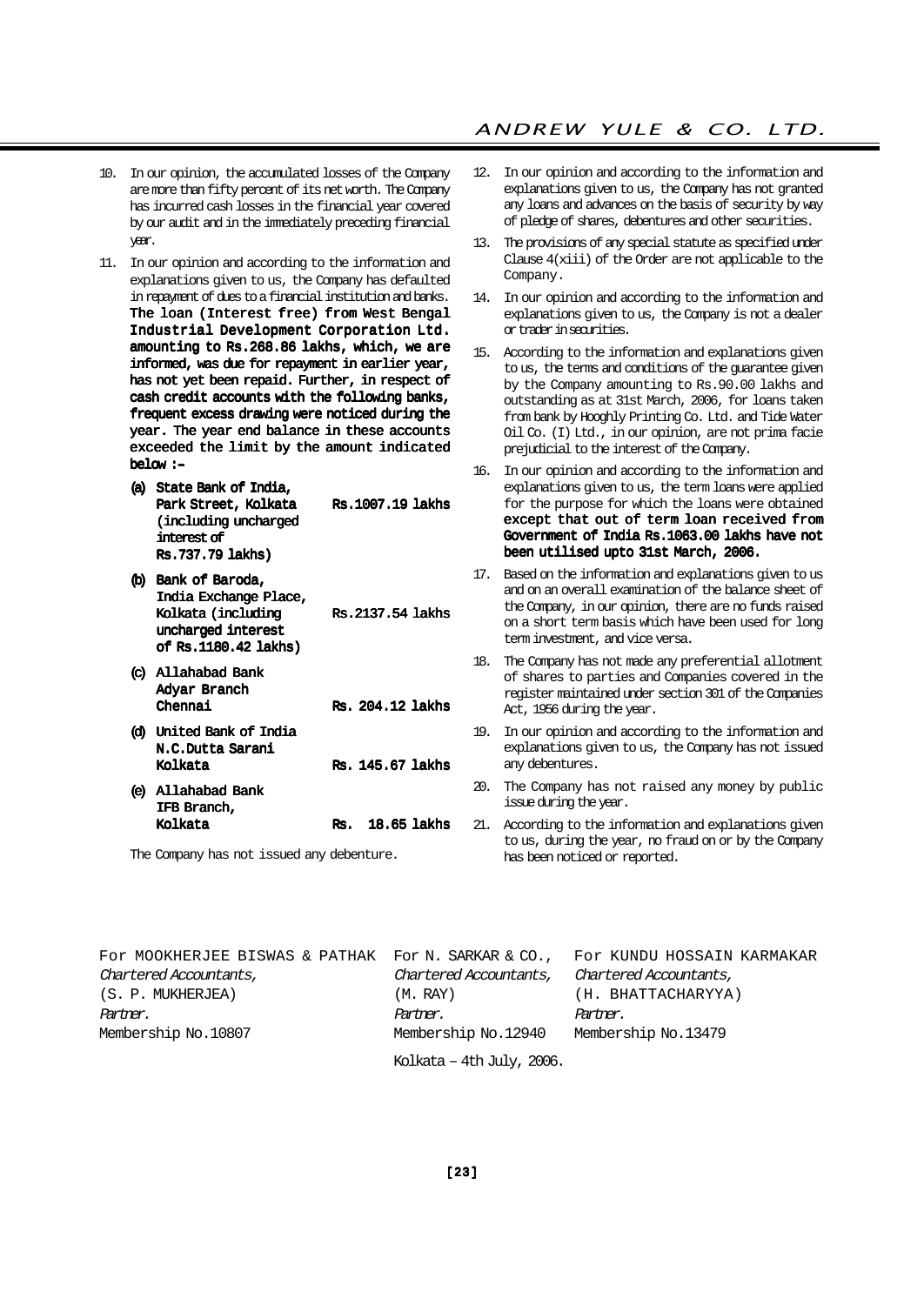10. In our opinion, the accumulated losses of the Company are more than fifty percent of its net worth. The Company has incurred cash losses in the financial year covered by our audit and in the immediately preceding financial year.

11. In our opinion and according to the information and explanations given to us, the Company has defaulted in repayment of dues to a financial institution and banks. **The loan (Interest free) from West Bengal Industrial Development Corporation Ltd. amounting to Rs.268.86 lakhs, which, we are informed, was due for repayment in earlier year, has not yet been repaid. Further, in respect of cash credit accounts with the following banks, frequent excess drawing were noticed during the year. The year end balance in these accounts exceeded the limit by the amount indicated below :-**

| | | |
|---|---|---|
| **(a)** | **State Bank of India, Park Street, Kolkata (including uncharged interest of Rs.737.79 lakhs)** | **Rs.1007.19 lakhs** |
| **(b)** | **Bank of Baroda, India Exchange Place, Kolkata (including uncharged interest of Rs.1180.42 lakhs)** | **Rs.2137.54 lakhs** |
| **(c)** | **Allahabad Bank Adyar Branch Chennai** | **Rs. 204.12 lakhs** |
| **(d)** | **United Bank of India N.C.Dutta Sarani Kolkata** | **Rs. 145.67 lakhs** |
| **(e)** | **Allahabad Bank IFB Branch, Kolkata** | **Rs. 18.65 lakhs** |

The Company has not issued any debenture.

12. In our opinion and according to the information and explanations given to us, the Company has not granted any loans and advances on the basis of security by way of pledge of shares, debentures and other securities.

13. The provisions of any special statute as specified under Clause 4(xiii) of the Order are not applicable to the Company.

14. In our opinion and according to the information and explanations given to us, the Company is not a dealer or trader in securities.

15. According to the information and explanations given to us, the terms and conditions of the guarantee given by the Company amounting to Rs.90.00 lakhs and outstanding as at 31st March, 2006, for loans taken from bank by Hooghly Printing Co. Ltd. and Tide Water Oil Co. (I) Ltd., in our opinion, are not prima facie prejudicial to the interest of the Company.

16. In our opinion and according to the information and explanations given to us, the term loans were applied for the purpose for which the loans were obtained **except that out of term loan received from Government of India Rs.1063.00 lakhs have not been utilised upto 31st March, 2006.**

17. Based on the information and explanations given to us and on an overall examination of the balance sheet of the Company, in our opinion, there are no funds raised on a short term basis which have been used for long term investment, and vice versa.

18. The Company has not made any preferential allotment of shares to parties and Companies covered in the register maintained under section 301 of the Companies Act, 1956 during the year.

19. In our opinion and according to the information and explanations given to us, the Company has not issued any debentures.

20. The Company has not raised any money by public issue during the year.

21. According to the information and explanations given to us, during the year, no fraud on or by the Company has been noticed or reported.

| | | |
|---|---|---|
| For MOOKHERJEE BISWAS & PATHAK | For N. SARKAR & CO., | For KUNDU HOSSAIN KARMAKAR |
| *Chartered Accountants,* | *Chartered Accountants,* | *Chartered Accountants,* |
| (S. P. MUKHERJEA) | (M. RAY) | (H. BHATTACHARYYA) |
| *Partner.* | *Partner.* | *Partner.* |
| Membership No.10807 | Membership No.12940 | Membership No.13479 |

Kolkata – 4th July, 2006.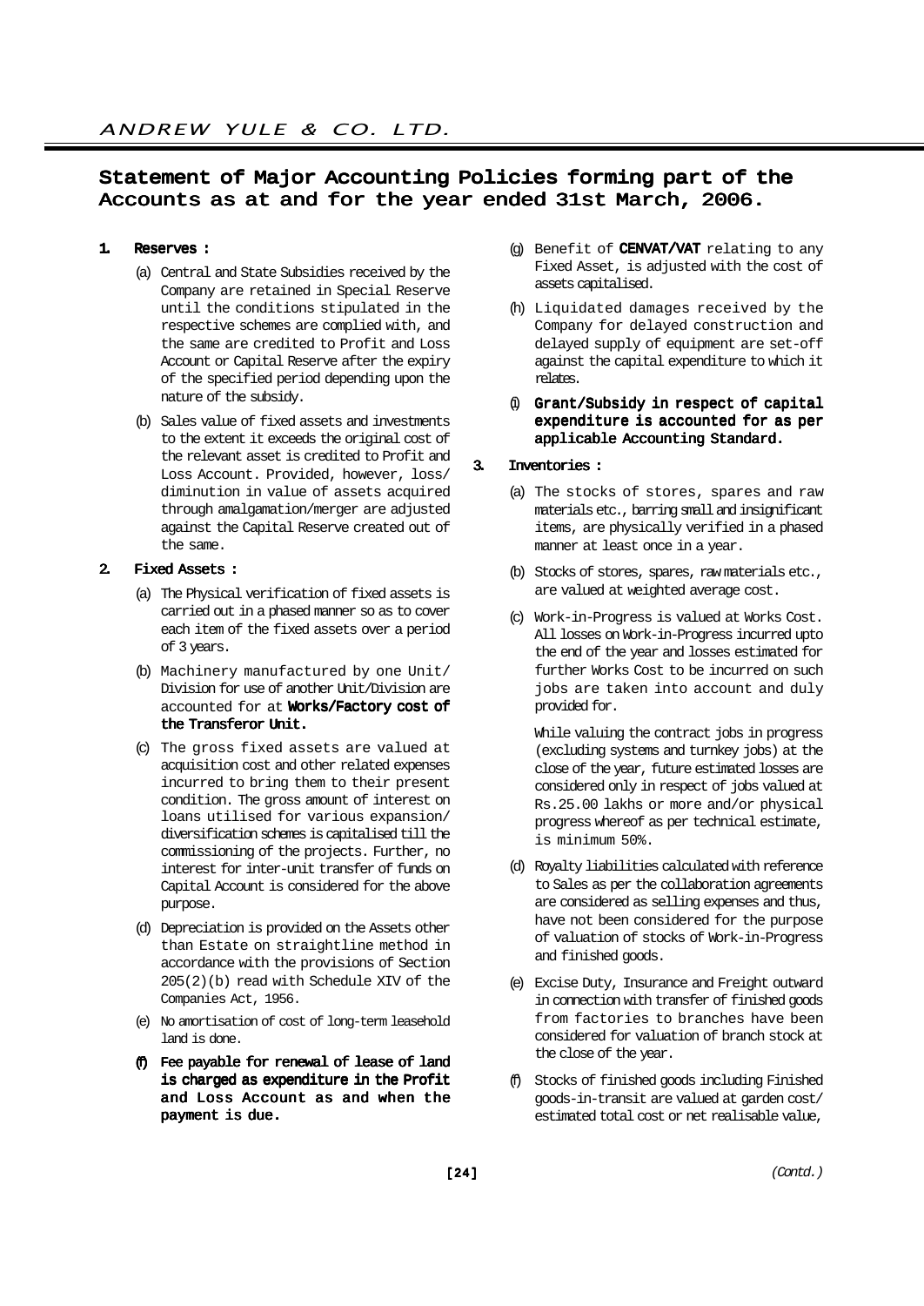## Statement of Major Accounting Policies forming part of the Accounts as at and for the year ended 31st March, 2006.

**1. Reserves :**

(a) Central and State Subsidies received by the Company are retained in Special Reserve until the conditions stipulated in the respective schemes are complied with, and the same are credited to Profit and Loss Account or Capital Reserve after the expiry of the specified period depending upon the nature of the subsidy.

(b) Sales value of fixed assets and investments to the extent it exceeds the original cost of the relevant asset is credited to Profit and Loss Account. Provided, however, loss/ diminution in value of assets acquired through amalgamation/merger are adjusted against the Capital Reserve created out of the same.

**2. Fixed Assets :**

(a) The Physical verification of fixed assets is carried out in a phased manner so as to cover each item of the fixed assets over a period of 3 years.

(b) Machinery manufactured by one Unit/ Division for use of another Unit/Division are accounted for at **Works/Factory cost of the Transferor Unit.**

(c) The gross fixed assets are valued at acquisition cost and other related expenses incurred to bring them to their present condition. The gross amount of interest on loans utilised for various expansion/ diversification schemes is capitalised till the commissioning of the projects. Further, no interest for inter-unit transfer of funds on Capital Account is considered for the above purpose.

(d) Depreciation is provided on the Assets other than Estate on straightline method in accordance with the provisions of Section 205(2)(b) read with Schedule XIV of the Companies Act, 1956.

(e) No amortisation of cost of long-term leasehold land is done.

**(f) Fee payable for renewal of lease of land is charged as expenditure in the Profit and Loss Account as and when the payment is due.**

(g) Benefit of **CENVAT/VAT** relating to any Fixed Asset, is adjusted with the cost of assets capitalised.

(h) Liquidated damages received by the Company for delayed construction and delayed supply of equipment are set-off against the capital expenditure to which it relates.

**(i) Grant/Subsidy in respect of capital expenditure is accounted for as per applicable Accounting Standard.**

**3. Inventories :**

(a) The stocks of stores, spares and raw materials etc., barring small and insignificant items, are physically verified in a phased manner at least once in a year.

(b) Stocks of stores, spares, raw materials etc., are valued at weighted average cost.

(c) Work-in-Progress is valued at Works Cost. All losses on Work-in-Progress incurred upto the end of the year and losses estimated for further Works Cost to be incurred on such jobs are taken into account and duly provided for.

While valuing the contract jobs in progress (excluding systems and turnkey jobs) at the close of the year, future estimated losses are considered only in respect of jobs valued at Rs.25.00 lakhs or more and/or physical progress whereof as per technical estimate, is minimum 50%.

(d) Royalty liabilities calculated with reference to Sales as per the collaboration agreements are considered as selling expenses and thus, have not been considered for the purpose of valuation of stocks of Work-in-Progress and finished goods.

(e) Excise Duty, Insurance and Freight outward in connection with transfer of finished goods from factories to branches have been considered for valuation of branch stock at the close of the year.

(f) Stocks of finished goods including Finished goods-in-transit are valued at garden cost/ estimated total cost or net realisable value,

*(Contd.)*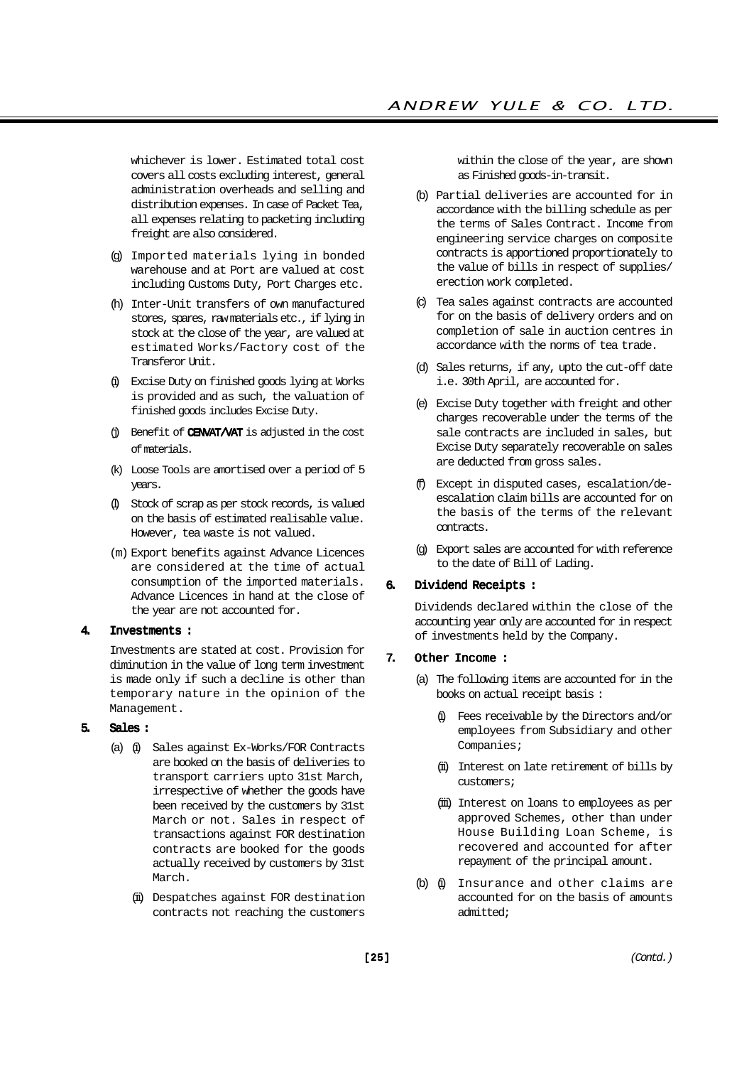whichever is lower. Estimated total cost covers all costs excluding interest, general administration overheads and selling and distribution expenses. In case of Packet Tea, all expenses relating to packeting including freight are also considered.

(g) Imported materials lying in bonded warehouse and at Port are valued at cost including Customs Duty, Port Charges etc.

(h) Inter-Unit transfers of own manufactured stores, spares, raw materials etc., if lying in stock at the close of the year, are valued at estimated Works/Factory cost of the Transferor Unit.

(i) Excise Duty on finished goods lying at Works is provided and as such, the valuation of finished goods includes Excise Duty.

(j) Benefit of **CENVAT/VAT** is adjusted in the cost of materials.

(k) Loose Tools are amortised over a period of 5 years.

(l) Stock of scrap as per stock records, is valued on the basis of estimated realisable value. However, tea waste is not valued.

(m) Export benefits against Advance Licences are considered at the time of actual consumption of the imported materials. Advance Licences in hand at the close of the year are not accounted for.

**4. Investments :**

Investments are stated at cost. Provision for diminution in the value of long term investment is made only if such a decline is other than temporary nature in the opinion of the Management.

**5. Sales :**

(a) (i) Sales against Ex-Works/FOR Contracts are booked on the basis of deliveries to transport carriers upto 31st March, irrespective of whether the goods have been received by the customers by 31st March or not. Sales in respect of transactions against FOR destination contracts are booked for the goods actually received by customers by 31st March.

(ii) Despatches against FOR destination contracts not reaching the customers within the close of the year, are shown as Finished goods-in-transit.

(b) Partial deliveries are accounted for in accordance with the billing schedule as per the terms of Sales Contract. Income from engineering service charges on composite contracts is apportioned proportionately to the value of bills in respect of supplies/ erection work completed.

(c) Tea sales against contracts are accounted for on the basis of delivery orders and on completion of sale in auction centres in accordance with the norms of tea trade.

(d) Sales returns, if any, upto the cut-off date i.e. 30th April, are accounted for.

(e) Excise Duty together with freight and other charges recoverable under the terms of the sale contracts are included in sales, but Excise Duty separately recoverable on sales are deducted from gross sales.

(f) Except in disputed cases, escalation/de-escalation claim bills are accounted for on the basis of the terms of the relevant contracts.

(g) Export sales are accounted for with reference to the date of Bill of Lading.

**6. Dividend Receipts :**

Dividends declared within the close of the accounting year only are accounted for in respect of investments held by the Company.

**7. Other Income :**

(a) The following items are accounted for in the books on actual receipt basis :

(i) Fees receivable by the Directors and/or employees from Subsidiary and other Companies;

(ii) Interest on late retirement of bills by customers;

(iii) Interest on loans to employees as per approved Schemes, other than under House Building Loan Scheme, is recovered and accounted for after repayment of the principal amount.

(b) (i) Insurance and other claims are accounted for on the basis of amounts admitted;

*(Contd.)*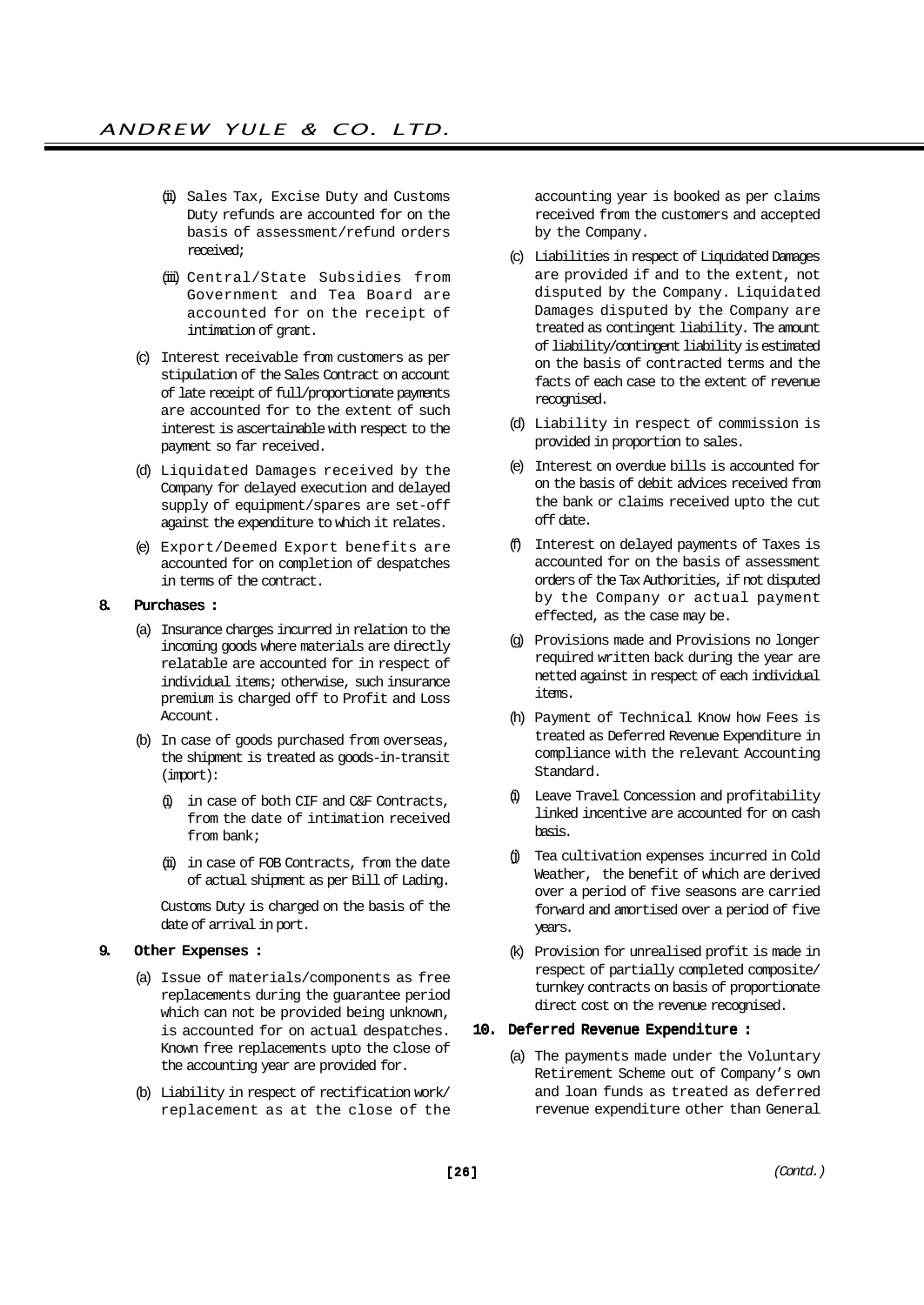(ii) Sales Tax, Excise Duty and Customs Duty refunds are accounted for on the basis of assessment/refund orders received;

(iii) Central/State Subsidies from Government and Tea Board are accounted for on the receipt of intimation of grant.

(c) Interest receivable from customers as per stipulation of the Sales Contract on account of late receipt of full/proportionate payments are accounted for to the extent of such interest is ascertainable with respect to the payment so far received.

(d) Liquidated Damages received by the Company for delayed execution and delayed supply of equipment/spares are set-off against the expenditure to which it relates.

(e) Export/Deemed Export benefits are accounted for on completion of despatches in terms of the contract.

**8. Purchases :**

(a) Insurance charges incurred in relation to the incoming goods where materials are directly relatable are accounted for in respect of individual items; otherwise, such insurance premium is charged off to Profit and Loss Account.

(b) In case of goods purchased from overseas, the shipment is treated as goods-in-transit (import):

(i) in case of both CIF and C&F Contracts, from the date of intimation received from bank;

(ii) in case of FOB Contracts, from the date of actual shipment as per Bill of Lading.

Customs Duty is charged on the basis of the date of arrival in port.

**9. Other Expenses :**

(a) Issue of materials/components as free replacements during the guarantee period which can not be provided being unknown, is accounted for on actual despatches. Known free replacements upto the close of the accounting year are provided for.

(b) Liability in respect of rectification work/ replacement as at the close of the accounting year is booked as per claims received from the customers and accepted by the Company.

(c) Liabilities in respect of Liquidated Damages are provided if and to the extent, not disputed by the Company. Liquidated Damages disputed by the Company are treated as contingent liability. The amount of liability/contingent liability is estimated on the basis of contracted terms and the facts of each case to the extent of revenue recognised.

(d) Liability in respect of commission is provided in proportion to sales.

(e) Interest on overdue bills is accounted for on the basis of debit advices received from the bank or claims received upto the cut off date.

(f) Interest on delayed payments of Taxes is accounted for on the basis of assessment orders of the Tax Authorities, if not disputed by the Company or actual payment effected, as the case may be.

(g) Provisions made and Provisions no longer required written back during the year are netted against in respect of each individual items.

(h) Payment of Technical Know how Fees is treated as Deferred Revenue Expenditure in compliance with the relevant Accounting Standard.

(i) Leave Travel Concession and profitability linked incentive are accounted for on cash basis.

(j) Tea cultivation expenses incurred in Cold Weather, the benefit of which are derived over a period of five seasons are carried forward and amortised over a period of five years.

(k) Provision for unrealised profit is made in respect of partially completed composite/ turnkey contracts on basis of proportionate direct cost on the revenue recognised.

**10. Deferred Revenue Expenditure :**

(a) The payments made under the Voluntary Retirement Scheme out of Company's own and loan funds as treated as deferred revenue expenditure other than General

*(Contd.)*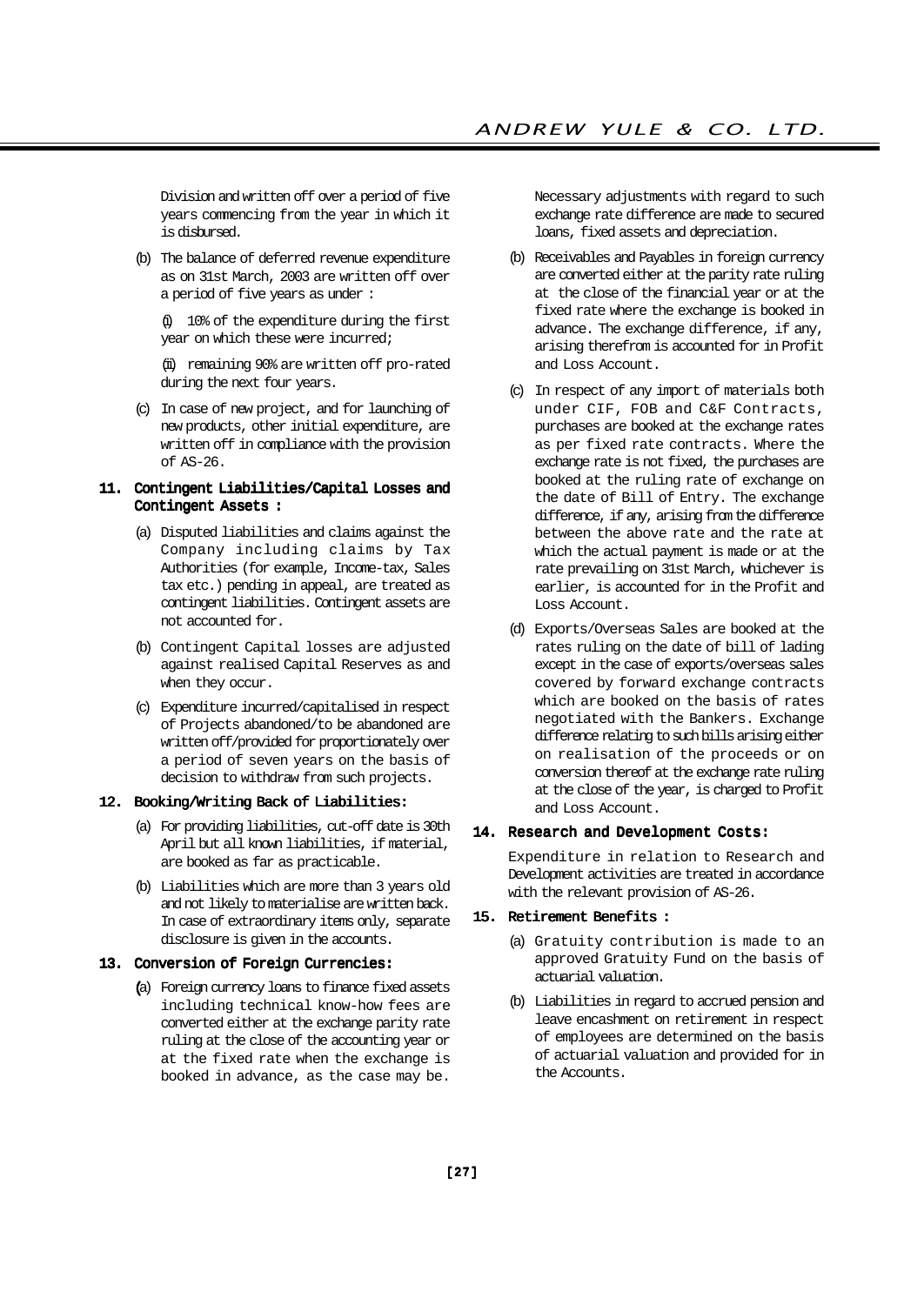Division and written off over a period of five years commencing from the year in which it is disbursed.

(b) The balance of deferred revenue expenditure as on 31st March, 2003 are written off over a period of five years as under :

(i) 10% of the expenditure during the first year on which these were incurred;

(ii) remaining 90% are written off pro-rated during the next four years.

(c) In case of new project, and for launching of new products, other initial expenditure, are written off in compliance with the provision of AS-26.

**11. Contingent Liabilities/Capital Losses and Contingent Assets :**

(a) Disputed liabilities and claims against the Company including claims by Tax Authorities (for example, Income-tax, Sales tax etc.) pending in appeal, are treated as contingent liabilities. Contingent assets are not accounted for.

(b) Contingent Capital losses are adjusted against realised Capital Reserves as and when they occur.

(c) Expenditure incurred/capitalised in respect of Projects abandoned/to be abandoned are written off/provided for proportionately over a period of seven years on the basis of decision to withdraw from such projects.

**12. Booking/Writing Back of Liabilities:**

(a) For providing liabilities, cut-off date is 30th April but all known liabilities, if material, are booked as far as practicable.

(b) Liabilities which are more than 3 years old and not likely to materialise are written back. In case of extraordinary items only, separate disclosure is given in the accounts.

**13. Conversion of Foreign Currencies:**

(a) Foreign currency loans to finance fixed assets including technical know-how fees are converted either at the exchange parity rate ruling at the close of the accounting year or at the fixed rate when the exchange is booked in advance, as the case may be. Necessary adjustments with regard to such exchange rate difference are made to secured loans, fixed assets and depreciation.

(b) Receivables and Payables in foreign currency are converted either at the parity rate ruling at the close of the financial year or at the fixed rate where the exchange is booked in advance. The exchange difference, if any, arising therefrom is accounted for in Profit and Loss Account.

(c) In respect of any import of materials both under CIF, FOB and C&F Contracts, purchases are booked at the exchange rates as per fixed rate contracts. Where the exchange rate is not fixed, the purchases are booked at the ruling rate of exchange on the date of Bill of Entry. The exchange difference, if any, arising from the difference between the above rate and the rate at which the actual payment is made or at the rate prevailing on 31st March, whichever is earlier, is accounted for in the Profit and Loss Account.

(d) Exports/Overseas Sales are booked at the rates ruling on the date of bill of lading except in the case of exports/overseas sales covered by forward exchange contracts which are booked on the basis of rates negotiated with the Bankers. Exchange difference relating to such bills arising either on realisation of the proceeds or on conversion thereof at the exchange rate ruling at the close of the year, is charged to Profit and Loss Account.

**14. Research and Development Costs:**

Expenditure in relation to Research and Development activities are treated in accordance with the relevant provision of AS-26.

**15. Retirement Benefits :**

(a) Gratuity contribution is made to an approved Gratuity Fund on the basis of actuarial valuation.

(b) Liabilities in regard to accrued pension and leave encashment on retirement in respect of employees are determined on the basis of actuarial valuation and provided for in the Accounts.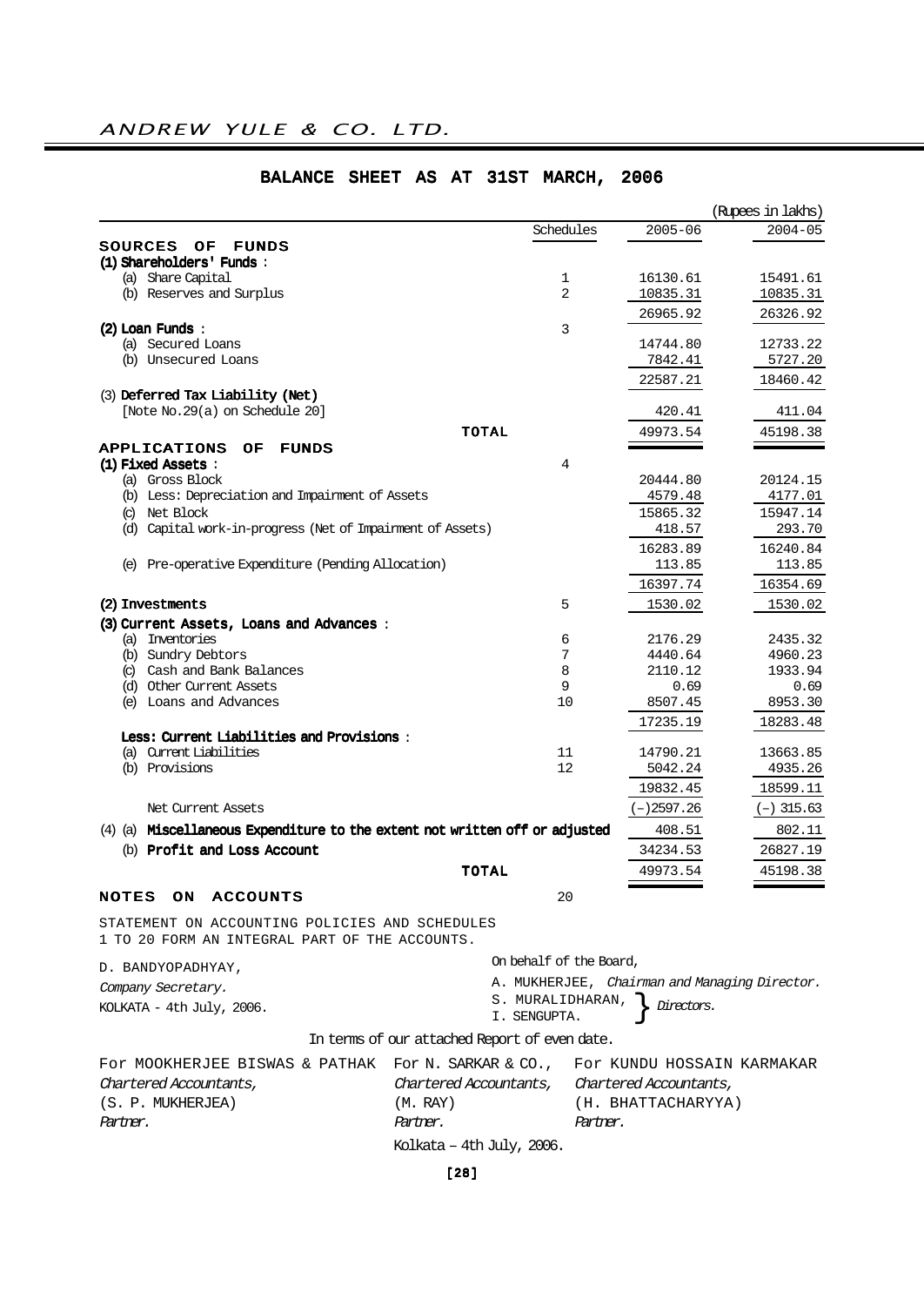# ANDREW YULE & CO. LTD.

## BALANCE SHEET AS AT 31ST MARCH, 2006

(Rupees in lakhs)

| | Schedules | 2005-06 | 2004-05 |
|---|---|---|---|
| **SOURCES OF FUNDS** | | | |
| **(1) Shareholders' Funds** : | | | |
| (a) Share Capital | 1 | 16130.61 | 15491.61 |
| (b) Reserves and Surplus | 2 | 10835.31 | 10835.31 |
| | | 26965.92 | 26326.92 |
| **(2) Loan Funds** : | 3 | | |
| (a) Secured Loans | | 14744.80 | 12733.22 |
| (b) Unsecured Loans | | 7842.41 | 5727.20 |
| | | 22587.21 | 18460.42 |
| (3) **Deferred Tax Liability (Net)** [Note No.29(a) on Schedule 20] | | 420.41 | 411.04 |
| **TOTAL** | | 49973.54 | 45198.38 |
| **APPLICATIONS OF FUNDS** | | | |
| **(1) Fixed Assets** : | 4 | | |
| (a) Gross Block | | 20444.80 | 20124.15 |
| (b) Less: Depreciation and Impairment of Assets | | 4579.48 | 4177.01 |
| (c) Net Block | | 15865.32 | 15947.14 |
| (d) Capital work-in-progress (Net of Impairment of Assets) | | 418.57 | 293.70 |
| | | 16283.89 | 16240.84 |
| (e) Pre-operative Expenditure (Pending Allocation) | | 113.85 | 113.85 |
| | | 16397.74 | 16354.69 |
| **(2) Investments** | 5 | 1530.02 | 1530.02 |
| **(3) Current Assets, Loans and Advances** : | | | |
| (a) Inventories | 6 | 2176.29 | 2435.32 |
| (b) Sundry Debtors | 7 | 4440.64 | 4960.23 |
| (c) Cash and Bank Balances | 8 | 2110.12 | 1933.94 |
| (d) Other Current Assets | 9 | 0.69 | 0.69 |
| (e) Loans and Advances | 10 | 8507.45 | 8953.30 |
| | | 17235.19 | 18283.48 |
| **Less: Current Liabilities and Provisions** : | | | |
| (a) Current Liabilities | 11 | 14790.21 | 13663.85 |
| (b) Provisions | 12 | 5042.24 | 4935.26 |
| | | 19832.45 | 18599.11 |
| Net Current Assets | | (–)2597.26 | (–) 315.63 |
| (4) (a) **Miscellaneous Expenditure to the extent not written off or adjusted** | | 408.51 | 802.11 |
| (b) **Profit and Loss Account** | | 34234.53 | 26827.19 |
| **TOTAL** | | 49973.54 | 45198.38 |
| **NOTES ON ACCOUNTS** | 20 | | |

STATEMENT ON ACCOUNTING POLICIES AND SCHEDULES 1 TO 20 FORM AN INTEGRAL PART OF THE ACCOUNTS.

D. BANDYOPADHYAY,
*Company Secretary.*
KOLKATA - 4th July, 2006.

On behalf of the Board,
A. MUKHERJEE, *Chairman and Managing Director.*
S. MURALIDHARAN, I. SENGUPTA. } *Directors.*

In terms of our attached Report of even date.

For MOOKHERJEE BISWAS & PATHAK
*Chartered Accountants,*
(S. P. MUKHERJEA)
*Partner.*

For N. SARKAR & CO.,
*Chartered Accountants,*
(M. RAY)
*Partner.*

For KUNDU HOSSAIN KARMAKAR
*Chartered Accountants,*
(H. BHATTACHARYYA)
*Partner.*

Kolkata – 4th July, 2006.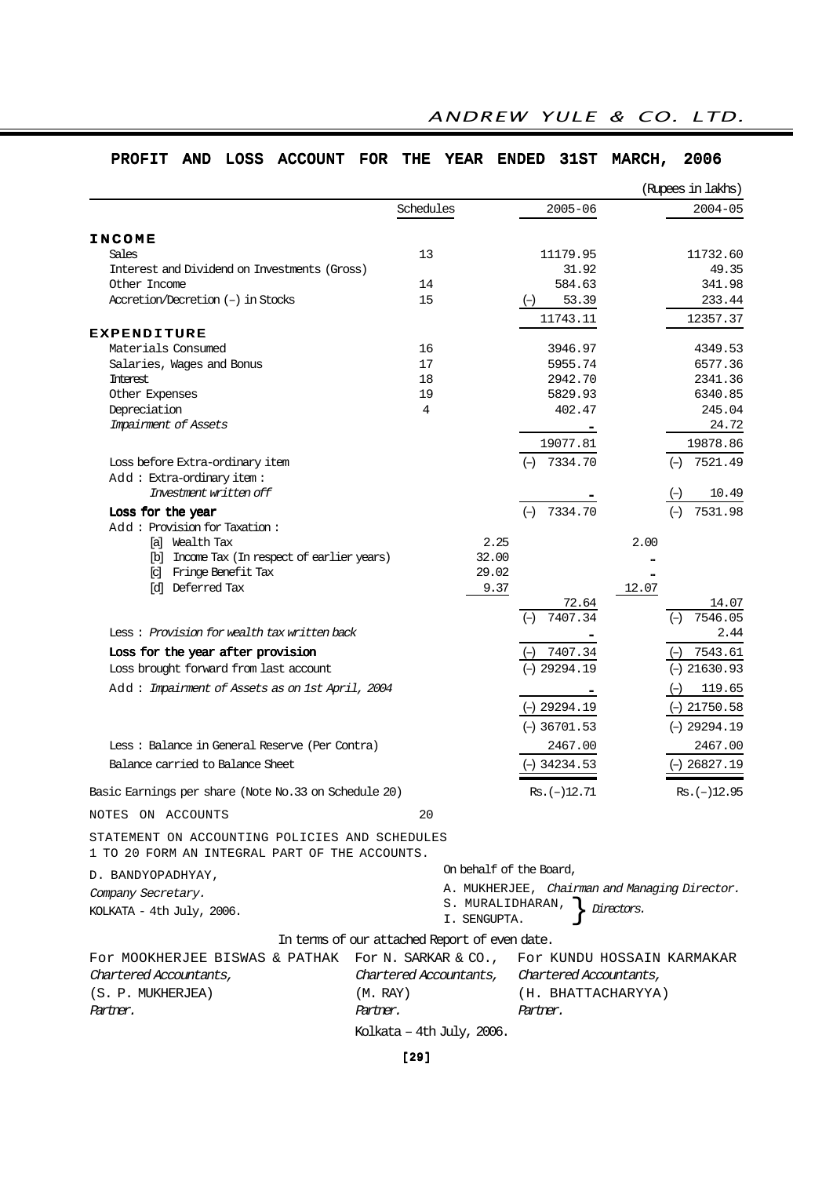## PROFIT AND LOSS ACCOUNT FOR THE YEAR ENDED 31ST MARCH, 2006

(Rupees in lakhs)

| | Schedules | | 2005-06 | | 2004-05 |
|---|---|---|---|---|---|
| **INCOME** | | | | | |
| Sales | 13 | | 11179.95 | | 11732.60 |
| Interest and Dividend on Investments (Gross) | | | 31.92 | | 49.35 |
| Other Income | 14 | | 584.63 | | 341.98 |
| Accretion/Decretion (–) in Stocks | 15 | | (–) 53.39 | | 233.44 |
| | | | 11743.11 | | 12357.37 |
| **EXPENDITURE** | | | | | |
| Materials Consumed | 16 | | 3946.97 | | 4349.53 |
| Salaries, Wages and Bonus | 17 | | 5955.74 | | 6577.36 |
| Interest | 18 | | 2942.70 | | 2341.36 |
| Other Expenses | 19 | | 5829.93 | | 6340.85 |
| Depreciation | 4 | | 402.47 | | 245.04 |
| *Impairment of Assets* | | | - | | 24.72 |
| | | | 19077.81 | | 19878.86 |
| Loss before Extra-ordinary item | | | (–) 7334.70 | | (–) 7521.49 |
| Add : Extra-ordinary item : | | | | | |
| *Investment written off* | | | - | | (–) 10.49 |
| **Loss for the year** | | | (–) 7334.70 | | (–) 7531.98 |
| Add : Provision for Taxation : | | | | | |
| [a] Wealth Tax | | 2.25 | | 2.00 | |
| [b] Income Tax (In respect of earlier years) | | 32.00 | | - | |
| [c] Fringe Benefit Tax | | 29.02 | | - | |
| [d] Deferred Tax | | 9.37 | | 12.07 | |
| | | | 72.64 | | 14.07 |
| | | | (–) 7407.34 | | (–) 7546.05 |
| Less : *Provision for wealth tax written back* | | | - | | 2.44 |
| **Loss for the year after provision** | | | (–) 7407.34 | | (–) 7543.61 |
| Loss brought forward from last account | | | (–) 29294.19 | | (–) 21630.93 |
| Add : *Impairment of Assets as on 1st April, 2004* | | | - | | (–) 119.65 |
| | | | (–) 29294.19 | | (–) 21750.58 |
| | | | (–) 36701.53 | | (–) 29294.19 |
| Less : Balance in General Reserve (Per Contra) | | | 2467.00 | | 2467.00 |
| Balance carried to Balance Sheet | | | (–) 34234.53 | | (–) 26827.19 |
| Basic Earnings per share (Note No.33 on Schedule 20) | | | Rs.(–)12.71 | | Rs.(–)12.95 |
| NOTES ON ACCOUNTS | 20 | | | | |

STATEMENT ON ACCOUNTING POLICIES AND SCHEDULES 1 TO 20 FORM AN INTEGRAL PART OF THE ACCOUNTS.

D. BANDYOPADHYAY,
*Company Secretary*.
KOLKATA - 4th July, 2006.

On behalf of the Board,
A. MUKHERJEE, *Chairman and Managing Director.*
S. MURALIDHARAN, I. SENGUPTA. } *Directors.*

In terms of our attached Report of even date.

For MOOKHERJEE BISWAS & PATHAK
*Chartered Accountants,*
(S. P. MUKHERJEA)
*Partner.*

For N. SARKAR & CO.,
*Chartered Accountants,*
(M. RAY)
*Partner.*

For KUNDU HOSSAIN KARMAKAR
*Chartered Accountants,*
(H. BHATTACHARYYA)
*Partner.*

Kolkata – 4th July, 2006.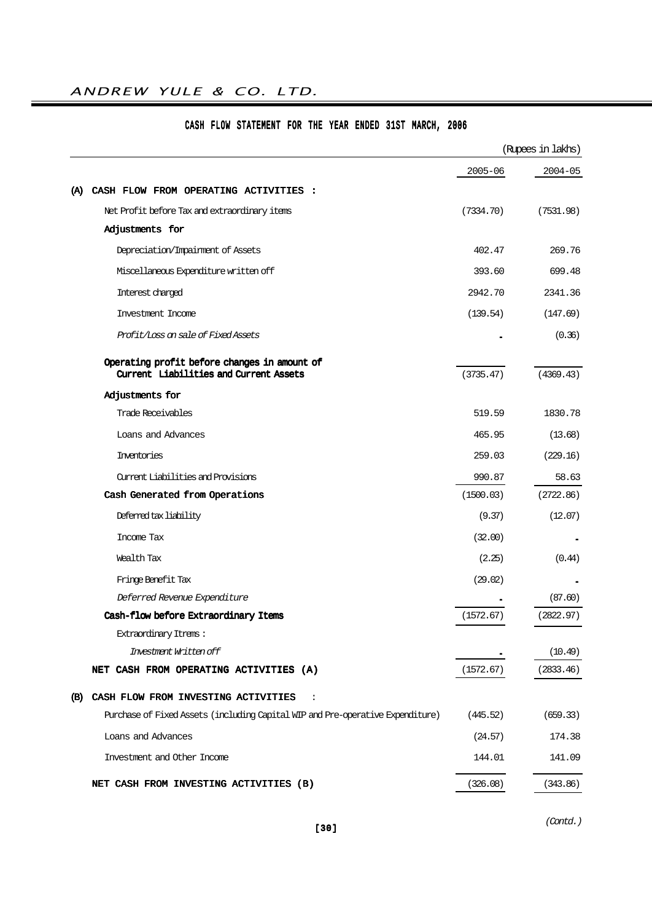## CASH FLOW STATEMENT FOR THE YEAR ENDED 31ST MARCH, 2006

(Rupees in lakhs)

| | 2005-06 | 2004-05 |
|---|---|---|
| **(A) CASH FLOW FROM OPERATING ACTIVITIES :** | | |
| Net Profit before Tax and extraordinary items | (7334.70) | (7531.98) |
| **Adjustments for** | | |
| Depreciation/Impairment of Assets | 402.47 | 269.76 |
| Miscellaneous Expenditure written off | 393.60 | 699.48 |
| Interest charged | 2942.70 | 2341.36 |
| Investment Income | (139.54) | (147.69) |
| *Profit/Loss on sale of Fixed Assets* | - | (0.36) |
| **Operating profit before changes in amount of Current Liabilities and Current Assets** | (3735.47) | (4369.43) |
| **Adjustments for** | | |
| Trade Receivables | 519.59 | 1830.78 |
| Loans and Advances | 465.95 | (13.68) |
| Inventories | 259.03 | (229.16) |
| Current Liabilities and Provisions | 990.87 | 58.63 |
| **Cash Generated from Operations** | (1500.03) | (2722.86) |
| Deferred tax liability | (9.37) | (12.07) |
| Income Tax | (32.00) | - |
| Wealth Tax | (2.25) | (0.44) |
| Fringe Benefit Tax | (29.02) | - |
| *Deferred Revenue Expenditure* | - | (87.60) |
| **Cash-flow before Extraordinary Items** | (1572.67) | (2822.97) |
| Extraordinary Itrems : | | |
| *Investment Written off* | - | (10.49) |
| **NET CASH FROM OPERATING ACTIVITIES (A)** | (1572.67) | (2833.46) |
| **(B) CASH FLOW FROM INVESTING ACTIVITIES :** | | |
| Purchase of Fixed Assets (including Capital WIP and Pre-operative Expenditure) | (445.52) | (659.33) |
| Loans and Advances | (24.57) | 174.38 |
| Investment and Other Income | 144.01 | 141.09 |
| **NET CASH FROM INVESTING ACTIVITIES (B)** | (326.08) | (343.86) |

*(Contd.)*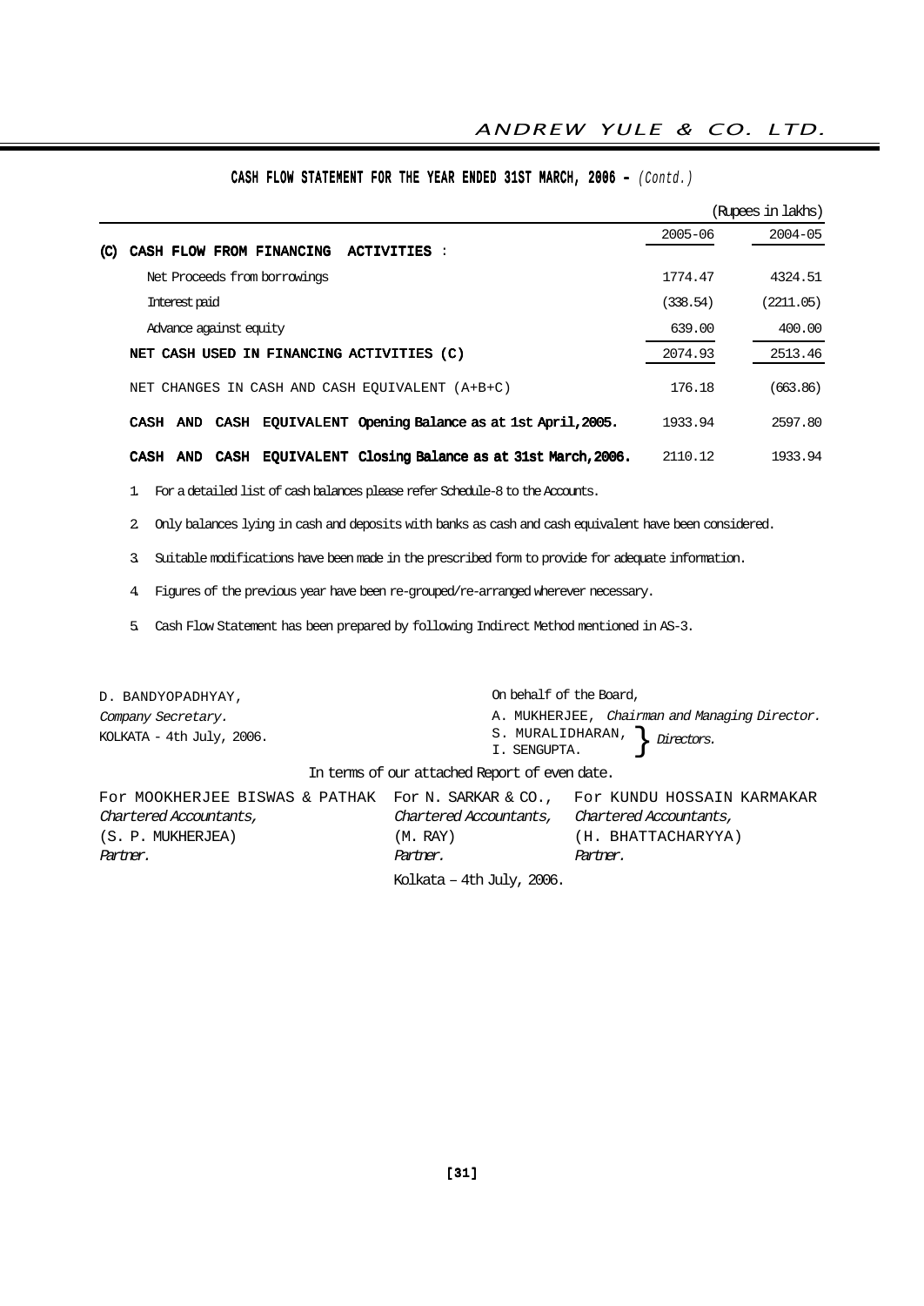## CASH FLOW STATEMENT FOR THE YEAR ENDED 31ST MARCH, 2006 - *(Contd.)*

(Rupees in lakhs)

| | 2005-06 | 2004-05 |
|---|---|---|
| **(C) CASH FLOW FROM FINANCING ACTIVITIES :** | | |
| Net Proceeds from borrowings | 1774.47 | 4324.51 |
| Interest paid | (338.54) | (2211.05) |
| Advance against equity | 639.00 | 400.00 |
| **NET CASH USED IN FINANCING ACTIVITIES (C)** | 2074.93 | 2513.46 |
| NET CHANGES IN CASH AND CASH EQUIVALENT (A+B+C) | 176.18 | (663.86) |
| **CASH AND CASH EQUIVALENT Opening Balance as at 1st April, 2005.** | 1933.94 | 2597.80 |
| **CASH AND CASH EQUIVALENT Closing Balance as at 31st March, 2006.** | 2110.12 | 1933.94 |

1. For a detailed list of cash balances please refer Schedule-8 to the Accounts.
2. Only balances lying in cash and deposits with banks as cash and cash equivalent have been considered.
3. Suitable modifications have been made in the prescribed form to provide for adequate information.
4. Figures of the previous year have been re-grouped/re-arranged wherever necessary.
5. Cash Flow Statement has been prepared by following Indirect Method mentioned in AS-3.

D. BANDYOPADHYAY,
*Company Secretary.*
KOLKATA - 4th July, 2006.

On behalf of the Board,
A. MUKHERJEE, *Chairman and Managing Director.*
S. MURALIDHARAN, I. SENGUPTA. } *Directors.*

In terms of our attached Report of even date.

| For MOOKHERJEE BISWAS & PATHAK | For N. SARKAR & CO., | For KUNDU HOSSAIN KARMAKAR |
|---|---|---|
| *Chartered Accountants,* | *Chartered Accountants,* | *Chartered Accountants,* |
| (S. P. MUKHERJEA) | (M. RAY) | (H. BHATTACHARYYA) |
| *Partner.* | *Partner.* | *Partner.* |

Kolkata – 4th July, 2006.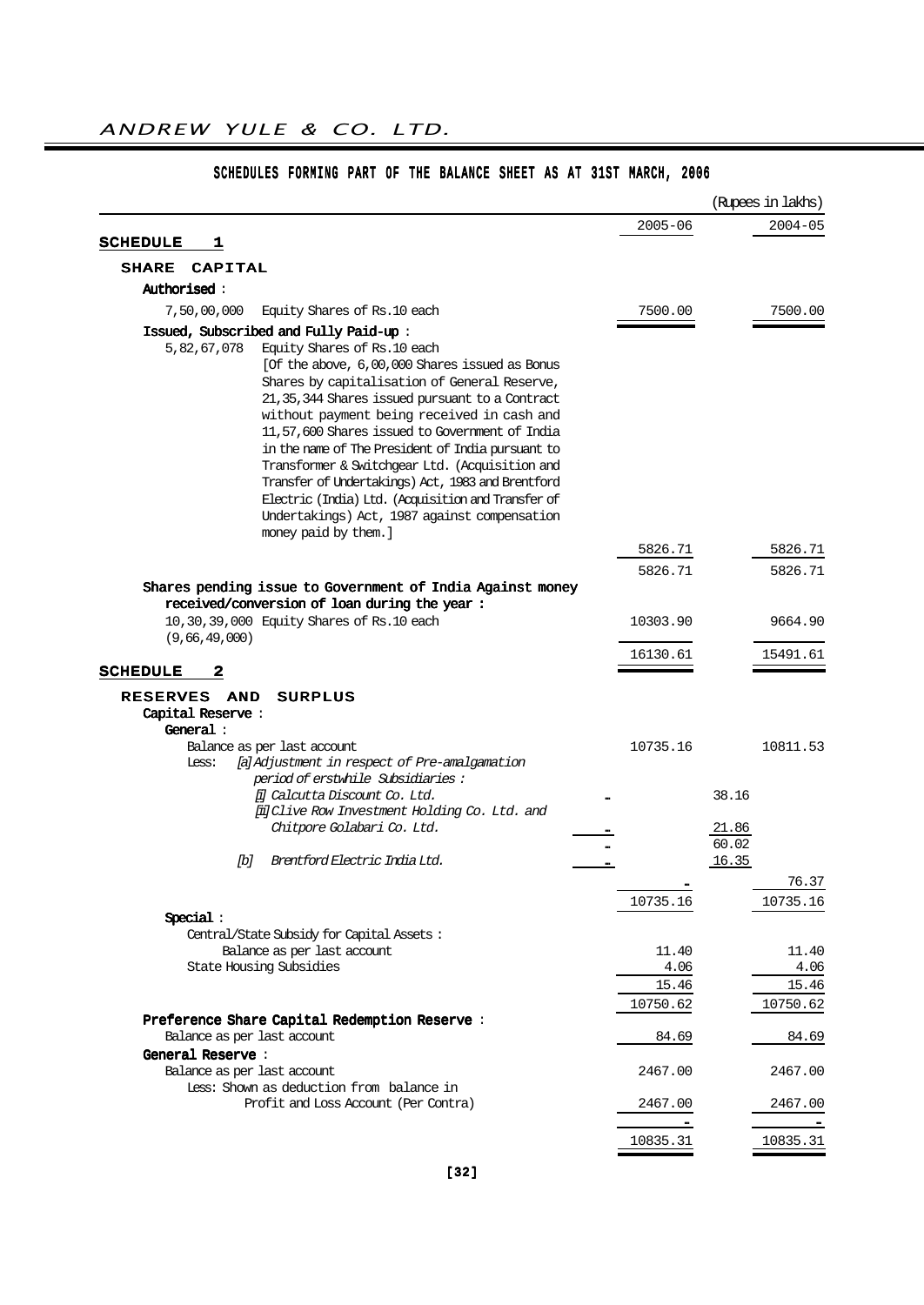## SCHEDULES FORMING PART OF THE BALANCE SHEET AS AT 31ST MARCH, 2006

(Rupees in lakhs)

| | | 2005-06 | | 2004-05 |
|---|---|---|---|---|
| **SCHEDULE 1** | | | | |
| **SHARE CAPITAL** | | | | |
| **Authorised :** | | | | |
| 7,50,00,000 Equity Shares of Rs.10 each | | 7500.00 | | 7500.00 |
| **Issued, Subscribed and Fully Paid-up :** | | | | |
| 5,82,67,078 Equity Shares of Rs.10 each [Of the above, 6,00,000 Shares issued as Bonus Shares by capitalisation of General Reserve, 21,35,344 Shares issued pursuant to a Contract without payment being received in cash and 11,57,600 Shares issued to Government of India in the name of The President of India pursuant to Transformer & Switchgear Ltd. (Acquisition and Transfer of Undertakings) Act, 1983 and Brentford Electric (India) Ltd. (Acquisition and Transfer of Undertakings) Act, 1987 against compensation money paid by them.] | | 5826.71 | | 5826.71 |
| | | 5826.71 | | 5826.71 |
| **Shares pending issue to Government of India Against money received/conversion of loan during the year :** | | | | |
| 10,30,39,000 Equity Shares of Rs.10 each (9,66,49,000) | | 10303.90 | | 9664.90 |
| | | 16130.61 | | 15491.61 |
| **SCHEDULE 2** | | | | |
| **RESERVES AND SURPLUS** | | | | |
| **Capital Reserve :** | | | | |
| **General :** | | | | |
| Balance as per last account | | 10735.16 | | 10811.53 |
| Less: *[a] Adjustment in respect of Pre-amalgamation period of erstwhile Subsidiaries :* | | | | |
| *[i] Calcutta Discount Co. Ltd.* | - | | 38.16 | |
| *[ii] Clive Row Investment Holding Co. Ltd. and Chitpore Golabari Co. Ltd.* | - | | 21.86 | |
| | - | | 60.02 | |
| *[b] Brentford Electric India Ltd.* | - | | 16.35 | |
| | | - | | 76.37 |
| | | 10735.16 | | 10735.16 |
| **Special :** | | | | |
| Central/State Subsidy for Capital Assets : Balance as per last account | | 11.40 | | 11.40 |
| State Housing Subsidies | | 4.06 | | 4.06 |
| | | 15.46 | | 15.46 |
| | | 10750.62 | | 10750.62 |
| **Preference Share Capital Redemption Reserve :** | | | | |
| Balance as per last account | | 84.69 | | 84.69 |
| **General Reserve :** | | | | |
| Balance as per last account | | 2467.00 | | 2467.00 |
| Less: Shown as deduction from balance in Profit and Loss Account (Per Contra) | | 2467.00 | | 2467.00 |
| | | - | | - |
| | | 10835.31 | | 10835.31 |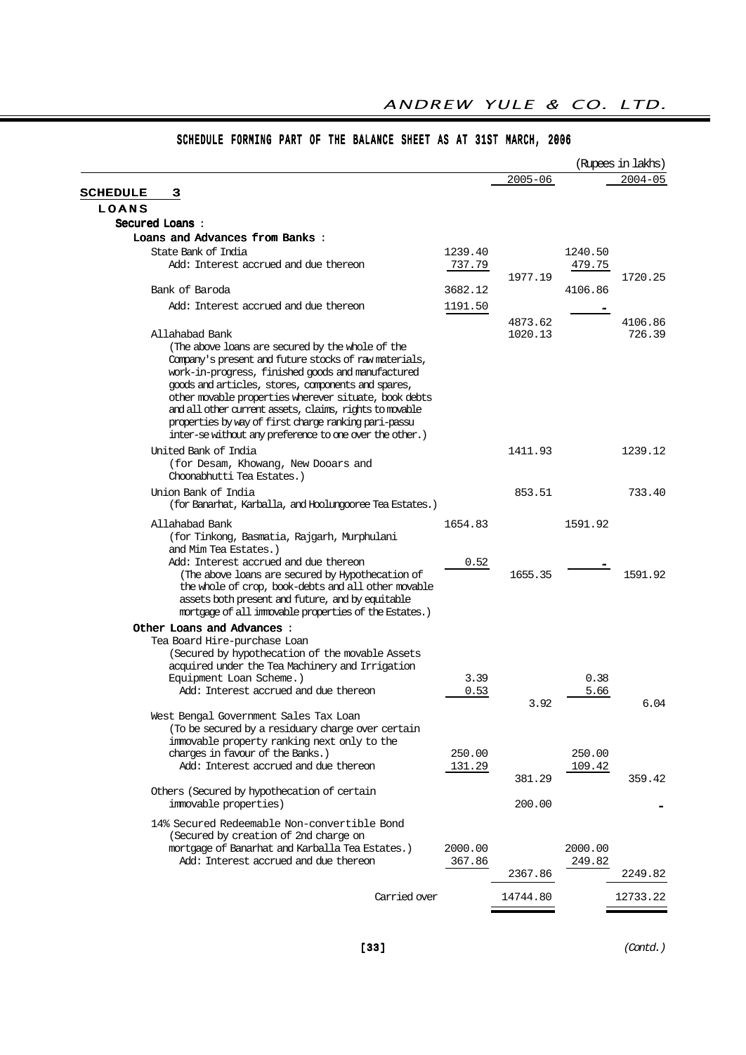## SCHEDULE FORMING PART OF THE BALANCE SHEET AS AT 31ST MARCH, 2006

(Rupees in lakhs)

| | | 2005-06 | | 2004-05 |
|---|---|---|---|---|
| **SCHEDULE 3** | | | | |
| **LOANS** | | | | |
| **Secured Loans :** | | | | |
| **Loans and Advances from Banks :** | | | | |
| State Bank of India | 1239.40 | | 1240.50 | |
| Add: Interest accrued and due thereon | 737.79 | | 479.75 | |
| | | 1977.19 | | 1720.25 |
| Bank of Baroda | 3682.12 | | 4106.86 | |
| Add: Interest accrued and due thereon | 1191.50 | | - | |
| | | 4873.62 | | 4106.86 |
| Allahabad Bank | | 1020.13 | | 726.39 |
| (The above loans are secured by the whole of the Company's present and future stocks of raw materials, work-in-progress, finished goods and manufactured goods and articles, stores, components and spares, other movable properties wherever situate, book debts and all other current assets, claims, rights to movable properties by way of first charge ranking pari-passu inter-se without any preference to one over the other.) | | | | |
| United Bank of India (for Desam, Khowang, New Dooars and Choonabhutti Tea Estates.) | | 1411.93 | | 1239.12 |
| Union Bank of India (for Banarhat, Karballa, and Hoolungooree Tea Estates.) | | 853.51 | | 733.40 |
| Allahabad Bank (for Tinkong, Basmatia, Rajgarh, Murphulani and Mim Tea Estates.) | 1654.83 | | 1591.92 | |
| Add: Interest accrued and due thereon | 0.52 | | - | |
| (The above loans are secured by Hypothecation of the whole of crop, book-debts and all other movable assets both present and future, and by equitable mortgage of all immovable properties of the Estates.) | | 1655.35 | | 1591.92 |
| **Other Loans and Advances :** | | | | |
| Tea Board Hire-purchase Loan (Secured by hypothecation of the movable Assets acquired under the Tea Machinery and Irrigation Equipment Loan Scheme.) | 3.39 | | 0.38 | |
| Add: Interest accrued and due thereon | 0.53 | | 5.66 | |
| | | 3.92 | | 6.04 |
| West Bengal Government Sales Tax Loan (To be secured by a residuary charge over certain immovable property ranking next only to the charges in favour of the Banks.) | 250.00 | | 250.00 | |
| Add: Interest accrued and due thereon | 131.29 | | 109.42 | |
| | | 381.29 | | 359.42 |
| Others (Secured by hypothecation of certain immovable properties) | | 200.00 | | - |
| 14% Secured Redeemable Non-convertible Bond (Secured by creation of 2nd charge on mortgage of Banarhat and Karballa Tea Estates.) | 2000.00 | | 2000.00 | |
| Add: Interest accrued and due thereon | 367.86 | | 249.82 | |
| | | 2367.86 | | 2249.82 |
| Carried over | | 14744.80 | | 12733.22 |

(Contd.)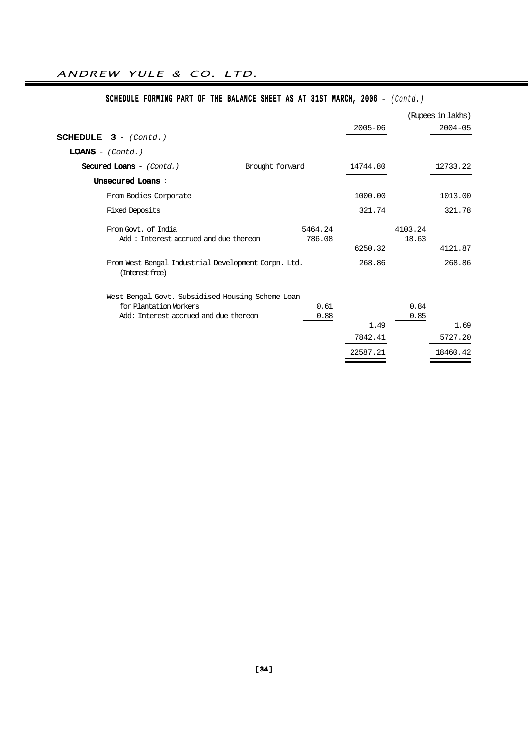## SCHEDULE FORMING PART OF THE BALANCE SHEET AS AT 31ST MARCH, 2006 - *(Contd.)*

(Rupees in lakhs)

| | | | 2005-06 | | 2004-05 |
|---|---|---|---|---|---|
| **SCHEDULE 3** - *(Contd.)* | | | | | |
| **LOANS** - *(Contd.)* | | | | | |
| **Secured Loans** - *(Contd.)* | Brought forward | | 14744.80 | | 12733.22 |
| **Unsecured Loans** : | | | | | |
| From Bodies Corporate | | | 1000.00 | | 1013.00 |
| Fixed Deposits | | | 321.74 | | 321.78 |
| From Govt. of India | | 5464.24 | | 4103.24 | |
| Add : Interest accrued and due thereon | | 786.08 | | 18.63 | |
| | | | 6250.32 | | 4121.87 |
| From West Bengal Industrial Development Corpn. Ltd. (Interest free) | | | 268.86 | | 268.86 |
| West Bengal Govt. Subsidised Housing Scheme Loan for Plantation Workers | | 0.61 | | 0.84 | |
| Add: Interest accrued and due thereon | | 0.88 | | 0.85 | |
| | | | 1.49 | | 1.69 |
| | | | 7842.41 | | 5727.20 |
| | | | 22587.21 | | 18460.42 |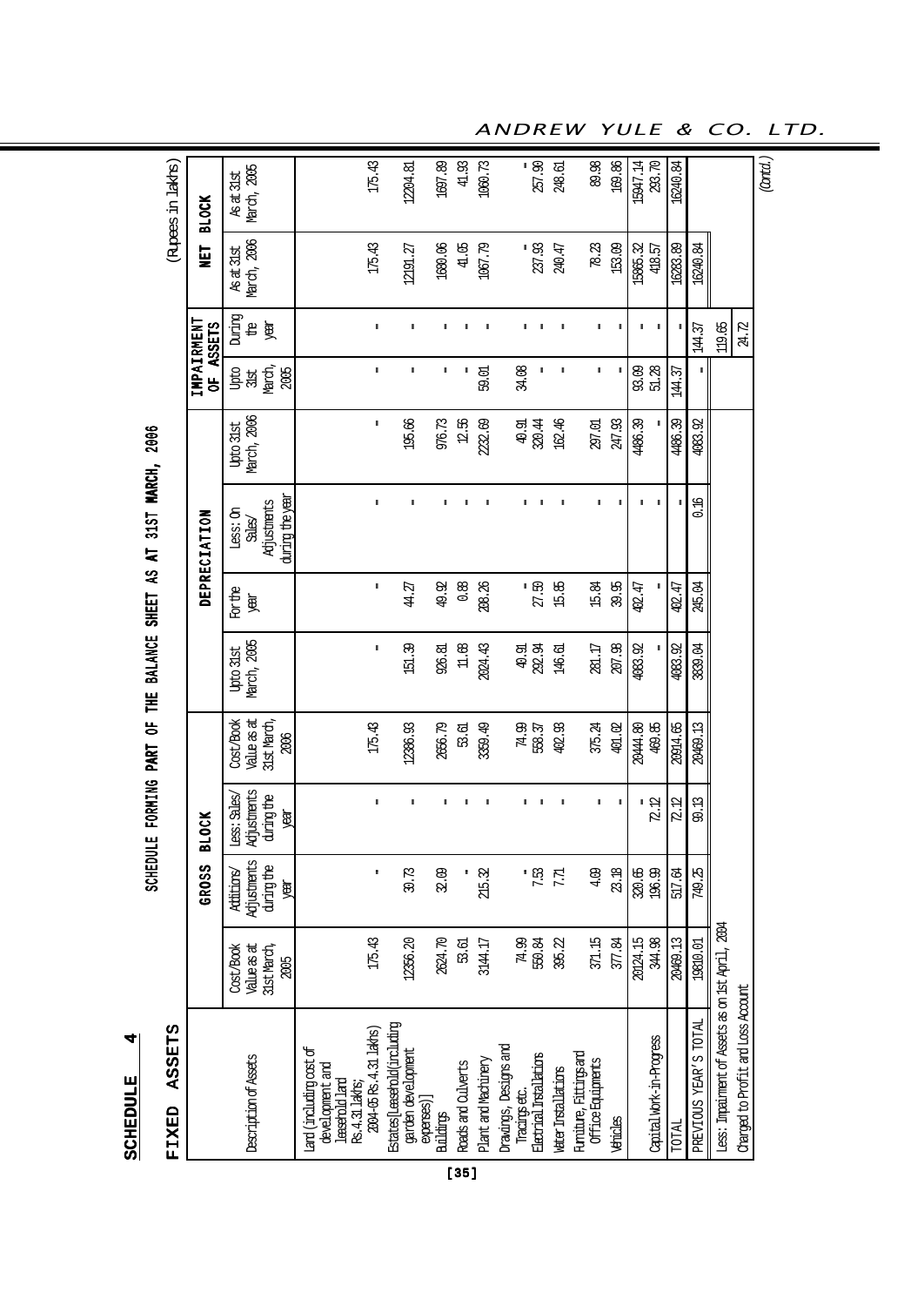# SCHEDULE 4

## FIXED ASSETS

**SCHEDULE FORMING PART OF THE BALANCE SHEET AS AT 31ST MARCH, 2006**

(Rupees in lakhs)

| Description of Assets | GROSS BLOCK | | | | DEPRECIATION | | | | IMPAIRMENT OF ASSETS | | NET BLOCK | |
|---|---|---|---|---|---|---|---|---|---|---|---|---|
| | Cost/Book Value as at 31st March, 2005 | Additions/ Adjustments during the year | Less: Sales/ Adjustments during the year | Cost/Book Value as at 31st March, 2006 | Upto 31st March, 2005 | For the year | Less: On Sales/ Adjustments during the year | Upto 31st March, 2006 | Upto 31st March, 2005 | During the year | As at 31st March, 2006 | As at 31st March, 2005 |
| Land (including cost of development and leasehold land Rs.4.31 lakhs; 2004-05 Rs.4.31 lakhs) | 175.43 | - | - | 175.43 | - | - | - | - | - | - | 175.43 | 175.43 |
| Estates [Leasehold (including garden development expenses)] | 12356.20 | 30.73 | - | 12386.93 | 151.39 | 44.27 | - | 195.66 | - | - | 12191.27 | 12204.81 |
| Buildings | 2624.70 | 32.09 | - | 2656.79 | 926.81 | 49.92 | - | 976.73 | - | - | 1680.06 | 1697.89 |
| Roads and Culverts | 53.61 | - | - | 53.61 | 11.68 | 0.88 | - | 12.56 | - | - | 41.05 | 41.93 |
| Plant and Machinery | 3144.17 | 215.32 | - | 3359.49 | 2024.43 | 208.26 | - | 2232.69 | 59.01 | - | 1067.79 | 1060.73 |
| Drawings, Designs and Tracings etc. | 74.99 | - | - | 74.99 | 49.91 | - | - | 49.91 | 34.08 | - | - | - |
| Electrical Installations | 550.84 | 7.53 | - | 558.37 | 292.94 | 27.50 | - | 320.44 | - | - | 237.93 | 257.90 |
| Water Installations | 395.22 | 7.71 | - | 402.93 | 146.61 | 15.85 | - | 162.46 | - | - | 240.47 | 248.61 |
| Furniture, Fittings and Office Equipments | 371.15 | 4.09 | - | 375.24 | 281.17 | 15.84 | - | 297.01 | - | - | 78.23 | 89.98 |
| Vehicles | 377.84 | 23.18 | - | 401.02 | 207.98 | 39.95 | - | 247.93 | - | - | 153.09 | 169.86 |
| | 20124.15 | 320.65 | - | 20444.80 | 4083.92 | 402.47 | - | 4486.39 | 93.09 | - | 15865.32 | 15947.14 |
| Capital Work-in-Progress | 344.98 | 196.99 | 72.12 | 469.85 | - | - | - | - | 51.28 | - | 418.57 | 293.70 |
| TOTAL | 20469.13 | 517.64 | 72.12 | 20914.65 | 4083.92 | 402.47 | - | 4486.39 | 144.37 | - | 16283.89 | 16240.84 |
| PREVIOUS YEAR'S TOTAL | 19810.01 | 749.25 | 90.13 | 20469.13 | 3839.04 | 245.04 | 0.16 | 4083.92 | - | 144.37 | 16240.84 | |
| Less: Impairment of Assets as on 1st April, 2004 | | | | | | | | | | 119.65 | | |
| Charged to Profit and Loss Account | | | | | | | | | | 24.72 | | |

*(Contd.)*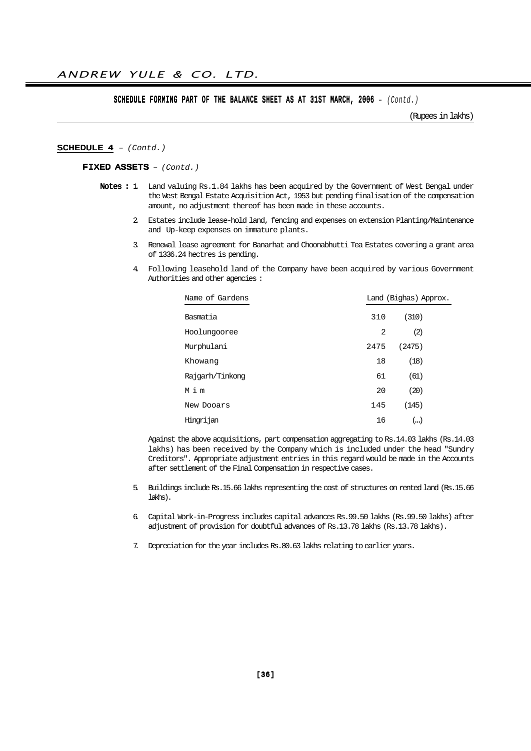## SCHEDULE FORMING PART OF THE BALANCE SHEET AS AT 31ST MARCH, 2006 – *(Contd.)*

(Rupees in lakhs)

**SCHEDULE 4** – *(Contd.)*

**FIXED ASSETS** – *(Contd.)*

**Notes :**

1. Land valuing Rs.1.84 lakhs has been acquired by the Government of West Bengal under the West Bengal Estate Acquisition Act, 1953 but pending finalisation of the compensation amount, no adjustment thereof has been made in these accounts.

2. Estates include lease-hold land, fencing and expenses on extension Planting/Maintenance and Up-keep expenses on immature plants.

3. Renewal lease agreement for Banarhat and Choonabhutti Tea Estates covering a grant area of 1336.24 hectres is pending.

4. Following leasehold land of the Company have been acquired by various Government Authorities and other agencies :

| Name of Gardens | Land (Bighas) Approx. | |
|---|---|---|
| Basmatia | 310 | (310) |
| Hoolungooree | 2 | (2) |
| Murphulani | 2475 | (2475) |
| Khowang | 18 | (18) |
| Rajgarh/Tinkong | 61 | (61) |
| M i m | 20 | (20) |
| New Dooars | 145 | (145) |
| Hingrijan | 16 | (...) |

Against the above acquisitions, part compensation aggregating to Rs.14.03 lakhs (Rs.14.03 lakhs) has been received by the Company which is included under the head "Sundry Creditors". Appropriate adjustment entries in this regard would be made in the Accounts after settlement of the Final Compensation in respective cases.

5. Buildings include Rs.15.66 lakhs representing the cost of structures on rented land (Rs.15.66 lakhs).

6. Capital Work-in-Progress includes capital advances Rs.99.50 lakhs (Rs.99.50 lakhs) after adjustment of provision for doubtful advances of Rs.13.78 lakhs (Rs.13.78 lakhs).

7. Depreciation for the year includes Rs.80.63 lakhs relating to earlier years.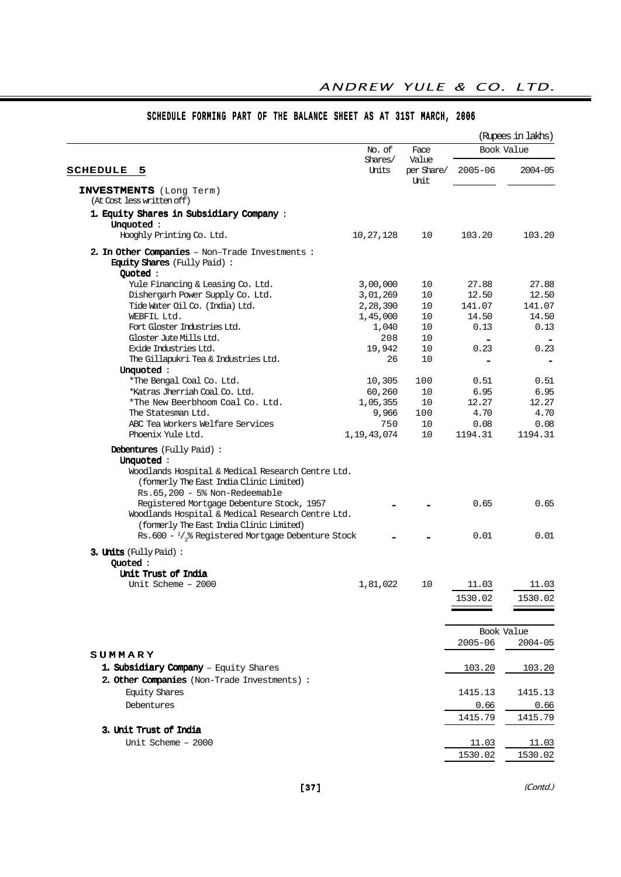## SCHEDULE FORMING PART OF THE BALANCE SHEET AS AT 31ST MARCH, 2006

(Rupees in lakhs)

| SCHEDULE 5 | No. of Shares/ Units | Face Value per Share/ Unit | Book Value 2005-06 | Book Value 2004-05 |
|---|---|---|---|---|
| **INVESTMENTS** (Long Term) (At Cost less written off) | | | | |
| **1. Equity Shares in Subsidiary Company :** | | | | |
| **Unquoted :** | | | | |
| Hooghly Printing Co. Ltd. | 10,27,128 | 10 | 103.20 | 103.20 |
| **2. In Other Companies** – Non-Trade Investments : | | | | |
| **Equity Shares** (Fully Paid) : | | | | |
| **Quoted :** | | | | |
| Yule Financing & Leasing Co. Ltd. | 3,00,000 | 10 | 27.88 | 27.88 |
| Dishergarh Power Supply Co. Ltd. | 3,01,269 | 10 | 12.50 | 12.50 |
| Tide Water Oil Co. (India) Ltd. | 2,28,390 | 10 | 141.07 | 141.07 |
| WEBFIL Ltd. | 1,45,000 | 10 | 14.50 | 14.50 |
| Fort Gloster Industries Ltd. | 1,040 | 10 | 0.13 | 0.13 |
| Gloster Jute Mills Ltd. | 208 | 10 | – | – |
| Exide Industries Ltd. | 19,942 | 10 | 0.23 | 0.23 |
| The Gillapukri Tea & Industries Ltd. | 26 | 10 | – | – |
| **Unquoted :** | | | | |
| *The Bengal Coal Co. Ltd. | 10,305 | 100 | 0.51 | 0.51 |
| *Katras Jherriah Coal Co. Ltd. | 60,260 | 10 | 6.95 | 6.95 |
| *The New Beerbhoom Coal Co. Ltd. | 1,05,355 | 10 | 12.27 | 12.27 |
| The Statesman Ltd. | 9,966 | 100 | 4.70 | 4.70 |
| ABC Tea Workers Welfare Services | 750 | 10 | 0.08 | 0.08 |
| Phoenix Yule Ltd. | 1,19,43,074 | 10 | 1194.31 | 1194.31 |
| **Debentures** (Fully Paid) : | | | | |
| **Unquoted :** | | | | |
| Woodlands Hospital & Medical Research Centre Ltd. (formerly The East India Clinic Limited) Rs.65,200 - 5% Non-Redeemable Registered Mortgage Debenture Stock, 1957 | – | – | 0.65 | 0.65 |
| Woodlands Hospital & Medical Research Centre Ltd. (formerly The East India Clinic Limited) Rs.600 - 1/2% Registered Mortgage Debenture Stock | – | – | 0.01 | 0.01 |
| **3. Units** (Fully Paid) : | | | | |
| **Quoted :** | | | | |
| **Unit Trust of India** | | | | |
| Unit Scheme – 2000 | 1,81,022 | 10 | 11.03 | 11.03 |
| | | | 1530.02 | 1530.02 |

| SUMMARY | Book Value 2005-06 | Book Value 2004-05 |
|---|---|---|
| **1. Subsidiary Company** – Equity Shares | 103.20 | 103.20 |
| **2. Other Companies** (Non-Trade Investments) : | | |
| Equity Shares | 1415.13 | 1415.13 |
| Debentures | 0.66 | 0.66 |
| | 1415.79 | 1415.79 |
| **3. Unit Trust of India** | | |
| Unit Scheme – 2000 | 11.03 | 11.03 |
| | 1530.02 | 1530.02 |

(Contd.)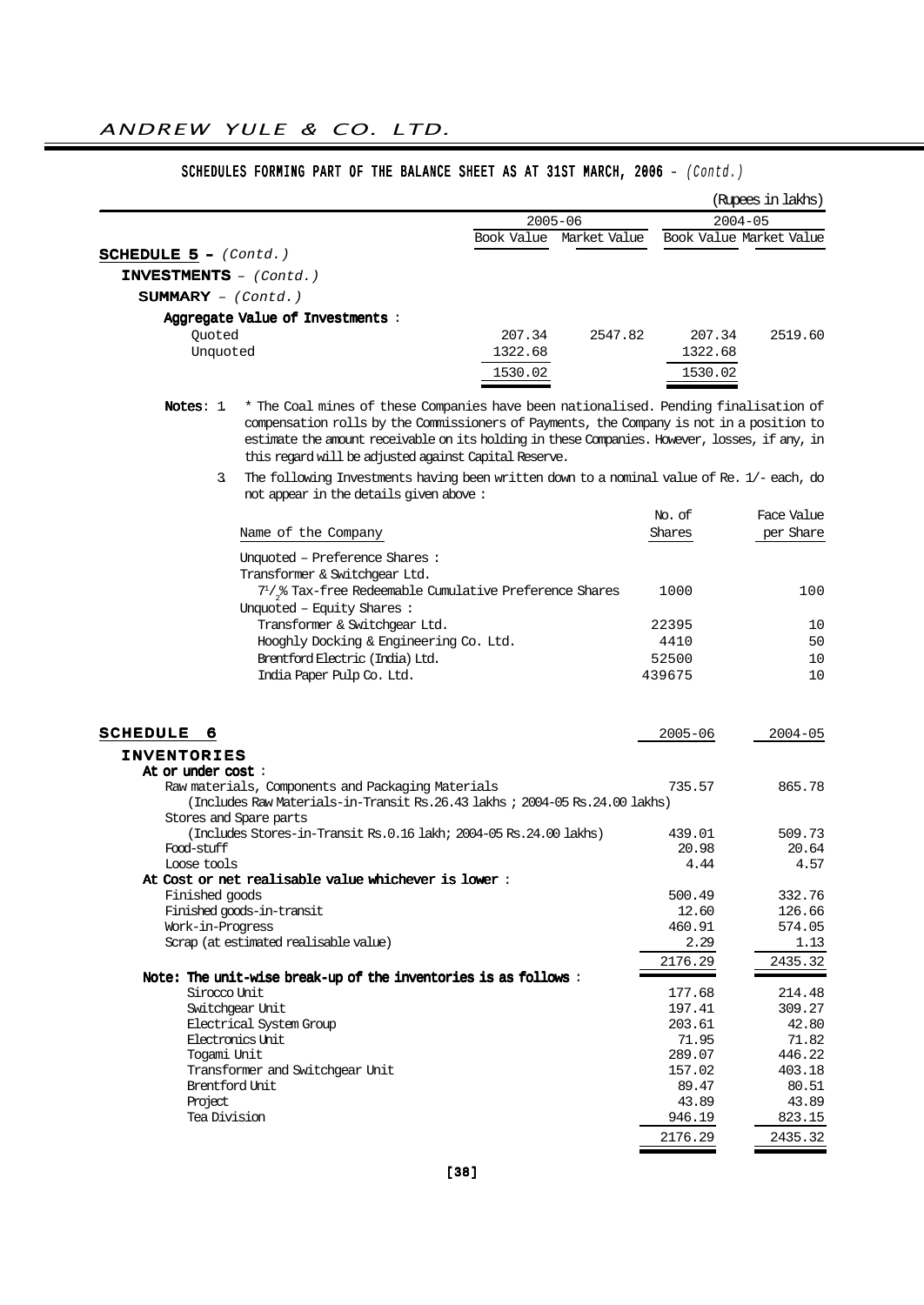## SCHEDULES FORMING PART OF THE BALANCE SHEET AS AT 31ST MARCH, 2006 – *(Contd.)*

(Rupees in lakhs)

| | 2005-06 | | 2004-05 | |
|---|---|---|---|---|
| | Book Value | Market Value | Book Value | Market Value |
| **SCHEDULE 5 –** *(Contd.)* | | | | |
| **INVESTMENTS** – *(Contd.)* | | | | |
| **SUMMARY** – *(Contd.)* | | | | |
| **Aggregate Value of Investments :** | | | | |
| Quoted | 207.34 | 2547.82 | 207.34 | 2519.60 |
| Unquoted | 1322.68 | | 1322.68 | |
| | 1530.02 | | 1530.02 | |

**Notes:** 1. * The Coal mines of these Companies have been nationalised. Pending finalisation of compensation rolls by the Commissioners of Payments, the Company is not in a position to estimate the amount receivable on its holding in these Companies. However, losses, if any, in this regard will be adjusted against Capital Reserve.

3. The following Investments having been written down to a nominal value of Re. 1/- each, do not appear in the details given above :

| Name of the Company | No. of Shares | Face Value per Share |
|---|---|---|
| Unquoted – Preference Shares : | | |
| Transformer & Switchgear Ltd. | | |
| $7^{1}/_{2}$% Tax-free Redeemable Cumulative Preference Shares | 1000 | 100 |
| Unquoted – Equity Shares : | | |
| Transformer & Switchgear Ltd. | 22395 | 10 |
| Hooghly Docking & Engineering Co. Ltd. | 4410 | 50 |
| Brentford Electric (India) Ltd. | 52500 | 10 |
| India Paper Pulp Co. Ltd. | 439675 | 10 |

## SCHEDULE 6

| **INVENTORIES** | 2005-06 | 2004-05 |
|---|---|---|
| **At or under cost :** | | |
| Raw materials, Components and Packaging Materials (Includes Raw Materials-in-Transit Rs.26.43 lakhs ; 2004-05 Rs.24.00 lakhs) | 735.57 | 865.78 |
| Stores and Spare parts (Includes Stores-in-Transit Rs.0.16 lakh; 2004-05 Rs.24.00 lakhs) | 439.01 | 509.73 |
| Food-stuff | 20.98 | 20.64 |
| Loose tools | 4.44 | 4.57 |
| **At Cost or net realisable value whichever is lower :** | | |
| Finished goods | 500.49 | 332.76 |
| Finished goods-in-transit | 12.60 | 126.66 |
| Work-in-Progress | 460.91 | 574.05 |
| Scrap (at estimated realisable value) | 2.29 | 1.13 |
| | 2176.29 | 2435.32 |
| **Note: The unit-wise break-up of the inventories is as follows :** | | |
| Sirocco Unit | 177.68 | 214.48 |
| Switchgear Unit | 197.41 | 309.27 |
| Electrical System Group | 203.61 | 42.80 |
| Electronics Unit | 71.95 | 71.82 |
| Togami Unit | 289.07 | 446.22 |
| Transformer and Switchgear Unit | 157.02 | 403.18 |
| Brentford Unit | 89.47 | 80.51 |
| Project | 43.89 | 43.89 |
| Tea Division | 946.19 | 823.15 |
| | 2176.29 | 2435.32 |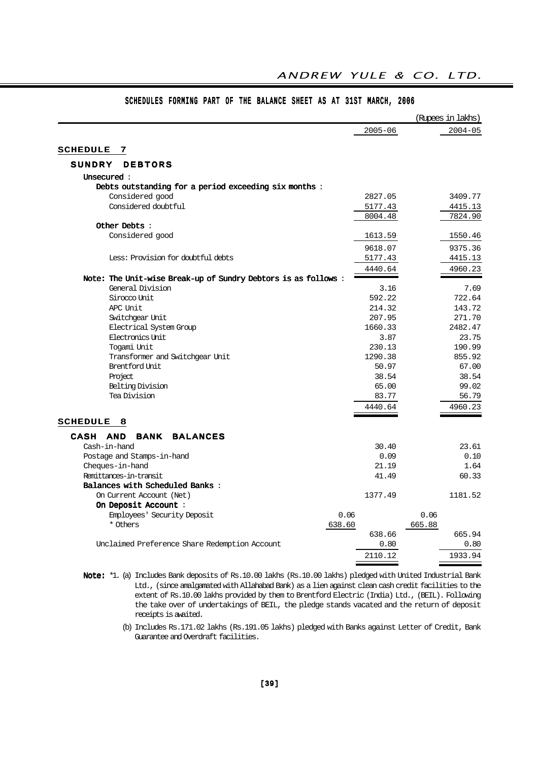## SCHEDULES FORMING PART OF THE BALANCE SHEET AS AT 31ST MARCH, 2006

(Rupees in lakhs)

### SCHEDULE 7

#### SUNDRY DEBTORS

| | | 2005-06 | | 2004-05 |
|---|---|---|---|---|
| **Unsecured** : | | | | |
| **Debts outstanding for a period exceeding six months** : | | | | |
| Considered good | | 2827.05 | | 3409.77 |
| Considered doubtful | | 5177.43 | | 4415.13 |
| | | 8004.48 | | 7824.90 |
| **Other Debts** : | | | | |
| Considered good | | 1613.59 | | 1550.46 |
| | | 9618.07 | | 9375.36 |
| Less: Provision for doubtful debts | | 5177.43 | | 4415.13 |
| | | 4440.64 | | 4960.23 |
| **Note: The Unit-wise Break-up of Sundry Debtors is as follows** : | | | | |
| General Division | | 3.16 | | 7.69 |
| Sirocco Unit | | 592.22 | | 722.64 |
| APC Unit | | 214.32 | | 143.72 |
| Switchgear Unit | | 207.95 | | 271.70 |
| Electrical System Group | | 1660.33 | | 2482.47 |
| Electronics Unit | | 3.87 | | 23.75 |
| Togami Unit | | 230.13 | | 190.99 |
| Transformer and Switchgear Unit | | 1290.38 | | 855.92 |
| Brentford Unit | | 50.97 | | 67.00 |
| Project | | 38.54 | | 38.54 |
| Belting Division | | 65.00 | | 99.02 |
| Tea Division | | 83.77 | | 56.79 |
| | | 4440.64 | | 4960.23 |

### SCHEDULE 8

#### CASH AND BANK BALANCES

| | | 2005-06 | | 2004-05 |
|---|---|---|---|---|
| Cash-in-hand | | 30.40 | | 23.61 |
| Postage and Stamps-in-hand | | 0.09 | | 0.10 |
| Cheques-in-hand | | 21.19 | | 1.64 |
| Remittances-in-transit | | 41.49 | | 60.33 |
| **Balances with Scheduled Banks** : | | | | |
| On Current Account (Net) | | 1377.49 | | 1181.52 |
| **On Deposit Account** : | | | | |
| Employees' Security Deposit | 0.06 | | 0.06 | |
| * Others | 638.60 | | 665.88 | |
| | | 638.66 | | 665.94 |
| Unclaimed Preference Share Redemption Account | | 0.80 | | 0.80 |
| | | 2110.12 | | 1933.94 |

**Note:** *1. (a) Includes Bank deposits of Rs.10.00 lakhs (Rs.10.00 lakhs) pledged with United Industrial Bank Ltd., (since amalgamated with Allahabad Bank) as a lien against clean cash credit facilities to the extent of Rs.10.00 lakhs provided by them to Brentford Electric (India) Ltd., (BEIL). Following the take over of undertakings of BEIL, the pledge stands vacated and the return of deposit receipts is awaited.

(b) Includes Rs.171.02 lakhs (Rs.191.05 lakhs) pledged with Banks against Letter of Credit, Bank Guarantee and Overdraft facilities.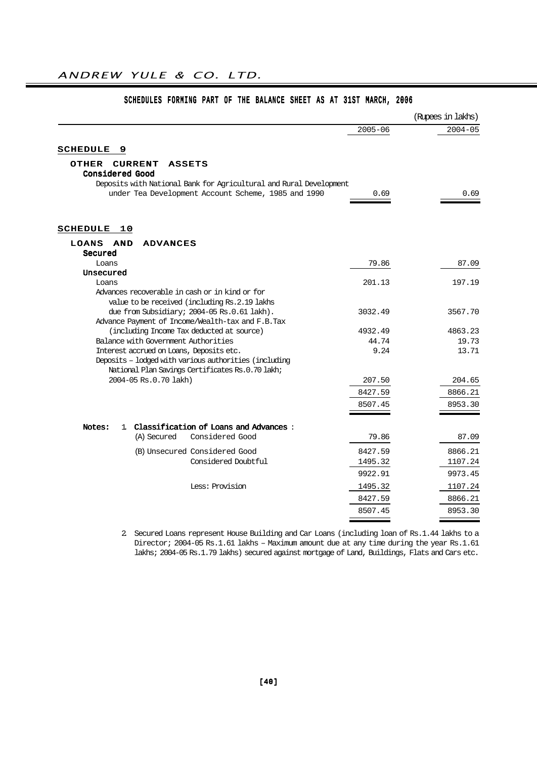## SCHEDULES FORMING PART OF THE BALANCE SHEET AS AT 31ST MARCH, 2006

(Rupees in lakhs)

| | 2005-06 | 2004-05 |
|---|---|---|
| **SCHEDULE 9** | | |
| **OTHER CURRENT ASSETS** | | |
| **Considered Good** | | |
| Deposits with National Bank for Agricultural and Rural Development under Tea Development Account Scheme, 1985 and 1990 | 0.69 | 0.69 |
| **SCHEDULE 10** | | |
| **LOANS AND ADVANCES** | | |
| **Secured** | | |
| Loans | 79.86 | 87.09 |
| **Unsecured** | | |
| Loans | 201.13 | 197.19 |
| Advances recoverable in cash or in kind or for value to be received (including Rs.2.19 lakhs due from Subsidiary; 2004-05 Rs.0.61 lakh). | 3032.49 | 3567.70 |
| Advance Payment of Income/Wealth-tax and F.B.Tax (including Income Tax deducted at source) | 4932.49 | 4863.23 |
| Balance with Government Authorities | 44.74 | 19.73 |
| Interest accrued on Loans, Deposits etc. | 9.24 | 13.71 |
| Deposits – lodged with various authorities (including National Plan Savings Certificates Rs.0.70 lakh; 2004-05 Rs.0.70 lakh) | 207.50 | 204.65 |
| | 8427.59 | 8866.21 |
| | 8507.45 | 8953.30 |

**Notes:** 1. **Classification of Loans and Advances** :

| | | 2005-06 | 2004-05 |
|---|---|---|---|
| (A) Secured | Considered Good | 79.86 | 87.09 |
| (B) Unsecured | Considered Good | 8427.59 | 8866.21 |
| | Considered Doubtful | 1495.32 | 1107.24 |
| | | 9922.91 | 9973.45 |
| | Less: Provision | 1495.32 | 1107.24 |
| | | 8427.59 | 8866.21 |
| | | 8507.45 | 8953.30 |

2. Secured Loans represent House Building and Car Loans (including loan of Rs.1.44 lakhs to a Director; 2004-05 Rs.1.61 lakhs – Maximum amount due at any time during the year Rs.1.61 lakhs; 2004-05 Rs.1.79 lakhs) secured against mortgage of Land, Buildings, Flats and Cars etc.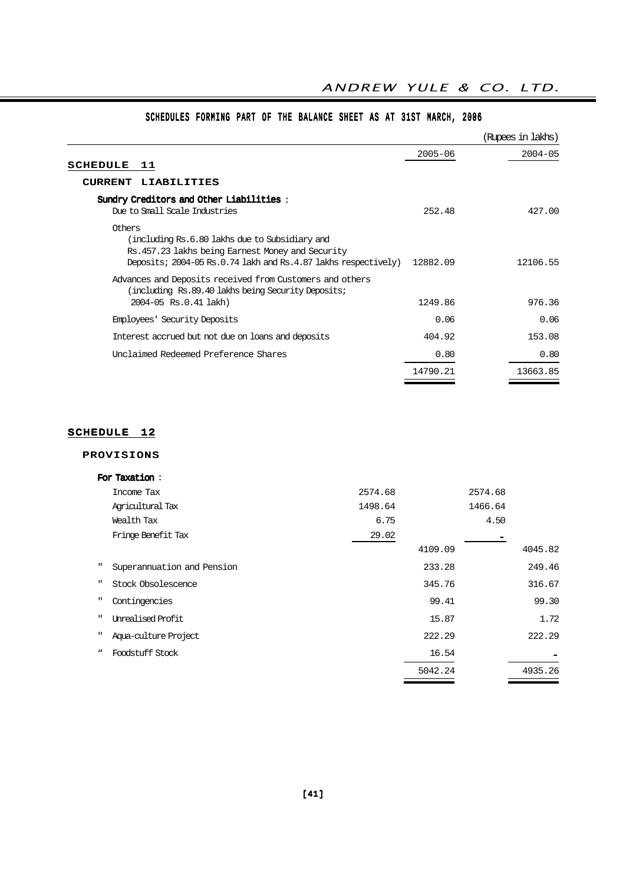## SCHEDULES FORMING PART OF THE BALANCE SHEET AS AT 31ST MARCH, 2006

(Rupees in lakhs)

### SCHEDULE 11

**CURRENT LIABILITIES**

| | 2005-06 | 2004-05 |
|---|---|---|
| **Sundry Creditors and Other Liabilities** : | | |
| Due to Small Scale Industries | 252.48 | 427.00 |
| Others (including Rs.6.80 lakhs due to Subsidiary and Rs.457.23 lakhs being Earnest Money and Security Deposits; 2004-05 Rs.0.74 lakh and Rs.4.87 lakhs respectively) | 12882.09 | 12106.55 |
| Advances and Deposits received from Customers and others (including Rs.89.40 lakhs being Security Deposits; 2004-05 Rs.0.41 lakh) | 1249.86 | 976.36 |
| Employees' Security Deposits | 0.06 | 0.06 |
| Interest accrued but not due on loans and deposits | 404.92 | 153.08 |
| Unclaimed Redeemed Preference Shares | 0.80 | 0.80 |
| | 14790.21 | 13663.85 |

### SCHEDULE 12

**PROVISIONS**

| | | 2005-06 | | 2004-05 |
|---|---|---|---|---|
| **For Taxation** : | | | | |
| Income Tax | 2574.68 | | 2574.68 | |
| Agricultural Tax | 1498.64 | | 1466.64 | |
| Wealth Tax | 6.75 | | 4.50 | |
| Fringe Benefit Tax | 29.02 | | - | |
| | | 4109.09 | | 4045.82 |
| " Superannuation and Pension | | 233.28 | | 249.46 |
| " Stock Obsolescence | | 345.76 | | 316.67 |
| " Contingencies | | 99.41 | | 99.30 |
| " Unrealised Profit | | 15.87 | | 1.72 |
| " Aqua-culture Project | | 222.29 | | 222.29 |
| " Foodstuff Stock | | 16.54 | | - |
| | | 5042.24 | | 4935.26 |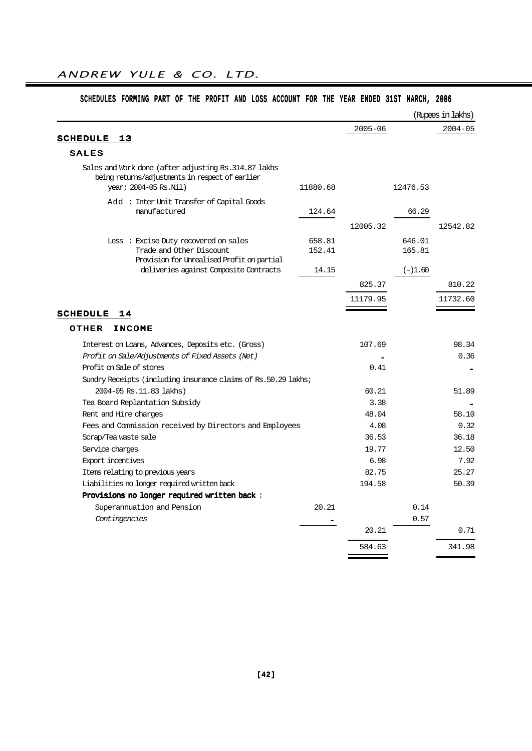## SCHEDULES FORMING PART OF THE PROFIT AND LOSS ACCOUNT FOR THE YEAR ENDED 31ST MARCH, 2006

(Rupees in lakhs)

| | | 2005-06 | | 2004-05 |
|---|---|---|---|---|
| **SCHEDULE 13** | | | | |
| **SALES** | | | | |
| Sales and Work done (after adjusting Rs.314.87 lakhs being returns/adjustments in respect of earlier year; 2004-05 Rs.Nil) | 11880.68 | | 12476.53 | |
| Add : Inter Unit Transfer of Capital Goods manufactured | 124.64 | | 66.29 | |
| | | 12005.32 | | 12542.82 |
| Less : Excise Duty recovered on sales | 658.81 | | 646.01 | |
| Trade and Other Discount | 152.41 | | 165.81 | |
| Provision for Unrealised Profit on partial deliveries against Composite Contracts | 14.15 | | (-)1.60 | |
| | | 825.37 | | 810.22 |
| | | 11179.95 | | 11732.60 |
| **SCHEDULE 14** | | | | |
| **OTHER INCOME** | | | | |
| Interest on Loans, Advances, Deposits etc. (Gross) | | 107.69 | | 98.34 |
| *Profit on Sale/Adjustments of Fixed Assets (Net)* | | - | | 0.36 |
| Profit on Sale of stores | | 0.41 | | - |
| Sundry Receipts (including insurance claims of Rs.50.29 lakhs; 2004-05 Rs.11.83 lakhs) | | 60.21 | | 51.89 |
| Tea Board Replantation Subsidy | | 3.38 | | - |
| Rent and Hire charges | | 48.04 | | 58.10 |
| Fees and Commission received by Directors and Employees | | 4.08 | | 0.32 |
| Scrap/Tea waste sale | | 36.53 | | 36.18 |
| Service charges | | 19.77 | | 12.50 |
| Export incentives | | 6.98 | | 7.92 |
| Items relating to previous years | | 82.75 | | 25.27 |
| Liabilities no longer required written back | | 194.58 | | 50.39 |
| **Provisions no longer required written back :** | | | | |
| Superannuation and Pension | 20.21 | | 0.14 | |
| *Contingencies* | - | | 0.57 | |
| | | 20.21 | | 0.71 |
| | | 584.63 | | 341.98 |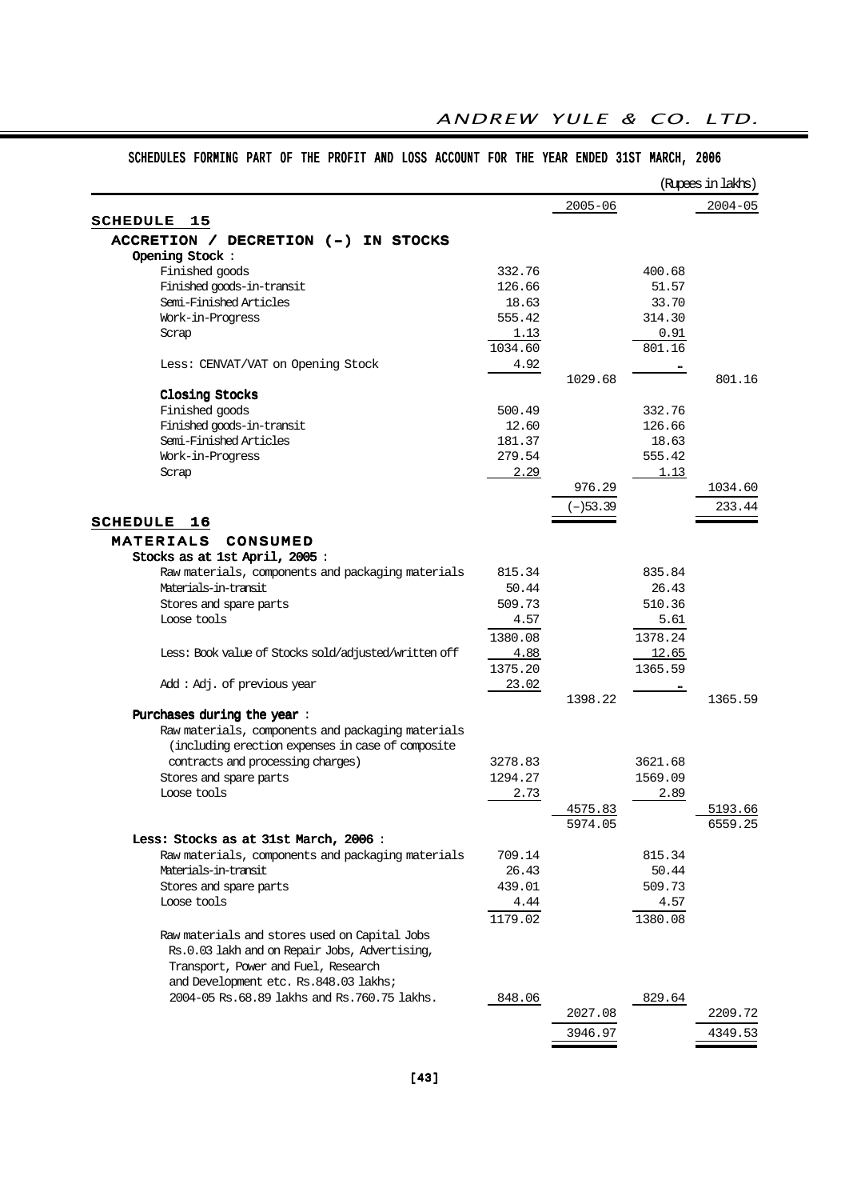## SCHEDULES FORMING PART OF THE PROFIT AND LOSS ACCOUNT FOR THE YEAR ENDED 31ST MARCH, 2006

(Rupees in lakhs)

| | | 2005-06 | | 2004-05 |
|---|---|---|---|---|
| **SCHEDULE 15** | | | | |
| **ACCRETION / DECRETION (-) IN STOCKS** | | | | |
| **Opening Stock** : | | | | |
| Finished goods | 332.76 | | 400.68 | |
| Finished goods-in-transit | 126.66 | | 51.57 | |
| Semi-Finished Articles | 18.63 | | 33.70 | |
| Work-in-Progress | 555.42 | | 314.30 | |
| Scrap | 1.13 | | 0.91 | |
| | 1034.60 | | 801.16 | |
| Less: CENVAT/VAT on Opening Stock | 4.92 | | - | |
| | | 1029.68 | | 801.16 |
| **Closing Stocks** | | | | |
| Finished goods | 500.49 | | 332.76 | |
| Finished goods-in-transit | 12.60 | | 126.66 | |
| Semi-Finished Articles | 181.37 | | 18.63 | |
| Work-in-Progress | 279.54 | | 555.42 | |
| Scrap | 2.29 | | 1.13 | |
| | | 976.29 | | 1034.60 |
| | | (-)53.39 | | 233.44 |
| **SCHEDULE 16** | | | | |
| **MATERIALS CONSUMED** | | | | |
| **Stocks as at 1st April, 2005** : | | | | |
| Raw materials, components and packaging materials | 815.34 | | 835.84 | |
| Materials-in-transit | 50.44 | | 26.43 | |
| Stores and spare parts | 509.73 | | 510.36 | |
| Loose tools | 4.57 | | 5.61 | |
| | 1380.08 | | 1378.24 | |
| Less: Book value of Stocks sold/adjusted/written off | 4.88 | | 12.65 | |
| | 1375.20 | | 1365.59 | |
| Add : Adj. of previous year | 23.02 | | - | |
| | | 1398.22 | | 1365.59 |
| **Purchases during the year** : | | | | |
| Raw materials, components and packaging materials (including erection expenses in case of composite contracts and processing charges) | 3278.83 | | 3621.68 | |
| Stores and spare parts | 1294.27 | | 1569.09 | |
| Loose tools | 2.73 | | 2.89 | |
| | | 4575.83 | | 5193.66 |
| | | 5974.05 | | 6559.25 |
| **Less: Stocks as at 31st March, 2006** : | | | | |
| Raw materials, components and packaging materials | 709.14 | | 815.34 | |
| Materials-in-transit | 26.43 | | 50.44 | |
| Stores and spare parts | 439.01 | | 509.73 | |
| Loose tools | 4.44 | | 4.57 | |
| | 1179.02 | | 1380.08 | |
| Raw materials and stores used on Capital Jobs Rs.0.03 lakh and on Repair Jobs, Advertising, Transport, Power and Fuel, Research and Development etc. Rs.848.03 lakhs; 2004-05 Rs.68.89 lakhs and Rs.760.75 lakhs. | 848.06 | | 829.64 | |
| | | 2027.08 | | 2209.72 |
| | | 3946.97 | | 4349.53 |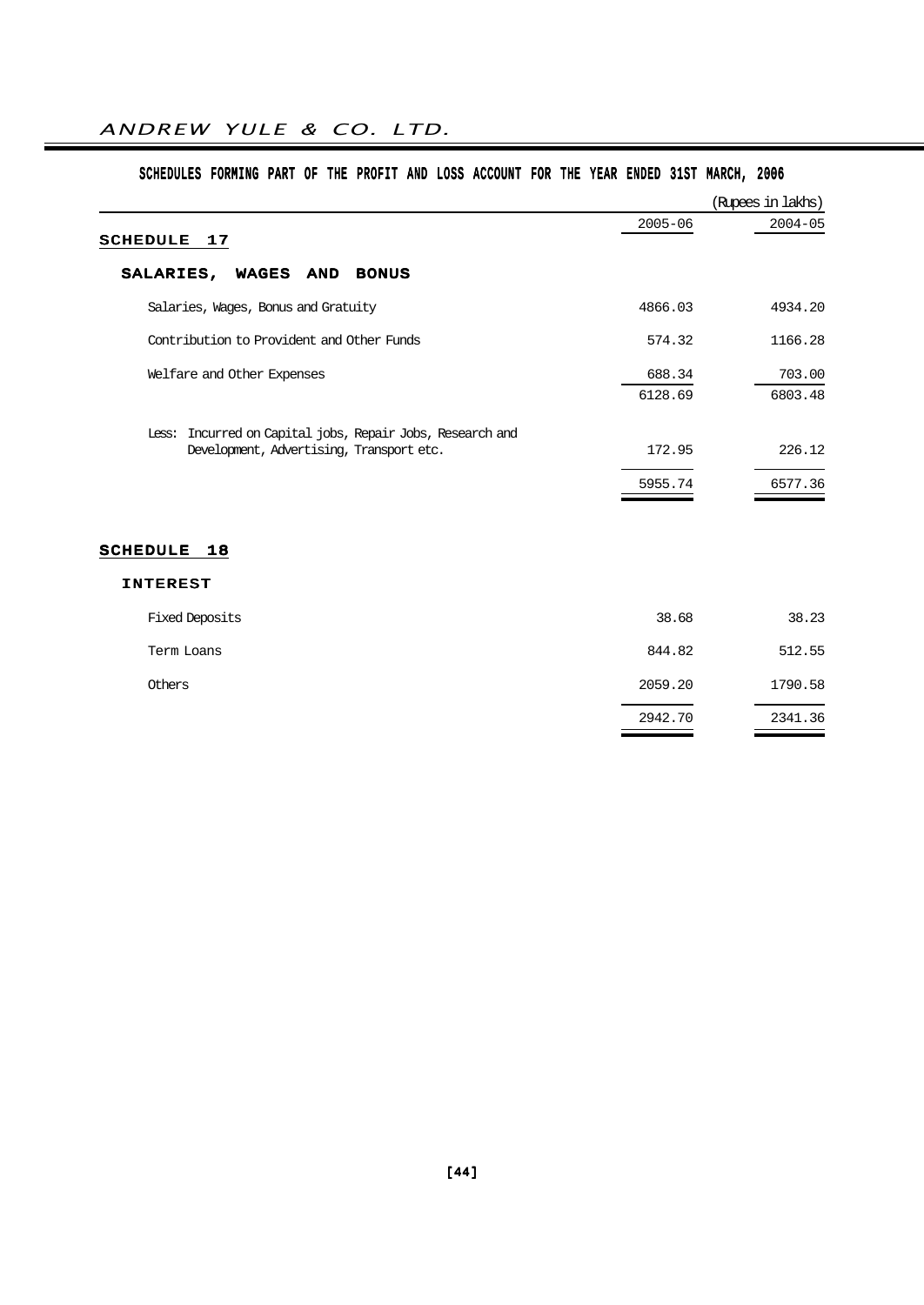## SCHEDULES FORMING PART OF THE PROFIT AND LOSS ACCOUNT FOR THE YEAR ENDED 31ST MARCH, 2006

(Rupees in lakhs)

### SCHEDULE 17

**SALARIES, WAGES AND BONUS**

| | 2005-06 | 2004-05 |
|---|---|---|
| Salaries, Wages, Bonus and Gratuity | 4866.03 | 4934.20 |
| Contribution to Provident and Other Funds | 574.32 | 1166.28 |
| Welfare and Other Expenses | 688.34 | 703.00 |
| | 6128.69 | 6803.48 |
| Less: Incurred on Capital jobs, Repair Jobs, Research and Development, Advertising, Transport etc. | 172.95 | 226.12 |
| | 5955.74 | 6577.36 |

### SCHEDULE 18

**INTEREST**

| | 2005-06 | 2004-05 |
|---|---|---|
| Fixed Deposits | 38.68 | 38.23 |
| Term Loans | 844.82 | 512.55 |
| Others | 2059.20 | 1790.58 |
| | 2942.70 | 2341.36 |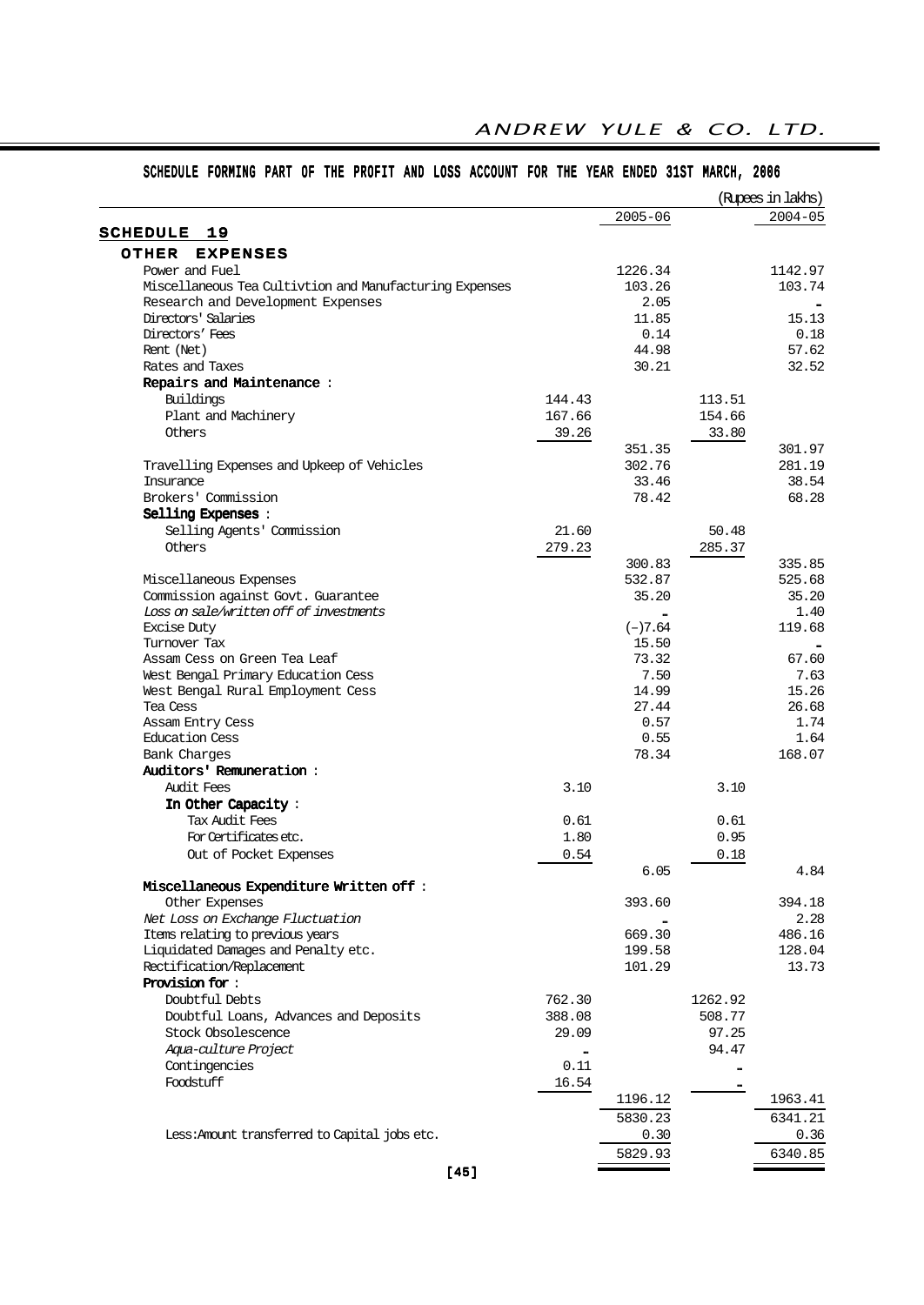## SCHEDULE FORMING PART OF THE PROFIT AND LOSS ACCOUNT FOR THE YEAR ENDED 31ST MARCH, 2006

(Rupees in lakhs)

| | | 2005-06 | | 2004-05 |
|---|---|---|---|---|
| **SCHEDULE 19** | | | | |
| **OTHER EXPENSES** | | | | |
| Power and Fuel | | 1226.34 | | 1142.97 |
| Miscellaneous Tea Cultivtion and Manufacturing Expenses | | 103.26 | | 103.74 |
| Research and Development Expenses | | 2.05 | | - |
| Directors' Salaries | | 11.85 | | 15.13 |
| Directors' Fees | | 0.14 | | 0.18 |
| Rent (Net) | | 44.98 | | 57.62 |
| Rates and Taxes | | 30.21 | | 32.52 |
| **Repairs and Maintenance :** | | | | |
| Buildings | 144.43 | | 113.51 | |
| Plant and Machinery | 167.66 | | 154.66 | |
| Others | 39.26 | | 33.80 | |
| | | 351.35 | | 301.97 |
| Travelling Expenses and Upkeep of Vehicles | | 302.76 | | 281.19 |
| Insurance | | 33.46 | | 38.54 |
| Brokers' Commission | | 78.42 | | 68.28 |
| **Selling Expenses :** | | | | |
| Selling Agents' Commission | 21.60 | | 50.48 | |
| Others | 279.23 | | 285.37 | |
| | | 300.83 | | 335.85 |
| Miscellaneous Expenses | | 532.87 | | 525.68 |
| Commission against Govt. Guarantee | | 35.20 | | 35.20 |
| *Loss on sale/written off of investments* | | - | | 1.40 |
| Excise Duty | | (-)7.64 | | 119.68 |
| Turnover Tax | | 15.50 | | - |
| Assam Cess on Green Tea Leaf | | 73.32 | | 67.60 |
| West Bengal Primary Education Cess | | 7.50 | | 7.63 |
| West Bengal Rural Employment Cess | | 14.99 | | 15.26 |
| Tea Cess | | 27.44 | | 26.68 |
| Assam Entry Cess | | 0.57 | | 1.74 |
| Education Cess | | 0.55 | | 1.64 |
| Bank Charges | | 78.34 | | 168.07 |
| **Auditors' Remuneration :** | | | | |
| Audit Fees | 3.10 | | 3.10 | |
| **In Other Capacity :** | | | | |
| Tax Audit Fees | 0.61 | | 0.61 | |
| For Certificates etc. | 1.80 | | 0.95 | |
| Out of Pocket Expenses | 0.54 | | 0.18 | |
| | | 6.05 | | 4.84 |
| **Miscellaneous Expenditure Written off :** | | | | |
| Other Expenses | | 393.60 | | 394.18 |
| *Net Loss on Exchange Fluctuation* | | - | | 2.28 |
| Items relating to previous years | | 669.30 | | 486.16 |
| Liquidated Damages and Penalty etc. | | 199.58 | | 128.04 |
| Rectification/Replacement | | 101.29 | | 13.73 |
| **Provision for :** | | | | |
| Doubtful Debts | 762.30 | | 1262.92 | |
| Doubtful Loans, Advances and Deposits | 388.08 | | 508.77 | |
| Stock Obsolescence | 29.09 | | 97.25 | |
| *Aqua-culture Project* | - | | 94.47 | |
| Contingencies | 0.11 | | - | |
| Foodstuff | 16.54 | | - | |
| | | 1196.12 | | 1963.41 |
| | | 5830.23 | | 6341.21 |
| Less: Amount transferred to Capital jobs etc. | | 0.30 | | 0.36 |
| | | 5829.93 | | 6340.85 |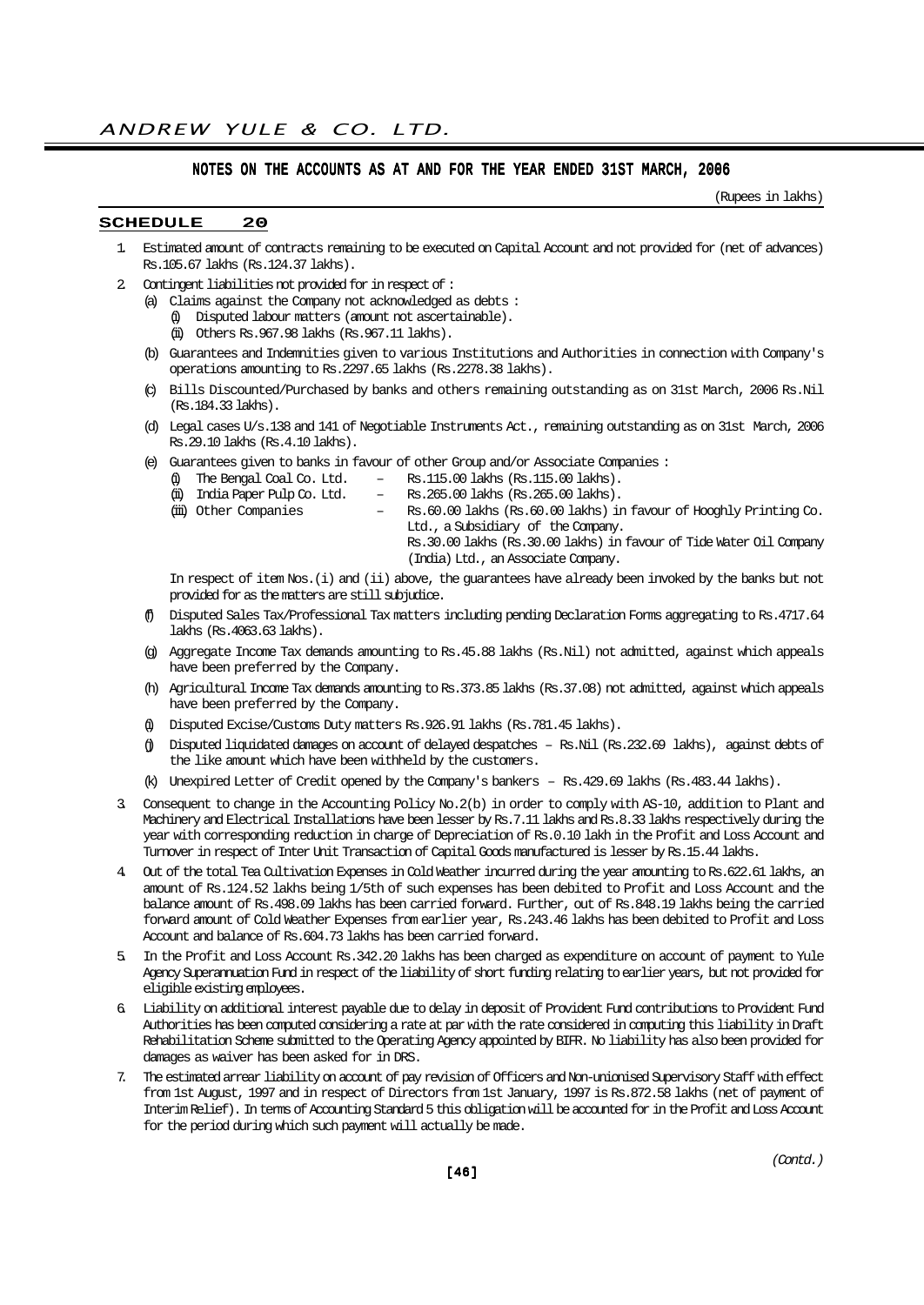## NOTES ON THE ACCOUNTS AS AT AND FOR THE YEAR ENDED 31ST MARCH, 2006

(Rupees in lakhs)

### SCHEDULE 20

1. Estimated amount of contracts remaining to be executed on Capital Account and not provided for (net of advances) Rs.105.67 lakhs (Rs.124.37 lakhs).

2. Contingent liabilities not provided for in respect of :

   (a) Claims against the Company not acknowledged as debts :

   (i) Disputed labour matters (amount not ascertainable).

   (ii) Others Rs.967.98 lakhs (Rs.967.11 lakhs).

   (b) Guarantees and Indemnities given to various Institutions and Authorities in connection with Company's operations amounting to Rs.2297.65 lakhs (Rs.2278.38 lakhs).

   (c) Bills Discounted/Purchased by banks and others remaining outstanding as on 31st March, 2006 Rs.Nil (Rs.184.33 lakhs).

   (d) Legal cases U/s.138 and 141 of Negotiable Instruments Act., remaining outstanding as on 31st March, 2006 Rs.29.10 lakhs (Rs.4.10 lakhs).

   (e) Guarantees given to banks in favour of other Group and/or Associate Companies :

   (i) The Bengal Coal Co. Ltd. – Rs.115.00 lakhs (Rs.115.00 lakhs).

   (ii) India Paper Pulp Co. Ltd. – Rs.265.00 lakhs (Rs.265.00 lakhs).

   (iii) Other Companies – Rs.60.00 lakhs (Rs.60.00 lakhs) in favour of Hooghly Printing Co. Ltd., a Subsidiary of the Company.
   Rs.30.00 lakhs (Rs.30.00 lakhs) in favour of Tide Water Oil Company (India) Ltd., an Associate Company.

   In respect of item Nos.(i) and (ii) above, the guarantees have already been invoked by the banks but not provided for as the matters are still subjudice.

   (f) Disputed Sales Tax/Professional Tax matters including pending Declaration Forms aggregating to Rs.4717.64 lakhs (Rs.4063.63 lakhs).

   (g) Aggregate Income Tax demands amounting to Rs.45.88 lakhs (Rs.Nil) not admitted, against which appeals have been preferred by the Company.

   (h) Agricultural Income Tax demands amounting to Rs.373.85 lakhs (Rs.37.08) not admitted, against which appeals have been preferred by the Company.

   (i) Disputed Excise/Customs Duty matters Rs.926.91 lakhs (Rs.781.45 lakhs).

   (j) Disputed liquidated damages on account of delayed despatches – Rs.Nil (Rs.232.69 lakhs), against debts of the like amount which have been withheld by the customers.

   (k) Unexpired Letter of Credit opened by the Company's bankers – Rs.429.69 lakhs (Rs.483.44 lakhs).

3. Consequent to change in the Accounting Policy No.2(b) in order to comply with AS-10, addition to Plant and Machinery and Electrical Installations have been lesser by Rs.7.11 lakhs and Rs.8.33 lakhs respectively during the year with corresponding reduction in charge of Depreciation of Rs.0.10 lakh in the Profit and Loss Account and Turnover in respect of Inter Unit Transaction of Capital Goods manufactured is lesser by Rs.15.44 lakhs.

4. Out of the total Tea Cultivation Expenses in Cold Weather incurred during the year amounting to Rs.622.61 lakhs, an amount of Rs.124.52 lakhs being 1/5th of such expenses has been debited to Profit and Loss Account and the balance amount of Rs.498.09 lakhs has been carried forward. Further, out of Rs.848.19 lakhs being the carried forward amount of Cold Weather Expenses from earlier year, Rs.243.46 lakhs has been debited to Profit and Loss Account and balance of Rs.604.73 lakhs has been carried forward.

5. In the Profit and Loss Account Rs.342.20 lakhs has been charged as expenditure on account of payment to Yule Agency Superannuation Fund in respect of the liability of short funding relating to earlier years, but not provided for eligible existing employees.

6. Liability on additional interest payable due to delay in deposit of Provident Fund contributions to Provident Fund Authorities has been computed considering a rate at par with the rate considered in computing this liability in Draft Rehabilitation Scheme submitted to the Operating Agency appointed by BIFR. No liability has also been provided for damages as waiver has been asked for in DRS.

7. The estimated arrear liability on account of pay revision of Officers and Non-unionised Supervisory Staff with effect from 1st August, 1997 and in respect of Directors from 1st January, 1997 is Rs.872.58 lakhs (net of payment of Interim Relief). In terms of Accounting Standard 5 this obligation will be accounted for in the Profit and Loss Account for the period during which such payment will actually be made.

*(Contd.)*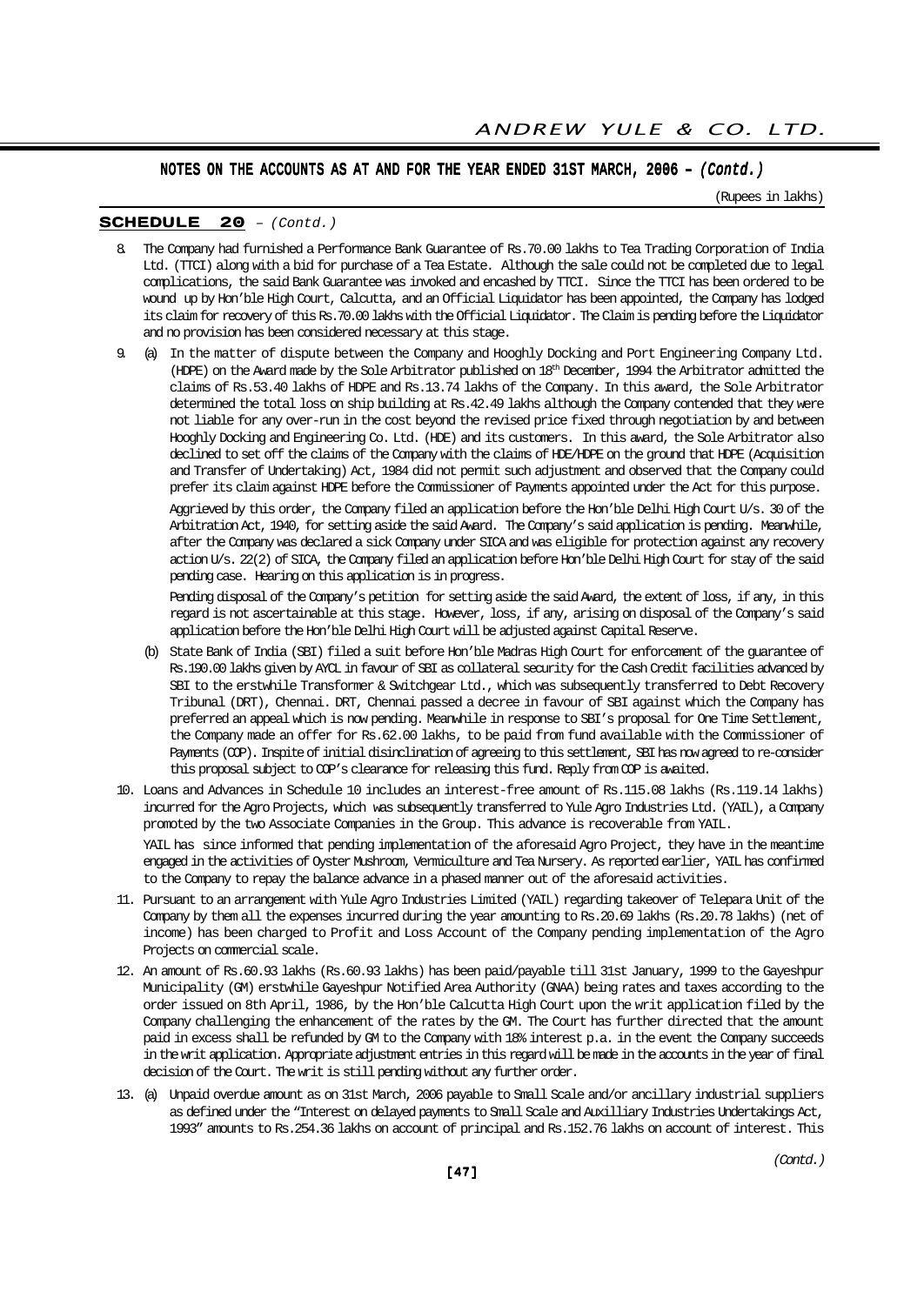## NOTES ON THE ACCOUNTS AS AT AND FOR THE YEAR ENDED 31ST MARCH, 2006 – *(Contd.)*

(Rupees in lakhs)

### SCHEDULE 20 – *(Contd.)*

8. The Company had furnished a Performance Bank Guarantee of Rs.70.00 lakhs to Tea Trading Corporation of India Ltd. (TTCI) along with a bid for purchase of a Tea Estate. Although the sale could not be completed due to legal complications, the said Bank Guarantee was invoked and encashed by TTCI. Since the TTCI has been ordered to be wound up by Hon'ble High Court, Calcutta, and an Official Liquidator has been appointed, the Company has lodged its claim for recovery of this Rs.70.00 lakhs with the Official Liquidator. The Claim is pending before the Liquidator and no provision has been considered necessary at this stage.

9. (a) In the matter of dispute between the Company and Hooghly Docking and Port Engineering Company Ltd. (HDPE) on the Award made by the Sole Arbitrator published on 18th December, 1994 the Arbitrator admitted the claims of Rs.53.40 lakhs of HDPE and Rs.13.74 lakhs of the Company. In this award, the Sole Arbitrator determined the total loss on ship building at Rs.42.49 lakhs although the Company contended that they were not liable for any over-run in the cost beyond the revised price fixed through negotiation by and between Hooghly Docking and Engineering Co. Ltd. (HDE) and its customers. In this award, the Sole Arbitrator also declined to set off the claims of the Company with the claims of HDE/HDPE on the ground that HDPE (Acquisition and Transfer of Undertaking) Act, 1984 did not permit such adjustment and observed that the Company could prefer its claim against HDPE before the Commissioner of Payments appointed under the Act for this purpose.

   Aggrieved by this order, the Company filed an application before the Hon'ble Delhi High Court U/s. 30 of the Arbitration Act, 1940, for setting aside the said Award. The Company's said application is pending. Meanwhile, after the Company was declared a sick Company under SICA and was eligible for protection against any recovery action U/s. 22(2) of SICA, the Company filed an application before Hon'ble Delhi High Court for stay of the said pending case. Hearing on this application is in progress.

   Pending disposal of the Company's petition for setting aside the said Award, the extent of loss, if any, in this regard is not ascertainable at this stage. However, loss, if any, arising on disposal of the Company's said application before the Hon'ble Delhi High Court will be adjusted against Capital Reserve.

   (b) State Bank of India (SBI) filed a suit before Hon'ble Madras High Court for enforcement of the guarantee of Rs.190.00 lakhs given by AYCL in favour of SBI as collateral security for the Cash Credit facilities advanced by SBI to the erstwhile Transformer & Switchgear Ltd., which was subsequently transferred to Debt Recovery Tribunal (DRT), Chennai. DRT, Chennai passed a decree in favour of SBI against which the Company has preferred an appeal which is now pending. Meanwhile in response to SBI's proposal for One Time Settlement, the Company made an offer for Rs.62.00 lakhs, to be paid from fund available with the Commissioner of Payments (COP). Inspite of initial disinclination of agreeing to this settlement, SBI has now agreed to re-consider this proposal subject to COP's clearance for releasing this fund. Reply from COP is awaited.

10. Loans and Advances in Schedule 10 includes an interest-free amount of Rs.115.08 lakhs (Rs.119.14 lakhs) incurred for the Agro Projects, which was subsequently transferred to Yule Agro Industries Ltd. (YAIL), a Company promoted by the two Associate Companies in the Group. This advance is recoverable from YAIL.

    YAIL has since informed that pending implementation of the aforesaid Agro Project, they have in the meantime engaged in the activities of Oyster Mushroom, Vermiculture and Tea Nursery. As reported earlier, YAIL has confirmed to the Company to repay the balance advance in a phased manner out of the aforesaid activities.

11. Pursuant to an arrangement with Yule Agro Industries Limited (YAIL) regarding takeover of Telepara Unit of the Company by them all the expenses incurred during the year amounting to Rs.20.69 lakhs (Rs.20.78 lakhs) (net of income) has been charged to Profit and Loss Account of the Company pending implementation of the Agro Projects on commercial scale.

12. An amount of Rs.60.93 lakhs (Rs.60.93 lakhs) has been paid/payable till 31st January, 1999 to the Gayeshpur Municipality (GM) erstwhile Gayeshpur Notified Area Authority (GNAA) being rates and taxes according to the order issued on 8th April, 1986, by the Hon'ble Calcutta High Court upon the writ application filed by the Company challenging the enhancement of the rates by the GM. The Court has further directed that the amount paid in excess shall be refunded by GM to the Company with 18% interest p.a. in the event the Company succeeds in the writ application. Appropriate adjustment entries in this regard will be made in the accounts in the year of final decision of the Court. The writ is still pending without any further order.

13. (a) Unpaid overdue amount as on 31st March, 2006 payable to Small Scale and/or ancillary industrial suppliers as defined under the "Interest on delayed payments to Small Scale and Auxilliary Industries Undertakings Act, 1993" amounts to Rs.254.36 lakhs on account of principal and Rs.152.76 lakhs on account of interest. This

*(Contd.)*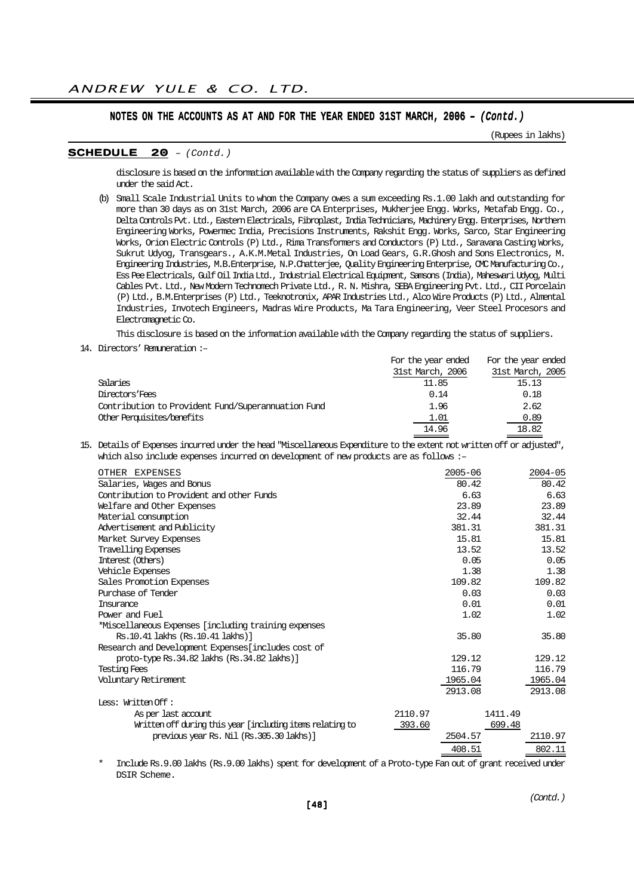## NOTES ON THE ACCOUNTS AS AT AND FOR THE YEAR ENDED 31ST MARCH, 2006 – *(Contd.)*

(Rupees in lakhs)

**SCHEDULE 20** – *(Contd.)*

disclosure is based on the information available with the Company regarding the status of suppliers as defined under the said Act.

(b) Small Scale Industrial Units to whom the Company owes a sum exceeding Rs.1.00 lakh and outstanding for more than 30 days as on 31st March, 2006 are CA Enterprises, Mukherjee Engg. Works, Metafab Engg. Co., Delta Controls Pvt. Ltd., Eastern Electricals, Fibroplast, India Technicians, Machinery Engg. Enterprises, Northern Engineering Works, Powermec India, Precisions Instruments, Rakshit Engg. Works, Sarco, Star Engineering Works, Orion Electric Controls (P) Ltd., Rima Transformers and Conductors (P) Ltd., Saravana Casting Works, Sukrut Udyog, Transgears., A.K.M.Metal Industries, On Load Gears, G.R.Ghosh and Sons Electronics, M. Engineering Industries, M.B.Enterprise, N.P.Chatterjee, Quality Engineering Enterprise, CMC Manufacturing Co., Ess Pee Electricals, Gulf Oil India Ltd., Industrial Electrical Equipment, Samsons (India), Maheswari Udyog, Multi Cables Pvt. Ltd., New Modern Technomech Private Ltd., R. N. Mishra, SEBA Engineering Pvt. Ltd., CII Porcelain (P) Ltd., B.M.Enterprises (P) Ltd., Teeknotronix, APAR Industries Ltd., Alco Wire Products (P) Ltd., Almental Industries, Invotech Engineers, Madras Wire Products, Ma Tara Engineering, Veer Steel Procesors and Electromagnetic Co.

This disclosure is based on the information available with the Company regarding the status of suppliers.

14. Directors' Remuneration :–

| | For the year ended 31st March, 2006 | For the year ended 31st March, 2005 |
|---|---|---|
| Salaries | 11.85 | 15.13 |
| Directors'Fees | 0.14 | 0.18 |
| Contribution to Provident Fund/Superannuation Fund | 1.96 | 2.62 |
| Other Perquisites/benefits | 1.01 | 0.89 |
| | 14.96 | 18.82 |

15. Details of Expenses incurred under the head "Miscellaneous Expenditure to the extent not written off or adjusted", which also include expenses incurred on development of new products are as follows :–

| OTHER EXPENSES | | 2005-06 | | 2004-05 |
|---|---|---|---|---|
| Salaries, Wages and Bonus | | 80.42 | | 80.42 |
| Contribution to Provident and other Funds | | 6.63 | | 6.63 |
| Welfare and Other Expenses | | 23.89 | | 23.89 |
| Material consumption | | 32.44 | | 32.44 |
| Advertisement and Publicity | | 381.31 | | 381.31 |
| Market Survey Expenses | | 15.81 | | 15.81 |
| Travelling Expenses | | 13.52 | | 13.52 |
| Interest (Others) | | 0.05 | | 0.05 |
| Vehicle Expenses | | 1.38 | | 1.38 |
| Sales Promotion Expenses | | 109.82 | | 109.82 |
| Purchase of Tender | | 0.03 | | 0.03 |
| Insurance | | 0.01 | | 0.01 |
| Power and Fuel | | 1.02 | | 1.02 |
| *Miscellaneous Expenses [including training expenses Rs.10.41 lakhs (Rs.10.41 lakhs)] | | 35.80 | | 35.80 |
| Research and Development Expenses[includes cost of proto-type Rs.34.82 lakhs (Rs.34.82 lakhs)] | | 129.12 | | 129.12 |
| Testing Fees | | 116.79 | | 116.79 |
| Voluntary Retirement | | 1965.04 | | 1965.04 |
| | | 2913.08 | | 2913.08 |
| Less: Written Off : | | | | |
| As per last account | 2110.97 | | 1411.49 | |
| Written off during this year [including items relating to previous year Rs. Nil (Rs.305.30 lakhs)] | 393.60 | 2504.57 | 699.48 | 2110.97 |
| | | 408.51 | | 802.11 |

\* Include Rs.9.00 lakhs (Rs.9.00 lakhs) spent for development of a Proto-type Fan out of grant received under DSIR Scheme.

*(Contd.)*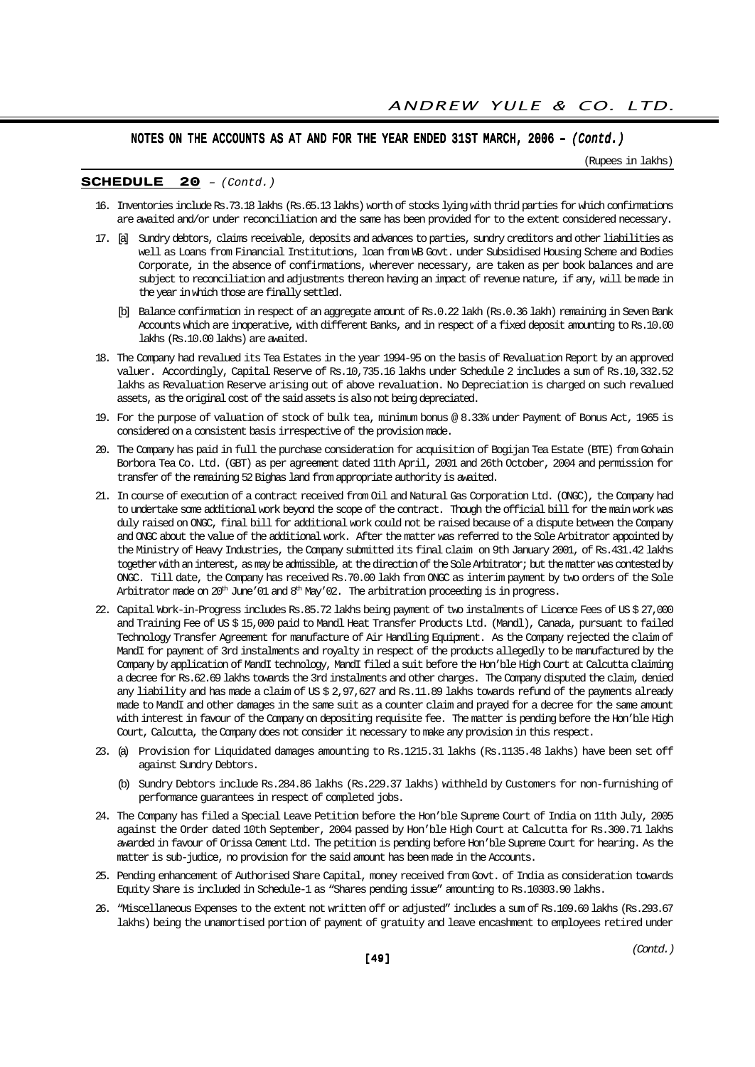## NOTES ON THE ACCOUNTS AS AT AND FOR THE YEAR ENDED 31ST MARCH, 2006 – *(Contd.)*

(Rupees in lakhs)

### SCHEDULE 20 – *(Contd.)*

16. Inventories include Rs.73.18 lakhs (Rs.65.13 lakhs) worth of stocks lying with thrid parties for which confirmations are awaited and/or under reconciliation and the same has been provided for to the extent considered necessary.

17. [a] Sundry debtors, claims receivable, deposits and advances to parties, sundry creditors and other liabilities as well as Loans from Financial Institutions, loan from WB Govt. under Subsidised Housing Scheme and Bodies Corporate, in the absence of confirmations, wherever necessary, are taken as per book balances and are subject to reconciliation and adjustments thereon having an impact of revenue nature, if any, will be made in the year in which those are finally settled.

    [b] Balance confirmation in respect of an aggregate amount of Rs.0.22 lakh (Rs.0.36 lakh) remaining in Seven Bank Accounts which are inoperative, with different Banks, and in respect of a fixed deposit amounting to Rs.10.00 lakhs (Rs.10.00 lakhs) are awaited.

18. The Company had revalued its Tea Estates in the year 1994-95 on the basis of Revaluation Report by an approved valuer. Accordingly, Capital Reserve of Rs.10,735.16 lakhs under Schedule 2 includes a sum of Rs.10,332.52 lakhs as Revaluation Reserve arising out of above revaluation. No Depreciation is charged on such revalued assets, as the original cost of the said assets is also not being depreciated.

19. For the purpose of valuation of stock of bulk tea, minimum bonus @ 8.33% under Payment of Bonus Act, 1965 is considered on a consistent basis irrespective of the provision made.

20. The Company has paid in full the purchase consideration for acquisition of Bogijan Tea Estate (BTE) from Gohain Borbora Tea Co. Ltd. (GBT) as per agreement dated 11th April, 2001 and 26th October, 2004 and permission for transfer of the remaining 52 Bighas land from appropriate authority is awaited.

21. In course of execution of a contract received from Oil and Natural Gas Corporation Ltd. (ONGC), the Company had to undertake some additional work beyond the scope of the contract. Though the official bill for the main work was duly raised on ONGC, final bill for additional work could not be raised because of a dispute between the Company and ONGC about the value of the additional work. After the matter was referred to the Sole Arbitrator appointed by the Ministry of Heavy Industries, the Company submitted its final claim on 9th January 2001, of Rs.431.42 lakhs together with an interest, as may be admissible, at the direction of the Sole Arbitrator; but the matter was contested by ONGC. Till date, the Company has received Rs.70.00 lakh from ONGC as interim payment by two orders of the Sole Arbitrator made on 20th June'01 and 8th May'02. The arbitration proceeding is in progress.

22. Capital Work-in-Progress includes Rs.85.72 lakhs being payment of two instalments of Licence Fees of US $ 27,000 and Training Fee of US $ 15,000 paid to Mandl Heat Transfer Products Ltd. (Mandl), Canada, pursuant to failed Technology Transfer Agreement for manufacture of Air Handling Equipment. As the Company rejected the claim of MandI for payment of 3rd instalments and royalty in respect of the products allegedly to be manufactured by the Company by application of MandI technology, MandI filed a suit before the Hon'ble High Court at Calcutta claiming a decree for Rs.62.69 lakhs towards the 3rd instalments and other charges. The Company disputed the claim, denied any liability and has made a claim of US $ 2,97,627 and Rs.11.89 lakhs towards refund of the payments already made to MandI and other damages in the same suit as a counter claim and prayed for a decree for the same amount with interest in favour of the Company on depositing requisite fee. The matter is pending before the Hon'ble High Court, Calcutta, the Company does not consider it necessary to make any provision in this respect.

23. (a) Provision for Liquidated damages amounting to Rs.1215.31 lakhs (Rs.1135.48 lakhs) have been set off against Sundry Debtors.

    (b) Sundry Debtors include Rs.284.86 lakhs (Rs.229.37 lakhs) withheld by Customers for non-furnishing of performance guarantees in respect of completed jobs.

24. The Company has filed a Special Leave Petition before the Hon'ble Supreme Court of India on 11th July, 2005 against the Order dated 10th September, 2004 passed by Hon'ble High Court at Calcutta for Rs.300.71 lakhs awarded in favour of Orissa Cement Ltd. The petition is pending before Hon'ble Supreme Court for hearing. As the matter is sub-judice, no provision for the said amount has been made in the Accounts.

25. Pending enhancement of Authorised Share Capital, money received from Govt. of India as consideration towards Equity Share is included in Schedule-1 as "Shares pending issue" amounting to Rs.10303.90 lakhs.

26. "Miscellaneous Expenses to the extent not written off or adjusted" includes a sum of Rs.109.60 lakhs (Rs.293.67 lakhs) being the unamortised portion of payment of gratuity and leave encashment to employees retired under

*(Contd.)*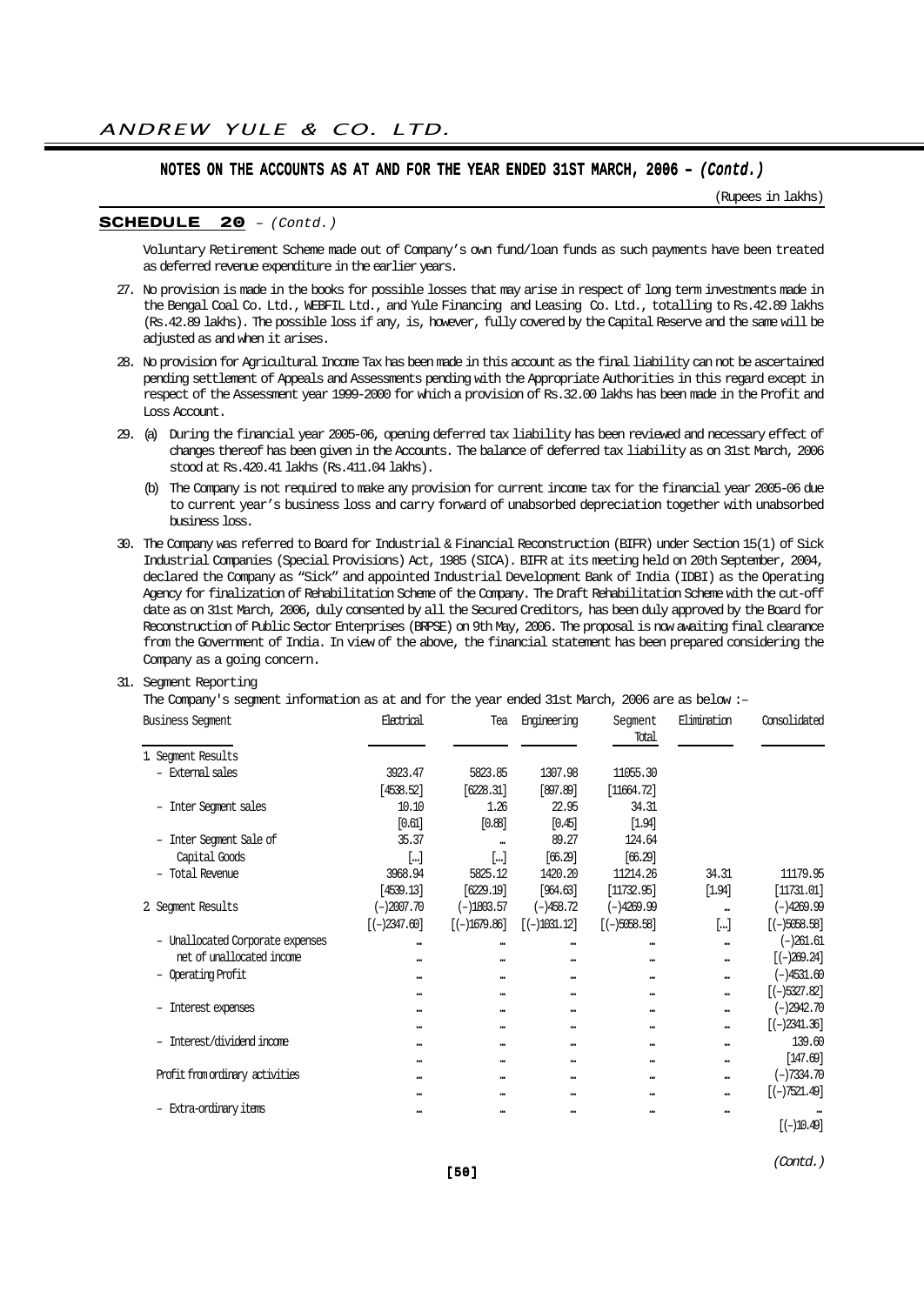## NOTES ON THE ACCOUNTS AS AT AND FOR THE YEAR ENDED 31ST MARCH, 2006 – *(Contd.)*

(Rupees in lakhs)

### SCHEDULE 20 – *(Contd.)*

Voluntary Retirement Scheme made out of Company's own fund/loan funds as such payments have been treated as deferred revenue expenditure in the earlier years.

27. No provision is made in the books for possible losses that may arise in respect of long term investments made in the Bengal Coal Co. Ltd., WEBFIL Ltd., and Yule Financing and Leasing Co. Ltd., totalling to Rs.42.89 lakhs (Rs.42.89 lakhs). The possible loss if any, is, however, fully covered by the Capital Reserve and the same will be adjusted as and when it arises.

28. No provision for Agricultural Income Tax has been made in this account as the final liability can not be ascertained pending settlement of Appeals and Assessments pending with the Appropriate Authorities in this regard except in respect of the Assessment year 1999-2000 for which a provision of Rs.32.00 lakhs has been made in the Profit and Loss Account.

29. (a) During the financial year 2005-06, opening deferred tax liability has been reviewed and necessary effect of changes thereof has been given in the Accounts. The balance of deferred tax liability as on 31st March, 2006 stood at Rs.420.41 lakhs (Rs.411.04 lakhs).

    (b) The Company is not required to make any provision for current income tax for the financial year 2005-06 due to current year's business loss and carry forward of unabsorbed depreciation together with unabsorbed business loss.

30. The Company was referred to Board for Industrial & Financial Reconstruction (BIFR) under Section 15(1) of Sick Industrial Companies (Special Provisions) Act, 1985 (SICA). BIFR at its meeting held on 20th September, 2004, declared the Company as "Sick" and appointed Industrial Development Bank of India (IDBI) as the Operating Agency for finalization of Rehabilitation Scheme of the Company. The Draft Rehabilitation Scheme with the cut-off date as on 31st March, 2006, duly consented by all the Secured Creditors, has been duly approved by the Board for Reconstruction of Public Sector Enterprises (BRPSE) on 9th May, 2006. The proposal is now awaiting final clearance from the Government of India. In view of the above, the financial statement has been prepared considering the Company as a going concern.

31. Segment Reporting

The Company's segment information as at and for the year ended 31st March, 2006 are as below :–

| Business Segment | Electrical | Tea | Engineering | Segment Total | Elimination | Consolidated |
|---|---|---|---|---|---|---|
| 1. Segment Results | | | | | | |
| – External sales | 3923.47 | 5823.85 | 1307.98 | 11055.30 | | |
| | [4538.52] | [6228.31] | [897.89] | [11664.72] | | |
| – Inter Segment sales | 10.10 | 1.26 | 22.95 | 34.31 | | |
| | [0.61] | [0.88] | [0.45] | [1.94] | | |
| – Inter Segment Sale of Capital Goods | 35.37 | ... | 89.27 | 124.64 | | |
| | [...] | [...] | [66.29] | [66.29] | | |
| – Total Revenue | 3968.94 | 5825.12 | 1420.20 | 11214.26 | 34.31 | 11179.95 |
| | [4539.13] | [6229.19] | [964.63] | [11732.95] | [1.94] | [11731.01] |
| 2. Segment Results | (–)2007.70 | (–)1803.57 | (–)458.72 | (–)4269.99 | ... | (–)4269.99 |
| | [(–)2347.60] | [(–)1679.86] | [(–)1031.12] | [(–)5058.58] | [...] | [(–)5058.58] |
| – Unallocated Corporate expenses net of unallocated income | ... | ... | ... | ... | ... | (–)261.61 |
| | ... | ... | ... | ... | ... | [(–)269.24] |
| – Operating Profit | ... | ... | ... | ... | ... | (–)4531.60 |
| | ... | ... | ... | ... | ... | [(–)5327.82] |
| – Interest expenses | ... | ... | ... | ... | ... | (–)2942.70 |
| | ... | ... | ... | ... | ... | [(–)2341.36] |
| – Interest/dividend income | ... | ... | ... | ... | ... | 139.60 |
| | ... | ... | ... | ... | ... | [147.69] |
| Profit from ordinary activities | ... | ... | ... | ... | ... | (–)7334.70 |
| | ... | ... | ... | ... | ... | [(–)7521.49] |
| – Extra-ordinary items | ... | ... | ... | ... | ... | ... |
| | | | | | | [(–)10.49] |

*(Contd.)*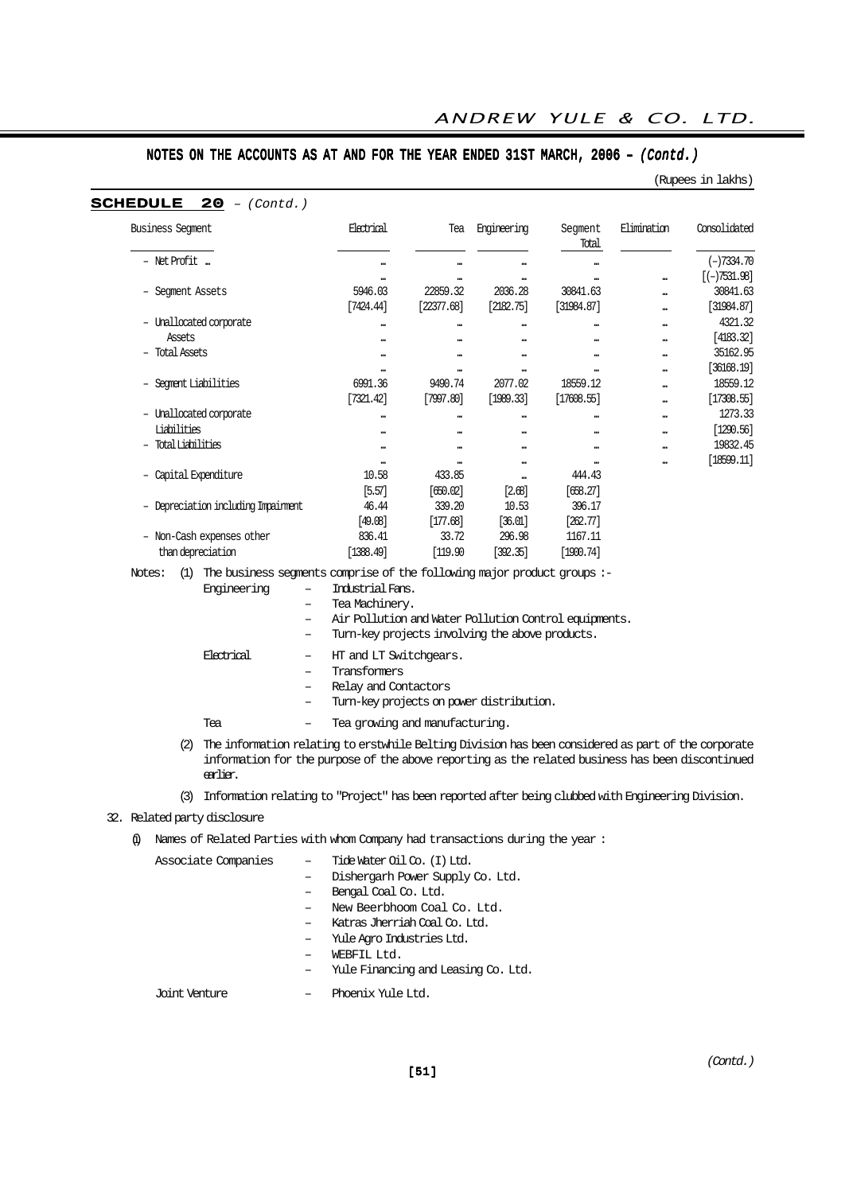## NOTES ON THE ACCOUNTS AS AT AND FOR THE YEAR ENDED 31ST MARCH, 2006 – *(Contd.)*

(Rupees in lakhs)

**SCHEDULE 20** – *(Contd.)*

| Business Segment | Electrical | Tea | Engineering | Segment Total | Elimination | Consolidated |
|---|---|---|---|---|---|---|
| – Net Profit ... | ... | ... | ... | ... | | (–)7334.70 |
| | ... | ... | ... | ... | ... | [(–)7531.98] |
| – Segment Assets | 5946.03 | 22859.32 | 2036.28 | 30841.63 | ... | 30841.63 |
| | [7424.44] | [22377.68] | [2182.75] | [31984.87] | ... | [31984.87] |
| – Unallocated corporate | ... | ... | ... | ... | ... | 4321.32 |
| Assets | ... | ... | ... | ... | ... | [4183.32] |
| – Total Assets | ... | ... | ... | ... | ... | 35162.95 |
| | ... | ... | ... | ... | ... | [36168.19] |
| – Segment Liabilities | 6991.36 | 9490.74 | 2077.02 | 18559.12 | ... | 18559.12 |
| | [7321.42] | [7997.80] | [1989.33] | [17608.55] | ... | [17308.55] |
| – Unallocated corporate | ... | ... | ... | ... | ... | 1273.33 |
| Liabilities | ... | ... | ... | ... | ... | [1290.56] |
| – Total Liabilities | ... | ... | ... | ... | ... | 19832.45 |
| | ... | ... | ... | ... | ... | [18599.11] |
| – Capital Expenditure | 10.58 | 433.85 | ... | 444.43 | | |
| | [5.57] | [650.02] | [2.68] | [658.27] | | |
| – Depreciation including Impairment | 46.44 | 339.20 | 10.53 | 396.17 | | |
| | [49.08] | [177.68] | [36.01] | [262.77] | | |
| – Non-Cash expenses other than depreciation | 836.41 | 33.72 | 296.98 | 1167.11 | | |
| | [1388.49] | [119.90 | [392.35] | [1900.74] | | |

Notes: (1) The business segments comprise of the following major product groups :-

Engineering
- Industrial Fans.
- Tea Machinery.
- Air Pollution and Water Pollution Control equipments.
- Turn-key projects involving the above products.

Electrical
- HT and LT Switchgears.
- Transformers
- Relay and Contactors
- Turn-key projects on power distribution.

Tea
- Tea growing and manufacturing.

(2) The information relating to erstwhile Belting Division has been considered as part of the corporate information for the purpose of the above reporting as the related business has been discontinued earlier.

(3) Information relating to "Project" has been reported after being clubbed with Engineering Division.

32. Related party disclosure

(i) Names of Related Parties with whom Company had transactions during the year :

Associate Companies
- Tide Water Oil Co. (I) Ltd.
- Dishergarh Power Supply Co. Ltd.
- Bengal Coal Co. Ltd.
- New Beerbhoom Coal Co. Ltd.
- Katras Jherriah Coal Co. Ltd.
- Yule Agro Industries Ltd.
- WEBFIL Ltd.
- Yule Financing and Leasing Co. Ltd.

Joint Venture
- Phoenix Yule Ltd.

*(Contd.)*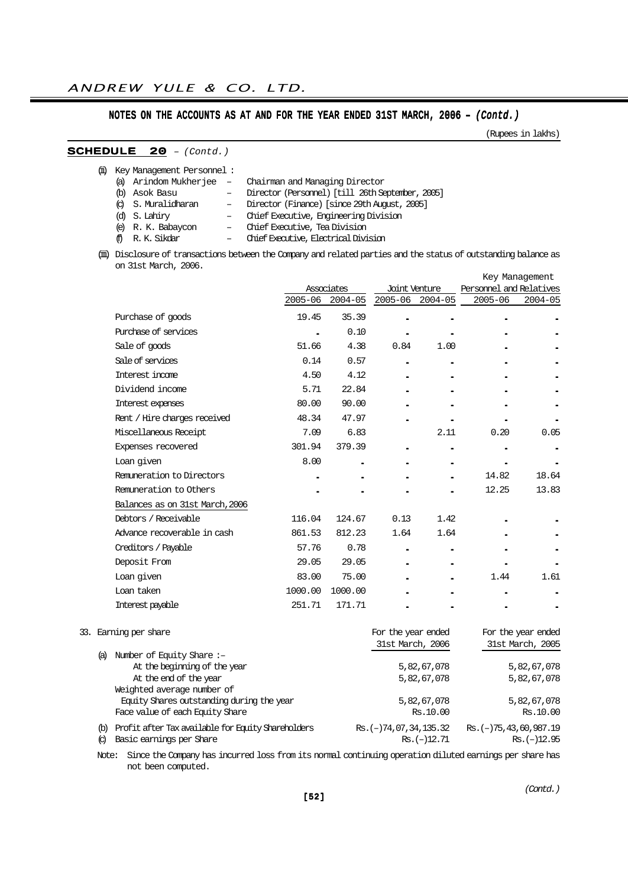## NOTES ON THE ACCOUNTS AS AT AND FOR THE YEAR ENDED 31ST MARCH, 2006 – *(Contd.)*

(Rupees in lakhs)

### SCHEDULE 20 – *(Contd.)*

(ii) Key Management Personnel :

(a) Arindom Mukherjee – Chairman and Managing Director

(b) Asok Basu – Director (Personnel) [till 26th September, 2005]

(c) S. Muralidharan – Director (Finance) [since 29th August, 2005]

(d) S. Lahiry – Chief Executive, Engineering Division

(e) R. K. Babaycon – Chief Executive, Tea Division

(f) R. K. Sikdar – Chief Executive, Electrical Division

(iii) Disclosure of transactions between the Company and related parties and the status of outstanding balance as on 31st March, 2006.

| | Associates | | Joint Venture | | Key Management Personnel and Relatives | |
|---|---|---|---|---|---|---|
| | 2005-06 | 2004-05 | 2005-06 | 2004-05 | 2005-06 | 2004-05 |
| Purchase of goods | 19.45 | 35.39 | - | - | - | - |
| Purchase of services | - | 0.10 | - | - | - | - |
| Sale of goods | 51.66 | 4.38 | 0.84 | 1.00 | - | - |
| Sale of services | 0.14 | 0.57 | - | - | - | - |
| Interest income | 4.50 | 4.12 | - | - | - | - |
| Dividend income | 5.71 | 22.84 | - | - | - | - |
| Interest expenses | 80.00 | 90.00 | - | - | - | - |
| Rent / Hire charges received | 48.34 | 47.97 | - | - | - | - |
| Miscellaneous Receipt | 7.09 | 6.83 | | 2.11 | 0.20 | 0.05 |
| Expenses recovered | 301.94 | 379.39 | - | - | - | - |
| Loan given | 8.00 | - | - | - | - | - |
| Remuneration to Directors | - | - | - | - | 14.82 | 18.64 |
| Remuneration to Others | - | - | - | - | 12.25 | 13.83 |
| Balances as on 31st March, 2006 | | | | | | |
| Debtors / Receivable | 116.04 | 124.67 | 0.13 | 1.42 | - | - |
| Advance recoverable in cash | 861.53 | 812.23 | 1.64 | 1.64 | - | - |
| Creditors / Payable | 57.76 | 0.78 | - | - | - | - |
| Deposit From | 29.05 | 29.05 | - | - | - | - |
| Loan given | 83.00 | 75.00 | - | - | 1.44 | 1.61 |
| Loan taken | 1000.00 | 1000.00 | - | - | - | - |
| Interest payable | 251.71 | 171.71 | - | - | - | - |

33. Earning per share

| | For the year ended 31st March, 2006 | For the year ended 31st March, 2005 |
|---|---|---|
| (a) Number of Equity Share :– | | |
| At the beginning of the year | 5,82,67,078 | 5,82,67,078 |
| At the end of the year | 5,82,67,078 | 5,82,67,078 |
| Weighted average number of Equity Shares outstanding during the year | 5,82,67,078 | 5,82,67,078 |
| Face value of each Equity Share | Rs.10.00 | Rs.10.00 |
| (b) Profit after Tax available for Equity Shareholders | Rs.(–)74,07,34,135.32 | Rs.(–)75,43,60,987.19 |
| (c) Basic earnings per Share | Rs.(–)12.71 | Rs.(–)12.95 |

Note: Since the Company has incurred loss from its normal continuing operation diluted earnings per share has not been computed.

*(Contd.)*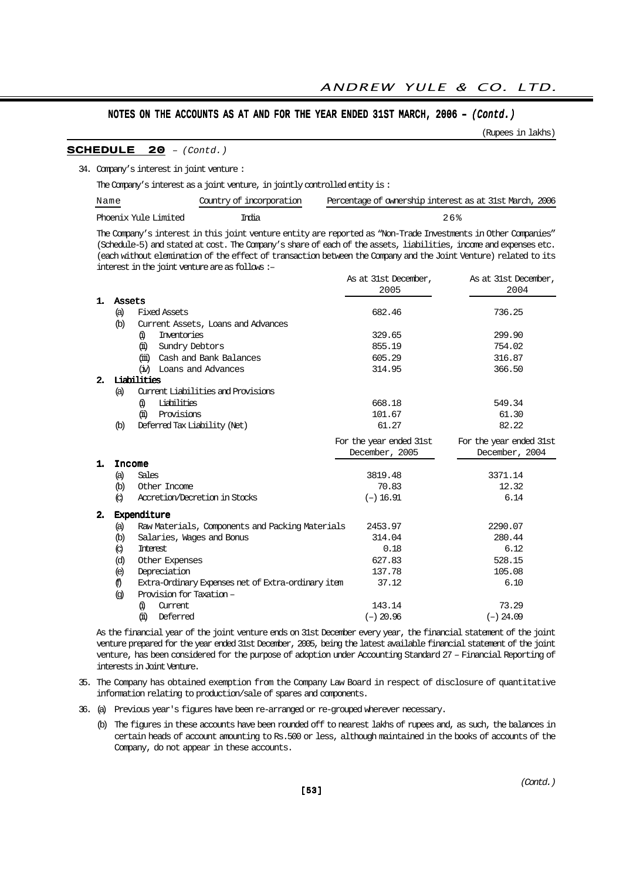## NOTES ON THE ACCOUNTS AS AT AND FOR THE YEAR ENDED 31ST MARCH, 2006 – *(Contd.)*

(Rupees in lakhs)

### SCHEDULE 20 – *(Contd.)*

34. Company's interest in joint venture :

The Company's interest as a joint venture, in jointly controlled entity is :

| Name | Country of incorporation | Percentage of ownership interest as at 31st March, 2006 |
|---|---|---|
| Phoenix Yule Limited | India | 26% |

The Company's interest in this joint venture entity are reported as "Non-Trade Investments in Other Companies" (Schedule-5) and stated at cost. The Company's share of each of the assets, liabilities, income and expenses etc. (each without elemination of the effect of transaction between the Company and the Joint Venture) related to its interest in the joint venture are as follows :–

| | As at 31st December, 2005 | As at 31st December, 2004 |
|---|---|---|
| **1. Assets** | | |
| (a) Fixed Assets | 682.46 | 736.25 |
| (b) Current Assets, Loans and Advances | | |
| (i) Inventories | 329.65 | 299.90 |
| (ii) Sundry Debtors | 855.19 | 754.02 |
| (iii) Cash and Bank Balances | 605.29 | 316.87 |
| (iv) Loans and Advances | 314.95 | 366.50 |
| **2. Liabilities** | | |
| (a) Current Liabilities and Provisions | | |
| (i) Liabilities | 668.18 | 549.34 |
| (ii) Provisions | 101.67 | 61.30 |
| (b) Deferred Tax Liability (Net) | 61.27 | 82.22 |

| | For the year ended 31st December, 2005 | For the year ended 31st December, 2004 |
|---|---|---|
| **1. Income** | | |
| (a) Sales | 3819.48 | 3371.14 |
| (b) Other Income | 70.83 | 12.32 |
| (c) Accretion/Decretion in Stocks | (–) 16.91 | 6.14 |
| **2. Expenditure** | | |
| (a) Raw Materials, Components and Packing Materials | 2453.97 | 2290.07 |
| (b) Salaries, Wages and Bonus | 314.04 | 280.44 |
| (c) Interest | 0.18 | 6.12 |
| (d) Other Expenses | 627.83 | 528.15 |
| (e) Depreciation | 137.78 | 105.08 |
| (f) Extra-Ordinary Expenses net of Extra-ordinary item | 37.12 | 6.10 |
| (g) Provision for Taxation – | | |
| (i) Current | 143.14 | 73.29 |
| (ii) Deferred | (–) 20.96 | (–) 24.09 |

As the financial year of the joint venture ends on 31st December every year, the financial statement of the joint venture prepared for the year ended 31st December, 2005, being the latest available financial statement of the joint venture, has been considered for the purpose of adoption under Accounting Standard 27 – Financial Reporting of interests in Joint Venture.

35. The Company has obtained exemption from the Company Law Board in respect of disclosure of quantitative information relating to production/sale of spares and components.

36. (a) Previous year's figures have been re-arranged or re-grouped wherever necessary.

(b) The figures in these accounts have been rounded off to nearest lakhs of rupees and, as such, the balances in certain heads of account amounting to Rs.500 or less, although maintained in the books of accounts of the Company, do not appear in these accounts.

*(Contd.)*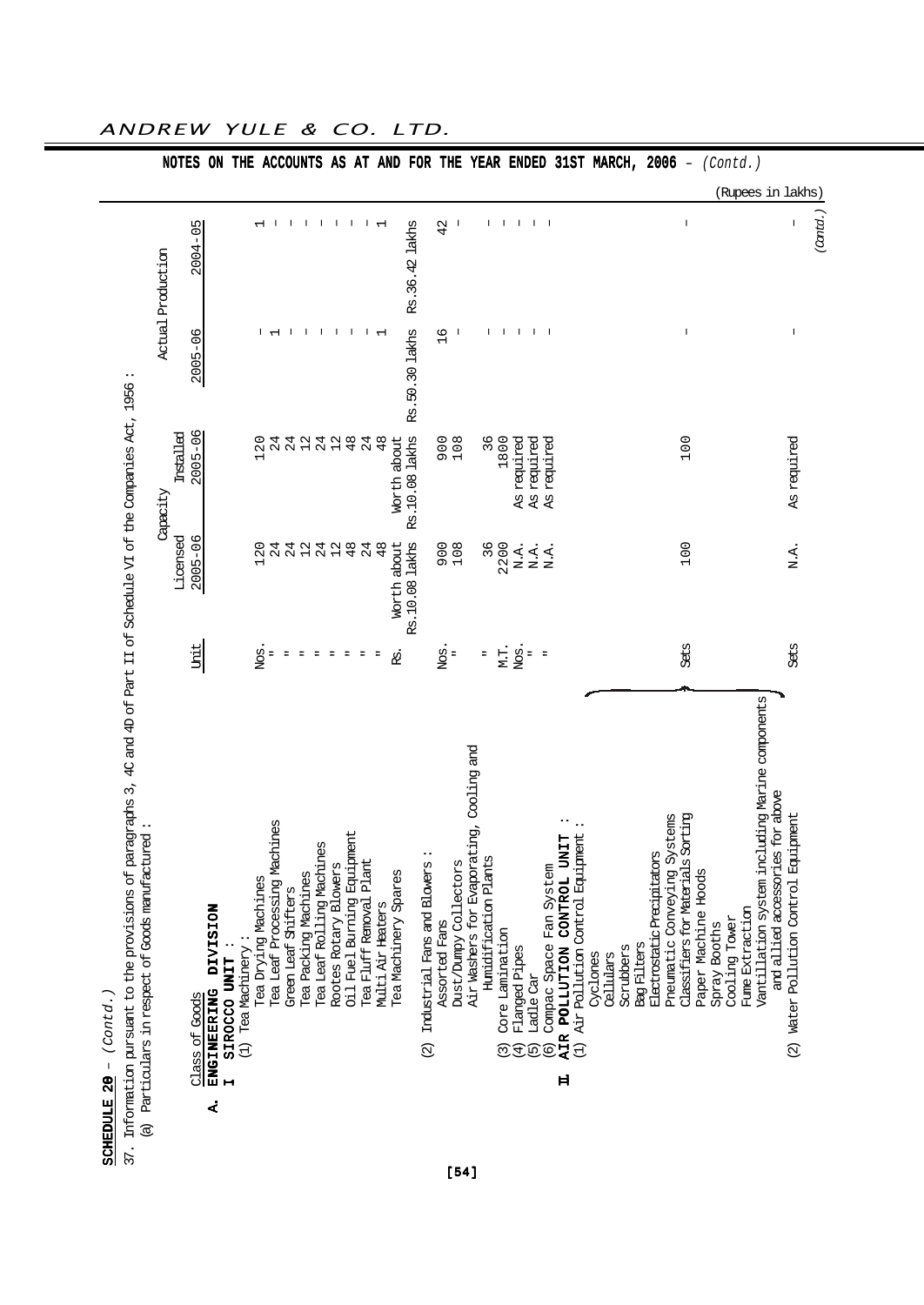**NOTES ON THE ACCOUNTS AS AT AND FOR THE YEAR ENDED 31ST MARCH, 2006** – *(Contd.)*

(Rupees in lakhs)

**SCHEDULE 20** – *(Contd.)*

37. Information pursuant to the provisions of paragraphs 3, 4C and 4D of Part II of Schedule VI of the Companies Act, 1956 :

(a) Particulars in respect of Goods manufactured :

| Class of Goods | Unit | Capacity | | Actual Production | |
|---|---|---|---|---|---|
| | | Licensed 2005-06 | Installed 2005-06 | 2005-06 | 2004-05 |
| **A. ENGINEERING DIVISION** | | | | | |
| **I SIROCCO UNIT :** | | | | | |
| (1) Tea Machinery : | | | | | |
| Tea Drying Machines | Nos. | 120 | 120 | – | 1 |
| Tea Leaf Processing Machines | " | 24 | 24 | 1 | – |
| Green Leaf Shifters | " | 24 | 24 | – | – |
| Tea Packing Machines | " | 12 | 12 | – | – |
| Tea Leaf Rolling Machines | " | 24 | 24 | – | – |
| Rootes Rotary Blowers | " | 12 | 12 | – | – |
| Oil Fuel Burning Equipment | " | 48 | 48 | – | – |
| Tea Fluff Removal Plant | " | 24 | 24 | – | – |
| Multi Air Heaters | " | 48 | 48 | 1 | 1 |
| Tea Machinery Spares | Rs. | Worth about Rs.10.08 lakhs | Worth about Rs.10.08 lakhs | Rs.50.39 lakhs | Rs.36.42 lakhs |
| (2) Industrial Fans and Blowers : | | | | | |
| Assorted Fans | Nos. | 900 | 900 | 16 | 42 |
| Dust/Dumpy Collectors | " | 108 | 108 | – | – |
| Air Washers for Evaporating, Cooling and Humidification Plants | " | 36 | 36 | – | – |
| (3) Core Lamination | M.T. | 2200 | 1800 | – | – |
| (4) Flanged Pipes | Nos. | N.A. | As required | – | – |
| (5) Ladle Car | " | N.A. | As required | – | – |
| (6) Compac Space Fan System | " | N.A. | As required | – | – |
| **II AIR POLLUTION CONTROL UNIT :** | | | | | |
| (1) Air Pollution Control Equipment : Cyclones, Cellulars, Scrubbers, Bag Filters, Electrostatic Precipitators, Pneumatic Conveying Systems, Classifiers for Materials Sorting, Paper Machine Hoods, Spray Booths, Cooling Tower, Fume Extraction, Vantillation system including Marine components and allied accessories for above | Sets | 100 | 100 | – | – |
| (2) Water Pollution Control Equipment | Sets | N.A. | As required | – | – |

*(Contd.)*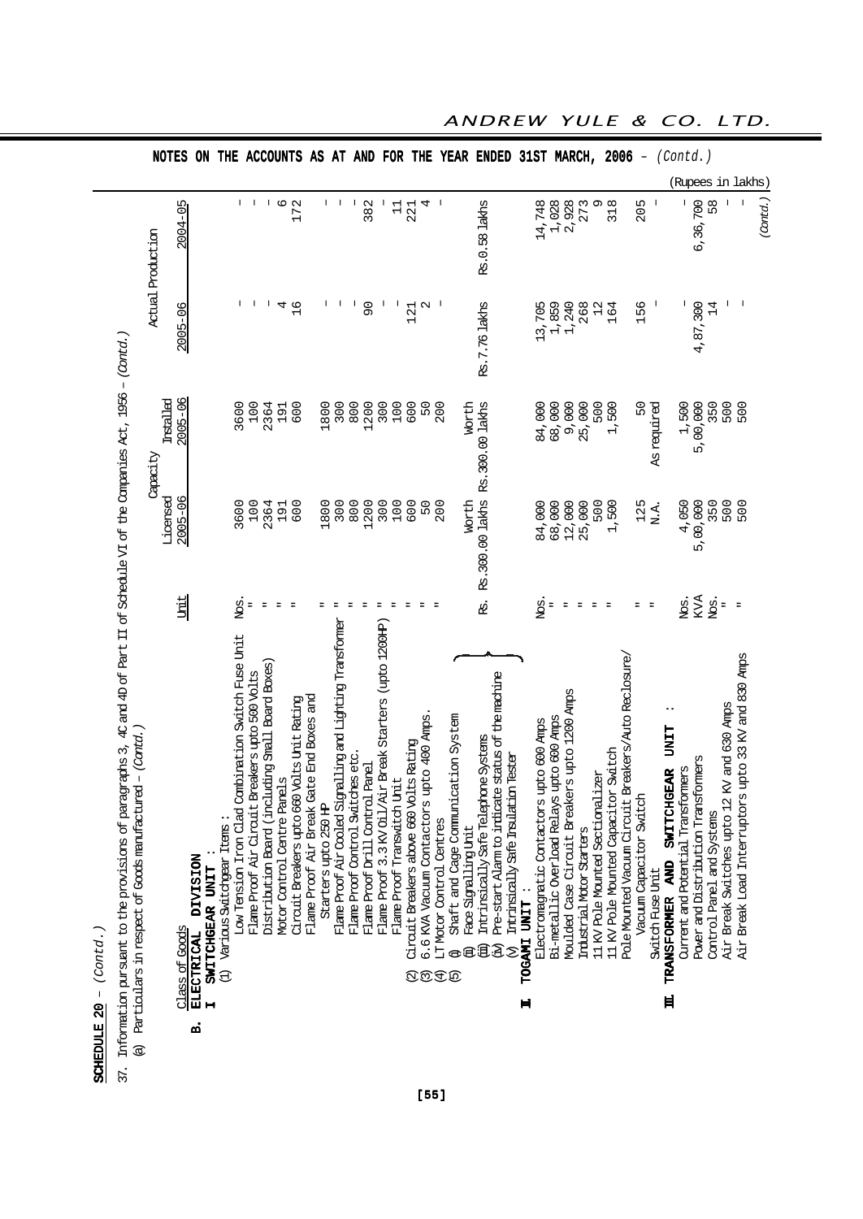## NOTES ON THE ACCOUNTS AS AT AND FOR THE YEAR ENDED 31ST MARCH, 2006 – *(Contd.)*

**SCHEDULE 20** – *(Contd.)*

37. Information pursuant to the provisions of paragraphs 3, 4C and 4D of Part II of Schedule VI of the Companies Act, 1956 – *(Contd.)*

(a) Particulars in respect of Goods manufactured – *(Contd.)*

(Rupees in lakhs)

| Class of Goods | Unit | Capacity Licensed 2005-06 | Capacity Installed 2005-06 | Actual Production 2005-06 | Actual Production 2004-05 |
|---|---|---|---|---|---|
| **B. ELECTRICAL DIVISION** | | | | | |
| **I SWITCHGEAR UNIT :** | | | | | |
| (1) Various Switchgear Items : | | | | | |
| Low Tension Iron Clad Combination Switch Fuse Unit | Nos. | 3600 | 3600 | – | – |
| Flame Proof Air Circuit Breakers upto 500 Volts | " | 100 | 100 | – | – |
| Distribution Board (including Small Board Boxes) | " | 2364 | 2364 | – | – |
| Motor Control Centre Panels | " | 191 | 191 | 4 | 6 |
| Circuit Breakers upto 660 Volts Unit Rating | " | 600 | 600 | 16 | 172 |
| Flame Proof Air Break Gate End Boxes and Starters upto 250 HP | " | 1800 | 1800 | – | – |
| Flame Proof Air Cooled Signalling and Lighting Transformer | " | 300 | 300 | – | – |
| Flame Proof Control Switches etc. | " | 800 | 800 | – | – |
| Flame Proof Drill Control Panel | " | 1200 | 1200 | 90 | 382 |
| Flame Proof 3.3 KV Oil/Air Break Starters (upto 1200HP) | " | 300 | 300 | – | – |
| Flame Proof Transwitch Unit | " | 100 | 100 | – | 11 |
| (2) Circuit Breakers above 660 Volts Rating | " | 600 | 600 | 121 | 221 |
| (3) 6.6 KVA Vacuum Contactors upto 400 Amps. | " | 50 | 50 | 2 | 4 |
| (4) LT Motor Control Centres | " | 200 | 200 | – | – |
| (5) (i) Shaft and Cage Communication System<br>(ii) Face Signalling Unit<br>(iii) Intrinsically Safe Telephone Systems<br>(iv) Pre-start Alarm to indicate status of the machine<br>(v) Intrinsically Safe Insulation Tester | Rs. | Worth Rs.300.00 lakhs | Worth Rs.300.00 lakhs | Rs.7.76 lakhs | Rs.0.58 lakhs |
| **II TOGAMI UNIT :** | | | | | |
| Electromagnatic Contactors upto 600 Amps | Nos. | 84,000 | 84,000 | 13,705 | 14,748 |
| Bi-metallic Overload Relays upto 600 Amps | " | 68,000 | 68,000 | 1,859 | 1,028 |
| Moulded Case Circuit Breakers upto 1200 Amps | " | 12,000 | 9,000 | 1,240 | 2,928 |
| Industrial Motor Starters | " | 25,000 | 25,000 | 268 | 273 |
| 11 KV Pole Mounted Sectionalizer | " | 500 | 500 | 12 | 9 |
| 11 KV Pole Mounted Capacitor Switch | " | 1,500 | 1,500 | 164 | 318 |
| Pole Mounted Vacuum Circuit Breakers/Auto Reclosure/ Vacuum Capacitor Switch | " | 125 | 50 | 156 | 205 |
| Switch Fuse Unit | " | N.A. | As required | – | – |
| **III TRANSFORMER AND SWITCHGEAR UNIT :** | | | | | |
| Current and Potential Transformers | Nos. | 4,050 | 1,500 | – | – |
| Power and Distribution Transformers | KVA | 5,00,000 | 5,00,000 | 4,87,300 | 6,36,700 |
| Control Panel and Systems | Nos. | 350 | 350 | 14 | 58 |
| Air Break Switches upto 12 KV and 630 Amps | " | 500 | 500 | – | – |
| Air Break Load Interruptors upto 33 KV and 830 Amps | " | 500 | 500 | – | – |

*(Contd.)*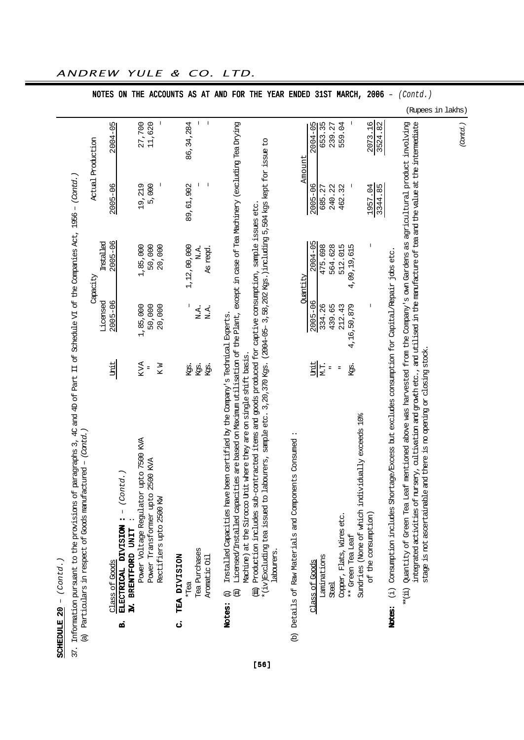NOTES ON THE ACCOUNTS AS AT AND FOR THE YEAR ENDED 31ST MARCH, 2006 – *(Contd.)*

(Rupees in lakhs)

**SCHEDULE 20** – *(Contd.)*

37. Information pursuant to the provisions of paragraphs 3, 4C and 4D of Part II of Schedule VI of the Companies Act, 1956 – *(Contd.)*

(a) Particulars in respect of Goods manufactured – *(Contd.)*

| Class of Goods | Unit | Capacity Licensed 2005-06 | Capacity Installed 2005-06 | Actual Production 2005-06 | Actual Production 2004-05 |
|---|---|---|---|---|---|
| **B. ELECTRICAL DIVISION :** – *(Contd.)* | | | | | |
| **IV. BRENTFORD UNIT :** | | | | | |
| Power Voltage Regulator upto 7500 KVA | KVA | 1,85,000 | 1,85,000 | 19,219 | 27,700 |
| Power Transformer upto 2500 KVA | " | 50,000 | 50,000 | 5,000 | 11,620 |
| Rectifiers upto 2500 KW | K W | 20,000 | 20,000 | – | – |
| **C. TEA DIVISION** | | | | | |
| *Tea | Kgs. | – | 1,12,00,000 | 89,61,902 | 86,34,284 |
| Tea Purchases | Kgs. | N.A. | N.A. | – | – |
| Aromatic Oil | Kgs. | N.A. | As reqd. | – | – |

**Notes:** (i) Installed Capacities have been certified by the Company's Technical Experts.

(ii) Licensed/Installed capacities are based on Maximum utilisation of the Plant, except in case of Tea Machinery (excluding Tea Drying Machine) at the Sirocco Unit where they are on single shift basis.

(iii) Production includes sub-contracted items and goods produced for captive consumption, sample issues etc.

*(iv) Excluding tea issued to labourers, sample etc. 3,20,370 Kgs. (2004-05– 3,58,202 Kgs.) including 5,504 kgs kept for issue to labourers.

(b) Details of Raw Materials and Components Consumed :

| Class of Goods | Unit | Quantity 2005-06 | Quantity 2004-05 | Amount 2005-06 | Amount 2004-05 |
|---|---|---|---|---|---|
| Laminations | M.T. | 334.26 | 475.698 | 685.27 | 653.35 |
| Steel | " | 439.65 | 564.628 | 240.22 | 239.27 |
| Copper, Flats, Wires etc. | " | 212.43 | 512.015 | 462.32 | 559.04 |
| ** Green Tea Leaf | Kgs. | 4,16,50,879 | 4,09,19,615 | – | – |
| Sundries (None of which individually exceeds 10% of the consumption) | | – | – | 1957.04 | 2073.16 |
| | | | | 3344.85 | 3524.82 |

**Notes:** (i) Consumption includes Shortage/Excess but excludes consumption for Capital/Repair jobs etc.

**(ii) Quantity of Green Tea Leaf mentioned above was harvested from the Company's own Gardens as agricultural product involving integrated activities of nursery, cultivation and growth etc., and utilised in the manufacture of tea and the value at the intermediate stage is not ascertainable and there is no opening or closing stock.

*(Contd.)*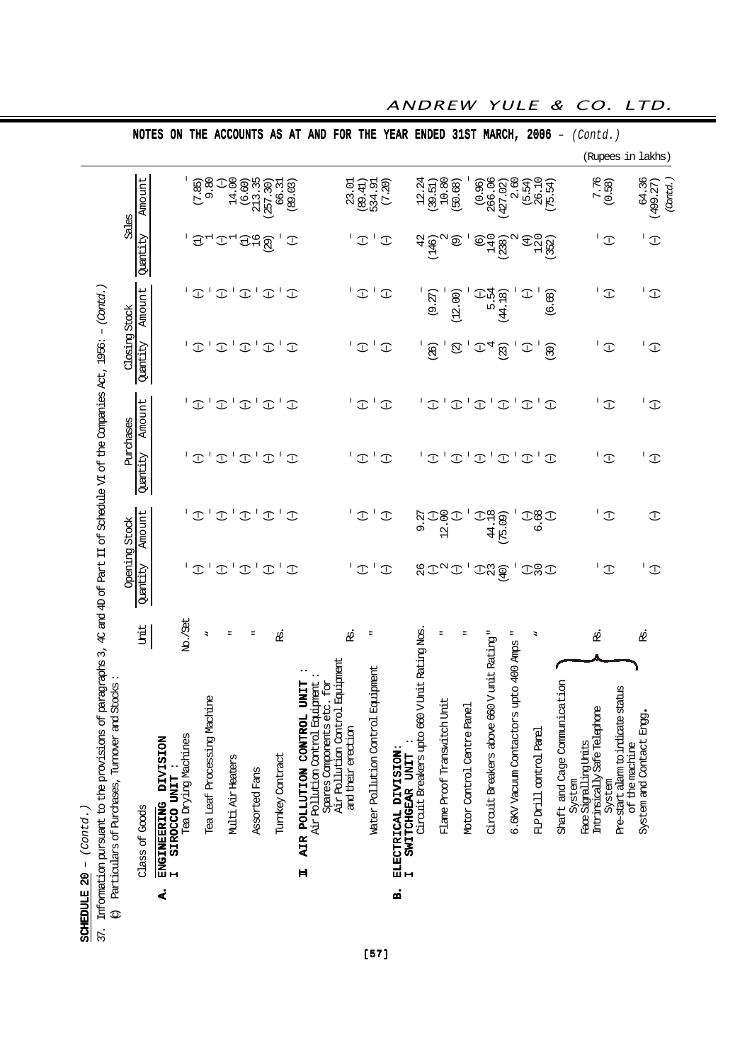**SCHEDULE 20** – *(Contd.)*

37. Information pursuant to the provisions of paragraphs 3, 4C and 4D of Part II of Schedule VI of the Companies Act, 1956: – *(Contd.)*

(c) Particulars of Purchases, Turnover and Stocks :

## NOTES ON THE ACCOUNTS AS AT AND FOR THE YEAR ENDED 31ST MARCH, 2006 – *(Contd.)*

(Rupees in lakhs)

| Class of Goods | Unit | Opening Stock | | Purchases | | Closing Stock | | Sales | |
|---|---|---|---|---|---|---|---|---|---|
| | | Quantity | Amount | Quantity | Amount | Quantity | Amount | Quantity | Amount |
| **A. ENGINEERING DIVISION** | | | | | | | | | |
| **I SIROCCO UNIT :** | | | | | | | | | |
| Tea Drying Machines | No./Set | - | - | - | - | - | - | - | - |
| | | (-) | (-) | (-) | (-) | (-) | (-) | (1) | (7.85) |
| Tea Leaf Processing Machine | " | - | - | - | - | - | - | 1 | 9.80 |
| | | (-) | (-) | (-) | (-) | (-) | (-) | (-) | (-) |
| Multi Air Heaters | " | - | - | - | - | - | - | 1 | 14.00 |
| | | (-) | (-) | (-) | (-) | (-) | (-) | (1) | (6.60) |
| Assorted Fans | " | - | - | - | - | - | - | 16 | 213.35 |
| | | (-) | (-) | (-) | (-) | (-) | (-) | (29) | (257.30) |
| Turnkey Contract | Rs. | - | - | - | - | - | - | - | 66.31 |
| | | (-) | (-) | (-) | (-) | (-) | (-) | (-) | (89.03) |
| **II AIR POLLUTION CONTROL UNIT :** | | | | | | | | | |
| Air Pollution Control Equipment : Spares Components etc. for Air Pollution Control Equipment and their erection | Rs. | - | - | - | - | - | - | - | 23.01 |
| | | (-) | (-) | (-) | (-) | (-) | (-) | (-) | (89.41) |
| Water Pollution Control Equipment | " | - | - | - | - | - | - | - | 534.91 |
| | | (-) | (-) | (-) | (-) | (-) | (-) | (-) | (7.20) |
| **B. ELECTRICAL DIVISION:** | | | | | | | | | |
| **I SWITCHGEAR UNIT :** | | | | | | | | | |
| Circuit Breakers upto 660 V Unit Rating | Nos. | 26 | 9.27 | - | - | - | - | 42 | 12.24 |
| | | (-) | (-) | (-) | (-) | (26) | (9.27) | (146) | (39.51) |
| Flame Proof Transwitch Unit | " | 2 | 12.00 | - | - | - | - | 2 | 10.80 |
| | | (-) | (-) | (-) | (-) | (2) | (12.00) | (9) | (50.68) |
| Motor Control Centre Panel | " | - | - | - | - | - | - | - | - |
| | | (-) | (-) | (-) | (-) | (-) | (-) | (6) | (0.96) |
| Circuit Breakers above 660 V unit Rating | " | 23 | 44.18 | - | - | 4 | 5.54 | 140 | 266.06 |
| | | (40) | (75.09) | (-) | (-) | (23) | (44.18) | (238) | (427.02) |
| 6.6KV Vacuum Contactors upto 400 Amps | " | - | - | - | - | - | - | 2 | 2.60 |
| | | (-) | (-) | (-) | (-) | (-) | (-) | (4) | (5.54) |
| FLP Drill control Panel | " | 30 | 6.68 | - | - | - | - | 120 | 26.10 |
| | | (-) | (-) | (-) | (-) | (30) | (6.68) | (352) | (75.54) |
| Shaft and Cage Communication System, Face Signalling Units, Intrinsically Safe Telephone System, Pre-start alarm to indicate status of the machine | Rs. | - | - | - | - | - | - | - | 7.76 |
| | | (-) | (-) | (-) | (-) | (-) | (-) | (-) | (0.58) |
| **System and Contact Engg.** | Rs. | - | - | - | - | - | - | - | 64.36 |
| | | (-) | (-) | (-) | (-) | (-) | (-) | (-) | (499.27) |

*(Contd.)*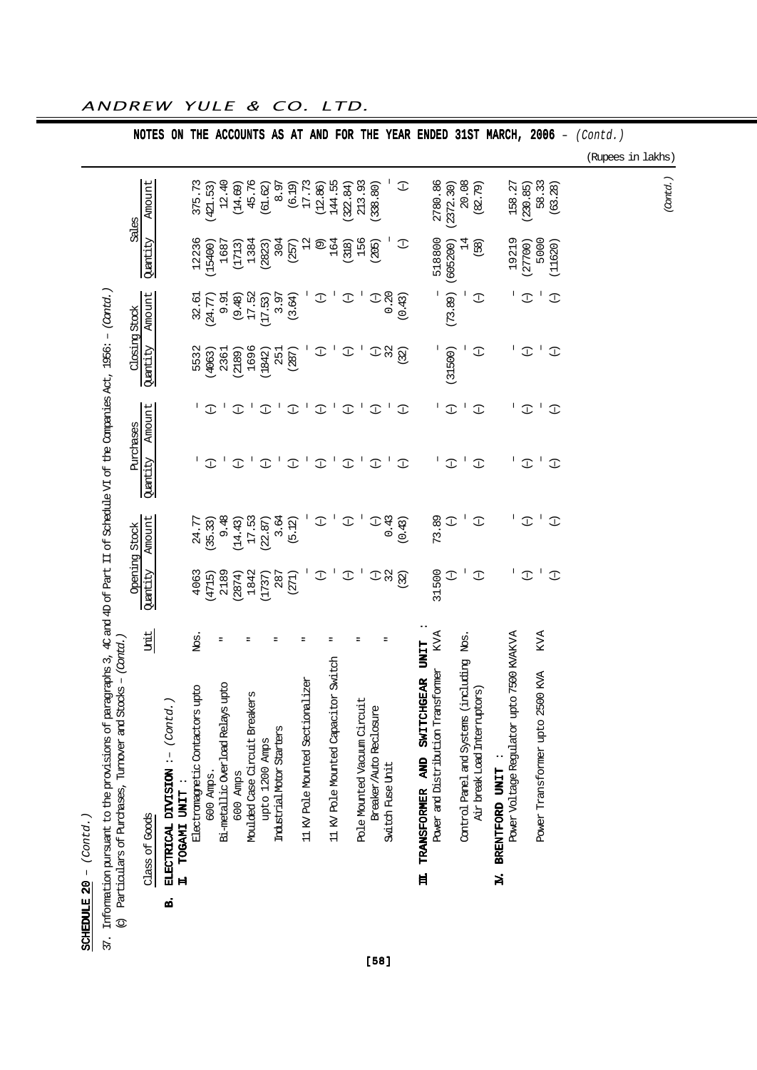## NOTES ON THE ACCOUNTS AS AT AND FOR THE YEAR ENDED 31ST MARCH, 2006 – *(Contd.)*

(Rupees in lakhs)

**SCHEDULE 20** – *(Contd.)*

37. Information pursuant to the provisions of paragraphs 3, 4C and 4D of Part II of Schedule VI of the Companies Act, 1956: – *(Contd.)*

(c) Particulars of Purchases, Turnover and Stocks – *(Contd.)*

| Class of Goods | Unit | Opening Stock | | Purchases | | Closing Stock | | Sales | |
|---|---|---|---|---|---|---|---|---|---|
| | | Quantity | Amount | Quantity | Amount | Quantity | Amount | Quantity | Amount |
| **B. ELECTRICAL DIVISION** :– *(Contd.)* | | | | | | | | | |
| **II TOGAMI UNIT** : | | | | | | | | | |
| Electromagnetic Contactors upto 600 Amps. | Nos. | 4063 | 24.77 | – | – | 5532 | 32.61 | 12236 | 375.73 |
| | | (4715) | (35.33) | (–) | (–) | (4063) | (24.77) | (15400) | (421.53) |
| Bi-metallic Overload Relays upto 600 Amps | " | 2189 | 9.48 | – | – | 2361 | 9.91 | 1687 | 12.40 |
| | | (2874) | (14.43) | (–) | (–) | (2189) | (9.48) | (1713) | (14.69) |
| Moulded Case Circuit Breakers upto 1200 Amps | " | 1842 | 17.53 | – | – | 1696 | 17.52 | 1384 | 45.76 |
| | | (1737) | (22.87) | (–) | (–) | (1842) | (17.53) | (2823) | (61.62) |
| Industrial Motor Starters | " | 287 | 3.64 | – | – | 251 | 3.97 | 304 | 8.97 |
| | | (271) | (5.12) | (–) | (–) | (287) | (3.64) | (257) | (6.19) |
| 11 KV Pole Mounted Sectionalizer | " | – | – | – | – | – | – | 12 | 17.73 |
| | | (–) | (–) | (–) | (–) | (–) | (–) | (9) | (12.86) |
| 11 KV Pole Mounted Capacitor Switch | " | – | – | – | – | – | – | 164 | 144.55 |
| | | (–) | (–) | (–) | (–) | (–) | (–) | (318) | (322.84) |
| Pole Mounted Vacuum Circuit Breaker/Auto Reclosure | " | – | – | – | – | – | – | 156 | 213.93 |
| | | (–) | (–) | (–) | (–) | (–) | (–) | (205) | (338.80) |
| Switch Fuse Unit | " | 32 | 0.43 | – | – | 32 | 0.20 | – | – |
| | | (32) | (0.43) | (–) | (–) | (32) | (0.43) | (–) | (–) |
| **III TRANSFORMER AND SWITCHGEAR UNIT** : | | | | | | | | | |
| Power and Distribution Transformer | KVA | 31500 | 73.89 | – | – | – | – | 518800 | 2780.86 |
| | | (–) | (–) | (–) | (–) | (31500) | (73.89) | (605200) | (2372.30) |
| Control Panel and Systems (including Air break Load Interruptors) | Nos. | – | – | – | – | – | – | 14 | 20.08 |
| | | (–) | (–) | (–) | (–) | (–) | (–) | (58) | (82.79) |
| **IV. BRENTFORD UNIT** : | | | | | | | | | |
| Power Voltage Regulator upto 7500 KVAKVA | | – | – | – | – | – | – | 19219 | 158.27 |
| | | (–) | (–) | (–) | (–) | (–) | (–) | (27700) | (230.85) |
| Power Transformer upto 2500 KVA | KVA | – | – | – | – | – | – | 5000 | 58.33 |
| | | (–) | (–) | (–) | (–) | (–) | (–) | (11620) | (63.28) |

*(Contd.)*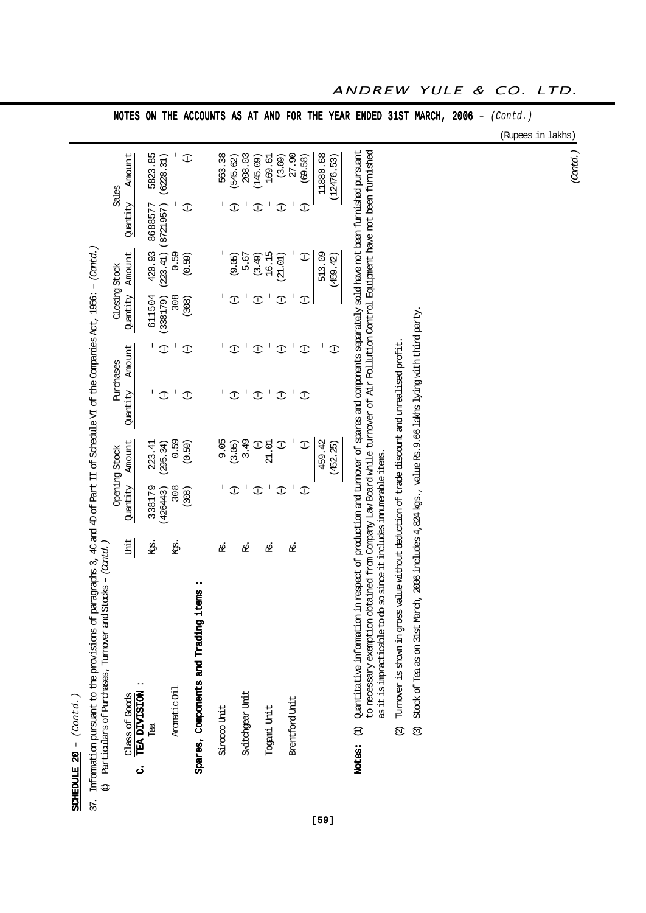**NOTES ON THE ACCOUNTS AS AT AND FOR THE YEAR ENDED 31ST MARCH, 2006** – *(Contd.)*

(Rupees in lakhs)

**SCHEDULE 20** – *(Contd.)*

37. Information pursuant to the provisions of paragraphs 3, 4C and 4D of Part II of Schedule VI of the Companies Act, 1956: – *(Contd.)*

(c) Particulars of Purchases, Turnover and Stocks – *(Contd.)*

| Class of Goods | Unit | Opening Stock | | Purchases | | Closing Stock | | Sales | |
|---|---|---|---|---|---|---|---|---|---|
| | | Quantity | Amount | Quantity | Amount | Quantity | Amount | Quantity | Amount |
| **C. TEA DIVISION :** | | | | | | | | | |
| Tea | Kgs. | 338179 | 223.41 | – | – | 611504 | 420.93 | 8688577 | 5823.85 |
| | | (426443) | (295.34) | (–) | (–) | (338179) | (223.41) | (8721957) | (6228.31) |
| Aromatic Oil | Kgs. | 308 | 0.59 | – | – | 308 | 0.59 | – | – |
| | | (308) | (0.59) | (–) | (–) | (308) | (0.59) | (–) | (–) |
| **Spares, Components and Trading items :** | | | | | | | | | |
| Sirocco Unit | Rs. | – | 9.05 | – | – | – | – | – | 563.38 |
| | | (–) | (3.05) | (–) | (–) | (–) | (9.05) | (–) | (545.62) |
| Switchgear Unit | Rs. | – | 3.49 | – | – | – | 5.67 | – | 208.03 |
| | | (–) | (–) | (–) | (–) | (–) | (3.49) | (–) | (145.09) |
| Togami Unit | Rs. | – | 21.01 | – | – | – | 16.15 | – | 169.61 |
| | | (–) | (–) | (–) | (–) | (–) | (21.01) | (–) | (3.69) |
| Brentford Unit | Rs. | – | – | – | – | – | – | – | 27.90 |
| | | (–) | (–) | (–) | (–) | (–) | (–) | (–) | (69.58) |
| | | | 459.42 | | – | | 513.09 | | 11880.68 |
| | | | (452.25) | | (–) | | (459.42) | | (12476.53) |

**Notes:** (1) Quantitative information in respect of production and turnover of spares and components separately sold have not been furnished pursuant to necessary exemption obtained from Company Law Board while turnover of Air Pollution Control Equipment have not been furnished as it is impracticable to do so since it includes innumerable items.

(2) Turnover is shown in gross value without deduction of trade discount and unrealised profit.

(3) Stock of Tea as on 31st March, 2006 includes 4,824 kgs., value Rs.9.66 lakhs lying with third party.

*(Contd.)*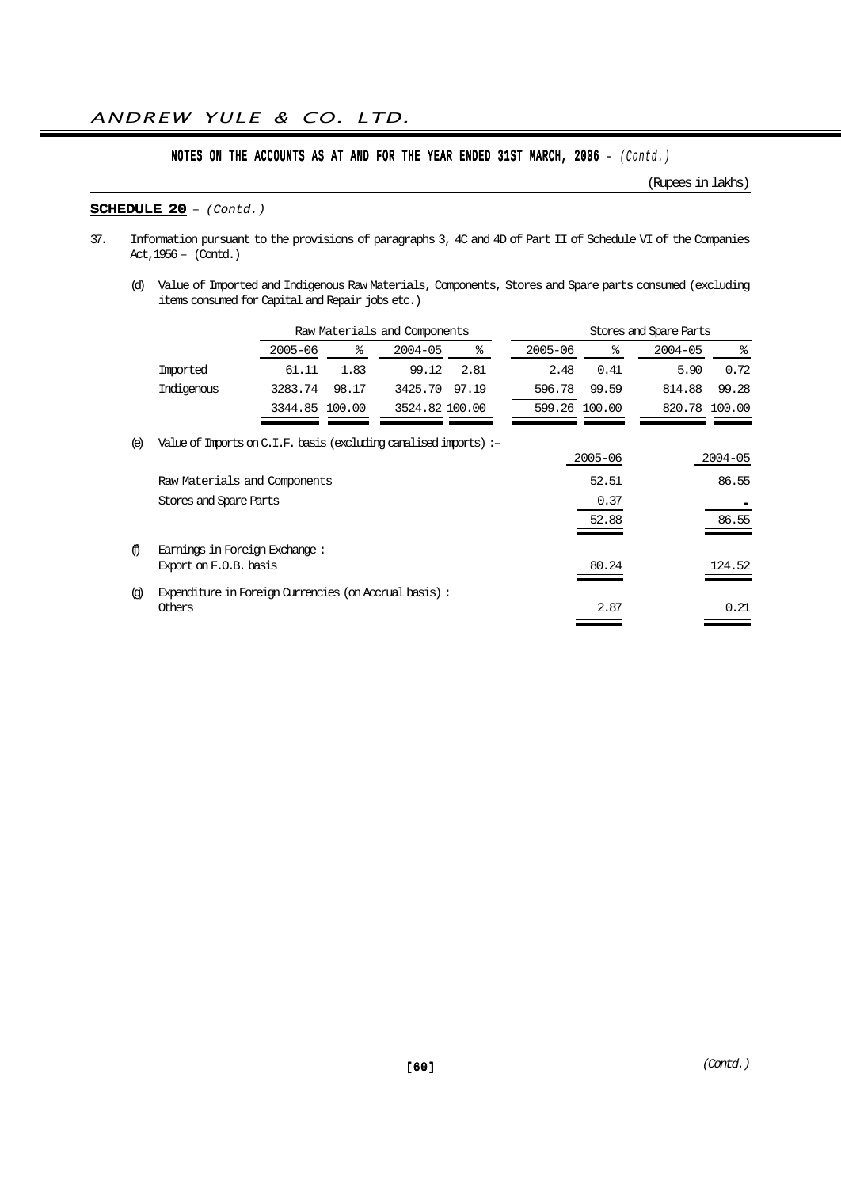## NOTES ON THE ACCOUNTS AS AT AND FOR THE YEAR ENDED 31ST MARCH, 2006 – *(Contd.)*

(Rupees in lakhs)

**SCHEDULE 20** – *(Contd.)*

37. Information pursuant to the provisions of paragraphs 3, 4C and 4D of Part II of Schedule VI of the Companies Act,1956 – (Contd.)

(d) Value of Imported and Indigenous Raw Materials, Components, Stores and Spare parts consumed (excluding items consumed for Capital and Repair jobs etc.)

| | Raw Materials and Components | | | | Stores and Spare Parts | | | |
|---|---|---|---|---|---|---|---|---|
| | 2005-06 | % | 2004-05 | % | 2005-06 | % | 2004-05 | % |
| Imported | 61.11 | 1.83 | 99.12 | 2.81 | 2.48 | 0.41 | 5.90 | 0.72 |
| Indigenous | 3283.74 | 98.17 | 3425.70 | 97.19 | 596.78 | 99.59 | 814.88 | 99.28 |
| | 3344.85 | 100.00 | 3524.82 | 100.00 | 599.26 | 100.00 | 820.78 | 100.00 |

(e) Value of Imports on C.I.F. basis (excluding canalised imports) :–

| | 2005-06 | 2004-05 |
|---|---|---|
| Raw Materials and Components | 52.51 | 86.55 |
| Stores and Spare Parts | 0.37 | - |
| | 52.88 | 86.55 |

(f) Earnings in Foreign Exchange :

| | 2005-06 | 2004-05 |
|---|---|---|
| Export on F.O.B. basis | 80.24 | 124.52 |

(g) Expenditure in Foreign Currencies (on Accrual basis) :

| | 2005-06 | 2004-05 |
|---|---|---|
| Others | 2.87 | 0.21 |

*(Contd.)*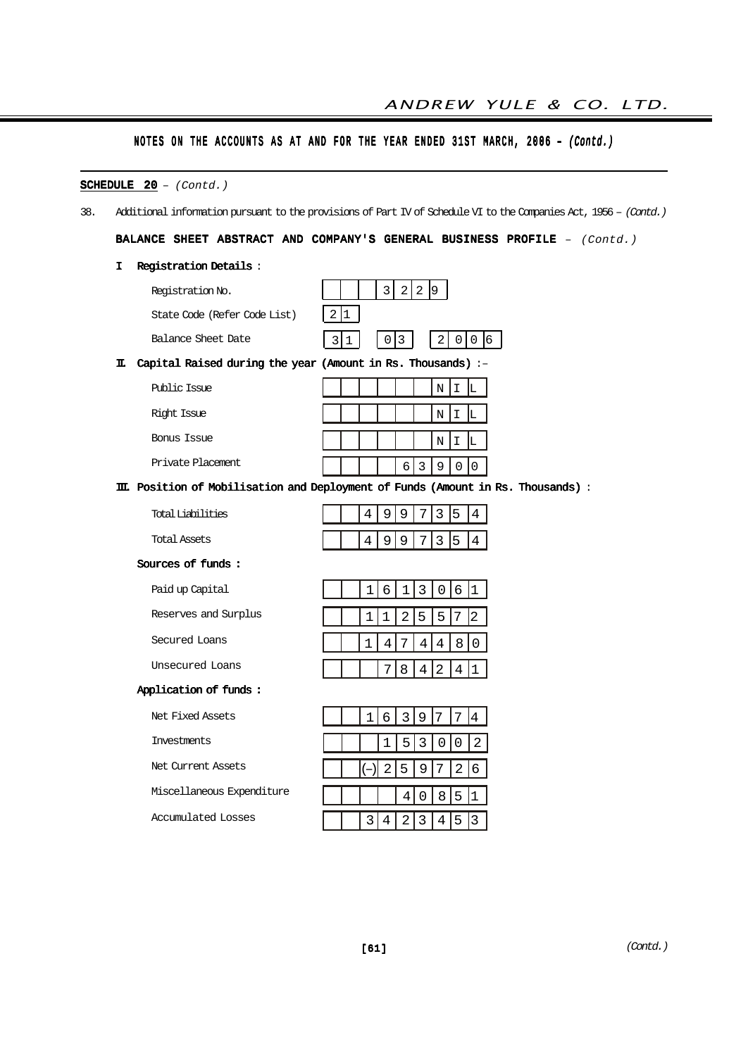## NOTES ON THE ACCOUNTS AS AT AND FOR THE YEAR ENDED 31ST MARCH, 2006 – *(Contd.)*

**SCHEDULE 20** – *(Contd.)*

38. Additional information pursuant to the provisions of Part IV of Schedule VI to the Companies Act, 1956 – *(Contd.)*

**BALANCE SHEET ABSTRACT AND COMPANY'S GENERAL BUSINESS PROFILE** – *(Contd.)*

**I Registration Details :**

| | |
|---|---|
| Registration No. | 3229 |
| State Code (Refer Code List) | 21 |
| Balance Sheet Date | 31 03 2006 |

**II. Capital Raised during the year (Amount in Rs. Thousands) :–**

| | |
|---|---|
| Public Issue | NIL |
| Right Issue | NIL |
| Bonus Issue | NIL |
| Private Placement | 63900 |

**III. Position of Mobilisation and Deployment of Funds (Amount in Rs. Thousands) :**

| | |
|---|---|
| Total Liabilities | 4997354 |
| Total Assets | 4997354 |

**Sources of funds :**

| | |
|---|---|
| Paid up Capital | 1613061 |
| Reserves and Surplus | 1125572 |
| Secured Loans | 1474480 |
| Unsecured Loans | 784241 |

**Application of funds :**

| | |
|---|---|
| Net Fixed Assets | 1639774 |
| Investments | 153002 |
| Net Current Assets | (–) 259726 |
| Miscellaneous Expenditure | 40851 |
| Accumulated Losses | 3423453 |

*(Contd.)*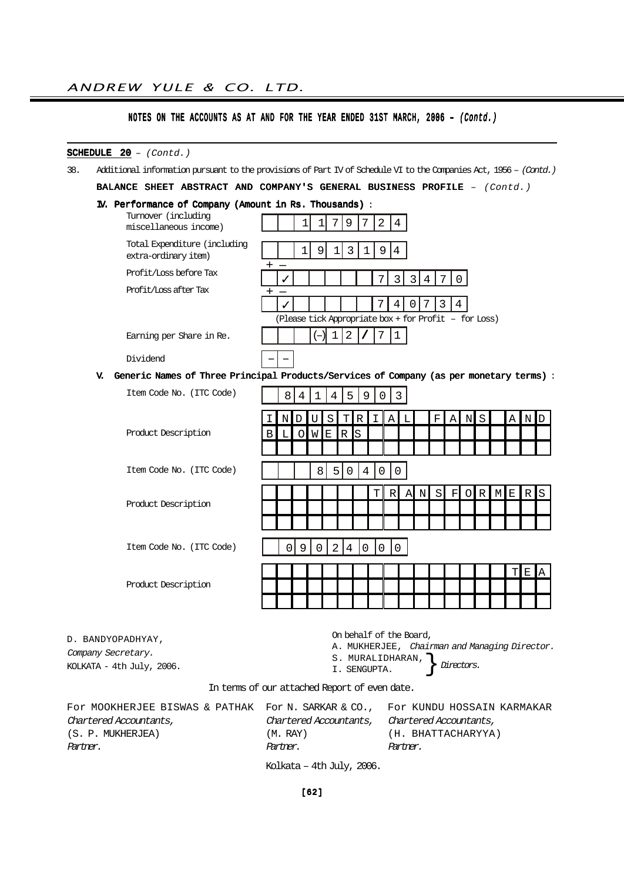**NOTES ON THE ACCOUNTS AS AT AND FOR THE YEAR ENDED 31ST MARCH, 2006 -** *(Contd.)*

**SCHEDULE 20** – *(Contd.)*

38. Additional information pursuant to the provisions of Part IV of Schedule VI to the Companies Act, 1956 – *(Contd.)*

**BALANCE SHEET ABSTRACT AND COMPANY'S GENERAL BUSINESS PROFILE** – *(Contd.)*

**IV. Performance of Company (Amount in Rs. Thousands)** :

| | |
|---|---|
| Turnover (including miscellaneous income) | 1179724 |
| Total Expenditure (including extra-ordinary item) | 1913194 |
| Profit/Loss before Tax | + ✓ – &nbsp; 733470 |
| Profit/Loss after Tax | + ✓ – &nbsp; 740734 |

(Please tick Appropriate box + for Profit – for Loss)

| | |
|---|---|
| Earning per Share in Re. | (–) 12/71 |
| Dividend | – – |

**V. Generic Names of Three Principal Products/Services of Company (as per monetary terms)** :

| | |
|---|---|
| Item Code No. (ITC Code) | 84145903 |
| Product Description | INDUSTRIAL FANS AND BLOWERS |
| Item Code No. (ITC Code) | 850400 |
| Product Description | TRANSFORMERS |
| Item Code No. (ITC Code) | 09024000 |
| Product Description | TEA |

D. BANDYOPADHYAY,
*Company Secretary.*
KOLKATA - 4th July, 2006.

On behalf of the Board,
A. MUKHERJEE, *Chairman and Managing Director.*
S. MURALIDHARAN, } *Directors.*
I. SENGUPTA.

In terms of our attached Report of even date.

For MOOKHERJEE BISWAS & PATHAK
*Chartered Accountants,*
(S. P. MUKHERJEA)
*Partner.*

For N. SARKAR & CO.,
*Chartered Accountants,*
(M. RAY)
*Partner.*

For KUNDU HOSSAIN KARMAKAR
*Chartered Accountants,*
(H. BHATTACHARYYA)
*Partner.*

Kolkata – 4th July, 2006.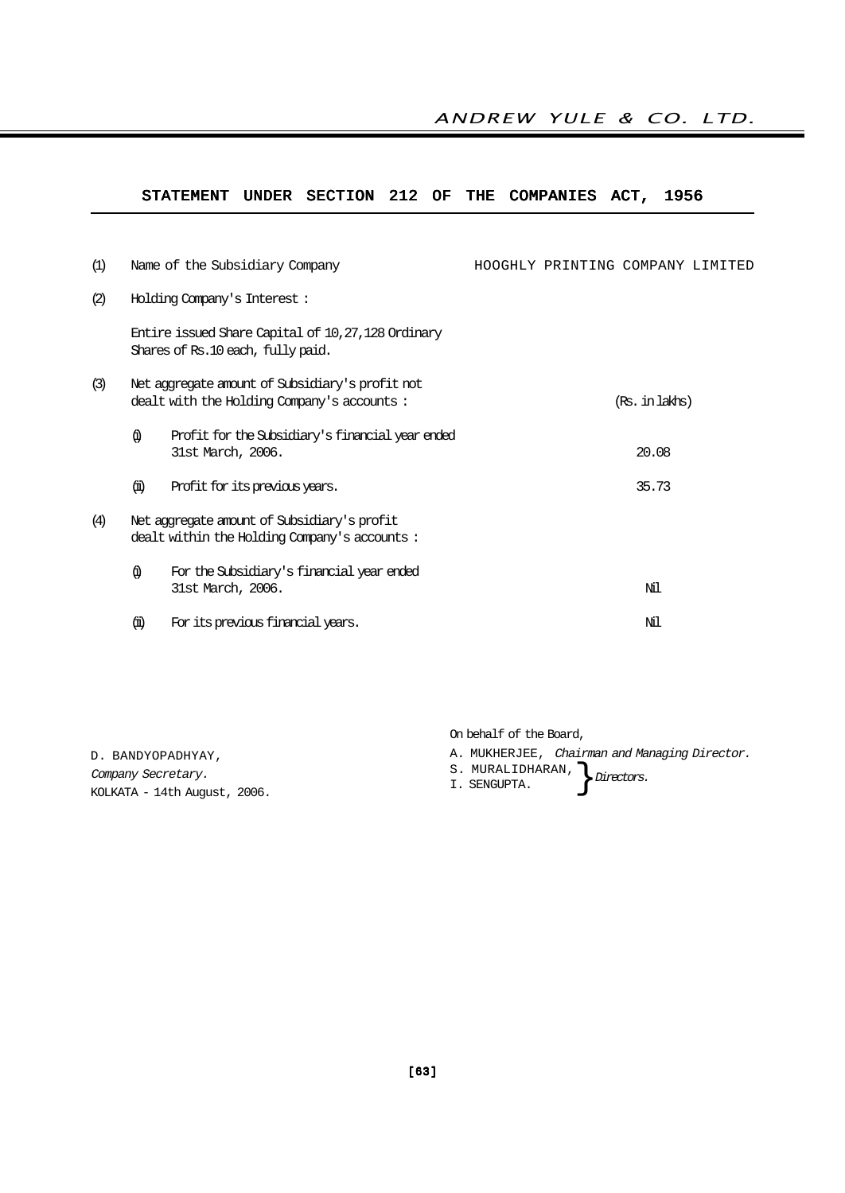## STATEMENT UNDER SECTION 212 OF THE COMPANIES ACT, 1956

(1) Name of the Subsidiary Company — HOOGHLY PRINTING COMPANY LIMITED

(2) Holding Company's Interest :

Entire issued Share Capital of 10,27,128 Ordinary Shares of Rs.10 each, fully paid.

| | | (Rs. in lakhs) |
|---|---|---|
| (3) | Net aggregate amount of Subsidiary's profit not dealt with the Holding Company's accounts : | |
| (i) | Profit for the Subsidiary's financial year ended 31st March, 2006. | 20.08 |
| (ii) | Profit for its previous years. | 35.73 |
| (4) | Net aggregate amount of Subsidiary's profit dealt within the Holding Company's accounts : | |
| (i) | For the Subsidiary's financial year ended 31st March, 2006. | Nil |
| (ii) | For its previous financial years. | Nil |

On behalf of the Board,

D. BANDYOPADHYAY,
*Company Secretary.*
KOLKATA - 14th August, 2006.

A. MUKHERJEE, *Chairman and Managing Director.*
S. MURALIDHARAN,
I. SENGUPTA. } *Directors.*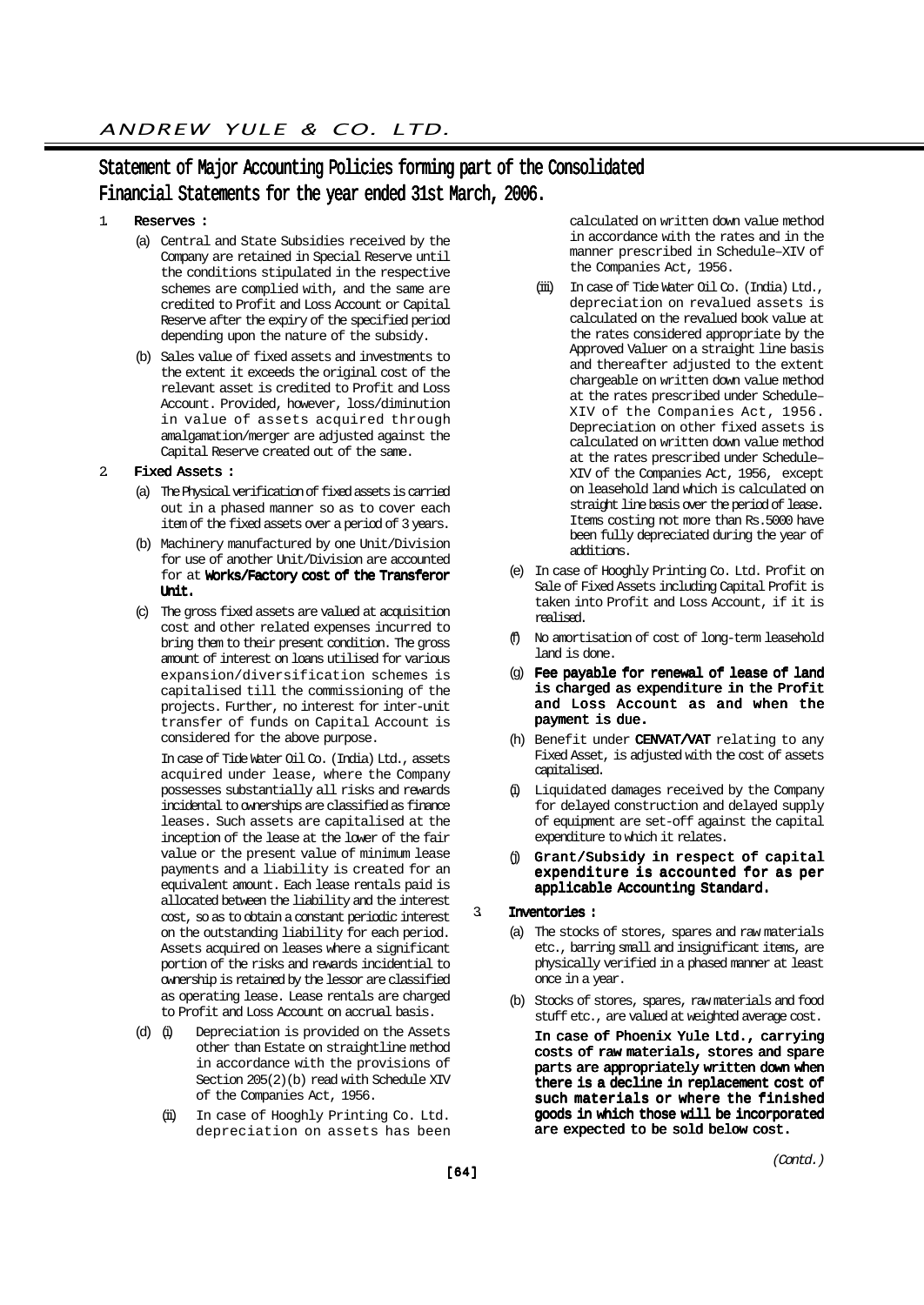# Statement of Major Accounting Policies forming part of the Consolidated Financial Statements for the year ended 31st March, 2006.

1. **Reserves :**

   (a) Central and State Subsidies received by the Company are retained in Special Reserve until the conditions stipulated in the respective schemes are complied with, and the same are credited to Profit and Loss Account or Capital Reserve after the expiry of the specified period depending upon the nature of the subsidy.

   (b) Sales value of fixed assets and investments to the extent it exceeds the original cost of the relevant asset is credited to Profit and Loss Account. Provided, however, loss/diminution in value of assets acquired through amalgamation/merger are adjusted against the Capital Reserve created out of the same.

2. **Fixed Assets :**

   (a) The Physical verification of fixed assets is carried out in a phased manner so as to cover each item of the fixed assets over a period of 3 years.

   (b) Machinery manufactured by one Unit/Division for use of another Unit/Division are accounted for at **Works/Factory cost of the Transferor Unit.**

   (c) The gross fixed assets are valued at acquisition cost and other related expenses incurred to bring them to their present condition. The gross amount of interest on loans utilised for various expansion/diversification schemes is capitalised till the commissioning of the projects. Further, no interest for inter-unit transfer of funds on Capital Account is considered for the above purpose.

   In case of Tide Water Oil Co. (India) Ltd., assets acquired under lease, where the Company possesses substantially all risks and rewards incidental to ownerships are classified as finance leases. Such assets are capitalised at the inception of the lease at the lower of the fair value or the present value of minimum lease payments and a liability is created for an equivalent amount. Each lease rentals paid is allocated between the liability and the interest cost, so as to obtain a constant periodic interest on the outstanding liability for each period. Assets acquired on leases where a significant portion of the risks and rewards incidential to ownership is retained by the lessor are classified as operating lease. Lease rentals are charged to Profit and Loss Account on accrual basis.

   (d) (i) Depreciation is provided on the Assets other than Estate on straightline method in accordance with the provisions of Section 205(2)(b) read with Schedule XIV of the Companies Act, 1956.

   (ii) In case of Hooghly Printing Co. Ltd. depreciation on assets has been calculated on written down value method in accordance with the rates and in the manner prescribed in Schedule–XIV of the Companies Act, 1956.

   (iii) In case of Tide Water Oil Co. (India) Ltd., depreciation on revalued assets is calculated on the revalued book value at the rates considered appropriate by the Approved Valuer on a straight line basis and thereafter adjusted to the extent chargeable on written down value method at the rates prescribed under Schedule–XIV of the Companies Act, 1956. Depreciation on other fixed assets is calculated on written down value method at the rates prescribed under Schedule–XIV of the Companies Act, 1956, except on leasehold land which is calculated on straight line basis over the period of lease. Items costing not more than Rs.5000 have been fully depreciated during the year of additions.

   (e) In case of Hooghly Printing Co. Ltd. Profit on Sale of Fixed Assets including Capital Profit is taken into Profit and Loss Account, if it is realised.

   (f) No amortisation of cost of long-term leasehold land is done.

   (g) **Fee payable for renewal of lease of land is charged as expenditure in the Profit and Loss Account as and when the payment is due.**

   (h) Benefit under **CENVAT/VAT** relating to any Fixed Asset, is adjusted with the cost of assets capitalised.

   (i) Liquidated damages received by the Company for delayed construction and delayed supply of equipment are set-off against the capital expenditure to which it relates.

   (j) **Grant/Subsidy in respect of capital expenditure is accounted for as per applicable Accounting Standard.**

3. **Inventories :**

   (a) The stocks of stores, spares and raw materials etc., barring small and insignificant items, are physically verified in a phased manner at least once in a year.

   (b) Stocks of stores, spares, raw materials and food stuff etc., are valued at weighted average cost.

   **In case of Phoenix Yule Ltd., carrying costs of raw materials, stores and spare parts are appropriately written down when there is a decline in replacement cost of such materials or where the finished goods in which those will be incorporated are expected to be sold below cost.**

*(Contd.)*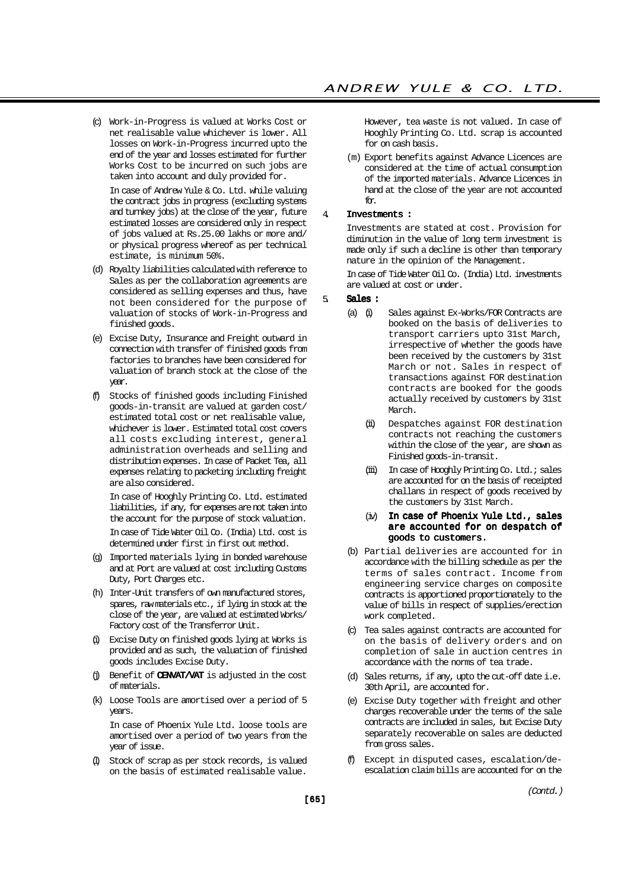(c) Work-in-Progress is valued at Works Cost or net realisable value whichever is lower. All losses on Work-in-Progress incurred upto the end of the year and losses estimated for further Works Cost to be incurred on such jobs are taken into account and duly provided for.

In case of Andrew Yule & Co. Ltd. while valuing the contract jobs in progress (excluding systems and turnkey jobs) at the close of the year, future estimated losses are considered only in respect of jobs valued at Rs.25.00 lakhs or more and/or physical progress whereof as per technical estimate, is minimum 50%.

(d) Royalty liabilities calculated with reference to Sales as per the collaboration agreements are considered as selling expenses and thus, have not been considered for the purpose of valuation of stocks of Work-in-Progress and finished goods.

(e) Excise Duty, Insurance and Freight outward in connection with transfer of finished goods from factories to branches have been considered for valuation of branch stock at the close of the year.

(f) Stocks of finished goods including Finished goods-in-transit are valued at garden cost/estimated total cost or net realisable value, whichever is lower. Estimated total cost covers all costs excluding interest, general administration overheads and selling and distribution expenses. In case of Packet Tea, all expenses relating to packeting including freight are also considered.

In case of Hooghly Printing Co. Ltd. estimated liabilities, if any, for expenses are not taken into the account for the purpose of stock valuation.

In case of Tide Water Oil Co. (India) Ltd. cost is determined under first in first out method.

(g) Imported materials lying in bonded warehouse and at Port are valued at cost including Customs Duty, Port Charges etc.

(h) Inter-Unit transfers of own manufactured stores, spares, raw materials etc., if lying in stock at the close of the year, are valued at estimated Works/Factory cost of the Transferror Unit.

(i) Excise Duty on finished goods lying at Works is provided and as such, the valuation of finished goods includes Excise Duty.

(j) Benefit of **CENVAT/VAT** is adjusted in the cost of materials.

(k) Loose Tools are amortised over a period of 5 years.

In case of Phoenix Yule Ltd. loose tools are amortised over a period of two years from the year of issue.

(l) Stock of scrap as per stock records, is valued on the basis of estimated realisable value. However, tea waste is not valued. In case of Hooghly Printing Co. Ltd. scrap is accounted for on cash basis.

(m) Export benefits against Advance Licences are considered at the time of actual consumption of the imported materials. Advance Licences in hand at the close of the year are not accounted for.

4. **Investments :**

Investments are stated at cost. Provision for diminution in the value of long term investment is made only if such a decline is other than temporary nature in the opinion of the Management.

In case of Tide Water Oil Co. (India) Ltd. investments are valued at cost or under.

5. **Sales :**

(a) (i) Sales against Ex-Works/FOR Contracts are booked on the basis of deliveries to transport carriers upto 31st March, irrespective of whether the goods have been received by the customers by 31st March or not. Sales in respect of transactions against FOR destination contracts are booked for the goods actually received by customers by 31st March.

(ii) Despatches against FOR destination contracts not reaching the customers within the close of the year, are shown as Finished goods-in-transit.

(iii) In case of Hooghly Printing Co. Ltd.; sales are accounted for on the basis of receipted challans in respect of goods received by the customers by 31st March.

(iv) **In case of Phoenix Yule Ltd., sales are accounted for on despatch of goods to customers.**

(b) Partial deliveries are accounted for in accordance with the billing schedule as per the terms of sales contract. Income from engineering service charges on composite contracts is apportioned proportionately to the value of bills in respect of supplies/erection work completed.

(c) Tea sales against contracts are accounted for on the basis of delivery orders and on completion of sale in auction centres in accordance with the norms of tea trade.

(d) Sales returns, if any, upto the cut-off date i.e. 30th April, are accounted for.

(e) Excise Duty together with freight and other charges recoverable under the terms of the sale contracts are included in sales, but Excise Duty separately recoverable on sales are deducted from gross sales.

(f) Except in disputed cases, escalation/de-escalation claim bills are accounted for on the

*(Contd.)*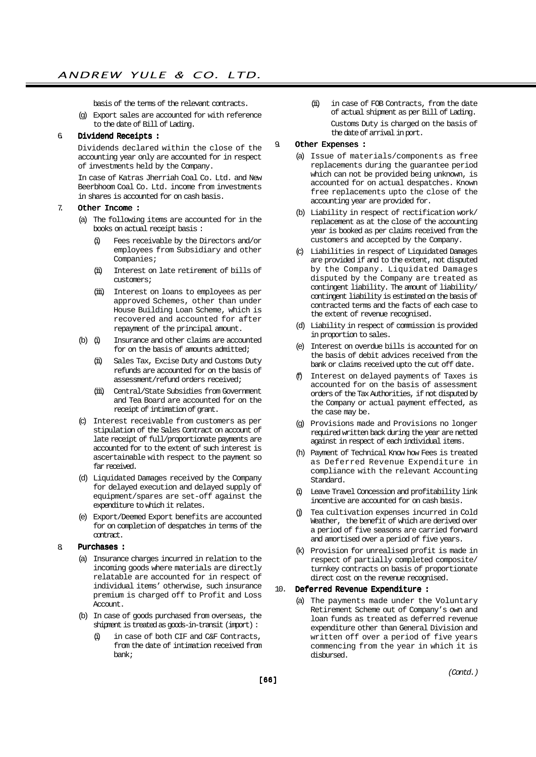basis of the terms of the relevant contracts.

(g) Export sales are accounted for with reference to the date of Bill of Lading.

6. **Dividend Receipts :**

Dividends declared within the close of the accounting year only are accounted for in respect of investments held by the Company.

In case of Katras Jherriah Coal Co. Ltd. and New Beerbhoom Coal Co. Ltd. income from investments in shares is accounted for on cash basis.

7. **Other Income :**

(a) The following items are accounted for in the books on actual receipt basis :

(i) Fees receivable by the Directors and/or employees from Subsidiary and other Companies;

(ii) Interest on late retirement of bills of customers;

(iii) Interest on loans to employees as per approved Schemes, other than under House Building Loan Scheme, which is recovered and accounted for after repayment of the principal amount.

(b) (i) Insurance and other claims are accounted for on the basis of amounts admitted;

(ii) Sales Tax, Excise Duty and Customs Duty refunds are accounted for on the basis of assessment/refund orders received;

(iii) Central/State Subsidies from Government and Tea Board are accounted for on the receipt of intimation of grant.

(c) Interest receivable from customers as per stipulation of the Sales Contract on account of late receipt of full/proportionate payments are accounted for to the extent of such interest is ascertainable with respect to the payment so far received.

(d) Liquidated Damages received by the Company for delayed execution and delayed supply of equipment/spares are set-off against the expenditure to which it relates.

(e) Export/Deemed Export benefits are accounted for on completion of despatches in terms of the contract.

8. **Purchases :**

(a) Insurance charges incurred in relation to the incoming goods where materials are directly relatable are accounted for in respect of individual items' otherwise, such insurance premium is charged off to Profit and Loss Account.

(b) In case of goods purchased from overseas, the shipment is treated as goods-in-transit (import) :

(i) in case of both CIF and C&F Contracts, from the date of intimation received from bank;

(ii) in case of FOB Contracts, from the date of actual shipment as per Bill of Lading.

Customs Duty is charged on the basis of the date of arrival in port.

9. **Other Expenses :**

(a) Issue of materials/components as free replacements during the guarantee period which can not be provided being unknown, is accounted for on actual despatches. Known free replacements upto the close of the accounting year are provided for.

(b) Liability in respect of rectification work/ replacement as at the close of the accounting year is booked as per claims received from the customers and accepted by the Company.

(c) Liabilities in respect of Liquidated Damages are provided if and to the extent, not disputed by the Company. Liquidated Damages disputed by the Company are treated as contingent liability. The amount of liability/ contingent liability is estimated on the basis of contracted terms and the facts of each case to the extent of revenue recognised.

(d) Liability in respect of commission is provided in proportion to sales.

(e) Interest on overdue bills is accounted for on the basis of debit advices received from the bank or claims received upto the cut off date.

(f) Interest on delayed payments of Taxes is accounted for on the basis of assessment orders of the Tax Authorities, if not disputed by the Company or actual payment effected, as the case may be.

(g) Provisions made and Provisions no longer required written back during the year are netted against in respect of each individual items.

(h) Payment of Technical Know how Fees is treated as Deferred Revenue Expenditure in compliance with the relevant Accounting Standard.

(i) Leave Travel Concession and profitability link incentive are accounted for on cash basis.

(j) Tea cultivation expenses incurred in Cold Weather, the benefit of which are derived over a period of five seasons are carried forward and amortised over a period of five years.

(k) Provision for unrealised profit is made in respect of partially completed composite/ turnkey contracts on basis of proportionate direct cost on the revenue recognised.

10. **Deferred Revenue Expenditure :**

(a) The payments made under the Voluntary Retirement Scheme out of Company's own and loan funds as treated as deferred revenue expenditure other than General Division and written off over a period of five years commencing from the year in which it is disbursed.

*(Contd.)*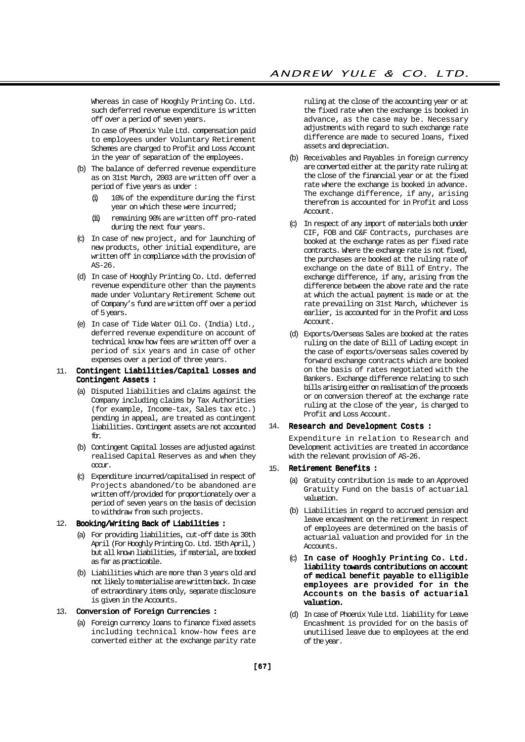Whereas in case of Hooghly Printing Co. Ltd. such deferred revenue expenditure is written off over a period of seven years.

In case of Phoenix Yule Ltd. compensation paid to employees under Voluntary Retirement Schemes are charged to Profit and Loss Account in the year of separation of the employees.

(b) The balance of deferred revenue expenditure as on 31st March, 2003 are written off over a period of five years as under :

   (i) 10% of the expenditure during the first year on which these were incurred;

   (ii) remaining 90% are written off pro-rated during the next four years.

(c) In case of new project, and for launching of new products, other initial expenditure, are written off in compliance with the provision of AS-26.

(d) In case of Hooghly Printing Co. Ltd. deferred revenue expenditure other than the payments made under Voluntary Retirement Scheme out of Company's fund are written off over a period of 5 years.

(e) In case of Tide Water Oil Co. (India) Ltd., deferred revenue expenditure on account of technical know how fees are written off over a period of six years and in case of other expenses over a period of three years.

11. **Contingent Liabilities/Capital Losses and Contingent Assets :**

(a) Disputed liabilities and claims against the Company including claims by Tax Authorities (for example, Income-tax, Sales tax etc.) pending in appeal, are treated as contingent liabilities. Contingent assets are not accounted for.

(b) Contingent Capital losses are adjusted against realised Capital Reserves as and when they occur.

(c) Expenditure incurred/capitalised in respect of Projects abandoned/to be abandoned are written off/provided for proportionately over a period of seven years on the basis of decision to withdraw from such projects.

12. **Booking/Writing Back of Liabilities :**

(a) For providing liabilities, cut-off date is 30th April (For Hooghly Printing Co. Ltd. 15th April,) but all known liabilities, if material, are booked as far as practicable.

(b) Liabilities which are more than 3 years old and not likely to materialise are written back. In case of extraordinary items only, separate disclosure is given in the Accounts.

13. **Conversion of Foreign Currencies :**

(a) Foreign currency loans to finance fixed assets including technical know-how fees are converted either at the exchange parity rate ruling at the close of the accounting year or at the fixed rate when the exchange is booked in advance, as the case may be. Necessary adjustments with regard to such exchange rate difference are made to secured loans, fixed assets and depreciation.

(b) Receivables and Payables in foreign currency are converted either at the parity rate ruling at the close of the financial year or at the fixed rate where the exchange is booked in advance. The exchange difference, if any, arising therefrom is accounted for in Profit and Loss Account.

(c) In respect of any import of materials both under CIF, FOB and C&F Contracts, purchases are booked at the exchange rates as per fixed rate contracts. Where the exchange rate is not fixed, the purchases are booked at the ruling rate of exchange on the date of Bill of Entry. The exchange difference, if any, arising from the difference between the above rate and the rate at which the actual payment is made or at the rate prevailing on 31st March, whichever is earlier, is accounted for in the Profit and Loss Account.

(d) Exports/Overseas Sales are booked at the rates ruling on the date of Bill of Lading except in the case of exports/overseas sales covered by forward exchange contracts which are booked on the basis of rates negotiated with the Bankers. Exchange difference relating to such bills arising either on realisation of the proceeds or on conversion thereof at the exchange rate ruling at the close of the year, is charged to Profit and Loss Account.

14. **Research and Development Costs :**

Expenditure in relation to Research and Development activities are treated in accordance with the relevant provision of AS-26.

15. **Retirement Benefits :**

(a) Gratuity contribution is made to an Approved Gratuity Fund on the basis of actuarial valuation.

(b) Liabilities in regard to accrued pension and leave encashment on the retirement in respect of employees are determined on the basis of actuarial valuation and provided for in the Accounts.

(c) **In case of Hooghly Printing Co. Ltd. liability towards contributions on account of medical benefit payable to elligible employees are provided for in the Accounts on the basis of actuarial valuation.**

(d) In case of Phoenix Yule Ltd. liability for Leave Encashment is provided for on the basis of unutilised leave due to employees at the end of the year.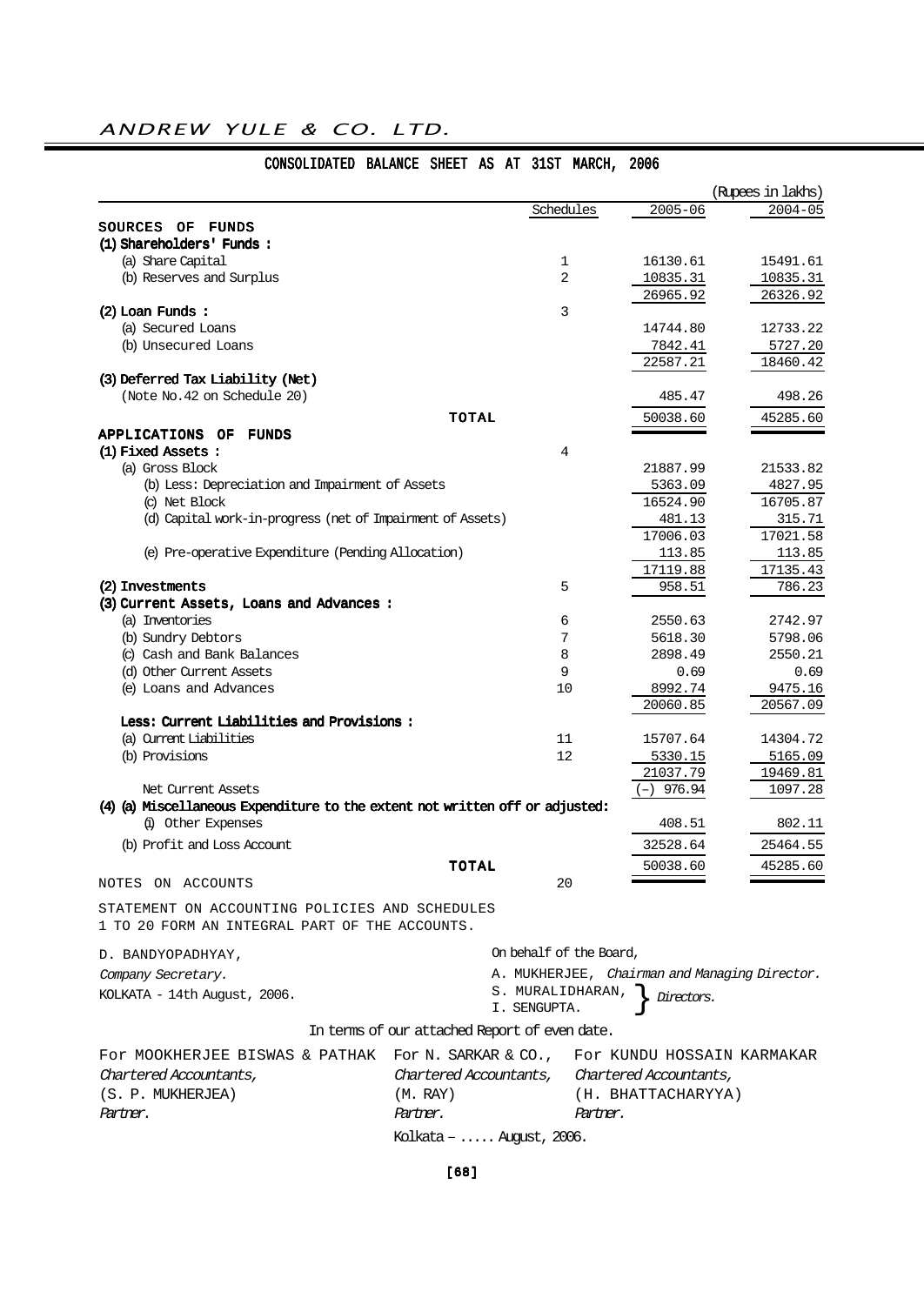## ANDREW YULE & CO. LTD.

### CONSOLIDATED BALANCE SHEET AS AT 31ST MARCH, 2006

(Rupees in lakhs)

| | Schedules | 2005-06 | 2004-05 |
|---|---|---|---|
| **SOURCES OF FUNDS** | | | |
| **(1) Shareholders' Funds :** | | | |
| (a) Share Capital | 1 | 16130.61 | 15491.61 |
| (b) Reserves and Surplus | 2 | 10835.31 | 10835.31 |
| | | 26965.92 | 26326.92 |
| **(2) Loan Funds :** | 3 | | |
| (a) Secured Loans | | 14744.80 | 12733.22 |
| (b) Unsecured Loans | | 7842.41 | 5727.20 |
| | | 22587.21 | 18460.42 |
| **(3) Deferred Tax Liability (Net)** | | | |
| (Note No.42 on Schedule 20) | | 485.47 | 498.26 |
| **TOTAL** | | 50038.60 | 45285.60 |
| **APPLICATIONS OF FUNDS** | | | |
| **(1) Fixed Assets :** | 4 | | |
| (a) Gross Block | | 21887.99 | 21533.82 |
| (b) Less: Depreciation and Impairment of Assets | | 5363.09 | 4827.95 |
| (c) Net Block | | 16524.90 | 16705.87 |
| (d) Capital work-in-progress (net of Impairment of Assets) | | 481.13 | 315.71 |
| | | 17006.03 | 17021.58 |
| (e) Pre-operative Expenditure (Pending Allocation) | | 113.85 | 113.85 |
| | | 17119.88 | 17135.43 |
| **(2) Investments** | 5 | 958.51 | 786.23 |
| **(3) Current Assets, Loans and Advances :** | | | |
| (a) Inventories | 6 | 2550.63 | 2742.97 |
| (b) Sundry Debtors | 7 | 5618.30 | 5798.06 |
| (c) Cash and Bank Balances | 8 | 2898.49 | 2550.21 |
| (d) Other Current Assets | 9 | 0.69 | 0.69 |
| (e) Loans and Advances | 10 | 8992.74 | 9475.16 |
| | | 20060.85 | 20567.09 |
| **Less: Current Liabilities and Provisions :** | | | |
| (a) Current Liabilities | 11 | 15707.64 | 14304.72 |
| (b) Provisions | 12 | 5330.15 | 5165.09 |
| | | 21037.79 | 19469.81 |
| Net Current Assets | | (–) 976.94 | 1097.28 |
| **(4) (a) Miscellaneous Expenditure to the extent not written off or adjusted:** | | | |
| (i) Other Expenses | | 408.51 | 802.11 |
| (b) Profit and Loss Account | | 32528.64 | 25464.55 |
| **TOTAL** | | 50038.60 | 45285.60 |
| NOTES ON ACCOUNTS | 20 | | |

STATEMENT ON ACCOUNTING POLICIES AND SCHEDULES 1 TO 20 FORM AN INTEGRAL PART OF THE ACCOUNTS.

D. BANDYOPADHYAY,
*Company Secretary.*
KOLKATA - 14th August, 2006.

On behalf of the Board,
A. MUKHERJEE, *Chairman and Managing Director.*
S. MURALIDHARAN, I. SENGUPTA. } *Directors.*

In terms of our attached Report of even date.

For MOOKHERJEE BISWAS & PATHAK
*Chartered Accountants,*
(S. P. MUKHERJEA)
*Partner.*

For N. SARKAR & CO.,
*Chartered Accountants,*
(M. RAY)
*Partner.*

For KUNDU HOSSAIN KARMAKAR
*Chartered Accountants,*
(H. BHATTACHARYYA)
*Partner.*

Kolkata – ..... August, 2006.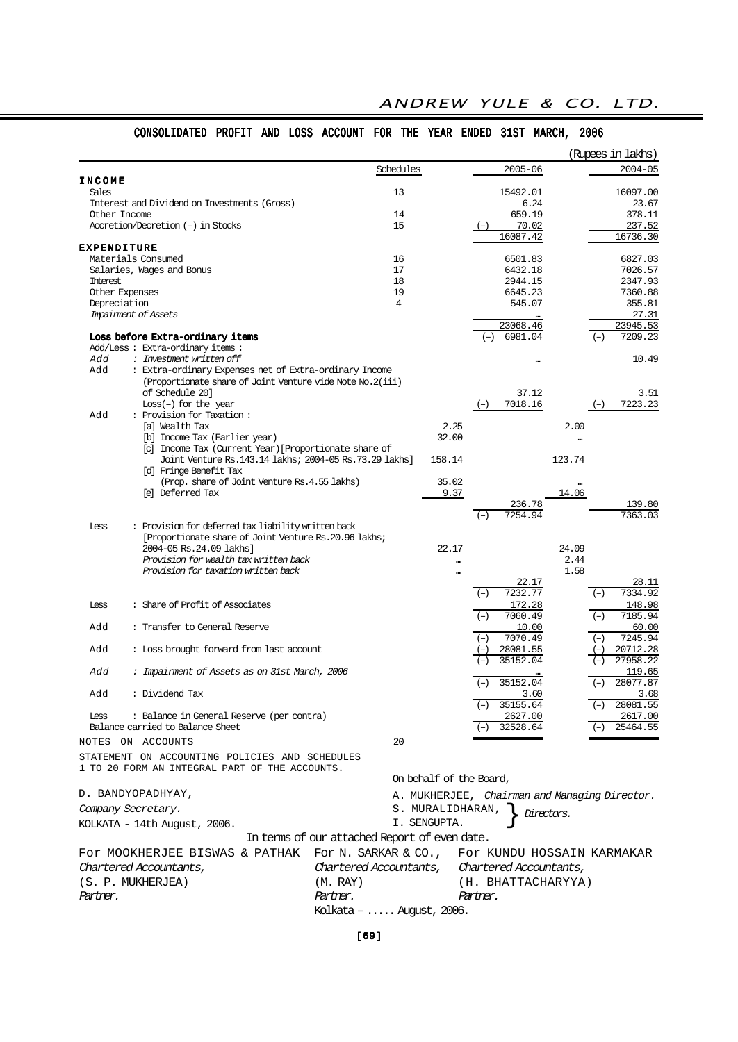## CONSOLIDATED PROFIT AND LOSS ACCOUNT FOR THE YEAR ENDED 31ST MARCH, 2006

(Rupees in lakhs)

| | | Schedules | | 2005-06 | | 2004-05 |
|---|---|---|---|---|---|---|
| **INCOME** | | | | | | |
| Sales | | 13 | | 15492.01 | | 16097.00 |
| Interest and Dividend on Investments (Gross) | | | | 6.24 | | 23.67 |
| Other Income | | 14 | | 659.19 | | 378.11 |
| Accretion/Decretion (–) in Stocks | | 15 | | (–) 70.02 | | 237.52 |
| | | | | 16087.42 | | 16736.30 |
| **EXPENDITURE** | | | | | | |
| Materials Consumed | | 16 | | 6501.83 | | 6827.03 |
| Salaries, Wages and Bonus | | 17 | | 6432.18 | | 7026.57 |
| Interest | | 18 | | 2944.15 | | 2347.93 |
| Other Expenses | | 19 | | 6645.23 | | 7360.88 |
| Depreciation | | 4 | | 545.07 | | 355.81 |
| *Impairment of Assets* | | | | … | | 27.31 |
| | | | | 23068.46 | | 23945.53 |
| **Loss before Extra-ordinary items** | | | | (–) 6981.04 | | (–) 7209.23 |
| Add/Less : Extra-ordinary items : | | | | | | |
| *Add* | *: Investment written off* | | | … | | 10.49 |
| Add | : Extra-ordinary Expenses net of Extra-ordinary Income (Proportionate share of Joint Venture vide Note No.2(iii) of Schedule 20] | | | 37.12 | | 3.51 |
| | Loss(–) for the year | | | (–) 7018.16 | | (–) 7223.23 |
| Add | : Provision for Taxation : | | | | | |
| | [a] Wealth Tax | | 2.25 | | 2.00 | |
| | [b] Income Tax (Earlier year) | | 32.00 | | … | |
| | [c] Income Tax (Current Year)[Proportionate share of Joint Venture Rs.143.14 lakhs; 2004-05 Rs.73.29 lakhs] | | 158.14 | | 123.74 | |
| | [d] Fringe Benefit Tax (Prop. share of Joint Venture Rs.4.55 lakhs) | | 35.02 | | … | |
| | [e] Deferred Tax | | 9.37 | | 14.06 | |
| | | | | 236.78 | | 139.80 |
| | | | | (–) 7254.94 | | 7363.03 |
| Less | : Provision for deferred tax liability written back [Proportionate share of Joint Venture Rs.20.96 lakhs; 2004-05 Rs.24.09 lakhs] | | 22.17 | | 24.09 | |
| | *Provision for wealth tax written back* | | … | | 2.44 | |
| | *Provision for taxation written back* | | … | | 1.58 | |
| | | | | 22.17 | | 28.11 |
| | | | | (–) 7232.77 | | (–) 7334.92 |
| Less | : Share of Profit of Associates | | | 172.28 | | 148.98 |
| | | | | (–) 7060.49 | | (–) 7185.94 |
| Add | : Transfer to General Reserve | | | 10.00 | | 60.00 |
| | | | | (–) 7070.49 | | (–) 7245.94 |
| Add | : Loss brought forward from last account | | | (–) 28081.55 | | (–) 20712.28 |
| | | | | (–) 35152.04 | | (–) 27958.22 |
| *Add* | *: Impairment of Assets as on 31st March, 2006* | | | … | | 119.65 |
| | | | | (–) 35152.04 | | (–) 28077.87 |
| Add | : Dividend Tax | | | 3.60 | | 3.68 |
| | | | | (–) 35155.64 | | (–) 28081.55 |
| Less | : Balance in General Reserve (per contra) | | | 2627.00 | | 2617.00 |
| | Balance carried to Balance Sheet | | | (–) 32528.64 | | (–) 25464.55 |
| NOTES ON ACCOUNTS | | 20 | | | | |

STATEMENT ON ACCOUNTING POLICIES AND SCHEDULES 1 TO 20 FORM AN INTEGRAL PART OF THE ACCOUNTS.

On behalf of the Board,

D. BANDYOPADHYAY,
*Company Secretary.*
KOLKATA - 14th August, 2006.

A. MUKHERJEE, *Chairman and Managing Director.*
S. MURALIDHARAN, } *Directors.*
I. SENGUPTA.

In terms of our attached Report of even date.

For MOOKHERJEE BISWAS & PATHAK
*Chartered Accountants,*
(S. P. MUKHERJEA)
*Partner.*

For N. SARKAR & CO.,
*Chartered Accountants,*
(M. RAY)
*Partner.*

For KUNDU HOSSAIN KARMAKAR
*Chartered Accountants,*
(H. BHATTACHARYYA)
*Partner.*

Kolkata – ..... August, 2006.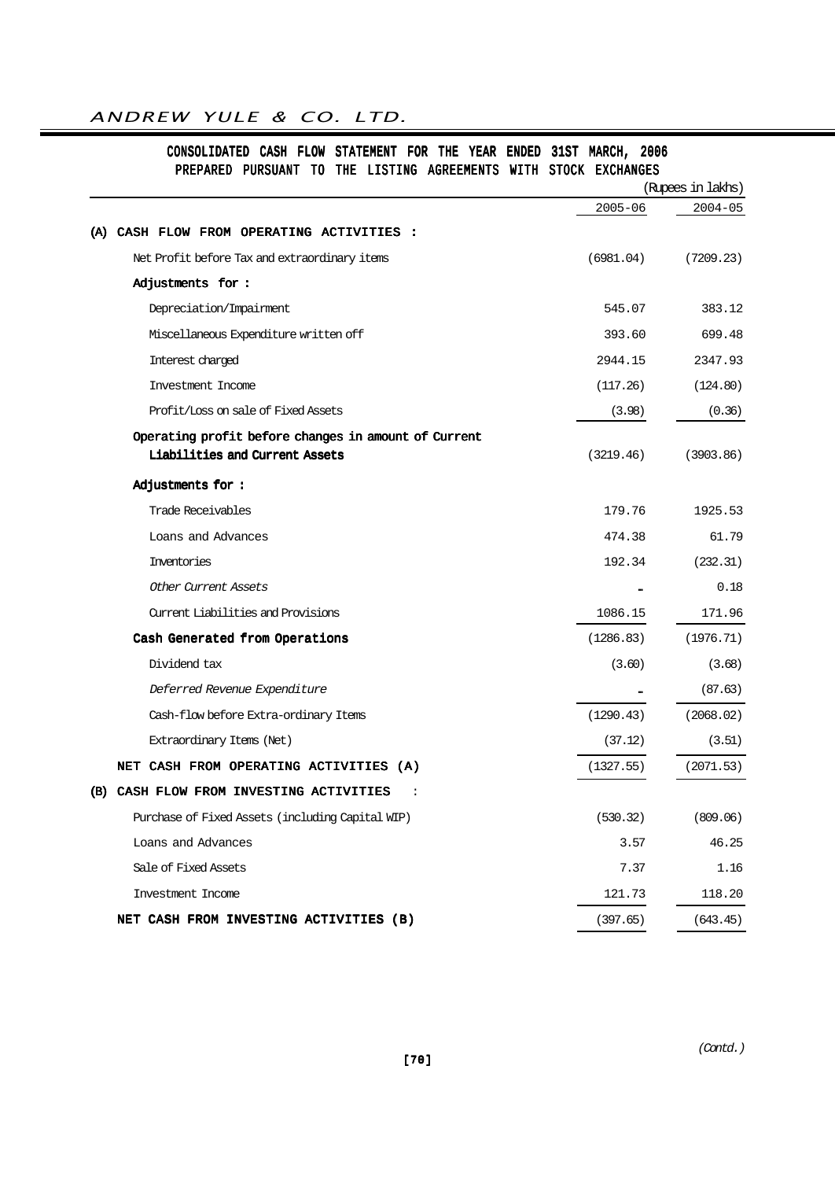ANDREW YULE & CO. LTD.

## CONSOLIDATED CASH FLOW STATEMENT FOR THE YEAR ENDED 31ST MARCH, 2006
### PREPARED PURSUANT TO THE LISTING AGREEMENTS WITH STOCK EXCHANGES

(Rupees in lakhs)

| | 2005-06 | 2004-05 |
|---|---|---|
| **(A) CASH FLOW FROM OPERATING ACTIVITIES :** | | |
| Net Profit before Tax and extraordinary items | (6981.04) | (7209.23) |
| **Adjustments for :** | | |
| Depreciation/Impairment | 545.07 | 383.12 |
| Miscellaneous Expenditure written off | 393.60 | 699.48 |
| Interest charged | 2944.15 | 2347.93 |
| Investment Income | (117.26) | (124.80) |
| Profit/Loss on sale of Fixed Assets | (3.98) | (0.36) |
| **Operating profit before changes in amount of Current Liabilities and Current Assets** | (3219.46) | (3903.86) |
| **Adjustments for :** | | |
| Trade Receivables | 179.76 | 1925.53 |
| Loans and Advances | 474.38 | 61.79 |
| Inventories | 192.34 | (232.31) |
| *Other Current Assets* | – | 0.18 |
| Current Liabilities and Provisions | 1086.15 | 171.96 |
| **Cash Generated from Operations** | (1286.83) | (1976.71) |
| Dividend tax | (3.60) | (3.68) |
| *Deferred Revenue Expenditure* | – | (87.63) |
| Cash-flow before Extra-ordinary Items | (1290.43) | (2068.02) |
| Extraordinary Items (Net) | (37.12) | (3.51) |
| **NET CASH FROM OPERATING ACTIVITIES (A)** | (1327.55) | (2071.53) |
| **(B) CASH FLOW FROM INVESTING ACTIVITIES :** | | |
| Purchase of Fixed Assets (including Capital WIP) | (530.32) | (809.06) |
| Loans and Advances | 3.57 | 46.25 |
| Sale of Fixed Assets | 7.37 | 1.16 |
| Investment Income | 121.73 | 118.20 |
| **NET CASH FROM INVESTING ACTIVITIES (B)** | (397.65) | (643.45) |

*(Contd.)*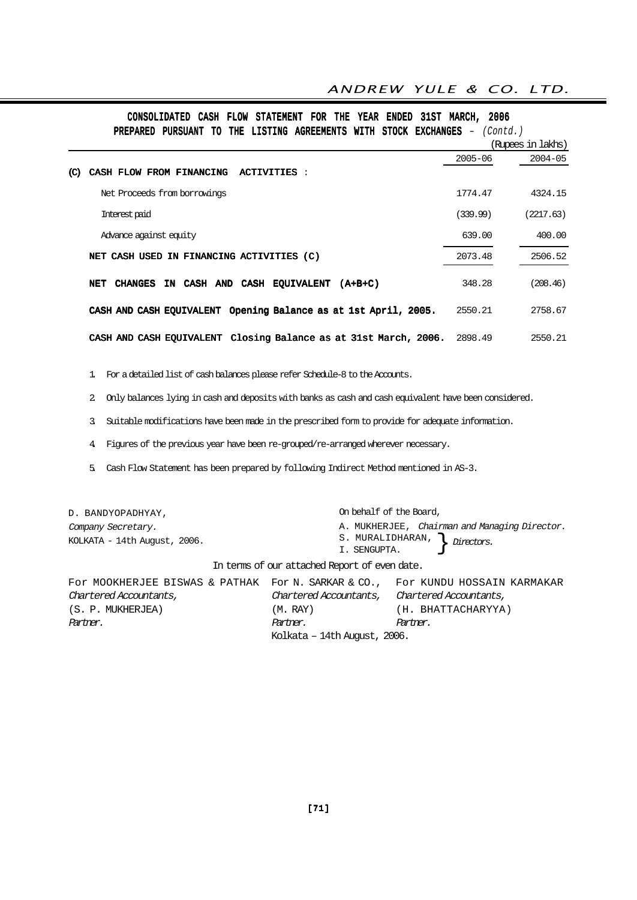## CONSOLIDATED CASH FLOW STATEMENT FOR THE YEAR ENDED 31ST MARCH, 2006 PREPARED PURSUANT TO THE LISTING AGREEMENTS WITH STOCK EXCHANGES – *(Contd.)*

(Rupees in lakhs)

| | 2005-06 | 2004-05 |
|---|---|---|
| **(C) CASH FLOW FROM FINANCING ACTIVITIES :** | | |
| Net Proceeds from borrowings | 1774.47 | 4324.15 |
| Interest paid | (339.99) | (2217.63) |
| Advance against equity | 639.00 | 400.00 |
| **NET CASH USED IN FINANCING ACTIVITIES (C)** | 2073.48 | 2506.52 |
| **NET CHANGES IN CASH AND CASH EQUIVALENT (A+B+C)** | 348.28 | (208.46) |
| **CASH AND CASH EQUIVALENT Opening Balance as at 1st April, 2005.** | 2550.21 | 2758.67 |
| **CASH AND CASH EQUIVALENT Closing Balance as at 31st March, 2006.** | 2898.49 | 2550.21 |

1. For a detailed list of cash balances please refer Schedule-8 to the Accounts.
2. Only balances lying in cash and deposits with banks as cash and cash equivalent have been considered.
3. Suitable modifications have been made in the prescribed form to provide for adequate information.
4. Figures of the previous year have been re-grouped/re-arranged wherever necessary.
5. Cash Flow Statement has been prepared by following Indirect Method mentioned in AS-3.

D. BANDYOPADHYAY,
*Company Secretary.*
KOLKATA - 14th August, 2006.

On behalf of the Board,
A. MUKHERJEE, *Chairman and Managing Director.*
S. MURALIDHARAN, I. SENGUPTA. } *Directors.*

In terms of our attached Report of even date.

For MOOKHERJEE BISWAS & PATHAK
*Chartered Accountants,*
(S. P. MUKHERJEA)
*Partner.*

For N. SARKAR & CO.,
*Chartered Accountants,*
(M. RAY)
*Partner.*

For KUNDU HOSSAIN KARMAKAR
*Chartered Accountants,*
(H. BHATTACHARYYA)
*Partner.*

Kolkata – 14th August, 2006.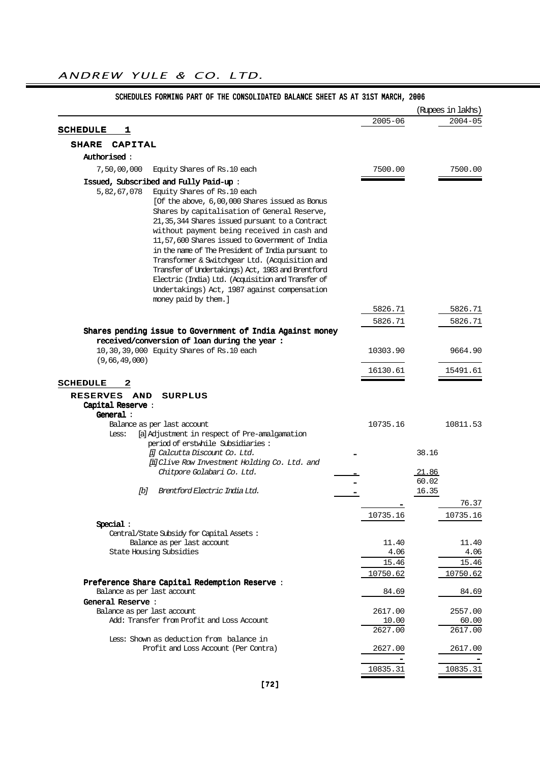## SCHEDULES FORMING PART OF THE CONSOLIDATED BALANCE SHEET AS AT 31ST MARCH, 2006

(Rupees in lakhs)

| | | | 2005-06 | | 2004-05 |
|---|---|---|---|---|---|
| **SCHEDULE 1** | | | | | |
| **SHARE CAPITAL** | | | | | |
| **Authorised :** | | | | | |
| 7,50,00,000 Equity Shares of Rs.10 each | | | 7500.00 | | 7500.00 |
| **Issued, Subscribed and Fully Paid-up :** | | | | | |
| 5,82,67,078 Equity Shares of Rs.10 each [Of the above, 6,00,000 Shares issued as Bonus Shares by capitalisation of General Reserve, 21,35,344 Shares issued pursuant to a Contract without payment being received in cash and 11,57,600 Shares issued to Government of India in the name of The President of India pursuant to Transformer & Switchgear Ltd. (Acquisition and Transfer of Undertakings) Act, 1983 and Brentford Electric (India) Ltd. (Acquisition and Transfer of Undertakings) Act, 1987 against compensation money paid by them.] | | | 5826.71 | | 5826.71 |
| | | | 5826.71 | | 5826.71 |
| **Shares pending issue to Government of India Against money received/conversion of loan during the year :** | | | | | |
| 10,30,39,000 Equity Shares of Rs.10 each (9,66,49,000) | | | 10303.90 | | 9664.90 |
| | | | 16130.61 | | 15491.61 |
| **SCHEDULE 2** | | | | | |
| **RESERVES AND SURPLUS** | | | | | |
| **Capital Reserve :** | | | | | |
| **General :** | | | | | |
| Balance as per last account | | | 10735.16 | | 10811.53 |
| Less: [a] Adjustment in respect of Pre-amalgamation period of erstwhile Subsidiaries : | | | | | |
| *[i] Calcutta Discount Co. Ltd.* | | - | | 38.16 | |
| *[ii] Clive Row Investment Holding Co. Ltd. and Chitpore Golabari Co. Ltd.* | | - | | 21.86 | |
| | | - | | 60.02 | |
| *[b] Brentford Electric India Ltd.* | | - | | 16.35 | |
| | | | - | | 76.37 |
| | | | 10735.16 | | 10735.16 |
| **Special :** | | | | | |
| Central/State Subsidy for Capital Assets : | | | | | |
| Balance as per last account | | | 11.40 | | 11.40 |
| State Housing Subsidies | | | 4.06 | | 4.06 |
| | | | 15.46 | | 15.46 |
| | | | 10750.62 | | 10750.62 |
| **Preference Share Capital Redemption Reserve :** | | | | | |
| Balance as per last account | | | 84.69 | | 84.69 |
| **General Reserve :** | | | | | |
| Balance as per last account | | | 2617.00 | | 2557.00 |
| Add: Transfer from Profit and Loss Account | | | 10.00 | | 60.00 |
| | | | 2627.00 | | 2617.00 |
| Less: Shown as deduction from balance in Profit and Loss Account (Per Contra) | | | 2627.00 | | 2617.00 |
| | | | - | | - |
| | | | 10835.31 | | 10835.31 |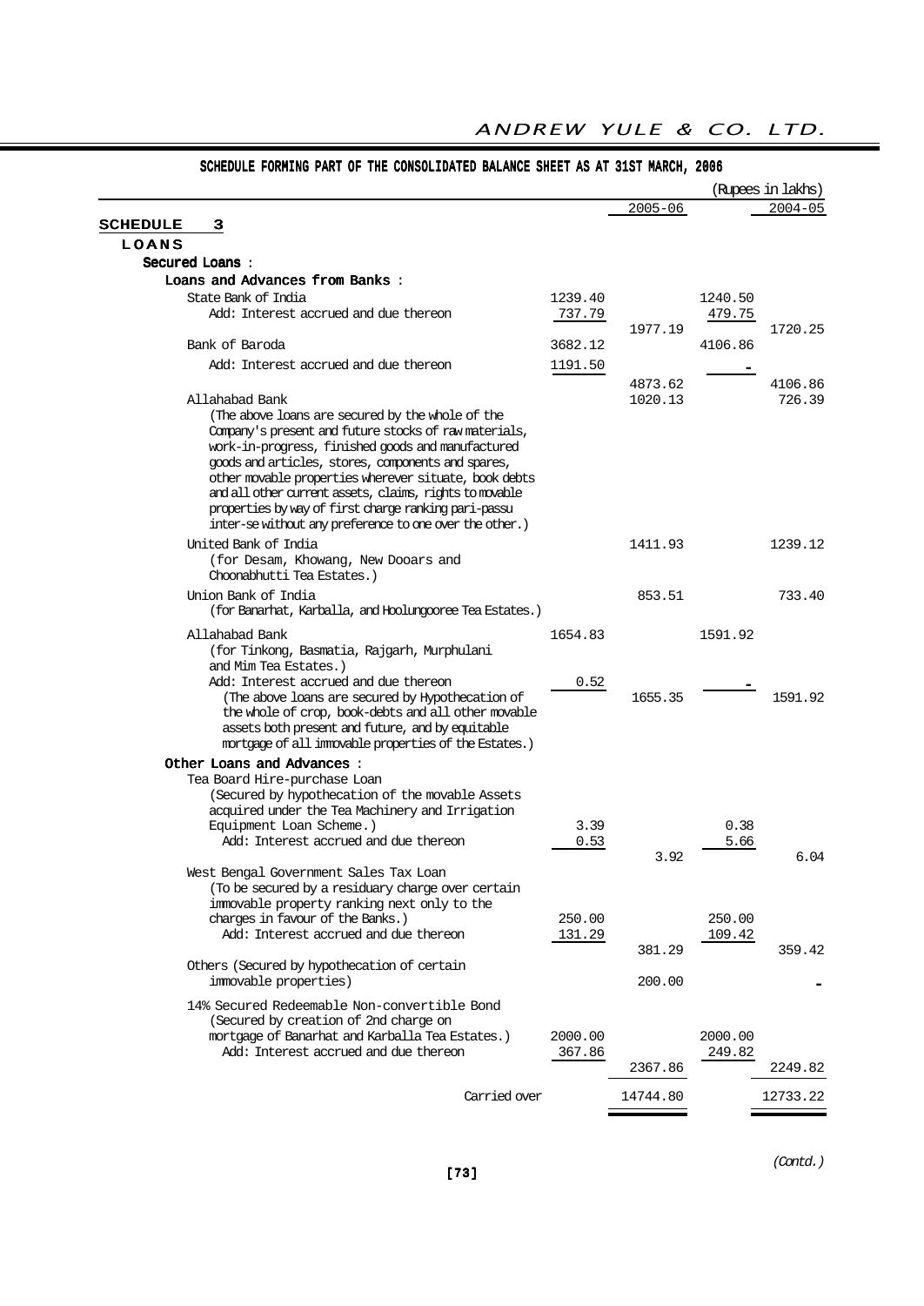## SCHEDULE FORMING PART OF THE CONSOLIDATED BALANCE SHEET AS AT 31ST MARCH, 2006

(Rupees in lakhs)

| | | 2005-06 | | 2004-05 |
|---|---|---|---|---|
| **SCHEDULE 3** | | | | |
| **LOANS** | | | | |
| **Secured Loans** : | | | | |
| **Loans and Advances from Banks** : | | | | |
| State Bank of India | 1239.40 | | 1240.50 | |
| Add: Interest accrued and due thereon | 737.79 | 1977.19 | 479.75 | 1720.25 |
| Bank of Baroda | 3682.12 | | 4106.86 | |
| Add: Interest accrued and due thereon | 1191.50 | 4873.62 | - | 4106.86 |
| Allahabad Bank | | 1020.13 | | 726.39 |
| (The above loans are secured by the whole of the Company's present and future stocks of raw materials, work-in-progress, finished goods and manufactured goods and articles, stores, components and spares, other movable properties wherever situate, book debts and all other current assets, claims, rights to movable properties by way of first charge ranking pari-passu inter-se without any preference to one over the other.) | | | | |
| United Bank of India (for Desam, Khowang, New Dooars and Choonabhutti Tea Estates.) | | 1411.93 | | 1239.12 |
| Union Bank of India (for Banarhat, Karballa, and Hoolungooree Tea Estates.) | | 853.51 | | 733.40 |
| Allahabad Bank (for Tinkong, Basmatia, Rajgarh, Murphulani and Mim Tea Estates.) | 1654.83 | | 1591.92 | |
| Add: Interest accrued and due thereon | 0.52 | 1655.35 | - | 1591.92 |
| (The above loans are secured by Hypothecation of the whole of crop, book-debts and all other movable assets both present and future, and by equitable mortgage of all immovable properties of the Estates.) | | | | |
| **Other Loans and Advances** : | | | | |
| Tea Board Hire-purchase Loan (Secured by hypothecation of the movable Assets acquired under the Tea Machinery and Irrigation Equipment Loan Scheme.) | 3.39 | | 0.38 | |
| Add: Interest accrued and due thereon | 0.53 | 3.92 | 5.66 | 6.04 |
| West Bengal Government Sales Tax Loan (To be secured by a residuary charge over certain immovable property ranking next only to the charges in favour of the Banks.) | 250.00 | | 250.00 | |
| Add: Interest accrued and due thereon | 131.29 | 381.29 | 109.42 | 359.42 |
| Others (Secured by hypothecation of certain immovable properties) | | 200.00 | | - |
| 14% Secured Redeemable Non-convertible Bond (Secured by creation of 2nd charge on mortgage of Banarhat and Karballa Tea Estates.) | 2000.00 | | 2000.00 | |
| Add: Interest accrued and due thereon | 367.86 | 2367.86 | 249.82 | 2249.82 |
| Carried over | | 14744.80 | | 12733.22 |

*(Contd.)*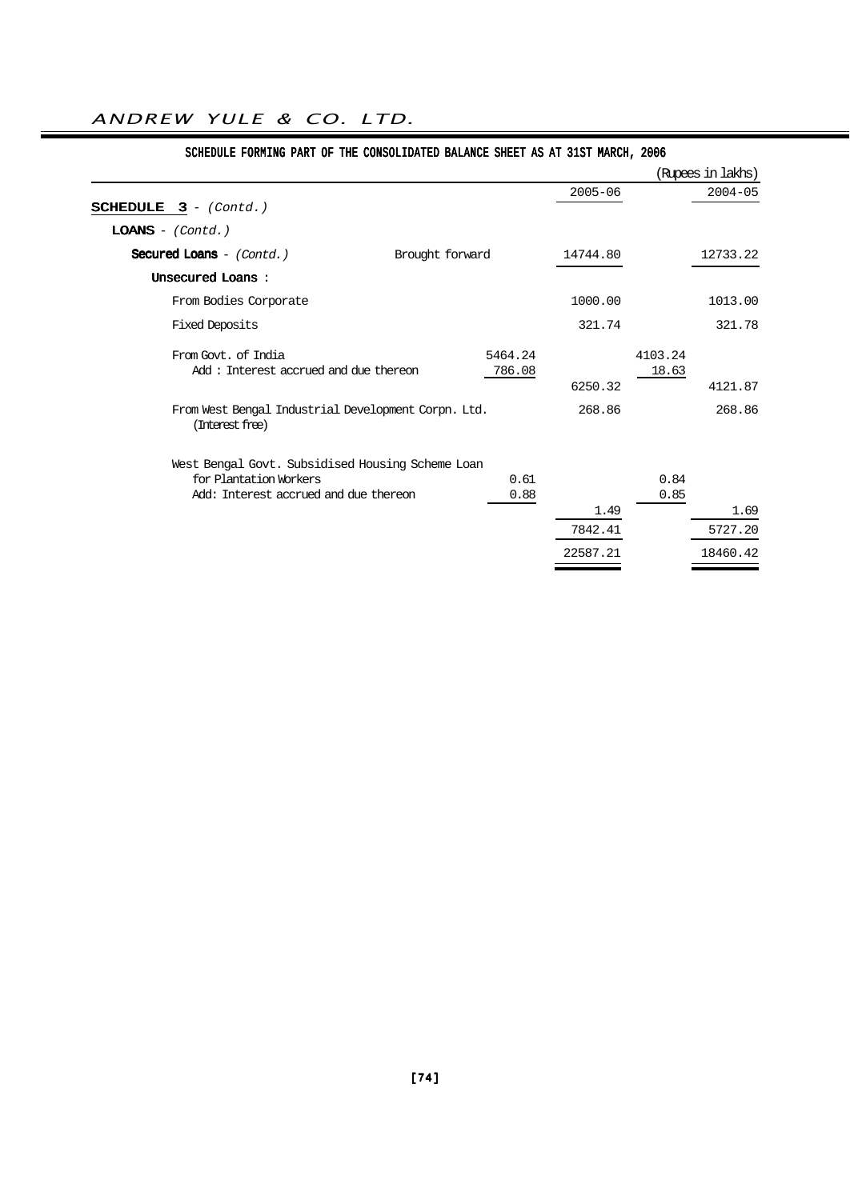### SCHEDULE FORMING PART OF THE CONSOLIDATED BALANCE SHEET AS AT 31ST MARCH, 2006

(Rupees in lakhs)

| | | | 2005-06 | | 2004-05 |
|---|---|---|---|---|---|
| **SCHEDULE 3** - *(Contd.)* | | | | | |
| **LOANS** - *(Contd.)* | | | | | |
| **Secured Loans** - *(Contd.)* | Brought forward | | 14744.80 | | 12733.22 |
| **Unsecured Loans** : | | | | | |
| From Bodies Corporate | | | 1000.00 | | 1013.00 |
| Fixed Deposits | | | 321.74 | | 321.78 |
| From Govt. of India | | 5464.24 | | 4103.24 | |
| Add : Interest accrued and due thereon | | 786.08 | | 18.63 | |
| | | | 6250.32 | | 4121.87 |
| From West Bengal Industrial Development Corpn. Ltd. (Interest free) | | | 268.86 | | 268.86 |
| West Bengal Govt. Subsidised Housing Scheme Loan for Plantation Workers | | 0.61 | | 0.84 | |
| Add: Interest accrued and due thereon | | 0.88 | | 0.85 | |
| | | | 1.49 | | 1.69 |
| | | | 7842.41 | | 5727.20 |
| | | | 22587.21 | | 18460.42 |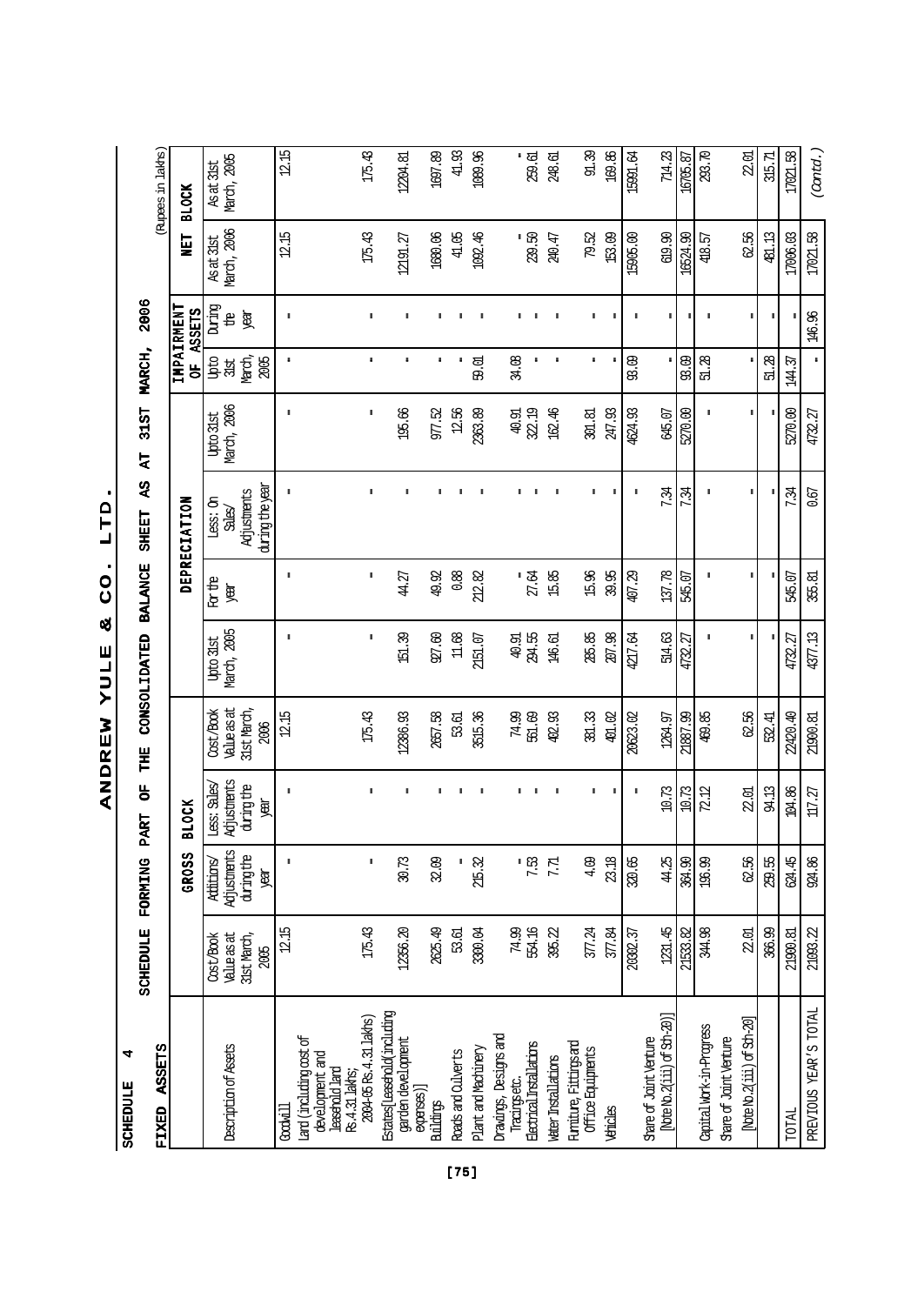# ANDREW YULE & CO. LTD.

## SCHEDULE FORMING PART OF THE CONSOLIDATED BALANCE SHEET AS AT 31ST MARCH, 2006

**SCHEDULE 4**

**FIXED ASSETS**

(Rupees in lakhs)

| Description of Assets | GROSS BLOCK | | | | DEPRECIATION | | | | IMPAIRMENT OF ASSETS | | NET BLOCK | |
|---|---|---|---|---|---|---|---|---|---|---|---|---|
| | Cost/Book Value as at 31st March, 2005 | Additions/ Adjustments during the year | Less: Sales/ Adjustments during the year | Cost/Book Value as at 31st March, 2006 | Upto 31st March, 2005 | For the year | Less: On Sales/ Adjustments during the year | Upto 31st March, 2006 | Upto 31st March, 2005 | During the year | As at 31st March, 2006 | As at 31st March, 2005 |
| Goodwill | 12.15 | - | - | 12.15 | - | - | - | - | - | - | 12.15 | 12.15 |
| Land (including cost of development and leasehold land Rs.4.31 lakhs; 2004-05 Rs.4.31 lakhs) | 175.43 | - | - | 175.43 | - | - | - | - | - | - | 175.43 | 175.43 |
| Estates[Leasehold(including garden development expenses)] | 12356.20 | 30.73 | - | 12386.93 | 151.39 | 44.27 | - | 195.66 | - | - | 12191.27 | 12204.81 |
| Buildings | 2625.49 | 32.09 | - | 2657.58 | 927.60 | 49.92 | - | 977.52 | - | - | 1680.06 | 1697.89 |
| Roads and Culverts | 53.61 | - | - | 53.61 | 11.68 | 0.88 | - | 12.56 | - | - | 41.05 | 41.93 |
| Plant and Machinery | 3300.04 | 215.32 | - | 3515.36 | 2151.07 | 212.82 | - | 2363.89 | 59.01 | - | 1092.46 | 1089.96 |
| Drawings, Designs and Tracings etc. | 74.99 | - | - | 74.99 | 40.91 | - | - | 40.91 | 34.08 | - | - | - |
| Electrical Installations | 554.16 | 7.53 | - | 561.69 | 294.55 | 27.64 | - | 322.19 | - | - | 239.50 | 259.61 |
| Water Installations | 395.22 | 7.71 | - | 402.93 | 146.61 | 15.85 | - | 162.46 | - | - | 240.47 | 248.61 |
| Furniture, Fittings and Office Equipments | 377.24 | 4.09 | - | 381.33 | 285.85 | 15.96 | - | 301.81 | - | - | 79.52 | 91.39 |
| Vehicles | 377.84 | 23.18 | - | 401.02 | 207.98 | 39.95 | - | 247.93 | - | - | 153.09 | 169.86 |
| | 20302.37 | 320.65 | - | 20623.02 | 4217.64 | 407.29 | - | 4624.93 | 93.09 | - | 15905.00 | 15991.64 |
| Share of Joint Venture [Note No.2(iii) of Sch-20)] | 1231.45 | 44.25 | 10.73 | 1264.97 | 514.63 | 137.78 | 7.34 | 645.07 | - | - | 619.90 | 714.23 |
| | 21533.82 | 364.90 | 10.73 | 21887.99 | 4732.27 | 545.07 | 7.34 | 5270.00 | 93.09 | - | 16524.90 | 16705.87 |
| Capital Work-in-Progress | 344.98 | 196.99 | 72.12 | 469.85 | - | - | - | - | 51.28 | - | 418.57 | 293.70 |
| Share of Joint Venture [Note No.2(iii) of Sch-20] | 22.01 | 62.56 | 22.01 | 62.56 | - | - | - | - | - | - | 62.56 | 22.01 |
| | 366.99 | 259.55 | 94.13 | 532.41 | - | - | - | - | 51.28 | - | 481.13 | 315.71 |
| TOTAL | 21900.81 | 624.45 | 104.86 | 22420.40 | 4732.27 | 545.07 | 7.34 | 5270.00 | 144.37 | - | 17006.03 | 17021.58 |
| PREVIOUS YEAR'S TOTAL | 21093.22 | 924.86 | 117.27 | 21900.81 | 4377.13 | 355.81 | 0.67 | 4732.27 | - | 146.96 | 17021.58 | |

*(Contd.)*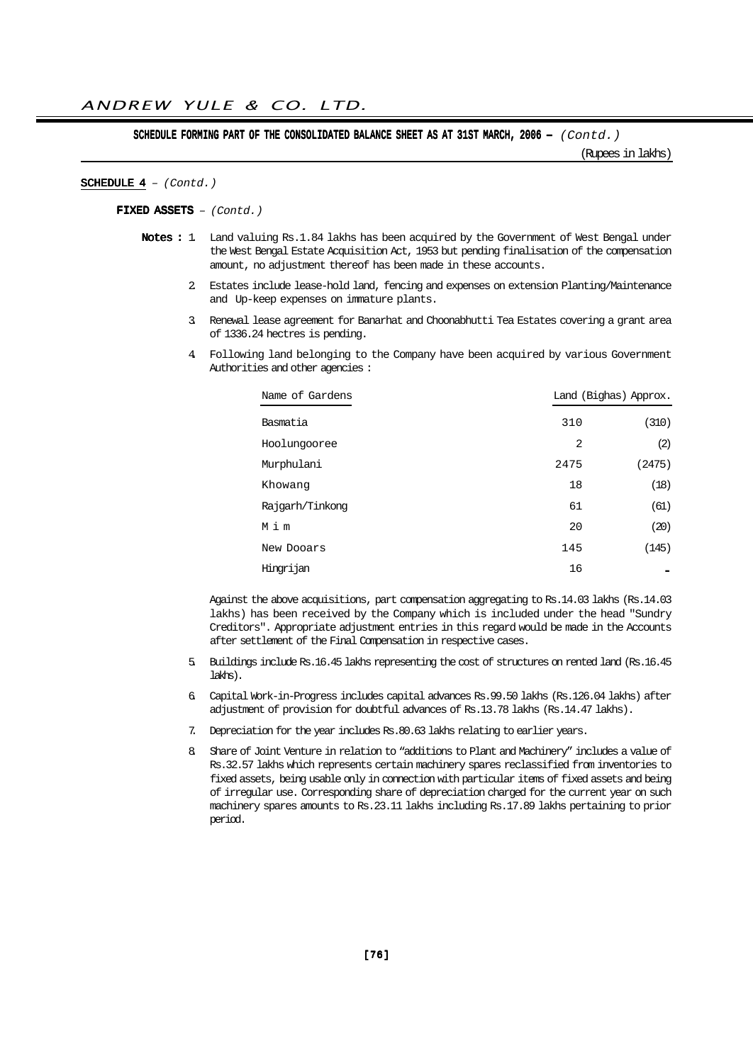**SCHEDULE FORMING PART OF THE CONSOLIDATED BALANCE SHEET AS AT 31ST MARCH, 2006 –** *(Contd.)*

(Rupees in lakhs)

**SCHEDULE 4** – *(Contd.)*

**FIXED ASSETS** – *(Contd.)*

**Notes :**

1. Land valuing Rs.1.84 lakhs has been acquired by the Government of West Bengal under the West Bengal Estate Acquisition Act, 1953 but pending finalisation of the compensation amount, no adjustment thereof has been made in these accounts.

2. Estates include lease-hold land, fencing and expenses on extension Planting/Maintenance and Up-keep expenses on immature plants.

3. Renewal lease agreement for Banarhat and Choonabhutti Tea Estates covering a grant area of 1336.24 hectres is pending.

4. Following land belonging to the Company have been acquired by various Government Authorities and other agencies :

| Name of Gardens | Land (Bighas) Approx. | |
|---|---|---|
| Basmatia | 310 | (310) |
| Hoolungooree | 2 | (2) |
| Murphulani | 2475 | (2475) |
| Khowang | 18 | (18) |
| Rajgarh/Tinkong | 61 | (61) |
| M i m | 20 | (20) |
| New Dooars | 145 | (145) |
| Hingrijan | 16 | - |

Against the above acquisitions, part compensation aggregating to Rs.14.03 lakhs (Rs.14.03 lakhs) has been received by the Company which is included under the head "Sundry Creditors". Appropriate adjustment entries in this regard would be made in the Accounts after settlement of the Final Compensation in respective cases.

5. Buildings include Rs.16.45 lakhs representing the cost of structures on rented land (Rs.16.45 lakhs).

6. Capital Work-in-Progress includes capital advances Rs.99.50 lakhs (Rs.126.04 lakhs) after adjustment of provision for doubtful advances of Rs.13.78 lakhs (Rs.14.47 lakhs).

7. Depreciation for the year includes Rs.80.63 lakhs relating to earlier years.

8. Share of Joint Venture in relation to "additions to Plant and Machinery" includes a value of Rs.32.57 lakhs which represents certain machinery spares reclassified from inventories to fixed assets, being usable only in connection with particular items of fixed assets and being of irregular use. Corresponding share of depreciation charged for the current year on such machinery spares amounts to Rs.23.11 lakhs including Rs.17.89 lakhs pertaining to prior period.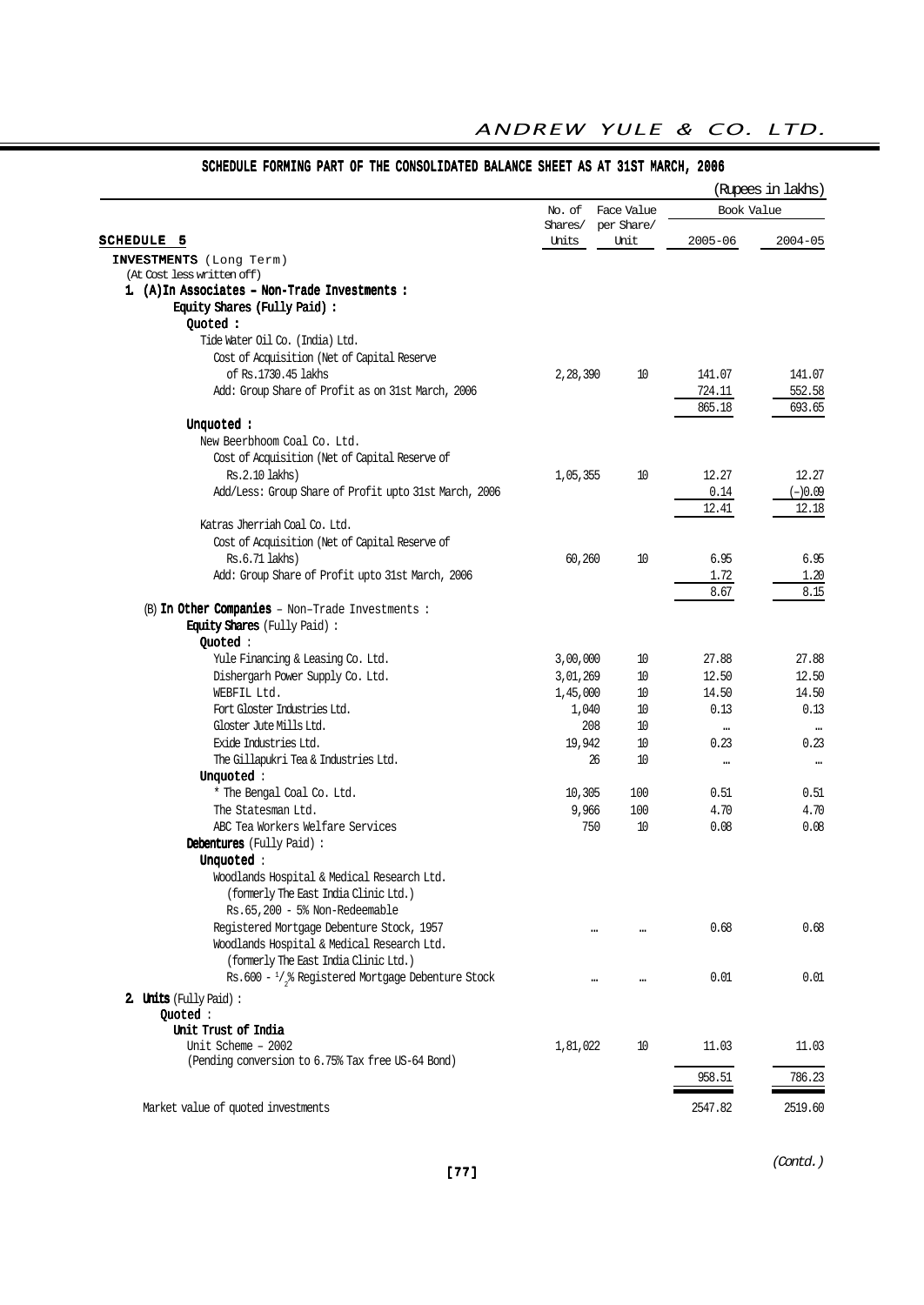## SCHEDULE FORMING PART OF THE CONSOLIDATED BALANCE SHEET AS AT 31ST MARCH, 2006

(Rupees in lakhs)

| SCHEDULE 5 | No. of Shares/ Units | Face Value per Share/ Unit | Book Value 2005-06 | Book Value 2004-05 |
|---|---|---|---|---|
| **INVESTMENTS** (Long Term) | | | | |
| (At Cost less written off) | | | | |
| **1. (A) In Associates – Non-Trade Investments :** | | | | |
| **Equity Shares (Fully Paid) :** | | | | |
| **Quoted :** | | | | |
| Tide Water Oil Co. (India) Ltd. | | | | |
| Cost of Acquisition (Net of Capital Reserve of Rs.1730.45 lakhs | 2,28,390 | 10 | 141.07 | 141.07 |
| Add: Group Share of Profit as on 31st March, 2006 | | | 724.11 | 552.58 |
| | | | 865.18 | 693.65 |
| **Unquoted :** | | | | |
| New Beerbhoom Coal Co. Ltd. | | | | |
| Cost of Acquisition (Net of Capital Reserve of Rs.2.10 lakhs) | 1,05,355 | 10 | 12.27 | 12.27 |
| Add/Less: Group Share of Profit upto 31st March, 2006 | | | 0.14 | (–)0.09 |
| | | | 12.41 | 12.18 |
| Katras Jherriah Coal Co. Ltd. | | | | |
| Cost of Acquisition (Net of Capital Reserve of Rs.6.71 lakhs) | 60,260 | 10 | 6.95 | 6.95 |
| Add: Group Share of Profit upto 31st March, 2006 | | | 1.72 | 1.20 |
| | | | 8.67 | 8.15 |
| (B) **In Other Companies** – Non–Trade Investments : | | | | |
| **Equity Shares** (Fully Paid) : | | | | |
| **Quoted** : | | | | |
| Yule Financing & Leasing Co. Ltd. | 3,00,000 | 10 | 27.88 | 27.88 |
| Dishergarh Power Supply Co. Ltd. | 3,01,269 | 10 | 12.50 | 12.50 |
| WEBFIL Ltd. | 1,45,000 | 10 | 14.50 | 14.50 |
| Fort Gloster Industries Ltd. | 1,040 | 10 | 0.13 | 0.13 |
| Gloster Jute Mills Ltd. | 208 | 10 | ... | ... |
| Exide Industries Ltd. | 19,942 | 10 | 0.23 | 0.23 |
| The Gillapukri Tea & Industries Ltd. | 26 | 10 | ... | ... |
| **Unquoted** : | | | | |
| * The Bengal Coal Co. Ltd. | 10,305 | 100 | 0.51 | 0.51 |
| The Statesman Ltd. | 9,966 | 100 | 4.70 | 4.70 |
| ABC Tea Workers Welfare Services | 750 | 10 | 0.08 | 0.08 |
| **Debentures** (Fully Paid) : | | | | |
| **Unquoted** : | | | | |
| Woodlands Hospital & Medical Research Ltd. (formerly The East India Clinic Ltd.) Rs.65,200 - 5% Non-Redeemable Registered Mortgage Debenture Stock, 1957 | ... | ... | 0.68 | 0.68 |
| Woodlands Hospital & Medical Research Ltd. (formerly The East India Clinic Ltd.) Rs.600 - 1/2% Registered Mortgage Debenture Stock | ... | ... | 0.01 | 0.01 |
| **2. Units** (Fully Paid) : | | | | |
| **Quoted** : | | | | |
| **Unit Trust of India** | | | | |
| Unit Scheme – 2002 (Pending conversion to 6.75% Tax free US-64 Bond) | 1,81,022 | 10 | 11.03 | 11.03 |
| | | | 958.51 | 786.23 |
| Market value of quoted investments | | | 2547.82 | 2519.60 |

*(Contd.)*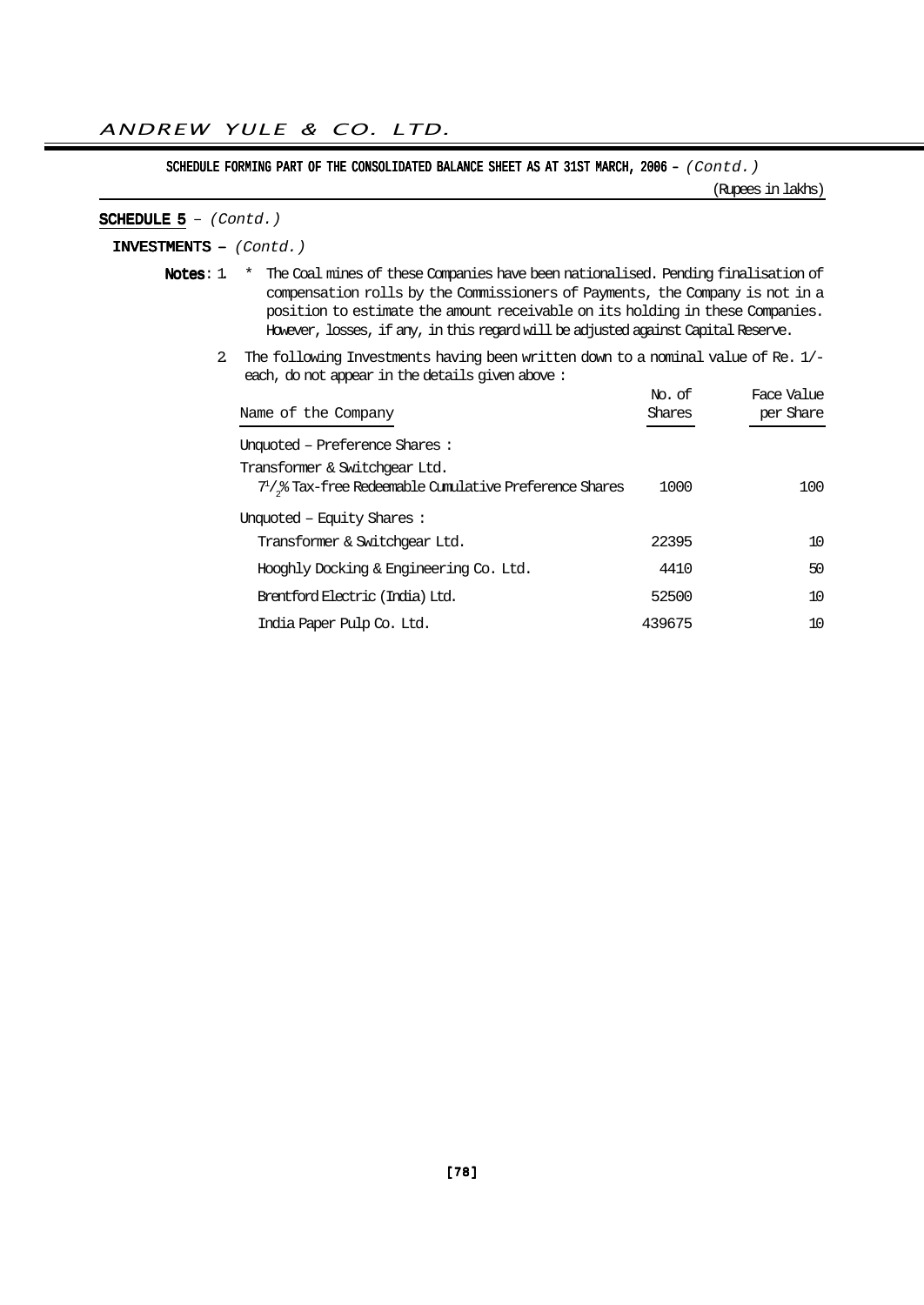SCHEDULE FORMING PART OF THE CONSOLIDATED BALANCE SHEET AS AT 31ST MARCH, 2006 – *(Contd.)*

(Rupees in lakhs)

**SCHEDULE 5** – *(Contd.)*

**INVESTMENTS –** *(Contd.)*

**Notes**: 1. * The Coal mines of these Companies have been nationalised. Pending finalisation of compensation rolls by the Commissioners of Payments, the Company is not in a position to estimate the amount receivable on its holding in these Companies. However, losses, if any, in this regard will be adjusted against Capital Reserve.

2. The following Investments having been written down to a nominal value of Re. 1/- each, do not appear in the details given above :

| Name of the Company | No. of Shares | Face Value per Share |
|---|---|---|
| Unquoted – Preference Shares : | | |
| Transformer & Switchgear Ltd. | | |
| $7^1/_2$% Tax-free Redeemable Cumulative Preference Shares | 1000 | 100 |
| Unquoted – Equity Shares : | | |
| Transformer & Switchgear Ltd. | 22395 | 10 |
| Hooghly Docking & Engineering Co. Ltd. | 4410 | 50 |
| Brentford Electric (India) Ltd. | 52500 | 10 |
| India Paper Pulp Co. Ltd. | 439675 | 10 |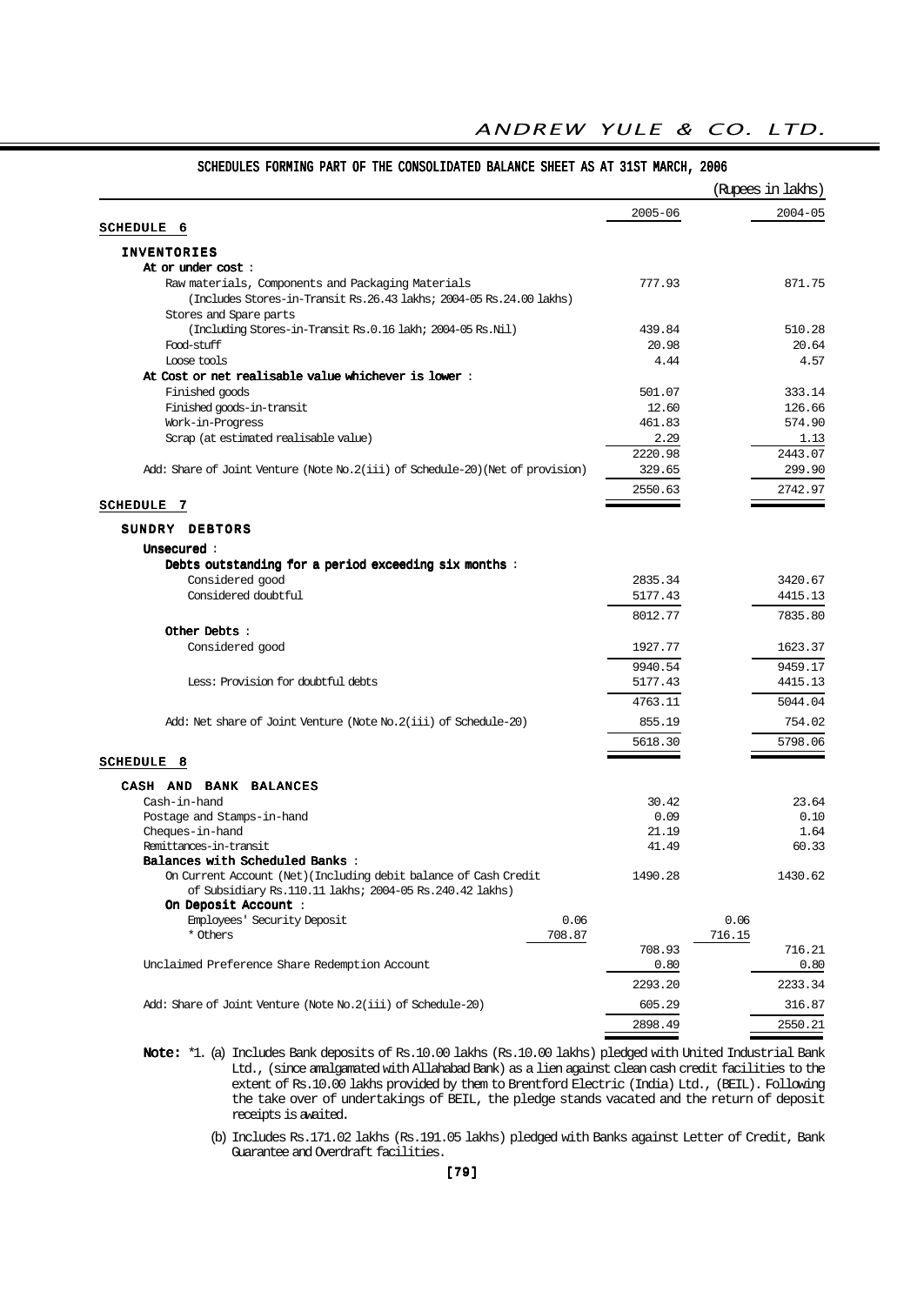## SCHEDULES FORMING PART OF THE CONSOLIDATED BALANCE SHEET AS AT 31ST MARCH, 2006

(Rupees in lakhs)

| | | 2005-06 | | 2004-05 |
|---|---|---|---|---|
| **SCHEDULE 6** | | | | |
| **INVENTORIES** | | | | |
| **At or under cost :** | | | | |
| Raw materials, Components and Packaging Materials (Includes Stores-in-Transit Rs.26.43 lakhs; 2004-05 Rs.24.00 lakhs) | | 777.93 | | 871.75 |
| Stores and Spare parts (Including Stores-in-Transit Rs.0.16 lakh; 2004-05 Rs.Nil) | | 439.84 | | 510.28 |
| Food-stuff | | 20.98 | | 20.64 |
| Loose tools | | 4.44 | | 4.57 |
| **At Cost or net realisable value whichever is lower :** | | | | |
| Finished goods | | 501.07 | | 333.14 |
| Finished goods-in-transit | | 12.60 | | 126.66 |
| Work-in-Progress | | 461.83 | | 574.90 |
| Scrap (at estimated realisable value) | | 2.29 | | 1.13 |
| | | 2220.98 | | 2443.07 |
| Add: Share of Joint Venture (Note No.2(iii) of Schedule-20)(Net of provision) | | 329.65 | | 299.90 |
| | | 2550.63 | | 2742.97 |
| **SCHEDULE 7** | | | | |
| **SUNDRY DEBTORS** | | | | |
| **Unsecured :** | | | | |
| **Debts outstanding for a period exceeding six months :** | | | | |
| Considered good | | 2835.34 | | 3420.67 |
| Considered doubtful | | 5177.43 | | 4415.13 |
| | | 8012.77 | | 7835.80 |
| **Other Debts :** | | | | |
| Considered good | | 1927.77 | | 1623.37 |
| | | 9940.54 | | 9459.17 |
| Less: Provision for doubtful debts | | 5177.43 | | 4415.13 |
| | | 4763.11 | | 5044.04 |
| Add: Net share of Joint Venture (Note No.2(iii) of Schedule-20) | | 855.19 | | 754.02 |
| | | 5618.30 | | 5798.06 |
| **SCHEDULE 8** | | | | |
| **CASH AND BANK BALANCES** | | | | |
| Cash-in-hand | | 30.42 | | 23.64 |
| Postage and Stamps-in-hand | | 0.09 | | 0.10 |
| Cheques-in-hand | | 21.19 | | 1.64 |
| Remittances-in-transit | | 41.49 | | 60.33 |
| **Balances with Scheduled Banks :** | | | | |
| On Current Account (Net)(Including debit balance of Cash Credit of Subsidiary Rs.110.11 lakhs; 2004-05 Rs.240.42 lakhs) | | 1490.28 | | 1430.62 |
| **On Deposit Account :** | | | | |
| Employees' Security Deposit | 0.06 | | 0.06 | |
| * Others | 708.87 | | 716.15 | |
| | | 708.93 | | 716.21 |
| Unclaimed Preference Share Redemption Account | | 0.80 | | 0.80 |
| | | 2293.20 | | 2233.34 |
| Add: Share of Joint Venture (Note No.2(iii) of Schedule-20) | | 605.29 | | 316.87 |
| | | 2898.49 | | 2550.21 |

**Note:** *1. (a) Includes Bank deposits of Rs.10.00 lakhs (Rs.10.00 lakhs) pledged with United Industrial Bank Ltd., (since amalgamated with Allahabad Bank) as a lien against clean cash credit facilities to the extent of Rs.10.00 lakhs provided by them to Brentford Electric (India) Ltd., (BEIL). Following the take over of undertakings of BEIL, the pledge stands vacated and the return of deposit receipts is awaited.

(b) Includes Rs.171.02 lakhs (Rs.191.05 lakhs) pledged with Banks against Letter of Credit, Bank Guarantee and Overdraft facilities.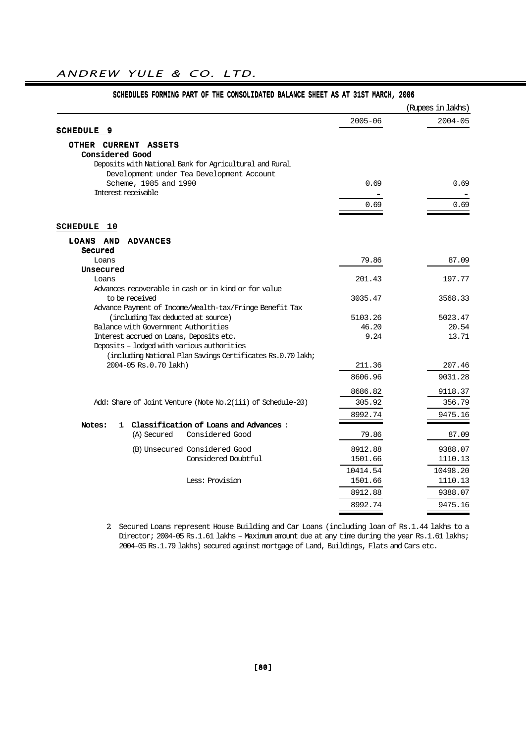## SCHEDULES FORMING PART OF THE CONSOLIDATED BALANCE SHEET AS AT 31ST MARCH, 2006

(Rupees in lakhs)

| | 2005-06 | 2004-05 |
|---|---|---|
| **SCHEDULE 9** | | |
| **OTHER CURRENT ASSETS** | | |
| **Considered Good** | | |
| Deposits with National Bank for Agricultural and Rural Development under Tea Development Account Scheme, 1985 and 1990 | 0.69 | 0.69 |
| Interest receivable | - | - |
| | 0.69 | 0.69 |
| **SCHEDULE 10** | | |
| **LOANS AND ADVANCES** | | |
| **Secured** | | |
| Loans | 79.86 | 87.09 |
| **Unsecured** | | |
| Loans | 201.43 | 197.77 |
| Advances recoverable in cash or in kind or for value to be received | 3035.47 | 3568.33 |
| Advance Payment of Income/Wealth-tax/Fringe Benefit Tax (including Tax deducted at source) | 5103.26 | 5023.47 |
| Balance with Government Authorities | 46.20 | 20.54 |
| Interest accrued on Loans, Deposits etc. | 9.24 | 13.71 |
| Deposits – lodged with various authorities (including National Plan Savings Certificates Rs.0.70 lakh; 2004-05 Rs.0.70 lakh) | 211.36 | 207.46 |
| | 8606.96 | 9031.28 |
| | 8686.82 | 9118.37 |
| Add: Share of Joint Venture (Note No.2(iii) of Schedule-20) | 305.92 | 356.79 |
| | 8992.74 | 9475.16 |
| **Notes:** 1 **Classification of Loans and Advances** : | | |
| (A) Secured Considered Good | 79.86 | 87.09 |
| (B) Unsecured Considered Good | 8912.88 | 9388.07 |
| Considered Doubtful | 1501.66 | 1110.13 |
| | 10414.54 | 10498.20 |
| Less: Provision | 1501.66 | 1110.13 |
| | 8912.88 | 9388.07 |
| | 8992.74 | 9475.16 |

2. Secured Loans represent House Building and Car Loans (including loan of Rs.1.44 lakhs to a Director; 2004-05 Rs.1.61 lakhs – Maximum amount due at any time during the year Rs.1.61 lakhs; 2004-05 Rs.1.79 lakhs) secured against mortgage of Land, Buildings, Flats and Cars etc.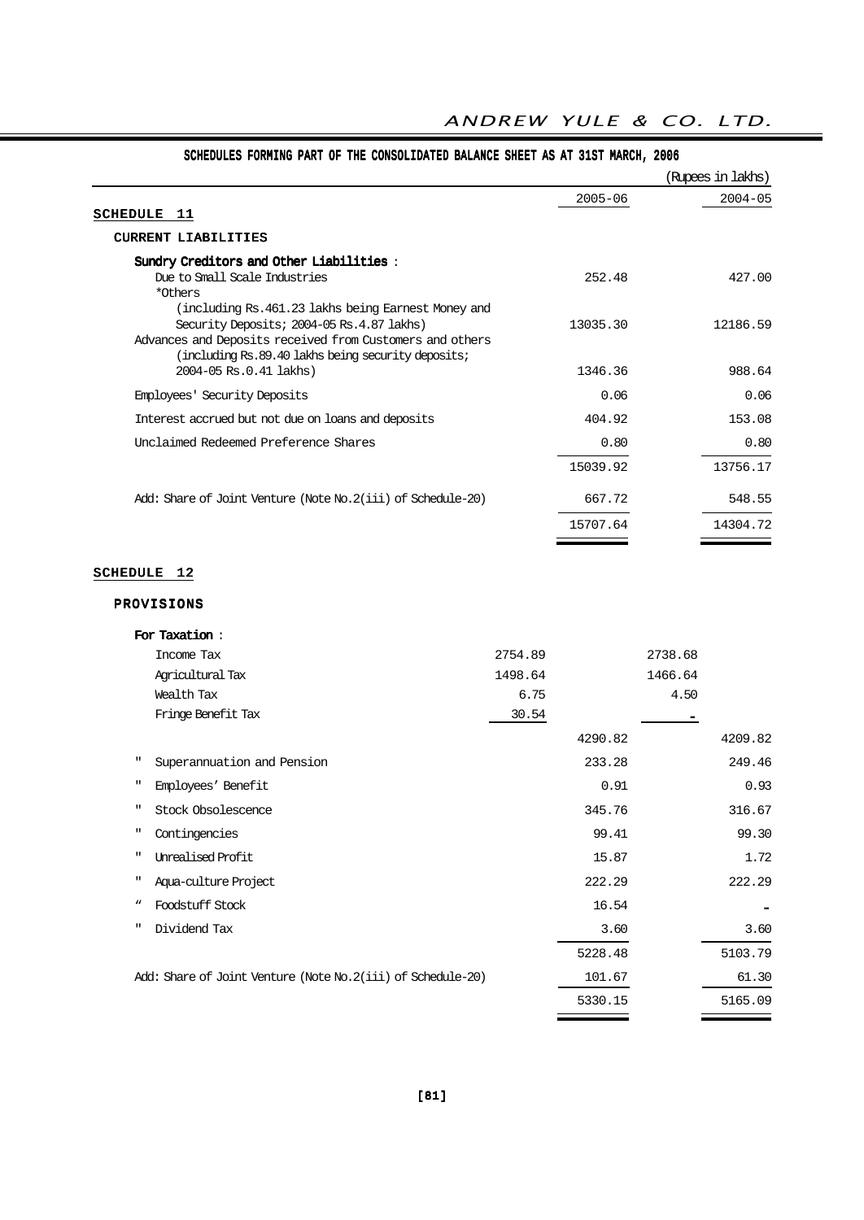## SCHEDULES FORMING PART OF THE CONSOLIDATED BALANCE SHEET AS AT 31ST MARCH, 2006

(Rupees in lakhs)

### SCHEDULE 11

#### CURRENT LIABILITIES

| | 2005-06 | 2004-05 |
|---|---|---|
| **Sundry Creditors and Other Liabilities** : | | |
| Due to Small Scale Industries | 252.48 | 427.00 |
| *Others (including Rs.461.23 lakhs being Earnest Money and Security Deposits; 2004-05 Rs.4.87 lakhs) | 13035.30 | 12186.59 |
| Advances and Deposits received from Customers and others (including Rs.89.40 lakhs being security deposits; 2004-05 Rs.0.41 lakhs) | 1346.36 | 988.64 |
| Employees' Security Deposits | 0.06 | 0.06 |
| Interest accrued but not due on loans and deposits | 404.92 | 153.08 |
| Unclaimed Redeemed Preference Shares | 0.80 | 0.80 |
| | 15039.92 | 13756.17 |
| Add: Share of Joint Venture (Note No.2(iii) of Schedule-20) | 667.72 | 548.55 |
| | 15707.64 | 14304.72 |

### SCHEDULE 12

#### PROVISIONS

| | | 2005-06 | | 2004-05 |
|---|---|---|---|---|
| **For Taxation** : | | | | |
| Income Tax | 2754.89 | | 2738.68 | |
| Agricultural Tax | 1498.64 | | 1466.64 | |
| Wealth Tax | 6.75 | | 4.50 | |
| Fringe Benefit Tax | 30.54 | | - | |
| | | 4290.82 | | 4209.82 |
| " Superannuation and Pension | | 233.28 | | 249.46 |
| " Employees' Benefit | | 0.91 | | 0.93 |
| " Stock Obsolescence | | 345.76 | | 316.67 |
| " Contingencies | | 99.41 | | 99.30 |
| " Unrealised Profit | | 15.87 | | 1.72 |
| " Aqua-culture Project | | 222.29 | | 222.29 |
| " Foodstuff Stock | | 16.54 | | - |
| " Dividend Tax | | 3.60 | | 3.60 |
| | | 5228.48 | | 5103.79 |
| Add: Share of Joint Venture (Note No.2(iii) of Schedule-20) | | 101.67 | | 61.30 |
| | | 5330.15 | | 5165.09 |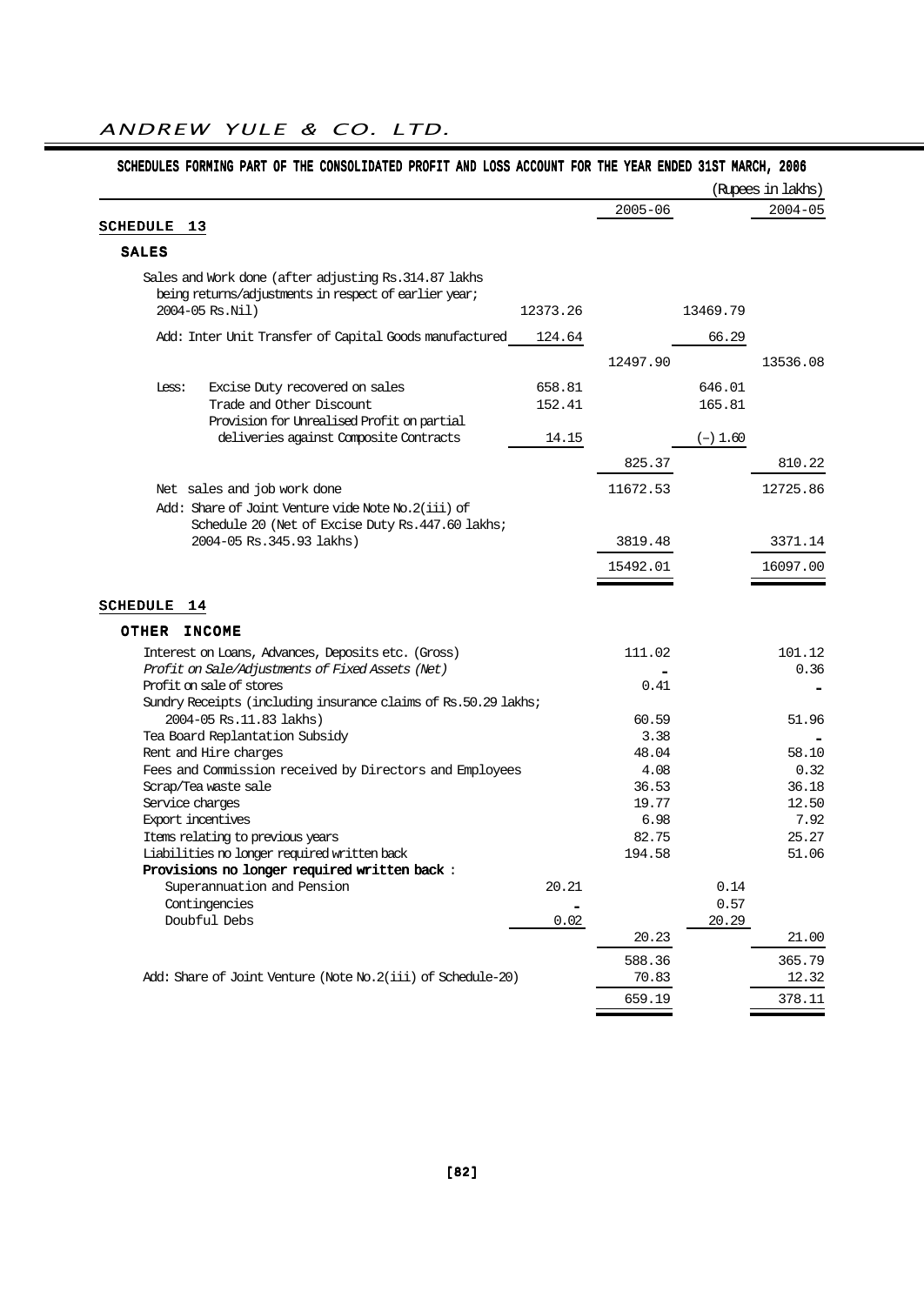## SCHEDULES FORMING PART OF THE CONSOLIDATED PROFIT AND LOSS ACCOUNT FOR THE YEAR ENDED 31ST MARCH, 2006

(Rupees in lakhs)

| | | 2005-06 | | 2004-05 |
|---|---|---|---|---|
| **SCHEDULE 13** | | | | |
| **SALES** | | | | |
| Sales and Work done (after adjusting Rs.314.87 lakhs being returns/adjustments in respect of earlier year; 2004-05 Rs.Nil) | 12373.26 | | 13469.79 | |
| Add: Inter Unit Transfer of Capital Goods manufactured | 124.64 | | 66.29 | |
| | | 12497.90 | | 13536.08 |
| Less: Excise Duty recovered on sales | 658.81 | | 646.01 | |
| Trade and Other Discount | 152.41 | | 165.81 | |
| Provision for Unrealised Profit on partial deliveries against Composite Contracts | 14.15 | | (–) 1.60 | |
| | | 825.37 | | 810.22 |
| Net sales and job work done | | 11672.53 | | 12725.86 |
| Add: Share of Joint Venture vide Note No.2(iii) of Schedule 20 (Net of Excise Duty Rs.447.60 lakhs; 2004-05 Rs.345.93 lakhs) | | 3819.48 | | 3371.14 |
| | | 15492.01 | | 16097.00 |
| **SCHEDULE 14** | | | | |
| **OTHER INCOME** | | | | |
| Interest on Loans, Advances, Deposits etc. (Gross) | | 111.02 | | 101.12 |
| *Profit on Sale/Adjustments of Fixed Assets (Net)* | | - | | 0.36 |
| Profit on sale of stores | | 0.41 | | - |
| Sundry Receipts (including insurance claims of Rs.50.29 lakhs; 2004-05 Rs.11.83 lakhs) | | 60.59 | | 51.96 |
| Tea Board Replantation Subsidy | | 3.38 | | - |
| Rent and Hire charges | | 48.04 | | 58.10 |
| Fees and Commission received by Directors and Employees | | 4.08 | | 0.32 |
| Scrap/Tea waste sale | | 36.53 | | 36.18 |
| Service charges | | 19.77 | | 12.50 |
| Export incentives | | 6.98 | | 7.92 |
| Items relating to previous years | | 82.75 | | 25.27 |
| Liabilities no longer required written back | | 194.58 | | 51.06 |
| **Provisions no longer required written back** : | | | | |
| Superannuation and Pension | 20.21 | | 0.14 | |
| Contingencies | - | | 0.57 | |
| Doubtful Debs | 0.02 | | 20.29 | |
| | | 20.23 | | 21.00 |
| | | 588.36 | | 365.79 |
| Add: Share of Joint Venture (Note No.2(iii) of Schedule-20) | | 70.83 | | 12.32 |
| | | 659.19 | | 378.11 |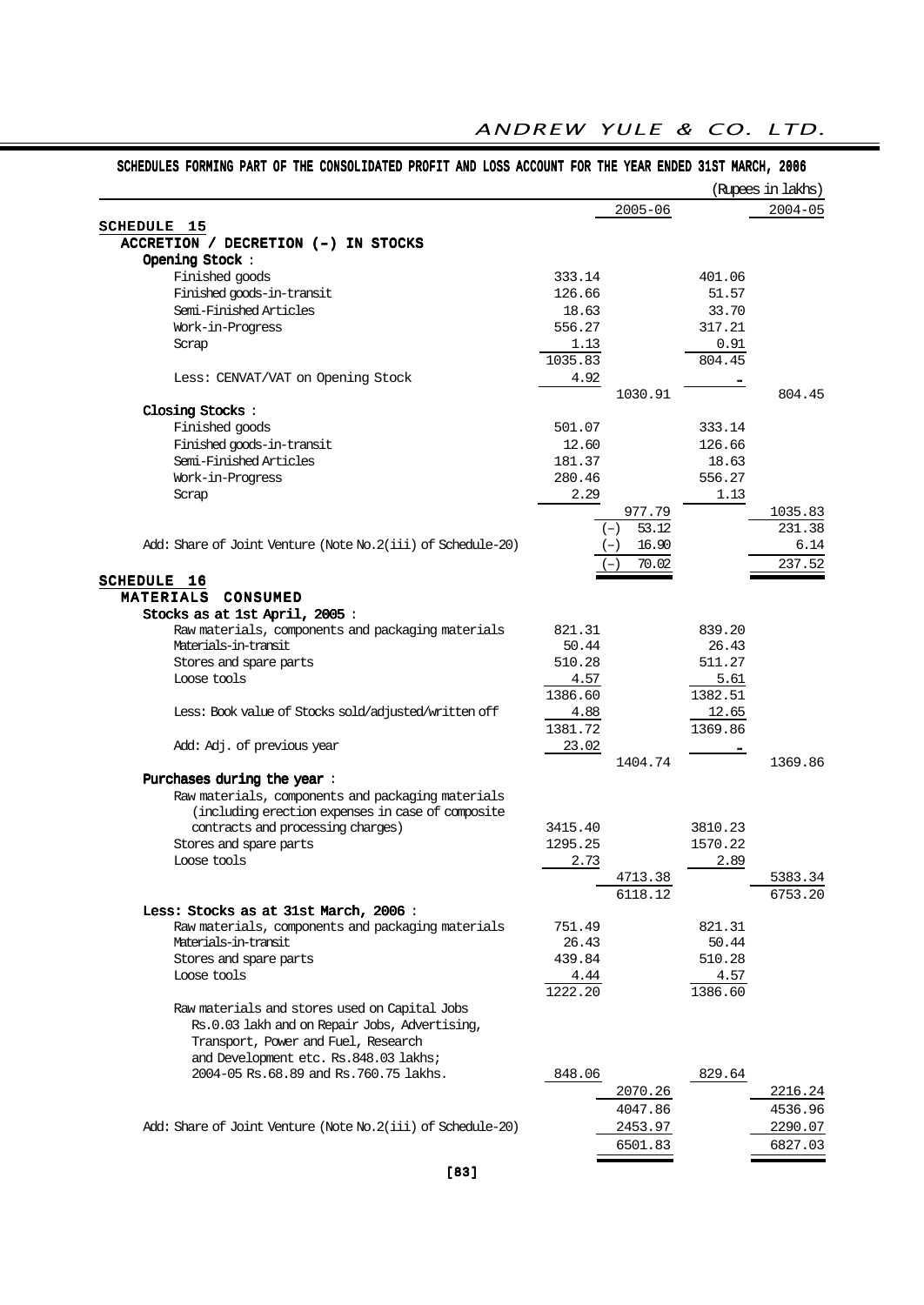## SCHEDULES FORMING PART OF THE CONSOLIDATED PROFIT AND LOSS ACCOUNT FOR THE YEAR ENDED 31ST MARCH, 2006

(Rupees in lakhs)

| | | 2005-06 | | 2004-05 |
|---|---|---|---|---|
| **SCHEDULE 15** | | | | |
| **ACCRETION / DECRETION (-) IN STOCKS** | | | | |
| **Opening Stock :** | | | | |
| Finished goods | 333.14 | | 401.06 | |
| Finished goods-in-transit | 126.66 | | 51.57 | |
| Semi-Finished Articles | 18.63 | | 33.70 | |
| Work-in-Progress | 556.27 | | 317.21 | |
| Scrap | 1.13 | | 0.91 | |
| | 1035.83 | | 804.45 | |
| Less: CENVAT/VAT on Opening Stock | 4.92 | | - | |
| | | 1030.91 | | 804.45 |
| **Closing Stocks :** | | | | |
| Finished goods | 501.07 | | 333.14 | |
| Finished goods-in-transit | 12.60 | | 126.66 | |
| Semi-Finished Articles | 181.37 | | 18.63 | |
| Work-in-Progress | 280.46 | | 556.27 | |
| Scrap | 2.29 | | 1.13 | |
| | | 977.79 | | 1035.83 |
| | | (-) 53.12 | | 231.38 |
| Add: Share of Joint Venture (Note No.2(iii) of Schedule-20) | | (-) 16.90 | | 6.14 |
| | | (-) 70.02 | | 237.52 |
| **SCHEDULE 16** | | | | |
| **MATERIALS CONSUMED** | | | | |
| **Stocks as at 1st April, 2005 :** | | | | |
| Raw materials, components and packaging materials | 821.31 | | 839.20 | |
| Materials-in-transit | 50.44 | | 26.43 | |
| Stores and spare parts | 510.28 | | 511.27 | |
| Loose tools | 4.57 | | 5.61 | |
| | 1386.60 | | 1382.51 | |
| Less: Book value of Stocks sold/adjusted/written off | 4.88 | | 12.65 | |
| | 1381.72 | | 1369.86 | |
| Add: Adj. of previous year | 23.02 | | - | |
| | | 1404.74 | | 1369.86 |
| **Purchases during the year :** | | | | |
| Raw materials, components and packaging materials (including erection expenses in case of composite contracts and processing charges) | 3415.40 | | 3810.23 | |
| Stores and spare parts | 1295.25 | | 1570.22 | |
| Loose tools | 2.73 | | 2.89 | |
| | | 4713.38 | | 5383.34 |
| | | 6118.12 | | 6753.20 |
| **Less: Stocks as at 31st March, 2006 :** | | | | |
| Raw materials, components and packaging materials | 751.49 | | 821.31 | |
| Materials-in-transit | 26.43 | | 50.44 | |
| Stores and spare parts | 439.84 | | 510.28 | |
| Loose tools | 4.44 | | 4.57 | |
| | 1222.20 | | 1386.60 | |
| Raw materials and stores used on Capital Jobs Rs.0.03 lakh and on Repair Jobs, Advertising, Transport, Power and Fuel, Research and Development etc. Rs.848.03 lakhs; 2004-05 Rs.68.89 and Rs.760.75 lakhs. | 848.06 | | 829.64 | |
| | | 2070.26 | | 2216.24 |
| | | 4047.86 | | 4536.96 |
| Add: Share of Joint Venture (Note No.2(iii) of Schedule-20) | | 2453.97 | | 2290.07 |
| | | 6501.83 | | 6827.03 |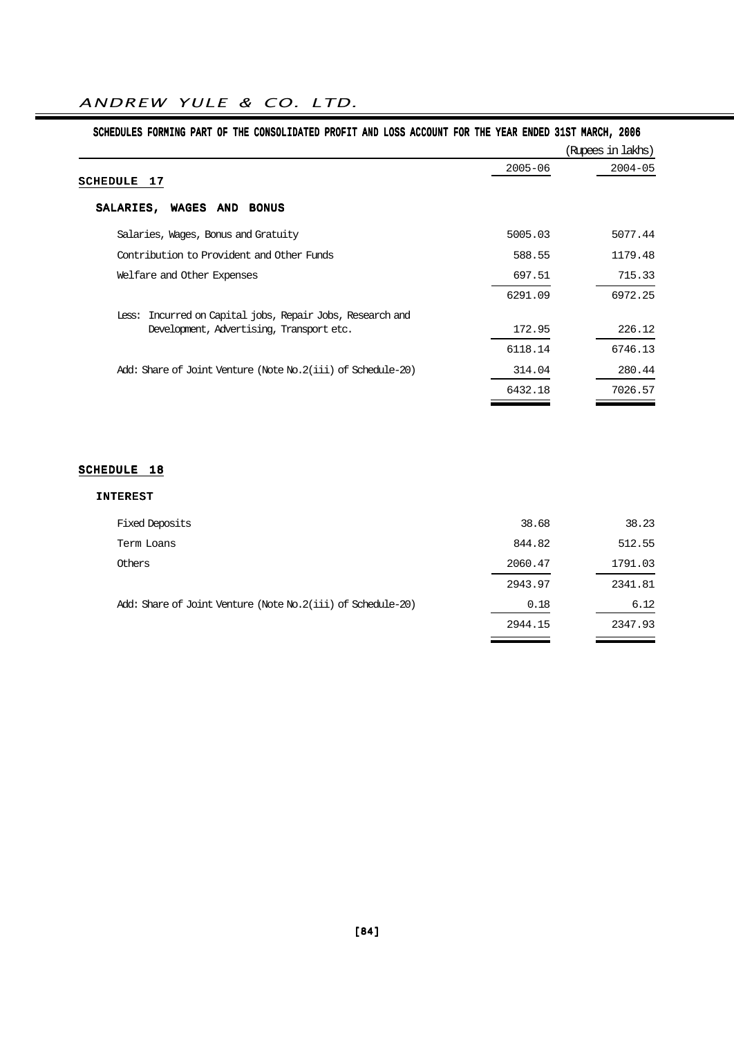## SCHEDULES FORMING PART OF THE CONSOLIDATED PROFIT AND LOSS ACCOUNT FOR THE YEAR ENDED 31ST MARCH, 2006

(Rupees in lakhs)

### SCHEDULE 17

**SALARIES, WAGES AND BONUS**

| | 2005-06 | 2004-05 |
|---|---|---|
| Salaries, Wages, Bonus and Gratuity | 5005.03 | 5077.44 |
| Contribution to Provident and Other Funds | 588.55 | 1179.48 |
| Welfare and Other Expenses | 697.51 | 715.33 |
| | 6291.09 | 6972.25 |
| Less: Incurred on Capital jobs, Repair Jobs, Research and Development, Advertising, Transport etc. | 172.95 | 226.12 |
| | 6118.14 | 6746.13 |
| Add: Share of Joint Venture (Note No.2(iii) of Schedule-20) | 314.04 | 280.44 |
| | 6432.18 | 7026.57 |

### SCHEDULE 18

**INTEREST**

| | 2005-06 | 2004-05 |
|---|---|---|
| Fixed Deposits | 38.68 | 38.23 |
| Term Loans | 844.82 | 512.55 |
| Others | 2060.47 | 1791.03 |
| | 2943.97 | 2341.81 |
| Add: Share of Joint Venture (Note No.2(iii) of Schedule-20) | 0.18 | 6.12 |
| | 2944.15 | 2347.93 |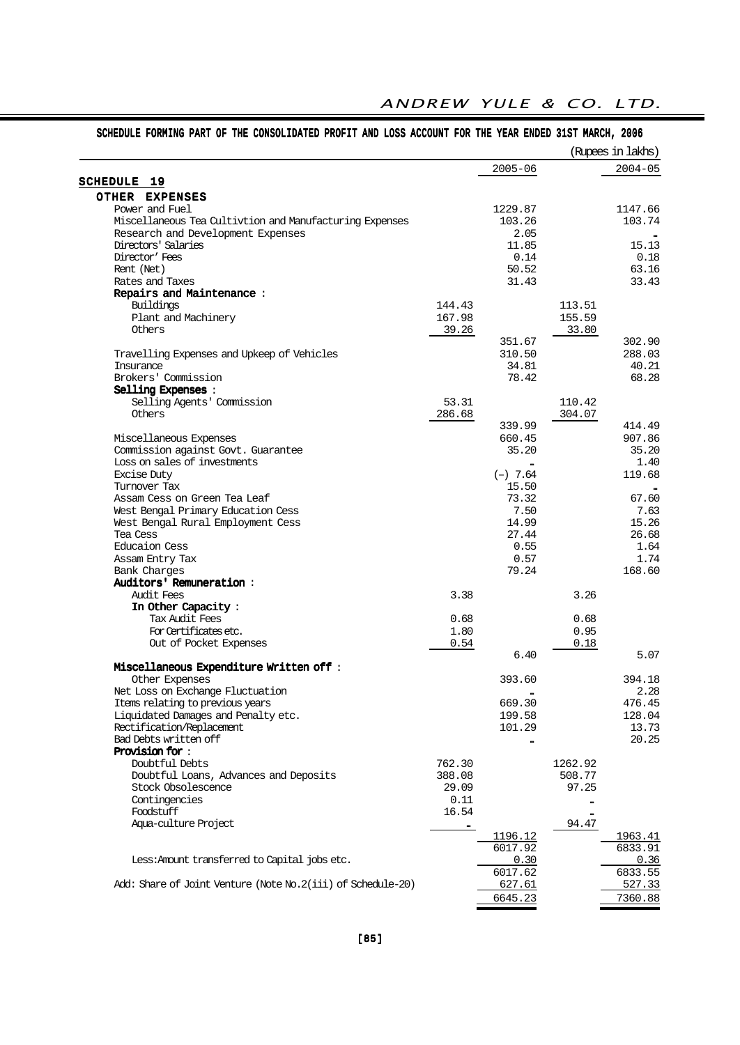## SCHEDULE FORMING PART OF THE CONSOLIDATED PROFIT AND LOSS ACCOUNT FOR THE YEAR ENDED 31ST MARCH, 2006

(Rupees in lakhs)

| | | 2005-06 | | 2004-05 |
|---|---|---|---|---|
| **SCHEDULE 19** | | | | |
| **OTHER EXPENSES** | | | | |
| Power and Fuel | | 1229.87 | | 1147.66 |
| Miscellaneous Tea Cultivtion and Manufacturing Expenses | | 103.26 | | 103.74 |
| Research and Development Expenses | | 2.05 | | - |
| Directors' Salaries | | 11.85 | | 15.13 |
| Director' Fees | | 0.14 | | 0.18 |
| Rent (Net) | | 50.52 | | 63.16 |
| Rates and Taxes | | 31.43 | | 33.43 |
| **Repairs and Maintenance** : | | | | |
| Buildings | 144.43 | | 113.51 | |
| Plant and Machinery | 167.98 | | 155.59 | |
| Others | 39.26 | | 33.80 | |
| | | 351.67 | | 302.90 |
| Travelling Expenses and Upkeep of Vehicles | | 310.50 | | 288.03 |
| Insurance | | 34.81 | | 40.21 |
| Brokers' Commission | | 78.42 | | 68.28 |
| **Selling Expenses** : | | | | |
| Selling Agents' Commission | 53.31 | | 110.42 | |
| Others | 286.68 | | 304.07 | |
| | | 339.99 | | 414.49 |
| Miscellaneous Expenses | | 660.45 | | 907.86 |
| Commission against Govt. Guarantee | | 35.20 | | 35.20 |
| Loss on sales of investments | | - | | 1.40 |
| Excise Duty | | (-) 7.64 | | 119.68 |
| Turnover Tax | | 15.50 | | - |
| Assam Cess on Green Tea Leaf | | 73.32 | | 67.60 |
| West Bengal Primary Education Cess | | 7.50 | | 7.63 |
| West Bengal Rural Employment Cess | | 14.99 | | 15.26 |
| Tea Cess | | 27.44 | | 26.68 |
| Educaion Cess | | 0.55 | | 1.64 |
| Assam Entry Tax | | 0.57 | | 1.74 |
| Bank Charges | | 79.24 | | 168.60 |
| **Auditors' Remuneration** : | | | | |
| Audit Fees | 3.38 | | 3.26 | |
| **In Other Capacity** : | | | | |
| Tax Audit Fees | 0.68 | | 0.68 | |
| For Certificates etc. | 1.80 | | 0.95 | |
| Out of Pocket Expenses | 0.54 | | 0.18 | |
| | | 6.40 | | 5.07 |
| **Miscellaneous Expenditure Written off** : | | | | |
| Other Expenses | | 393.60 | | 394.18 |
| Net Loss on Exchange Fluctuation | | - | | 2.28 |
| Items relating to previous years | | 669.30 | | 476.45 |
| Liquidated Damages and Penalty etc. | | 199.58 | | 128.04 |
| Rectification/Replacement | | 101.29 | | 13.73 |
| Bad Debts written off | | - | | 20.25 |
| **Provision for** : | | | | |
| Doubtful Debts | 762.30 | | 1262.92 | |
| Doubtful Loans, Advances and Deposits | 388.08 | | 508.77 | |
| Stock Obsolescence | 29.09 | | 97.25 | |
| Contingencies | 0.11 | | - | |
| Foodstuff | 16.54 | | - | |
| Aqua-culture Project | - | | 94.47 | |
| | | 1196.12 | | 1963.41 |
| | | 6017.92 | | 6833.91 |
| Less: Amount transferred to Capital jobs etc. | | 0.30 | | 0.36 |
| | | 6017.62 | | 6833.55 |
| Add: Share of Joint Venture (Note No.2(iii) of Schedule-20) | | 627.61 | | 527.33 |
| | | 6645.23 | | 7360.88 |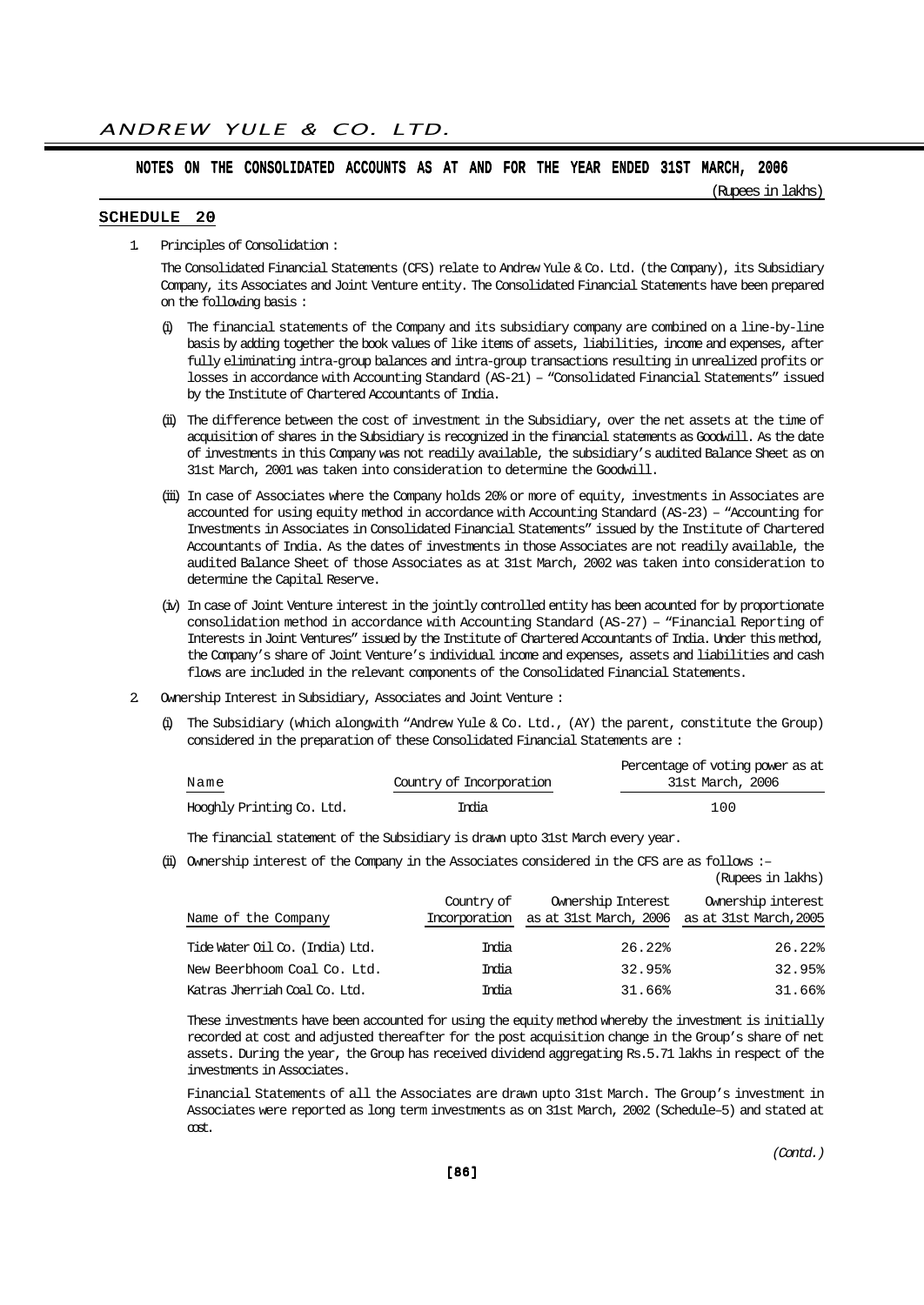## NOTES ON THE CONSOLIDATED ACCOUNTS AS AT AND FOR THE YEAR ENDED 31ST MARCH, 2006

(Rupees in lakhs)

### SCHEDULE 20

1. Principles of Consolidation :

   The Consolidated Financial Statements (CFS) relate to Andrew Yule & Co. Ltd. (the Company), its Subsidiary Company, its Associates and Joint Venture entity. The Consolidated Financial Statements have been prepared on the following basis :

   (i) The financial statements of the Company and its subsidiary company are combined on a line-by-line basis by adding together the book values of like items of assets, liabilities, income and expenses, after fully eliminating intra-group balances and intra-group transactions resulting in unrealized profits or losses in accordance with Accounting Standard (AS-21) – "Consolidated Financial Statements" issued by the Institute of Chartered Accountants of India.

   (ii) The difference between the cost of investment in the Subsidiary, over the net assets at the time of acquisition of shares in the Subsidiary is recognized in the financial statements as Goodwill. As the date of investments in this Company was not readily available, the subsidiary's audited Balance Sheet as on 31st March, 2001 was taken into consideration to determine the Goodwill.

   (iii) In case of Associates where the Company holds 20% or more of equity, investments in Associates are accounted for using equity method in accordance with Accounting Standard (AS-23) – "Accounting for Investments in Associates in Consolidated Financial Statements" issued by the Institute of Chartered Accountants of India. As the dates of investments in those Associates are not readily available, the audited Balance Sheet of those Associates as at 31st March, 2002 was taken into consideration to determine the Capital Reserve.

   (iv) In case of Joint Venture interest in the jointly controlled entity has been acounted for by proportionate consolidation method in accordance with Accounting Standard (AS-27) – "Financial Reporting of Interests in Joint Ventures" issued by the Institute of Chartered Accountants of India. Under this method, the Company's share of Joint Venture's individual income and expenses, assets and liabilities and cash flows are included in the relevant components of the Consolidated Financial Statements.

2. Ownership Interest in Subsidiary, Associates and Joint Venture :

   (i) The Subsidiary (which alongwith "Andrew Yule & Co. Ltd., (AY) the parent, constitute the Group) considered in the preparation of these Consolidated Financial Statements are :

| Name | Country of Incorporation | Percentage of voting power as at 31st March, 2006 |
|---|---|---|
| Hooghly Printing Co. Ltd. | India | 100 |

   The financial statement of the Subsidiary is drawn upto 31st March every year.

   (ii) Ownership interest of the Company in the Associates considered in the CFS are as follows :–

(Rupees in lakhs)

| Name of the Company | Country of Incorporation | Ownership Interest as at 31st March, 2006 | Ownership interest as at 31st March, 2005 |
|---|---|---|---|
| Tide Water Oil Co. (India) Ltd. | India | 26.22% | 26.22% |
| New Beerbhoom Coal Co. Ltd. | India | 32.95% | 32.95% |
| Katras Jherriah Coal Co. Ltd. | India | 31.66% | 31.66% |

   These investments have been accounted for using the equity method whereby the investment is initially recorded at cost and adjusted thereafter for the post acquisition change in the Group's share of net assets. During the year, the Group has received dividend aggregating Rs.5.71 lakhs in respect of the investments in Associates.

   Financial Statements of all the Associates are drawn upto 31st March. The Group's investment in Associates were reported as long term investments as on 31st March, 2002 (Schedule–5) and stated at cost.

*(Contd.)*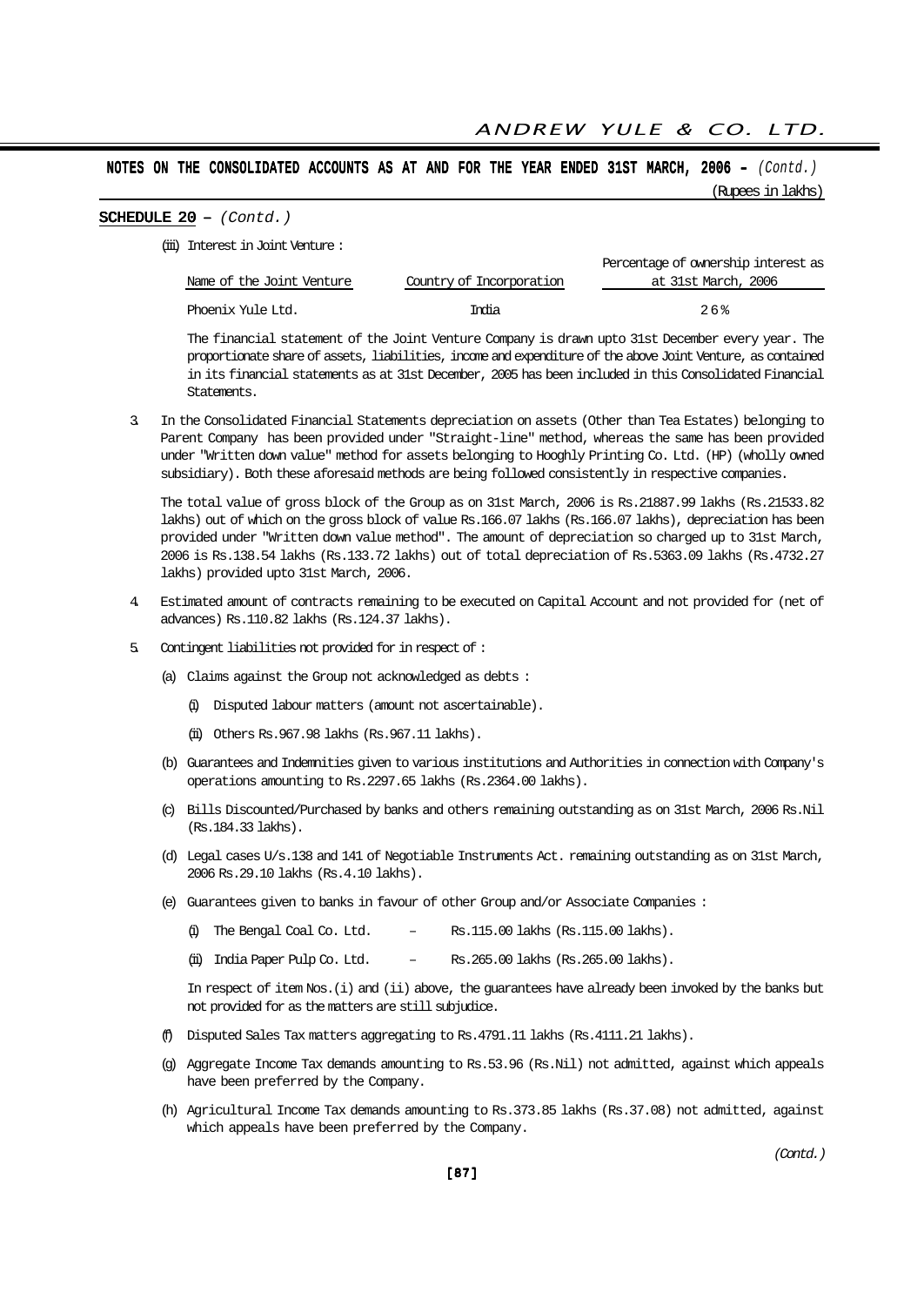## NOTES ON THE CONSOLIDATED ACCOUNTS AS AT AND FOR THE YEAR ENDED 31ST MARCH, 2006 – *(Contd.)*

(Rupees in lakhs)

**SCHEDULE 20 –** *(Contd.)*

(iii) Interest in Joint Venture :

| Name of the Joint Venture | Country of Incorporation | Percentage of ownership interest as at 31st March, 2006 |
|---|---|---|
| Phoenix Yule Ltd. | India | 26% |

The financial statement of the Joint Venture Company is drawn upto 31st December every year. The proportionate share of assets, liabilities, income and expenditure of the above Joint Venture, as contained in its financial statements as at 31st December, 2005 has been included in this Consolidated Financial Statements.

3. In the Consolidated Financial Statements depreciation on assets (Other than Tea Estates) belonging to Parent Company has been provided under "Straight-line" method, whereas the same has been provided under "Written down value" method for assets belonging to Hooghly Printing Co. Ltd. (HP) (wholly owned subsidiary). Both these aforesaid methods are being followed consistently in respective companies.

   The total value of gross block of the Group as on 31st March, 2006 is Rs.21887.99 lakhs (Rs.21533.82 lakhs) out of which on the gross block of value Rs.166.07 lakhs (Rs.166.07 lakhs), depreciation has been provided under "Written down value method". The amount of depreciation so charged up to 31st March, 2006 is Rs.138.54 lakhs (Rs.133.72 lakhs) out of total depreciation of Rs.5363.09 lakhs (Rs.4732.27 lakhs) provided upto 31st March, 2006.

4. Estimated amount of contracts remaining to be executed on Capital Account and not provided for (net of advances) Rs.110.82 lakhs (Rs.124.37 lakhs).

5. Contingent liabilities not provided for in respect of :

   (a) Claims against the Group not acknowledged as debts :

      (i) Disputed labour matters (amount not ascertainable).

      (ii) Others Rs.967.98 lakhs (Rs.967.11 lakhs).

   (b) Guarantees and Indemnities given to various institutions and Authorities in connection with Company's operations amounting to Rs.2297.65 lakhs (Rs.2364.00 lakhs).

   (c) Bills Discounted/Purchased by banks and others remaining outstanding as on 31st March, 2006 Rs.Nil (Rs.184.33 lakhs).

   (d) Legal cases U/s.138 and 141 of Negotiable Instruments Act. remaining outstanding as on 31st March, 2006 Rs.29.10 lakhs (Rs.4.10 lakhs).

   (e) Guarantees given to banks in favour of other Group and/or Associate Companies :

      (i) The Bengal Coal Co. Ltd. – Rs.115.00 lakhs (Rs.115.00 lakhs).

      (ii) India Paper Pulp Co. Ltd. – Rs.265.00 lakhs (Rs.265.00 lakhs).

      In respect of item Nos.(i) and (ii) above, the guarantees have already been invoked by the banks but not provided for as the matters are still subjudice.

   (f) Disputed Sales Tax matters aggregating to Rs.4791.11 lakhs (Rs.4111.21 lakhs).

   (g) Aggregate Income Tax demands amounting to Rs.53.96 (Rs.Nil) not admitted, against which appeals have been preferred by the Company.

   (h) Agricultural Income Tax demands amounting to Rs.373.85 lakhs (Rs.37.08) not admitted, against which appeals have been preferred by the Company.

*(Contd.)*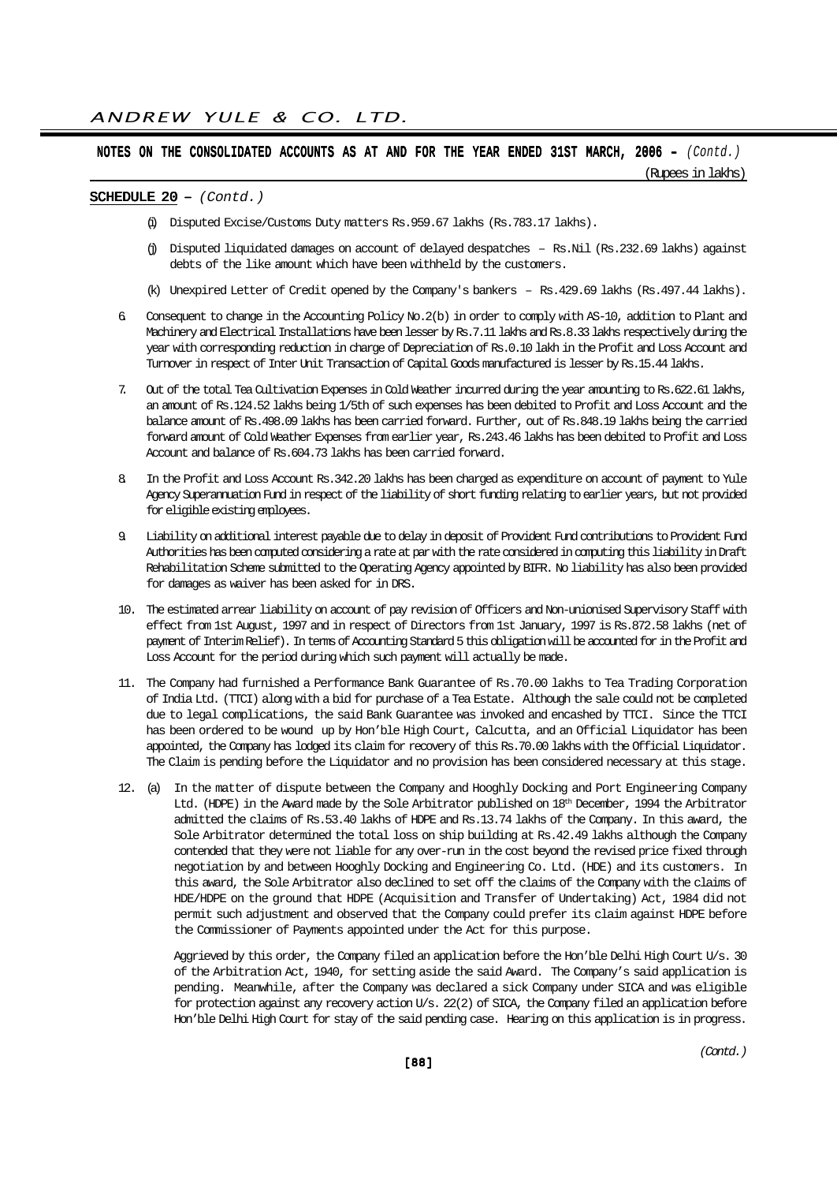## NOTES ON THE CONSOLIDATED ACCOUNTS AS AT AND FOR THE YEAR ENDED 31ST MARCH, 2006 – *(Contd.)*

(Rupees in lakhs)

**SCHEDULE 20 –** *(Contd.)*

(i) Disputed Excise/Customs Duty matters Rs.959.67 lakhs (Rs.783.17 lakhs).

(j) Disputed liquidated damages on account of delayed despatches – Rs.Nil (Rs.232.69 lakhs) against debts of the like amount which have been withheld by the customers.

(k) Unexpired Letter of Credit opened by the Company's bankers – Rs.429.69 lakhs (Rs.497.44 lakhs).

6. Consequent to change in the Accounting Policy No.2(b) in order to comply with AS-10, addition to Plant and Machinery and Electrical Installations have been lesser by Rs.7.11 lakhs and Rs.8.33 lakhs respectively during the year with corresponding reduction in charge of Depreciation of Rs.0.10 lakh in the Profit and Loss Account and Turnover in respect of Inter Unit Transaction of Capital Goods manufactured is lesser by Rs.15.44 lakhs.

7. Out of the total Tea Cultivation Expenses in Cold Weather incurred during the year amounting to Rs.622.61 lakhs, an amount of Rs.124.52 lakhs being 1/5th of such expenses has been debited to Profit and Loss Account and the balance amount of Rs.498.09 lakhs has been carried forward. Further, out of Rs.848.19 lakhs being the carried forward amount of Cold Weather Expenses from earlier year, Rs.243.46 lakhs has been debited to Profit and Loss Account and balance of Rs.604.73 lakhs has been carried forward.

8. In the Profit and Loss Account Rs.342.20 lakhs has been charged as expenditure on account of payment to Yule Agency Superannuation Fund in respect of the liability of short funding relating to earlier years, but not provided for eligible existing employees.

9. Liability on additional interest payable due to delay in deposit of Provident Fund contributions to Provident Fund Authorities has been computed considering a rate at par with the rate considered in computing this liability in Draft Rehabilitation Scheme submitted to the Operating Agency appointed by BIFR. No liability has also been provided for damages as waiver has been asked for in DRS.

10. The estimated arrear liability on account of pay revision of Officers and Non-unionised Supervisory Staff with effect from 1st August, 1997 and in respect of Directors from 1st January, 1997 is Rs.872.58 lakhs (net of payment of Interim Relief). In terms of Accounting Standard 5 this obligation will be accounted for in the Profit and Loss Account for the period during which such payment will actually be made.

11. The Company had furnished a Performance Bank Guarantee of Rs.70.00 lakhs to Tea Trading Corporation of India Ltd. (TTCI) along with a bid for purchase of a Tea Estate. Although the sale could not be completed due to legal complications, the said Bank Guarantee was invoked and encashed by TTCI. Since the TTCI has been ordered to be wound up by Hon'ble High Court, Calcutta, and an Official Liquidator has been appointed, the Company has lodged its claim for recovery of this Rs.70.00 lakhs with the Official Liquidator. The Claim is pending before the Liquidator and no provision has been considered necessary at this stage.

12. (a) In the matter of dispute between the Company and Hooghly Docking and Port Engineering Company Ltd. (HDPE) in the Award made by the Sole Arbitrator published on 18th December, 1994 the Arbitrator admitted the claims of Rs.53.40 lakhs of HDPE and Rs.13.74 lakhs of the Company. In this award, the Sole Arbitrator determined the total loss on ship building at Rs.42.49 lakhs although the Company contended that they were not liable for any over-run in the cost beyond the revised price fixed through negotiation by and between Hooghly Docking and Engineering Co. Ltd. (HDE) and its customers. In this award, the Sole Arbitrator also declined to set off the claims of the Company with the claims of HDE/HDPE on the ground that HDPE (Acquisition and Transfer of Undertaking) Act, 1984 did not permit such adjustment and observed that the Company could prefer its claim against HDPE before the Commissioner of Payments appointed under the Act for this purpose.

    Aggrieved by this order, the Company filed an application before the Hon'ble Delhi High Court U/s. 30 of the Arbitration Act, 1940, for setting aside the said Award. The Company's said application is pending. Meanwhile, after the Company was declared a sick Company under SICA and was eligible for protection against any recovery action U/s. 22(2) of SICA, the Company filed an application before Hon'ble Delhi High Court for stay of the said pending case. Hearing on this application is in progress.

*(Contd.)*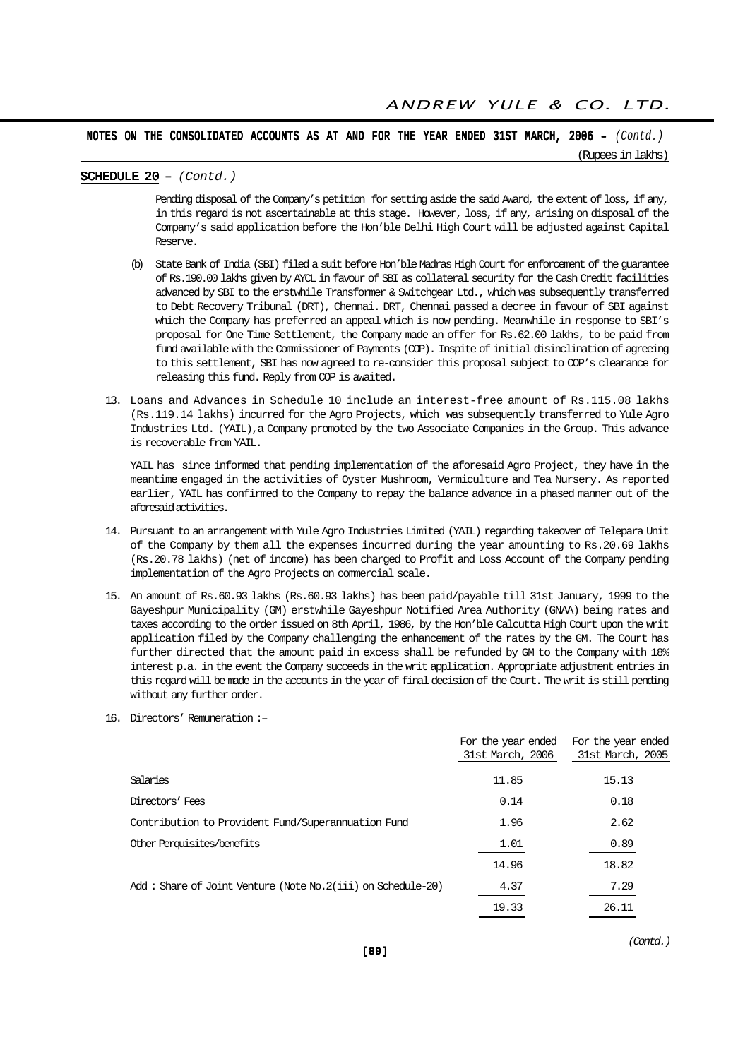**NOTES ON THE CONSOLIDATED ACCOUNTS AS AT AND FOR THE YEAR ENDED 31ST MARCH, 2006 –** *(Contd.)*

(Rupees in lakhs)

**SCHEDULE 20 –** *(Contd.)*

Pending disposal of the Company's petition for setting aside the said Award, the extent of loss, if any, in this regard is not ascertainable at this stage. However, loss, if any, arising on disposal of the Company's said application before the Hon'ble Delhi High Court will be adjusted against Capital Reserve.

(b) State Bank of India (SBI) filed a suit before Hon'ble Madras High Court for enforcement of the guarantee of Rs.190.00 lakhs given by AYCL in favour of SBI as collateral security for the Cash Credit facilities advanced by SBI to the erstwhile Transformer & Switchgear Ltd., which was subsequently transferred to Debt Recovery Tribunal (DRT), Chennai. DRT, Chennai passed a decree in favour of SBI against which the Company has preferred an appeal which is now pending. Meanwhile in response to SBI's proposal for One Time Settlement, the Company made an offer for Rs.62.00 lakhs, to be paid from fund available with the Commissioner of Payments (COP). Inspite of initial disinclination of agreeing to this settlement, SBI has now agreed to re-consider this proposal subject to COP's clearance for releasing this fund. Reply from COP is awaited.

13. Loans and Advances in Schedule 10 include an interest-free amount of Rs.115.08 lakhs (Rs.119.14 lakhs) incurred for the Agro Projects, which was subsequently transferred to Yule Agro Industries Ltd. (YAIL), a Company promoted by the two Associate Companies in the Group. This advance is recoverable from YAIL.

    YAIL has since informed that pending implementation of the aforesaid Agro Project, they have in the meantime engaged in the activities of Oyster Mushroom, Vermiculture and Tea Nursery. As reported earlier, YAIL has confirmed to the Company to repay the balance advance in a phased manner out of the aforesaid activities.

14. Pursuant to an arrangement with Yule Agro Industries Limited (YAIL) regarding takeover of Telepara Unit of the Company by them all the expenses incurred during the year amounting to Rs.20.69 lakhs (Rs.20.78 lakhs) (net of income) has been charged to Profit and Loss Account of the Company pending implementation of the Agro Projects on commercial scale.

15. An amount of Rs.60.93 lakhs (Rs.60.93 lakhs) has been paid/payable till 31st January, 1999 to the Gayeshpur Municipality (GM) erstwhile Gayeshpur Notified Area Authority (GNAA) being rates and taxes according to the order issued on 8th April, 1986, by the Hon'ble Calcutta High Court upon the writ application filed by the Company challenging the enhancement of the rates by the GM. The Court has further directed that the amount paid in excess shall be refunded by GM to the Company with 18% interest p.a. in the event the Company succeeds in the writ application. Appropriate adjustment entries in this regard will be made in the accounts in the year of final decision of the Court. The writ is still pending without any further order.

16. Directors' Remuneration :–

| | For the year ended 31st March, 2006 | For the year ended 31st March, 2005 |
|---|---|---|
| Salaries | 11.85 | 15.13 |
| Directors' Fees | 0.14 | 0.18 |
| Contribution to Provident Fund/Superannuation Fund | 1.96 | 2.62 |
| Other Perquisites/benefits | 1.01 | 0.89 |
| | 14.96 | 18.82 |
| Add : Share of Joint Venture (Note No.2(iii) on Schedule-20) | 4.37 | 7.29 |
| | 19.33 | 26.11 |

*(Contd.)*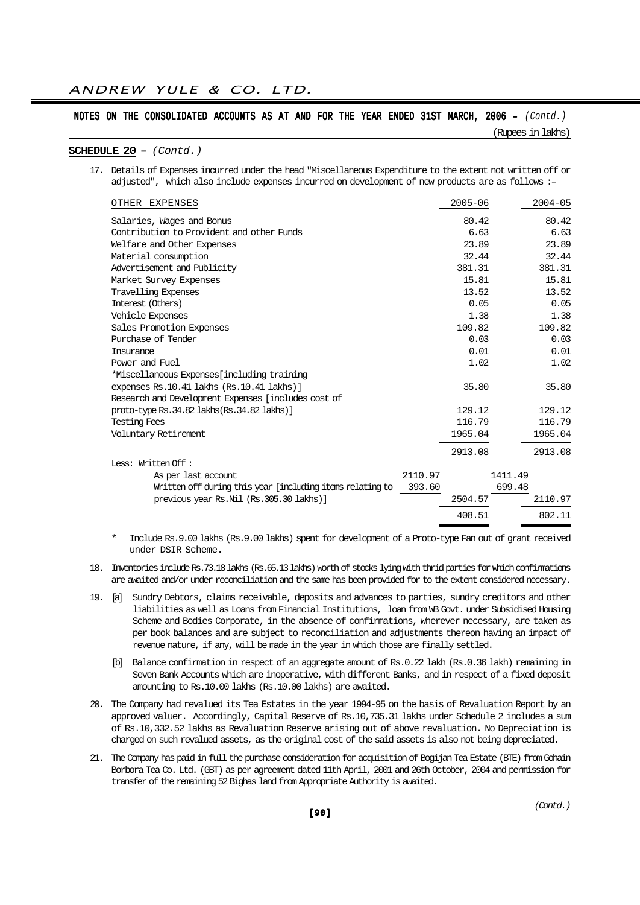## NOTES ON THE CONSOLIDATED ACCOUNTS AS AT AND FOR THE YEAR ENDED 31ST MARCH, 2006 – *(Contd.)*

(Rupees in lakhs)

**SCHEDULE 20 –** *(Contd.)*

17. Details of Expenses incurred under the head "Miscellaneous Expenditure to the extent not written off or adjusted", which also include expenses incurred on development of new products are as follows :–

| OTHER EXPENSES | | 2005-06 | | 2004-05 |
|---|---|---|---|---|
| Salaries, Wages and Bonus | | 80.42 | | 80.42 |
| Contribution to Provident and other Funds | | 6.63 | | 6.63 |
| Welfare and Other Expenses | | 23.89 | | 23.89 |
| Material consumption | | 32.44 | | 32.44 |
| Advertisement and Publicity | | 381.31 | | 381.31 |
| Market Survey Expenses | | 15.81 | | 15.81 |
| Travelling Expenses | | 13.52 | | 13.52 |
| Interest (Others) | | 0.05 | | 0.05 |
| Vehicle Expenses | | 1.38 | | 1.38 |
| Sales Promotion Expenses | | 109.82 | | 109.82 |
| Purchase of Tender | | 0.03 | | 0.03 |
| Insurance | | 0.01 | | 0.01 |
| Power and Fuel | | 1.02 | | 1.02 |
| *Miscellaneous Expenses[including training expenses Rs.10.41 lakhs (Rs.10.41 lakhs)] | | 35.80 | | 35.80 |
| Research and Development Expenses [includes cost of proto-type Rs.34.82 lakhs(Rs.34.82 lakhs)] | | 129.12 | | 129.12 |
| Testing Fees | | 116.79 | | 116.79 |
| Voluntary Retirement | | 1965.04 | | 1965.04 |
| | | 2913.08 | | 2913.08 |
| Less: Written Off : | | | | |
| As per last account | 2110.97 | | 1411.49 | |
| Written off during this year [including items relating to previous year Rs.Nil (Rs.305.30 lakhs)] | 393.60 | 2504.57 | 699.48 | 2110.97 |
| | | 408.51 | | 802.11 |

\* Include Rs.9.00 lakhs (Rs.9.00 lakhs) spent for development of a Proto-type Fan out of grant received under DSIR Scheme.

18. Inventories include Rs.73.18 lakhs (Rs.65.13 lakhs) worth of stocks lying with thrid parties for which confirmations are awaited and/or under reconciliation and the same has been provided for to the extent considered necessary.

19. [a] Sundry Debtors, claims receivable, deposits and advances to parties, sundry creditors and other liabilities as well as Loans from Financial Institutions, loan from WB Govt. under Subsidised Housing Scheme and Bodies Corporate, in the absence of confirmations, wherever necessary, are taken as per book balances and are subject to reconciliation and adjustments thereon having an impact of revenue nature, if any, will be made in the year in which those are finally settled.

    [b] Balance confirmation in respect of an aggregate amount of Rs.0.22 lakh (Rs.0.36 lakh) remaining in Seven Bank Accounts which are inoperative, with different Banks, and in respect of a fixed deposit amounting to Rs.10.00 lakhs (Rs.10.00 lakhs) are awaited.

20. The Company had revalued its Tea Estates in the year 1994-95 on the basis of Revaluation Report by an approved valuer. Accordingly, Capital Reserve of Rs.10,735.31 lakhs under Schedule 2 includes a sum of Rs.10,332.52 lakhs as Revaluation Reserve arising out of above revaluation. No Depreciation is charged on such revalued assets, as the original cost of the said assets is also not being depreciated.

21. The Company has paid in full the purchase consideration for acquisition of Bogijan Tea Estate (BTE) from Gohain Borbora Tea Co. Ltd. (GBT) as per agreement dated 11th April, 2001 and 26th October, 2004 and permission for transfer of the remaining 52 Bighas land from Appropriate Authority is awaited.

*(Contd.)*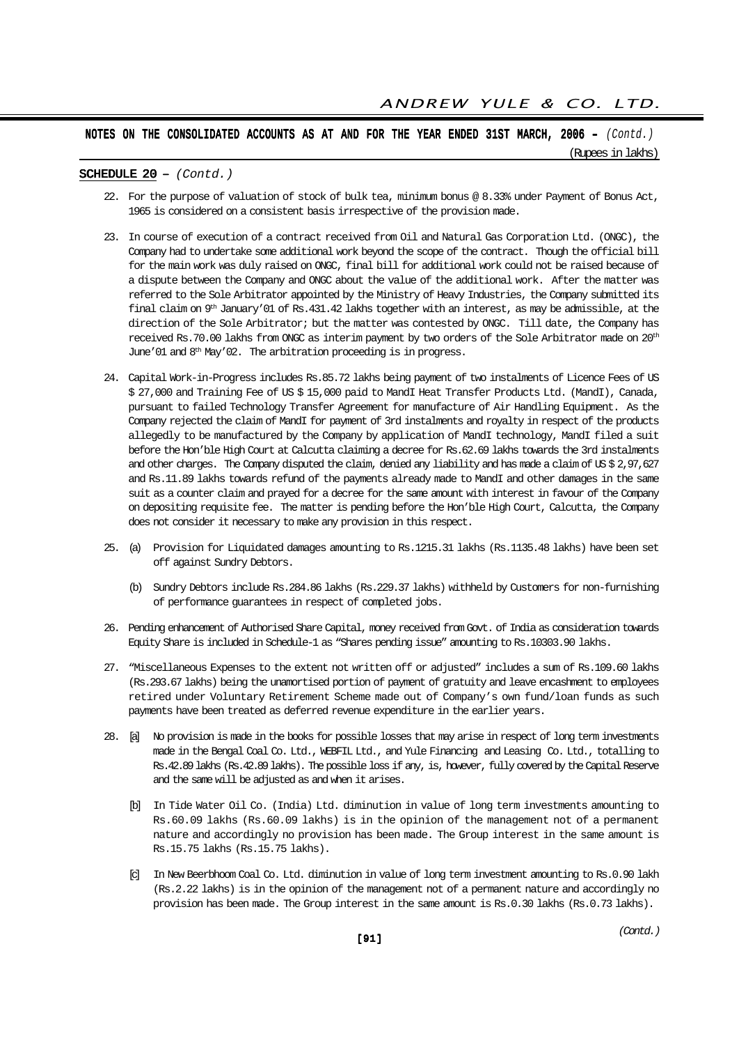## NOTES ON THE CONSOLIDATED ACCOUNTS AS AT AND FOR THE YEAR ENDED 31ST MARCH, 2006 – *(Contd.)*

(Rupees in lakhs)

**SCHEDULE 20** – *(Contd.)*

22. For the purpose of valuation of stock of bulk tea, minimum bonus @ 8.33% under Payment of Bonus Act, 1965 is considered on a consistent basis irrespective of the provision made.

23. In course of execution of a contract received from Oil and Natural Gas Corporation Ltd. (ONGC), the Company had to undertake some additional work beyond the scope of the contract. Though the official bill for the main work was duly raised on ONGC, final bill for additional work could not be raised because of a dispute between the Company and ONGC about the value of the additional work. After the matter was referred to the Sole Arbitrator appointed by the Ministry of Heavy Industries, the Company submitted its final claim on 9th January'01 of Rs.431.42 lakhs together with an interest, as may be admissible, at the direction of the Sole Arbitrator; but the matter was contested by ONGC. Till date, the Company has received Rs.70.00 lakhs from ONGC as interim payment by two orders of the Sole Arbitrator made on 20th June'01 and 8th May'02. The arbitration proceeding is in progress.

24. Capital Work-in-Progress includes Rs.85.72 lakhs being payment of two instalments of Licence Fees of US $ 27,000 and Training Fee of US $ 15,000 paid to MandI Heat Transfer Products Ltd. (MandI), Canada, pursuant to failed Technology Transfer Agreement for manufacture of Air Handling Equipment. As the Company rejected the claim of MandI for payment of 3rd instalments and royalty in respect of the products allegedly to be manufactured by the Company by application of MandI technology, MandI filed a suit before the Hon'ble High Court at Calcutta claiming a decree for Rs.62.69 lakhs towards the 3rd instalments and other charges. The Company disputed the claim, denied any liability and has made a claim of US $ 2,97,627 and Rs.11.89 lakhs towards refund of the payments already made to MandI and other damages in the same suit as a counter claim and prayed for a decree for the same amount with interest in favour of the Company on depositing requisite fee. The matter is pending before the Hon'ble High Court, Calcutta, the Company does not consider it necessary to make any provision in this respect.

25. (a) Provision for Liquidated damages amounting to Rs.1215.31 lakhs (Rs.1135.48 lakhs) have been set off against Sundry Debtors.

    (b) Sundry Debtors include Rs.284.86 lakhs (Rs.229.37 lakhs) withheld by Customers for non-furnishing of performance guarantees in respect of completed jobs.

26. Pending enhancement of Authorised Share Capital, money received from Govt. of India as consideration towards Equity Share is included in Schedule-1 as "Shares pending issue" amounting to Rs.10303.90 lakhs.

27. "Miscellaneous Expenses to the extent not written off or adjusted" includes a sum of Rs.109.60 lakhs (Rs.293.67 lakhs) being the unamortised portion of payment of gratuity and leave encashment to employees retired under Voluntary Retirement Scheme made out of Company's own fund/loan funds as such payments have been treated as deferred revenue expenditure in the earlier years.

28. [a] No provision is made in the books for possible losses that may arise in respect of long term investments made in the Bengal Coal Co. Ltd., WEBFIL Ltd., and Yule Financing and Leasing Co. Ltd., totalling to Rs.42.89 lakhs (Rs.42.89 lakhs). The possible loss if any, is, however, fully covered by the Capital Reserve and the same will be adjusted as and when it arises.

    [b] In Tide Water Oil Co. (India) Ltd. diminution in value of long term investments amounting to Rs.60.09 lakhs (Rs.60.09 lakhs) is in the opinion of the management not of a permanent nature and accordingly no provision has been made. The Group interest in the same amount is Rs.15.75 lakhs (Rs.15.75 lakhs).

    [c] In New Beerbhoom Coal Co. Ltd. diminution in value of long term investment amounting to Rs.0.90 lakh (Rs.2.22 lakhs) is in the opinion of the management not of a permanent nature and accordingly no provision has been made. The Group interest in the same amount is Rs.0.30 lakhs (Rs.0.73 lakhs).

*(Contd.)*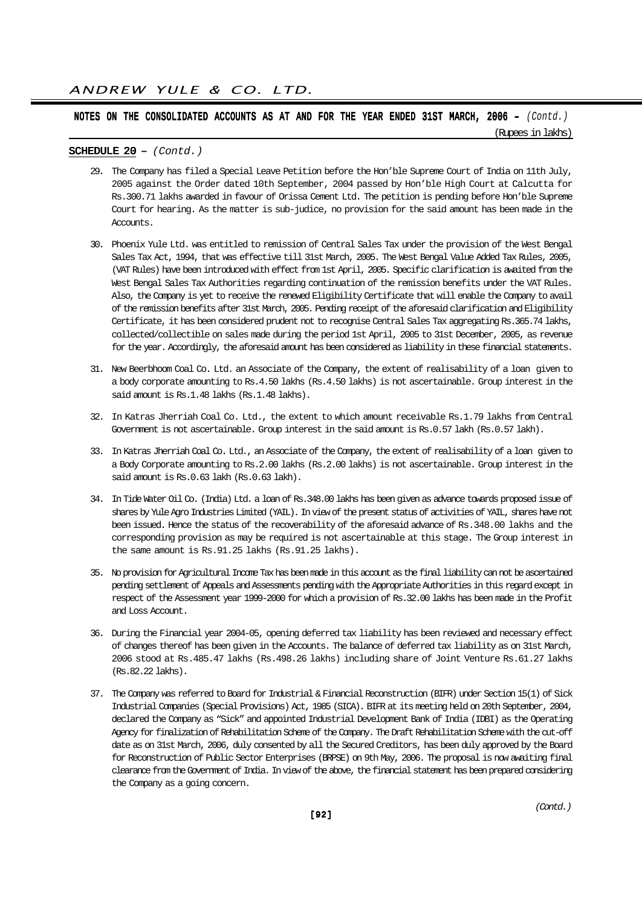## NOTES ON THE CONSOLIDATED ACCOUNTS AS AT AND FOR THE YEAR ENDED 31ST MARCH, 2006 – *(Contd.)*

(Rupees in lakhs)

**SCHEDULE 20** – *(Contd.)*

29. The Company has filed a Special Leave Petition before the Hon'ble Supreme Court of India on 11th July, 2005 against the Order dated 10th September, 2004 passed by Hon'ble High Court at Calcutta for Rs.300.71 lakhs awarded in favour of Orissa Cement Ltd. The petition is pending before Hon'ble Supreme Court for hearing. As the matter is sub-judice, no provision for the said amount has been made in the Accounts.

30. Phoenix Yule Ltd. was entitled to remission of Central Sales Tax under the provision of the West Bengal Sales Tax Act, 1994, that was effective till 31st March, 2005. The West Bengal Value Added Tax Rules, 2005, (VAT Rules) have been introduced with effect from 1st April, 2005. Specific clarification is awaited from the West Bengal Sales Tax Authorities regarding continuation of the remission benefits under the VAT Rules. Also, the Company is yet to receive the renewed Eligibility Certificate that will enable the Company to avail of the remission benefits after 31st March, 2005. Pending receipt of the aforesaid clarification and Eligibility Certificate, it has been considered prudent not to recognise Central Sales Tax aggregating Rs.365.74 lakhs, collected/collectible on sales made during the period 1st April, 2005 to 31st December, 2005, as revenue for the year. Accordingly, the aforesaid amount has been considered as liability in these financial statements.

31. New Beerbhoom Coal Co. Ltd. an Associate of the Company, the extent of realisability of a loan given to a body corporate amounting to Rs.4.50 lakhs (Rs.4.50 lakhs) is not ascertainable. Group interest in the said amount is Rs.1.48 lakhs (Rs.1.48 lakhs).

32. In Katras Jherriah Coal Co. Ltd., the extent to which amount receivable Rs.1.79 lakhs from Central Government is not ascertainable. Group interest in the said amount is Rs.0.57 lakh (Rs.0.57 lakh).

33. In Katras Jherriah Coal Co. Ltd., an Associate of the Company, the extent of realisability of a loan given to a Body Corporate amounting to Rs.2.00 lakhs (Rs.2.00 lakhs) is not ascertainable. Group interest in the said amount is Rs.0.63 lakh (Rs.0.63 lakh).

34. In Tide Water Oil Co. (India) Ltd. a loan of Rs.348.00 lakhs has been given as advance towards proposed issue of shares by Yule Agro Industries Limited (YAIL). In view of the present status of activities of YAIL, shares have not been issued. Hence the status of the recoverability of the aforesaid advance of Rs.348.00 lakhs and the corresponding provision as may be required is not ascertainable at this stage. The Group interest in the same amount is Rs.91.25 lakhs (Rs.91.25 lakhs).

35. No provision for Agricultural Income Tax has been made in this account as the final liability can not be ascertained pending settlement of Appeals and Assessments pending with the Appropriate Authorities in this regard except in respect of the Assessment year 1999-2000 for which a provision of Rs.32.00 lakhs has been made in the Profit and Loss Account.

36. During the Financial year 2004-05, opening deferred tax liability has been reviewed and necessary effect of changes thereof has been given in the Accounts. The balance of deferred tax liability as on 31st March, 2006 stood at Rs.485.47 lakhs (Rs.498.26 lakhs) including share of Joint Venture Rs.61.27 lakhs (Rs.82.22 lakhs).

37. The Company was referred to Board for Industrial & Financial Reconstruction (BIFR) under Section 15(1) of Sick Industrial Companies (Special Provisions) Act, 1985 (SICA). BIFR at its meeting held on 20th September, 2004, declared the Company as "Sick" and appointed Industrial Development Bank of India (IDBI) as the Operating Agency for finalization of Rehabilitation Scheme of the Company. The Draft Rehabilitation Scheme with the cut-off date as on 31st March, 2006, duly consented by all the Secured Creditors, has been duly approved by the Board for Reconstruction of Public Sector Enterprises (BRPSE) on 9th May, 2006. The proposal is now awaiting final clearance from the Government of India. In view of the above, the financial statement has been prepared considering the Company as a going concern.

*(Contd.)*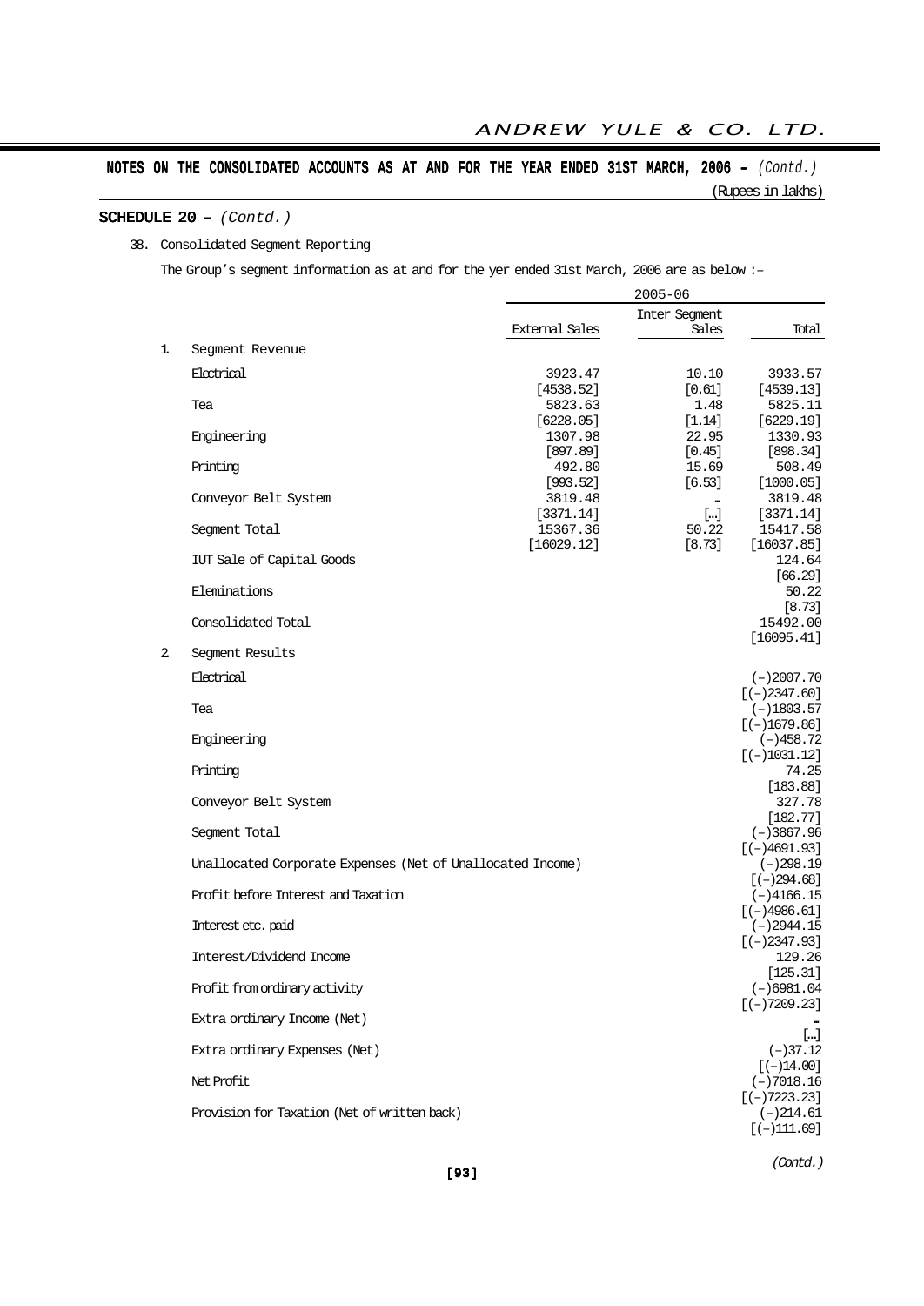## NOTES ON THE CONSOLIDATED ACCOUNTS AS AT AND FOR THE YEAR ENDED 31ST MARCH, 2006 – *(Contd.)*

(Rupees in lakhs)

**SCHEDULE 20 –** *(Contd.)*

38. Consolidated Segment Reporting

The Group's segment information as at and for the yer ended 31st March, 2006 are as below :–

| | | 2005-06 | | |
|---|---|---|---|---|
| | | External Sales | Inter Segment Sales | Total |
| 1. | Segment Revenue | | | |
| | Electrical | 3923.47 | 10.10 | 3933.57 |
| | | [4538.52] | [0.61] | [4539.13] |
| | Tea | 5823.63 | 1.48 | 5825.11 |
| | | [6228.05] | [1.14] | [6229.19] |
| | Engineering | 1307.98 | 22.95 | 1330.93 |
| | | [897.89] | [0.45] | [898.34] |
| | Printing | 492.80 | 15.69 | 508.49 |
| | | [993.52] | [6.53] | [1000.05] |
| | Conveyor Belt System | 3819.48 | – | 3819.48 |
| | | [3371.14] | [...] | [3371.14] |
| | Segment Total | 15367.36 | 50.22 | 15417.58 |
| | | [16029.12] | [8.73] | [16037.85] |
| | IUT Sale of Capital Goods | | | 124.64 |
| | | | | [66.29] |
| | Eleminations | | | 50.22 |
| | | | | [8.73] |
| | Consolidated Total | | | 15492.00 |
| | | | | [16095.41] |
| 2. | Segment Results | | | |
| | Electrical | | | (–)2007.70 |
| | | | | [(–)2347.60] |
| | Tea | | | (–)1803.57 |
| | | | | [(–)1679.86] |
| | Engineering | | | (–)458.72 |
| | | | | [(–)1031.12] |
| | Printing | | | 74.25 |
| | | | | [183.88] |
| | Conveyor Belt System | | | 327.78 |
| | | | | [182.77] |
| | Segment Total | | | (–)3867.96 |
| | | | | [(–)4691.93] |
| | Unallocated Corporate Expenses (Net of Unallocated Income) | | | (–)298.19 |
| | | | | [(–)294.68] |
| | Profit before Interest and Taxation | | | (–)4166.15 |
| | | | | [(–)4986.61] |
| | Interest etc. paid | | | (–)2944.15 |
| | | | | [(–)2347.93] |
| | Interest/Dividend Income | | | 129.26 |
| | | | | [125.31] |
| | Profit from ordinary activity | | | (–)6981.04 |
| | | | | [(–)7209.23] |
| | Extra ordinary Income (Net) | | | – |
| | | | | [...] |
| | Extra ordinary Expenses (Net) | | | (–)37.12 |
| | | | | [(–)14.00] |
| | Net Profit | | | (–)7018.16 |
| | | | | [(–)7223.23] |
| | Provision for Taxation (Net of written back) | | | (–)214.61 |
| | | | | [(–)111.69] |

*(Contd.)*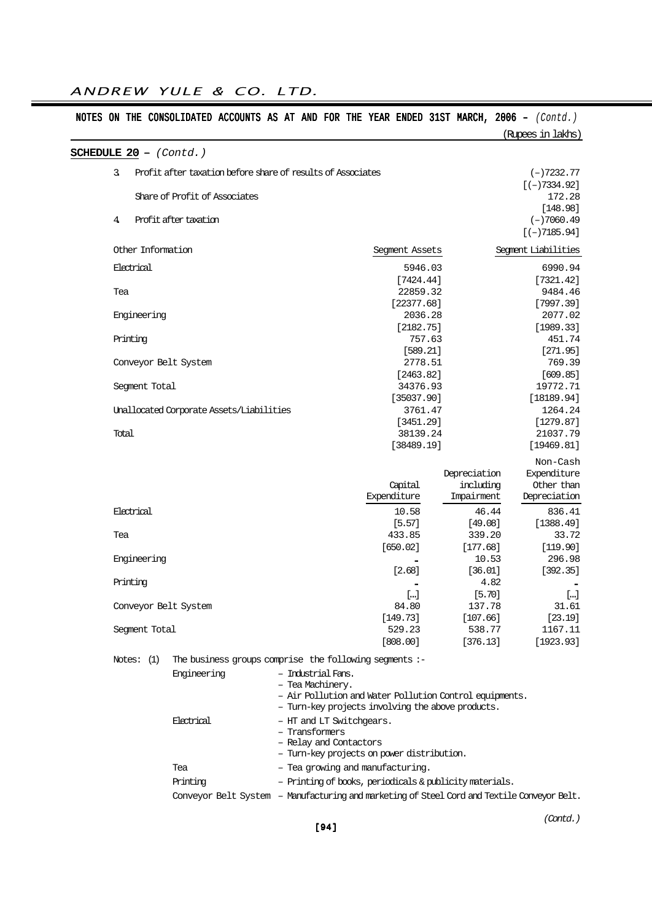## NOTES ON THE CONSOLIDATED ACCOUNTS AS AT AND FOR THE YEAR ENDED 31ST MARCH, 2006 – *(Contd.)*

(Rupees in lakhs)

**SCHEDULE 20 –** *(Contd.)*

| | | |
|---|---|---|
| 3. | Profit after taxation before share of results of Associates | (–)7232.77 [(–)7334.92] |
| | Share of Profit of Associates | 172.28 [148.98] |
| 4. | Profit after taxation | (–)7060.49 [(–)7185.94] |

| Other Information | Segment Assets | Segment Liabilities |
|---|---|---|
| Electrical | 5946.03 [7424.44] | 6990.94 [7321.42] |
| Tea | 22859.32 [22377.68] | 9484.46 [7997.39] |
| Engineering | 2036.28 [2182.75] | 2077.02 [1989.33] |
| Printing | 757.63 [589.21] | 451.74 [271.95] |
| Conveyor Belt System | 2778.51 [2463.82] | 769.39 [609.85] |
| Segment Total | 34376.93 [35037.90] | 19772.71 [18189.94] |
| Unallocated Corporate Assets/Liabilities | 3761.47 [3451.29] | 1264.24 [1279.87] |
| Total | 38139.24 [38489.19] | 21037.79 [19469.81] |

| | Capital Expenditure | Depreciation including Impairment | Non-Cash Expenditure Other than Depreciation |
|---|---|---|---|
| Electrical | 10.58 [5.57] | 46.44 [49.08] | 836.41 [1388.49] |
| Tea | 433.85 [650.02] | 339.20 [177.68] | 33.72 [119.90] |
| Engineering | – [2.68] | 10.53 [36.01] | 296.98 [392.35] |
| Printing | – […] | 4.82 [5.70] | – […] |
| Conveyor Belt System | 84.80 [149.73] | 137.78 [107.66] | 31.61 [23.19] |
| Segment Total | 529.23 [808.00] | 538.77 [376.13] | 1167.11 [1923.93] |

Notes: (1) The business groups comprise the following segments :-

| | |
|---|---|
| Engineering | – Industrial Fans.<br>– Tea Machinery.<br>– Air Pollution and Water Pollution Control equipments.<br>– Turn-key projects involving the above products. |
| Electrical | – HT and LT Switchgears.<br>– Transformers<br>– Relay and Contactors<br>– Turn-key projects on power distribution. |
| Tea | – Tea growing and manufacturing. |
| Printing | – Printing of books, periodicals & publicity materials. |
| Conveyor Belt System | – Manufacturing and marketing of Steel Cord and Textile Conveyor Belt. |

*(Contd.)*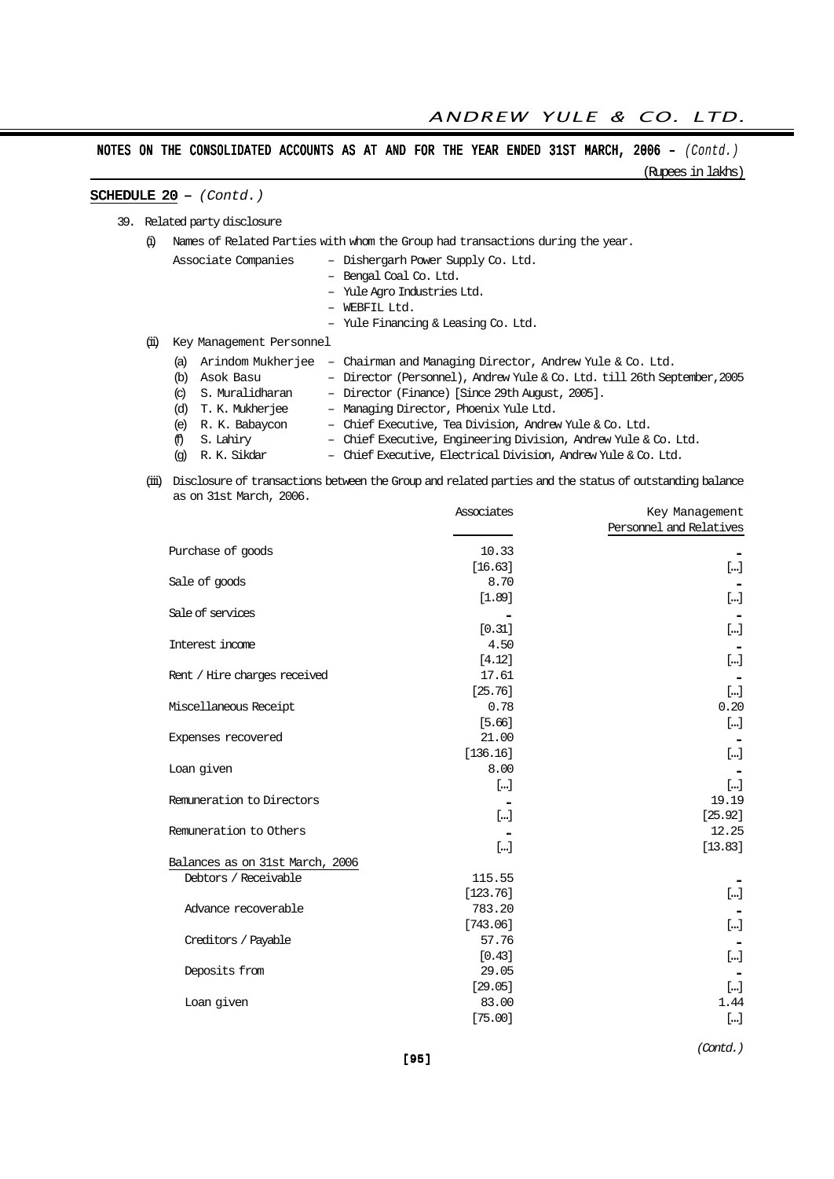## NOTES ON THE CONSOLIDATED ACCOUNTS AS AT AND FOR THE YEAR ENDED 31ST MARCH, 2006 – *(Contd.)*

(Rupees in lakhs)

**SCHEDULE 20 –** *(Contd.)*

39. Related party disclosure

(i) Names of Related Parties with whom the Group had transactions during the year.

Associate Companies
- Dishergarh Power Supply Co. Ltd.
- Bengal Coal Co. Ltd.
- Yule Agro Industries Ltd.
- WEBFIL Ltd.
- Yule Financing & Leasing Co. Ltd.

(ii) Key Management Personnel

(a) Arindom Mukherjee – Chairman and Managing Director, Andrew Yule & Co. Ltd.
(b) Asok Basu – Director (Personnel), Andrew Yule & Co. Ltd. till 26th September, 2005
(c) S. Muralidharan – Director (Finance) [Since 29th August, 2005].
(d) T. K. Mukherjee – Managing Director, Phoenix Yule Ltd.
(e) R. K. Babaycon – Chief Executive, Tea Division, Andrew Yule & Co. Ltd.
(f) S. Lahiry – Chief Executive, Engineering Division, Andrew Yule & Co. Ltd.
(g) R. K. Sikdar – Chief Executive, Electrical Division, Andrew Yule & Co. Ltd.

(iii) Disclosure of transactions between the Group and related parties and the status of outstanding balance as on 31st March, 2006.

| | Associates | Key Management Personnel and Relatives |
|---|---|---|
| Purchase of goods | 10.33 | - |
| | [16.63] | [...] |
| Sale of goods | 8.70 | - |
| | [1.89] | [...] |
| Sale of services | - | - |
| | [0.31] | [...] |
| Interest income | 4.50 | - |
| | [4.12] | [...] |
| Rent / Hire charges received | 17.61 | - |
| | [25.76] | [...] |
| Miscellaneous Receipt | 0.78 | 0.20 |
| | [5.66] | [...] |
| Expenses recovered | 21.00 | - |
| | [136.16] | [...] |
| Loan given | 8.00 | - |
| | [...] | [...] |
| Remuneration to Directors | - | 19.19 |
| | [...] | [25.92] |
| Remuneration to Others | - | 12.25 |
| | [...] | [13.83] |
| Balances as on 31st March, 2006 | | |
| Debtors / Receivable | 115.55 | - |
| | [123.76] | [...] |
| Advance recoverable | 783.20 | - |
| | [743.06] | [...] |
| Creditors / Payable | 57.76 | - |
| | [0.43] | [...] |
| Deposits from | 29.05 | - |
| | [29.05] | [...] |
| Loan given | 83.00 | 1.44 |
| | [75.00] | [...] |

*(Contd.)*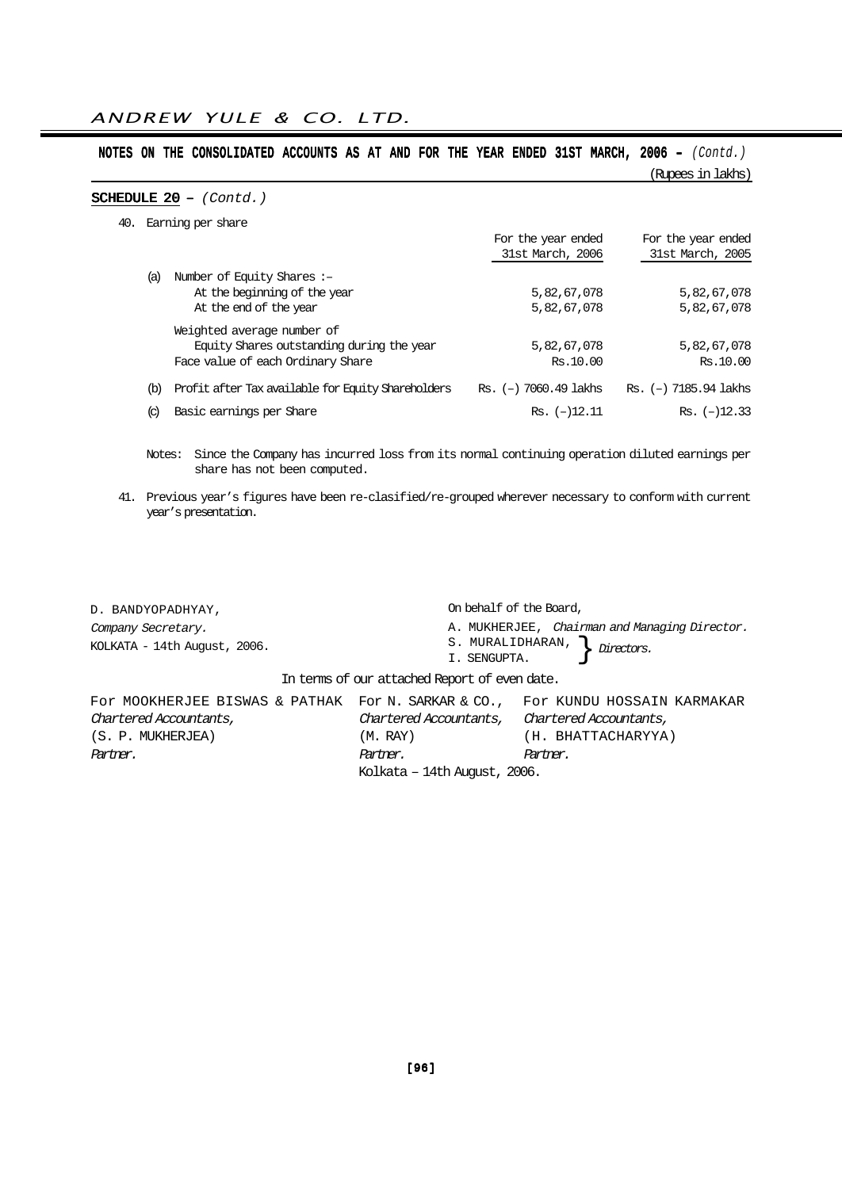## NOTES ON THE CONSOLIDATED ACCOUNTS AS AT AND FOR THE YEAR ENDED 31ST MARCH, 2006 – *(Contd.)*

(Rupees in lakhs)

**SCHEDULE 20** – *(Contd.)*

40. Earning per share

| | | For the year ended 31st March, 2006 | For the year ended 31st March, 2005 |
|---|---|---|---|
| (a) | Number of Equity Shares :– | | |
| | At the beginning of the year | 5,82,67,078 | 5,82,67,078 |
| | At the end of the year | 5,82,67,078 | 5,82,67,078 |
| | Weighted average number of Equity Shares outstanding during the year | 5,82,67,078 | 5,82,67,078 |
| | Face value of each Ordinary Share | Rs.10.00 | Rs.10.00 |
| (b) | Profit after Tax available for Equity Shareholders | Rs. (–) 7060.49 lakhs | Rs. (–) 7185.94 lakhs |
| (c) | Basic earnings per Share | Rs. (–)12.11 | Rs. (–)12.33 |

Notes: Since the Company has incurred loss from its normal continuing operation diluted earnings per share has not been computed.

41. Previous year's figures have been re-clasified/re-grouped wherever necessary to conform with current year's presentation.

D. BANDYOPADHYAY,
*Company Secretary.*
KOLKATA - 14th August, 2006.

On behalf of the Board,
A. MUKHERJEE, *Chairman and Managing Director.*
S. MURALIDHARAN, }
I. SENGUPTA. } *Directors.*

In terms of our attached Report of even date.

| For MOOKHERJEE BISWAS & PATHAK | For N. SARKAR & CO., | For KUNDU HOSSAIN KARMAKAR |
|---|---|---|
| *Chartered Accountants,* | *Chartered Accountants,* | *Chartered Accountants,* |
| (S. P. MUKHERJEA) | (M. RAY) | (H. BHATTACHARYYA) |
| *Partner.* | *Partner.* | *Partner.* |

Kolkata – 14th August, 2006.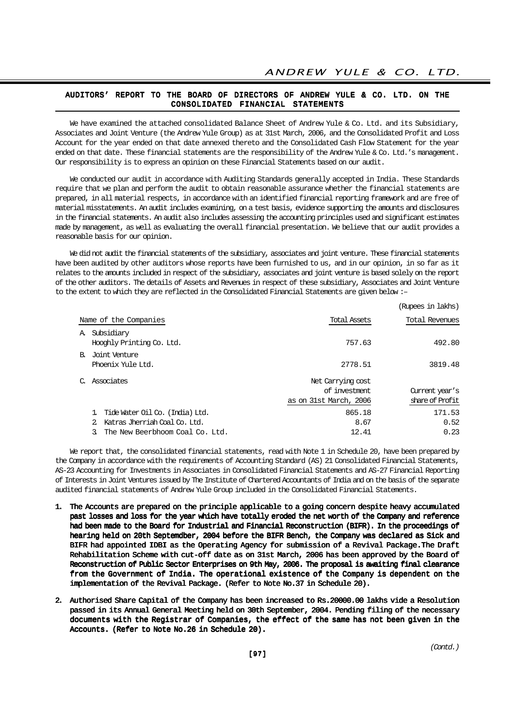## AUDITORS' REPORT TO THE BOARD OF DIRECTORS OF ANDREW YULE & CO. LTD. ON THE CONSOLIDATED FINANCIAL STATEMENTS

We have examined the attached consolidated Balance Sheet of Andrew Yule & Co. Ltd. and its Subsidiary, Associates and Joint Venture (the Andrew Yule Group) as at 31st March, 2006, and the Consolidated Profit and Loss Account for the year ended on that date annexed thereto and the Consolidated Cash Flow Statement for the year ended on that date. These financial statements are the responsibility of the Andrew Yule & Co. Ltd.'s management. Our responsibility is to express an opinion on these Financial Statements based on our audit.

We conducted our audit in accordance with Auditing Standards generally accepted in India. These Standards require that we plan and perform the audit to obtain reasonable assurance whether the financial statements are prepared, in all material respects, in accordance with an identified financial reporting framework and are free of material misstatements. An audit includes examining, on a test basis, evidence supporting the amounts and disclosures in the financial statements. An audit also includes assessing the accounting principles used and significant estimates made by management, as well as evaluating the overall financial presentation. We believe that our audit provides a reasonable basis for our opinion.

We did not audit the financial statements of the subsidiary, associates and joint venture. These financial statements have been audited by other auditors whose reports have been furnished to us, and in our opinion, in so far as it relates to the amounts included in respect of the subsidiary, associates and joint venture is based solely on the report of the other auditors. The details of Assets and Revenues in respect of these subsidiary, Associates and Joint Venture to the extent to which they are reflected in the Consolidated Financial Statements are given below :–

(Rupees in lakhs)

| Name of the Companies | Total Assets | Total Revenues |
|---|---|---|
| A. Subsidiary<br>Hooghly Printing Co. Ltd. | 757.63 | 492.80 |
| B. Joint Venture<br>Phoenix Yule Ltd. | 2778.51 | 3819.48 |
| C. Associates | Net Carrying cost of investment as on 31st March, 2006 | Current year's share of Profit |
| 1. Tide Water Oil Co. (India) Ltd. | 865.18 | 171.53 |
| 2. Katras Jherriah Coal Co. Ltd. | 8.67 | 0.52 |
| 3. The New Beerbhoom Coal Co. Ltd. | 12.41 | 0.23 |

We report that, the consolidated financial statements, read with Note 1 in Schedule 20, have been prepared by the Company in accordance with the requirements of Accounting Standard (AS) 21 Consolidated Financial Statements, AS-23 Accounting for Investments in Associates in Consolidated Financial Statements and AS-27 Financial Reporting of Interests in Joint Ventures issued by The Institute of Chartered Accountants of India and on the basis of the separate audited financial statements of Andrew Yule Group included in the Consolidated Financial Statements.

1. **The Accounts are prepared on the principle applicable to a going concern despite heavy accumulated past losses and loss for the year which have totally eroded the net worth of the Company and reference had been made to the Board for Industrial and Financial Reconstruction (BIFR). In the proceedings of hearing held on 20th Septemdber, 2004 before the BIFR Bench, the Company was declared as Sick and BIFR had appointed IDBI as the Operating Agency for submission of a Revival Package.The Draft Rehabilitation Scheme with cut-off date as on 31st March, 2006 has been approved by the Board of Reconstruction of Public Sector Enterprises on 9th May, 2006. The proposal is awaiting final clearance from the Government of India. The operational existence of the Company is dependent on the implementation of the Revival Package. (Refer to Note No.37 in Schedule 20).**

2. **Authorised Share Capital of the Company has been increased to Rs.20000.00 lakhs vide a Resolution passed in its Annual General Meeting held on 30th September, 2004. Pending filing of the necessary documents with the Registrar of Companies, the effect of the same has not been given in the Accounts. (Refer to Note No.26 in Schedule 20).**

*(Contd.)*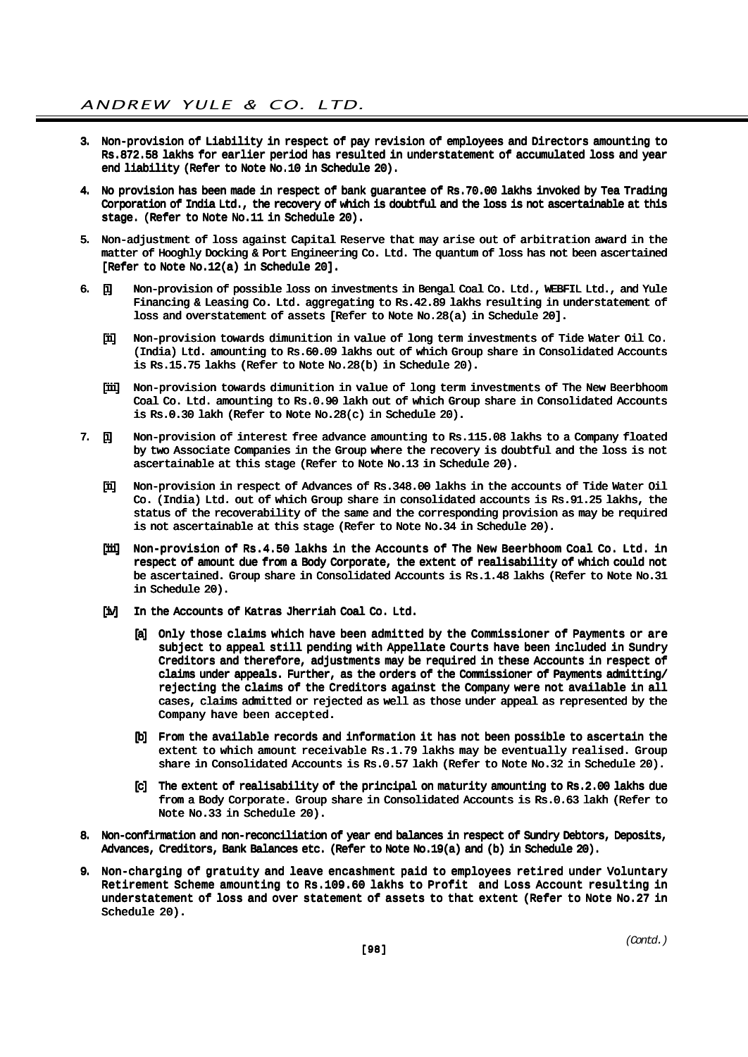3. Non-provision of Liability in respect of pay revision of employees and Directors amounting to Rs.872.58 lakhs for earlier period has resulted in understatement of accumulated loss and year end liability (Refer to Note No.10 in Schedule 20).

4. No provision has been made in respect of bank guarantee of Rs.70.00 lakhs invoked by Tea Trading Corporation of India Ltd., the recovery of which is doubtful and the loss is not ascertainable at this stage. (Refer to Note No.11 in Schedule 20).

5. Non-adjustment of loss against Capital Reserve that may arise out of arbitration award in the matter of Hooghly Docking & Port Engineering Co. Ltd. The quantum of loss has not been ascertained [Refer to Note No.12(a) in Schedule 20].

6. [i] Non-provision of possible loss on investments in Bengal Coal Co. Ltd., WEBFIL Ltd., and Yule Financing & Leasing Co. Ltd. aggregating to Rs.42.89 lakhs resulting in understatement of loss and overstatement of assets [Refer to Note No.28(a) in Schedule 20].

   [ii] Non-provision towards dimunition in value of long term investments of Tide Water Oil Co. (India) Ltd. amounting to Rs.60.09 lakhs out of which Group share in Consolidated Accounts is Rs.15.75 lakhs (Refer to Note No.28(b) in Schedule 20).

   [iii] Non-provision towards dimunition in value of long term investments of The New Beerbhoom Coal Co. Ltd. amounting to Rs.0.90 lakh out of which Group share in Consolidated Accounts is Rs.0.30 lakh (Refer to Note No.28(c) in Schedule 20).

7. [i] Non-provision of interest free advance amounting to Rs.115.08 lakhs to a Company floated by two Associate Companies in the Group where the recovery is doubtful and the loss is not ascertainable at this stage (Refer to Note No.13 in Schedule 20).

   [ii] Non-provision in respect of Advances of Rs.348.00 lakhs in the accounts of Tide Water Oil Co. (India) Ltd. out of which Group share in consolidated accounts is Rs.91.25 lakhs, the status of the recoverability of the same and the corresponding provision as may be required is not ascertainable at this stage (Refer to Note No.34 in Schedule 20).

   [iii] Non-provision of Rs.4.50 lakhs in the Accounts of The New Beerbhoom Coal Co. Ltd. in respect of amount due from a Body Corporate, the extent of realisability of which could not be ascertained. Group share in Consolidated Accounts is Rs.1.48 lakhs (Refer to Note No.31 in Schedule 20).

   [iv] In the Accounts of Katras Jherriah Coal Co. Ltd.

      [a] Only those claims which have been admitted by the Commissioner of Payments or are subject to appeal still pending with Appellate Courts have been included in Sundry Creditors and therefore, adjustments may be required in these Accounts in respect of claims under appeals. Further, as the orders of the Commissioner of Payments admitting/ rejecting the claims of the Creditors against the Company were not available in all cases, claims admitted or rejected as well as those under appeal as represented by the Company have been accepted.

      [b] From the available records and information it has not been possible to ascertain the extent to which amount receivable Rs.1.79 lakhs may be eventually realised. Group share in Consolidated Accounts is Rs.0.57 lakh (Refer to Note No.32 in Schedule 20).

      [c] The extent of realisability of the principal on maturity amounting to Rs.2.00 lakhs due from a Body Corporate. Group share in Consolidated Accounts is Rs.0.63 lakh (Refer to Note No.33 in Schedule 20).

8. Non-confirmation and non-reconciliation of year end balances in respect of Sundry Debtors, Deposits, Advances, Creditors, Bank Balances etc. (Refer to Note No.19(a) and (b) in Schedule 20).

9. Non-charging of gratuity and leave encashment paid to employees retired under Voluntary Retirement Scheme amounting to Rs.109.60 lakhs to Profit and Loss Account resulting in understatement of loss and over statement of assets to that extent (Refer to Note No.27 in Schedule 20).

*(Contd.)*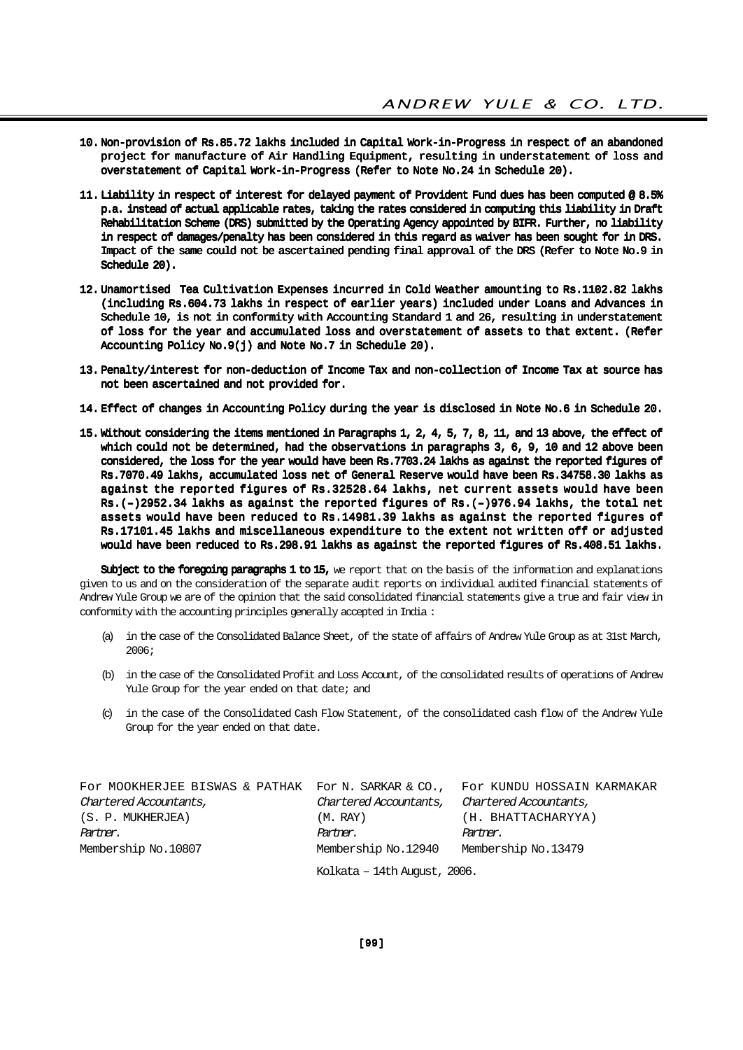**10. Non-provision of Rs.85.72 lakhs included in Capital Work-in-Progress in respect of an abandoned project for manufacture of Air Handling Equipment, resulting in understatement of loss and overstatement of Capital Work-in-Progress (Refer to Note No.24 in Schedule 20).**

**11. Liability in respect of interest for delayed payment of Provident Fund dues has been computed @ 8.5% p.a. instead of actual applicable rates, taking the rates considered in computing this liability in Draft Rehabilitation Scheme (DRS) submitted by the Operating Agency appointed by BIFR. Further, no liability in respect of damages/penalty has been considered in this regard as waiver has been sought for in DRS. Impact of the same could not be ascertained pending final approval of the DRS (Refer to Note No.9 in Schedule 20).**

**12. Unamortised Tea Cultivation Expenses incurred in Cold Weather amounting to Rs.1102.82 lakhs (including Rs.604.73 lakhs in respect of earlier years) included under Loans and Advances in Schedule 10, is not in conformity with Accounting Standard 1 and 26, resulting in understatement of loss for the year and accumulated loss and overstatement of assets to that extent. (Refer Accounting Policy No.9(j) and Note No.7 in Schedule 20).**

**13. Penalty/interest for non-deduction of Income Tax and non-collection of Income Tax at source has not been ascertained and not provided for.**

**14. Effect of changes in Accounting Policy during the year is disclosed in Note No.6 in Schedule 20.**

**15. Without considering the items mentioned in Paragraphs 1, 2, 4, 5, 7, 8, 11, and 13 above, the effect of which could not be determined, had the observations in paragraphs 3, 6, 9, 10 and 12 above been considered, the loss for the year would have been Rs.7703.24 lakhs as against the reported figures of Rs.7070.49 lakhs, accumulated loss net of General Reserve would have been Rs.34758.30 lakhs as against the reported figures of Rs.32528.64 lakhs, net current assets would have been Rs.(–)2952.34 lakhs as against the reported figures of Rs.(–)976.94 lakhs, the total net assets would have been reduced to Rs.14981.39 lakhs as against the reported figures of Rs.17101.45 lakhs and miscellaneous expenditure to the extent not written off or adjusted would have been reduced to Rs.298.91 lakhs as against the reported figures of Rs.408.51 lakhs.**

**Subject to the foregoing paragraphs 1 to 15,** we report that on the basis of the information and explanations given to us and on the consideration of the separate audit reports on individual audited financial statements of Andrew Yule Group we are of the opinion that the said consolidated financial statements give a true and fair view in conformity with the accounting principles generally accepted in India :

(a) in the case of the Consolidated Balance Sheet, of the state of affairs of Andrew Yule Group as at 31st March, 2006;

(b) in the case of the Consolidated Profit and Loss Account, of the consolidated results of operations of Andrew Yule Group for the year ended on that date; and

(c) in the case of the Consolidated Cash Flow Statement, of the consolidated cash flow of the Andrew Yule Group for the year ended on that date.

| | | |
|---|---|---|
| For MOOKHERJEE BISWAS & PATHAK | For N. SARKAR & CO., | For KUNDU HOSSAIN KARMAKAR |
| *Chartered Accountants,* | *Chartered Accountants,* | *Chartered Accountants,* |
| (S. P. MUKHERJEA) | (M. RAY) | (H. BHATTACHARYYA) |
| *Partner.* | *Partner.* | *Partner.* |
| Membership No.10807 | Membership No.12940 | Membership No.13479 |

Kolkata – 14th August, 2006.